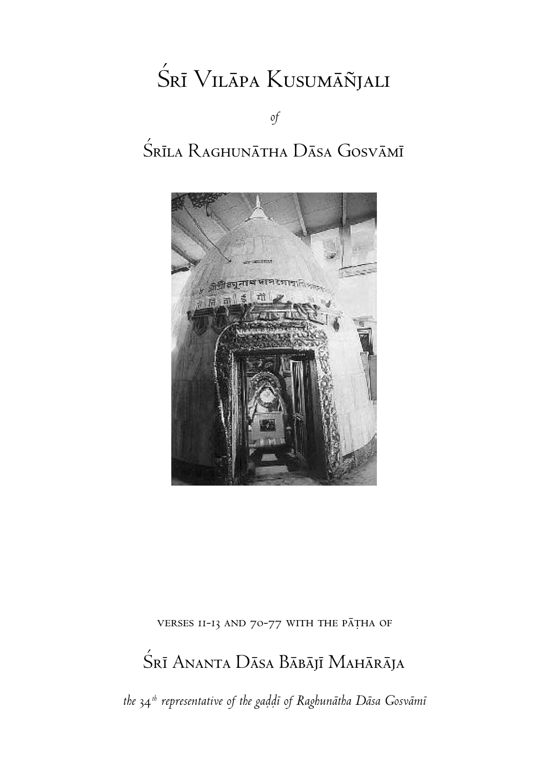# Śrī Vilāpa Kusumāñjali

*of*

## Śrīla Raghunātha Dāsa Gosvāmī

VERSES 11-13 AND 70-77 WITH THE PĀṬHA OF

## Śrī Ananta Dāsa Bābājī Mahārāja

*the 34th representative of the gaḍḍī of Raghunātha Dāsa Gosvāmī*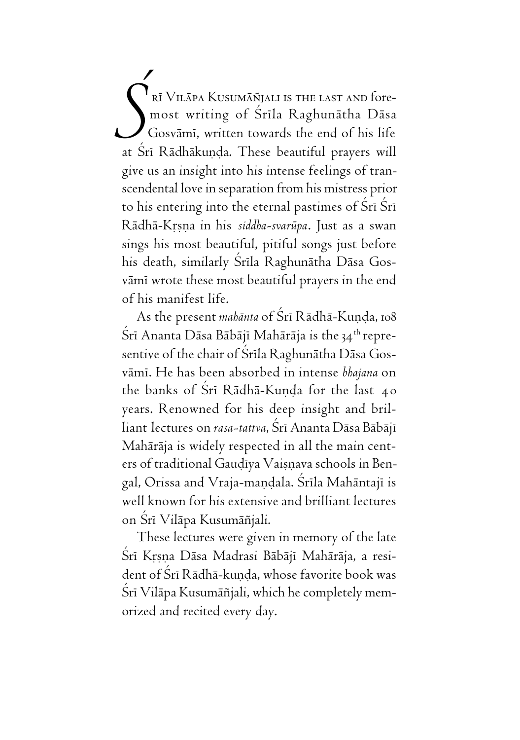Śrī Vilāpa Kusumāñjali is the last and foremost writing of Śrīla Raghunātha Dāsa Gosvāmī, written towards the end of his life at Śrī Rādhākuṇḍa. These beautiful prayers will give us an insight into his intense feelings of transcendental love in separation from his mistress prior to his entering into the eternal pastimes of Śrī Śrī Rādhā-Kṛṣṇa in his *siddha-svarūpa*. Just as a swan sings his most beautiful, pitiful songs just before his death, similarly Śrīla Raghunātha Dāsa Gosvāmī wrote these most beautiful prayers in the end of his manifest life.

As the present *mahānta* of Śrī Rādhā-Kuṇḍa, 108 Śrī Ananta Dāsa Bābājī Mahārāja is the 34th representive of the chair of Śrīla Raghunātha Dāsa Gosvāmī. He has been absorbed in intense *bhajana* on the banks of Śrī Rādhā-Kuṇḍa for the last 40 years. Renowned for his deep insight and brilliant lectures on *rasa-tattva*, Śrī Ananta Dāsa Bābājī Mahārāja is widely respected in all the main centers of traditional Gauḍīya Vaiṣṇava schools in Bengal, Orissa and Vraja-maṇḍala. Śrīla Mahāntajī is well known for his extensive and brilliant lectures on Śrī Vilāpa Kusumāñjali.

These lectures were given in memory of the late Śrī Kṛṣṇa Dāsa Madrasi Bābājī Mahārāja, a resident of Śrī Rādhā-kuṇḍa, whose favorite book was Śrī Vilāpa Kusumāñjali, which he completely memorized and recited every day.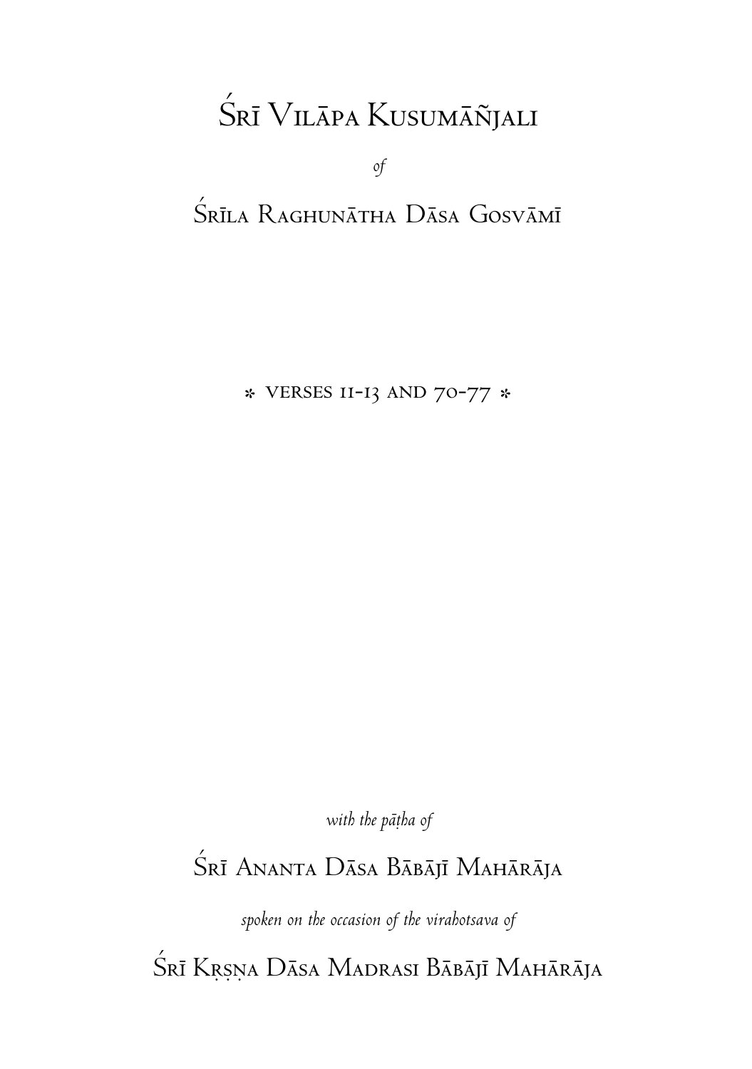# Śrī Vilāpa Kusumāñjali

*of*

## Śrīla Raghunātha Dāsa Gosvāmī

⁂ verses 11-13 and 70-77 ⁂

*with the pāṭha of*

## Śrī Ananta Dāsa Bābājī Mahārāja

*spoken on the occasion of the virahotsava of*

## Śrī Kṛṣṇa Dāsa Madrasi Bābājī Mahārāja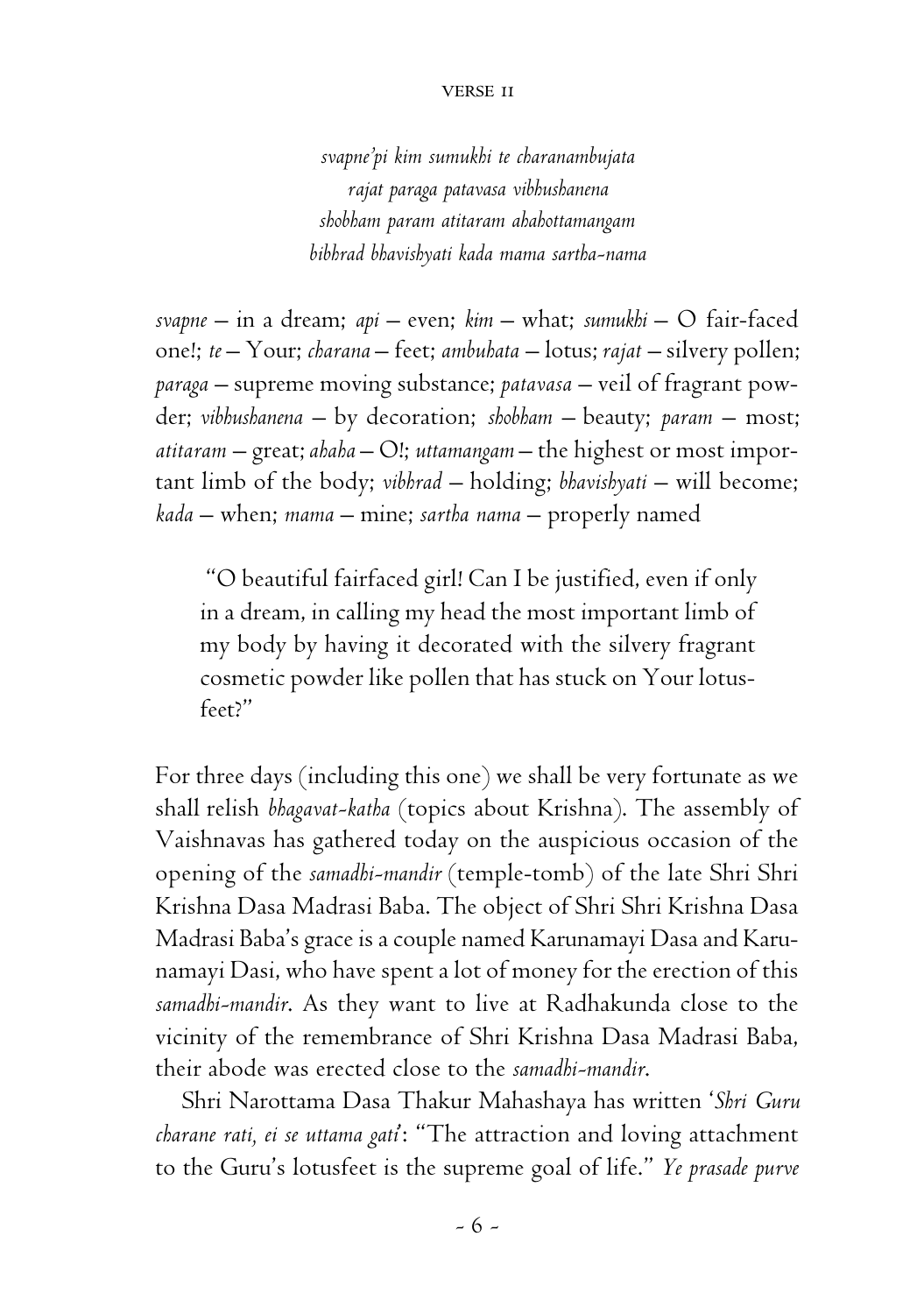## VERSE 11

*svapne'pi kim sumukhi te charanambujata*
*rajat paraga patavasa vibhushanena*
*shobham param atitaram ahahottamangam*
*bibhrad bhavishyati kada mama sartha-nama*

*svapne* – in a dream; *api* – even; *kim* – what; *sumukhi* – O fair-faced one!; *te* – Your; *charana* – feet; *ambuhata* – lotus; *rajat* – silvery pollen; *paraga* – supreme moving substance; *patavasa* – veil of fragrant powder; *vibhushanena* – by decoration; *shobham* – beauty; *param* – most; *atitaram* – great; *ahaha* – O!; *uttamangam* – the highest or most important limb of the body; *vibhrad* – holding; *bhavishyati* – will become; *kada* – when; *mama* – mine; *sartha nama* – properly named

> "O beautiful fairfaced girl! Can I be justified, even if only in a dream, in calling my head the most important limb of my body by having it decorated with the silvery fragrant cosmetic powder like pollen that has stuck on Your lotus-feet?"

For three days (including this one) we shall be very fortunate as we shall relish *bhagavat-katha* (topics about Krishna). The assembly of Vaishnavas has gathered today on the auspicious occasion of the opening of the *samadhi-mandir* (temple-tomb) of the late Shri Shri Krishna Dasa Madrasi Baba. The object of Shri Shri Krishna Dasa Madrasi Baba's grace is a couple named Karunamayi Dasa and Karunamayi Dasi, who have spent a lot of money for the erection of this *samadhi-mandir*. As they want to live at Radhakunda close to the vicinity of the remembrance of Shri Krishna Dasa Madrasi Baba, their abode was erected close to the *samadhi-mandir*.

Shri Narottama Dasa Thakur Mahashaya has written '*Shri Guru charane rati, ei se uttama gati*': "The attraction and loving attachment to the Guru's lotusfeet is the supreme goal of life." *Ye prasade purve*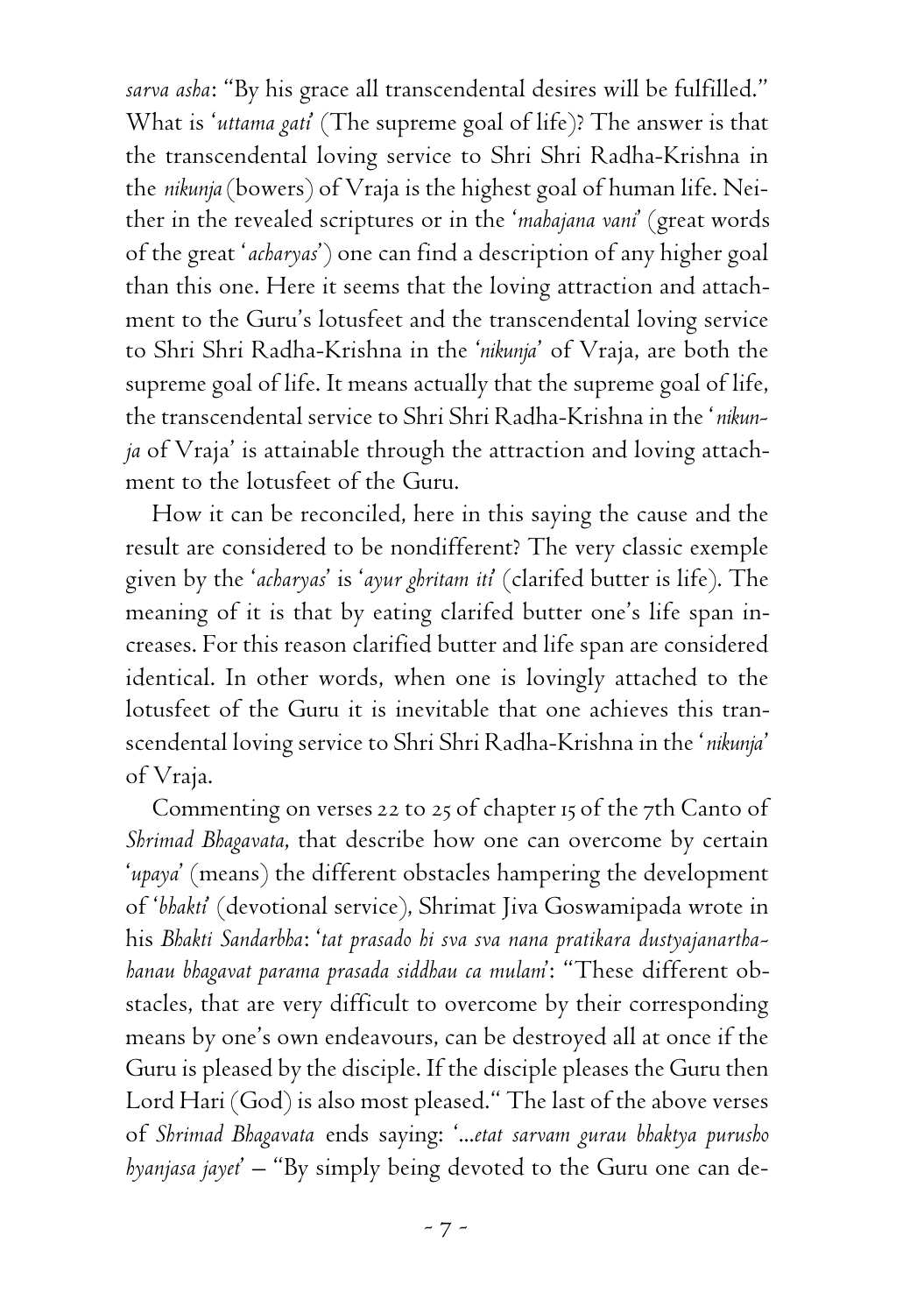*sarva asha*: "By his grace all transcendental desires will be fulfilled." What is '*uttama gati*' (The supreme goal of life)? The answer is that the transcendental loving service to Shri Shri Radha-Krishna in the *nikunja* (bowers) of Vraja is the highest goal of human life. Neither in the revealed scriptures or in the '*mahajana vani*' (great words of the great '*acharyas*') one can find a description of any higher goal than this one. Here it seems that the loving attraction and attachment to the Guru's lotusfeet and the transcendental loving service to Shri Shri Radha-Krishna in the '*nikunja*' of Vraja, are both the supreme goal of life. It means actually that the supreme goal of life, the transcendental service to Shri Shri Radha-Krishna in the '*nikunja* of Vraja' is attainable through the attraction and loving attachment to the lotusfeet of the Guru.

How it can be reconciled, here in this saying the cause and the result are considered to be nondifferent? The very classic exemple given by the '*acharyas*' is '*ayur ghritam iti*' (clarifed butter is life). The meaning of it is that by eating clarifed butter one's life span increases. For this reason clarified butter and life span are considered identical. In other words, when one is lovingly attached to the lotusfeet of the Guru it is inevitable that one achieves this transcendental loving service to Shri Shri Radha-Krishna in the '*nikunja*' of Vraja.

Commenting on verses 22 to 25 of chapter 15 of the 7th Canto of *Shrimad Bhagavata*, that describe how one can overcome by certain '*upaya*' (means) the different obstacles hampering the development of '*bhakti*' (devotional service), Shrimat Jiva Goswamipada wrote in his *Bhakti Sandarbha*: '*tat prasado hi sva sva nana pratikara dustyajanartha-hanau bhagavat parama prasada siddhau ca mulam*': "These different obstacles, that are very difficult to overcome by their corresponding means by one's own endeavours, can be destroyed all at once if the Guru is pleased by the disciple. If the disciple pleases the Guru then Lord Hari (God) is also most pleased." The last of the above verses of *Shrimad Bhagavata* ends saying: '*...etat sarvam gurau bhaktya purusho hyanjasa jayet*' – "By simply being devoted to the Guru one can de-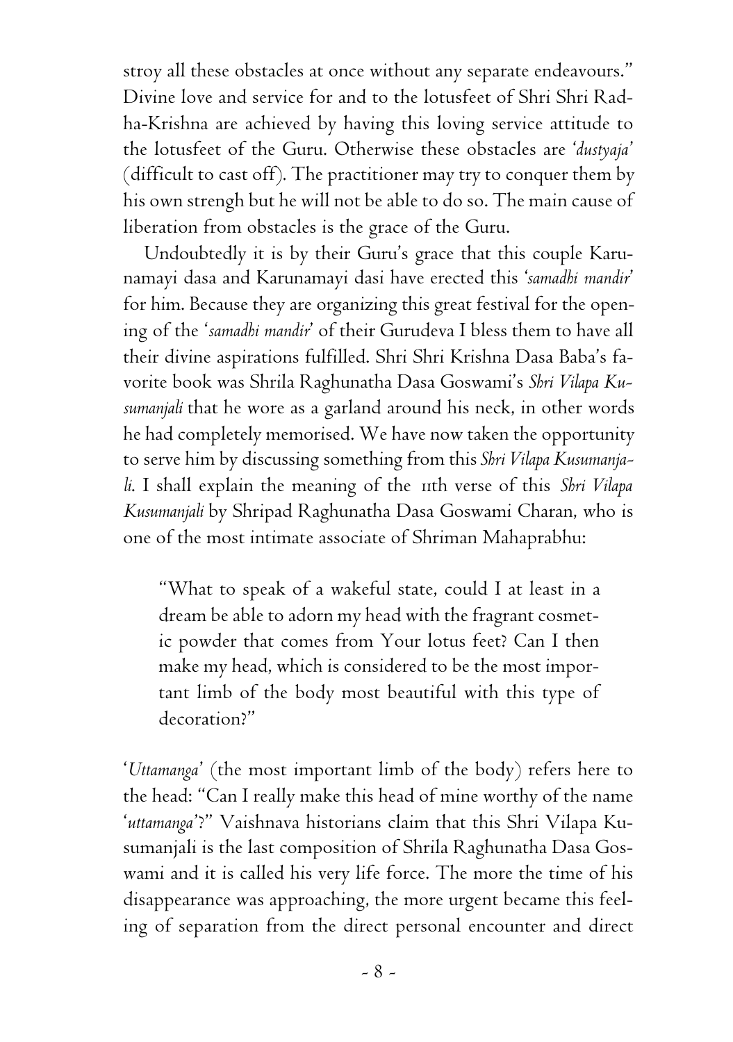stroy all these obstacles at once without any separate endeavours." Divine love and service for and to the lotusfeet of Shri Shri Radha-Krishna are achieved by having this loving service attitude to the lotusfeet of the Guru. Otherwise these obstacles are '*dustyaja*' (difficult to cast off). The practitioner may try to conquer them by his own strengh but he will not be able to do so. The main cause of liberation from obstacles is the grace of the Guru.

Undoubtedly it is by their Guru's grace that this couple Karunamayi dasa and Karunamayi dasi have erected this '*samadhi mandir*' for him. Because they are organizing this great festival for the opening of the '*samadhi mandir*' of their Gurudeva I bless them to have all their divine aspirations fulfilled. Shri Shri Krishna Dasa Baba's favorite book was Shrila Raghunatha Dasa Goswami's *Shri Vilapa Kusumanjali* that he wore as a garland around his neck, in other words he had completely memorised. We have now taken the opportunity to serve him by discussing something from this *Shri Vilapa Kusumanjali*. I shall explain the meaning of the 11th verse of this *Shri Vilapa Kusumanjali* by Shripad Raghunatha Dasa Goswami Charan, who is one of the most intimate associate of Shriman Mahaprabhu:

> "What to speak of a wakeful state, could I at least in a dream be able to adorn my head with the fragrant cosmetic powder that comes from Your lotus feet? Can I then make my head, which is considered to be the most important limb of the body most beautiful with this type of decoration?"

'*Uttamanga*' (the most important limb of the body) refers here to the head: "Can I really make this head of mine worthy of the name '*uttamanga*'?" Vaishnava historians claim that this Shri Vilapa Kusumanjali is the last composition of Shrila Raghunatha Dasa Goswami and it is called his very life force. The more the time of his disappearance was approaching, the more urgent became this feeling of separation from the direct personal encounter and direct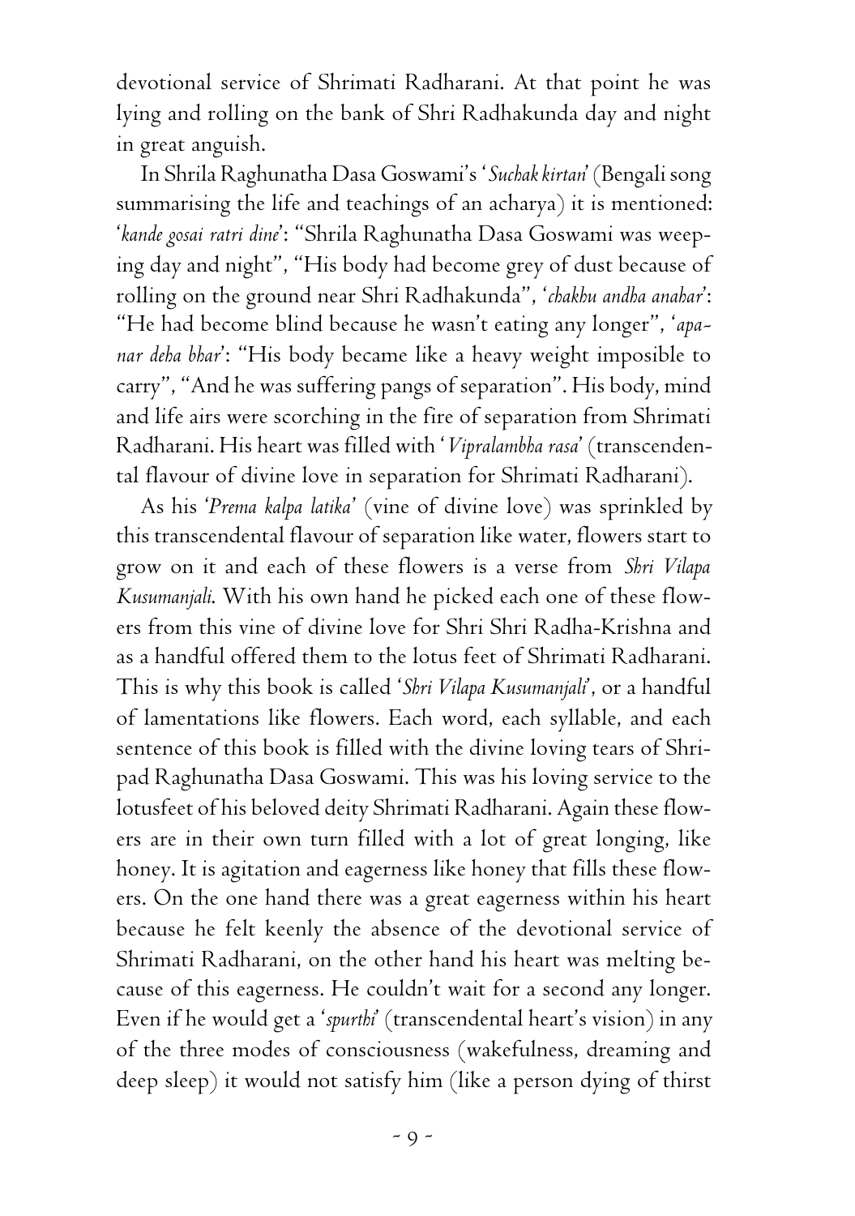devotional service of Shrimati Radharani. At that point he was lying and rolling on the bank of Shri Radhakunda day and night in great anguish.

In Shrila Raghunatha Dasa Goswami's '*Suchak kirtan*' (Bengali song summarising the life and teachings of an acharya) it is mentioned: '*kande gosai ratri dine*': "Shrila Raghunatha Dasa Goswami was weeping day and night", "His body had become grey of dust because of rolling on the ground near Shri Radhakunda", '*chakhu andha anahar*': "He had become blind because he wasn't eating any longer", '*apanar deha bhar*': "His body became like a heavy weight imposible to carry", "And he was suffering pangs of separation". His body, mind and life airs were scorching in the fire of separation from Shrimati Radharani. His heart was filled with '*Vipralambha rasa*' (transcendental flavour of divine love in separation for Shrimati Radharani).

As his '*Prema kalpa latika*' (vine of divine love) was sprinkled by this transcendental flavour of separation like water, flowers start to grow on it and each of these flowers is a verse from *Shri Vilapa Kusumanjali*. With his own hand he picked each one of these flowers from this vine of divine love for Shri Shri Radha-Krishna and as a handful offered them to the lotus feet of Shrimati Radharani. This is why this book is called '*Shri Vilapa Kusumanjali*', or a handful of lamentations like flowers. Each word, each syllable, and each sentence of this book is filled with the divine loving tears of Shripad Raghunatha Dasa Goswami. This was his loving service to the lotusfeet of his beloved deity Shrimati Radharani. Again these flowers are in their own turn filled with a lot of great longing, like honey. It is agitation and eagerness like honey that fills these flowers. On the one hand there was a great eagerness within his heart because he felt keenly the absence of the devotional service of Shrimati Radharani, on the other hand his heart was melting because of this eagerness. He couldn't wait for a second any longer. Even if he would get a '*spurthi*' (transcendental heart's vision) in any of the three modes of consciousness (wakefulness, dreaming and deep sleep) it would not satisfy him (like a person dying of thirst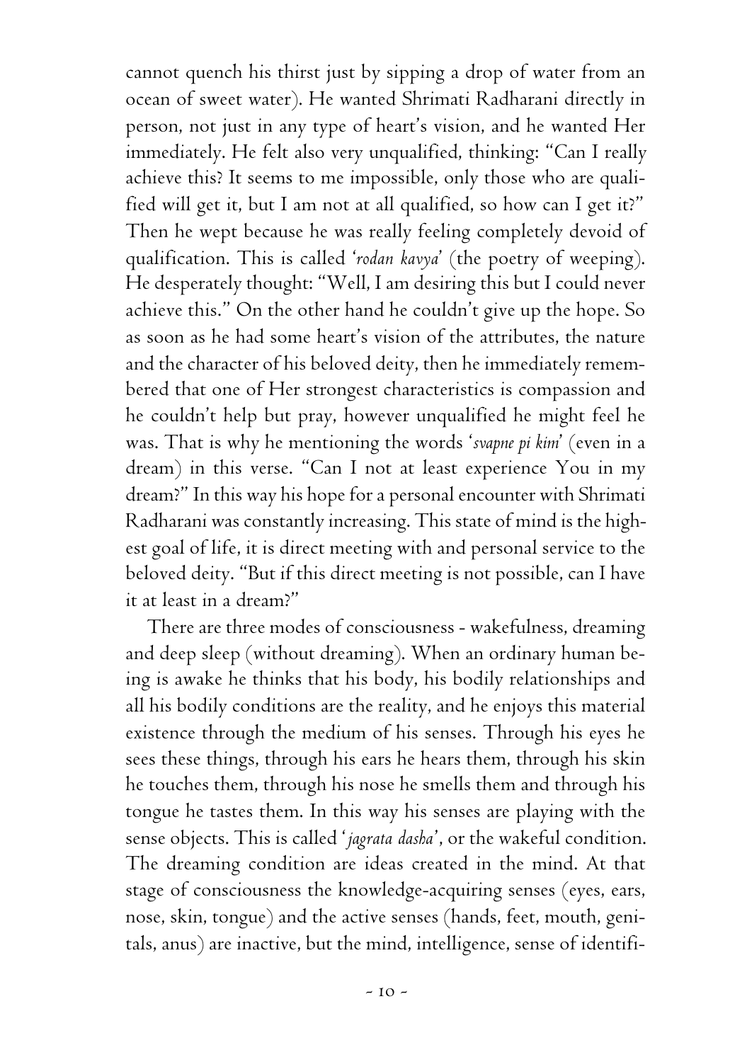cannot quench his thirst just by sipping a drop of water from an ocean of sweet water). He wanted Shrimati Radharani directly in person, not just in any type of heart's vision, and he wanted Her immediately. He felt also very unqualified, thinking: "Can I really achieve this? It seems to me impossible, only those who are qualified will get it, but I am not at all qualified, so how can I get it?" Then he wept because he was really feeling completely devoid of qualification. This is called '*rodan kavya*' (the poetry of weeping). He desperately thought: "Well, I am desiring this but I could never achieve this." On the other hand he couldn't give up the hope. So as soon as he had some heart's vision of the attributes, the nature and the character of his beloved deity, then he immediately remembered that one of Her strongest characteristics is compassion and he couldn't help but pray, however unqualified he might feel he was. That is why he mentioning the words '*svapne pi kim*' (even in a dream) in this verse. "Can I not at least experience You in my dream?" In this way his hope for a personal encounter with Shrimati Radharani was constantly increasing. This state of mind is the highest goal of life, it is direct meeting with and personal service to the beloved deity. "But if this direct meeting is not possible, can I have it at least in a dream?"

There are three modes of consciousness - wakefulness, dreaming and deep sleep (without dreaming). When an ordinary human being is awake he thinks that his body, his bodily relationships and all his bodily conditions are the reality, and he enjoys this material existence through the medium of his senses. Through his eyes he sees these things, through his ears he hears them, through his skin he touches them, through his nose he smells them and through his tongue he tastes them. In this way his senses are playing with the sense objects. This is called '*jagrata dasha*', or the wakeful condition. The dreaming condition are ideas created in the mind. At that stage of consciousness the knowledge-acquiring senses (eyes, ears, nose, skin, tongue) and the active senses (hands, feet, mouth, genitals, anus) are inactive, but the mind, intelligence, sense of identifi-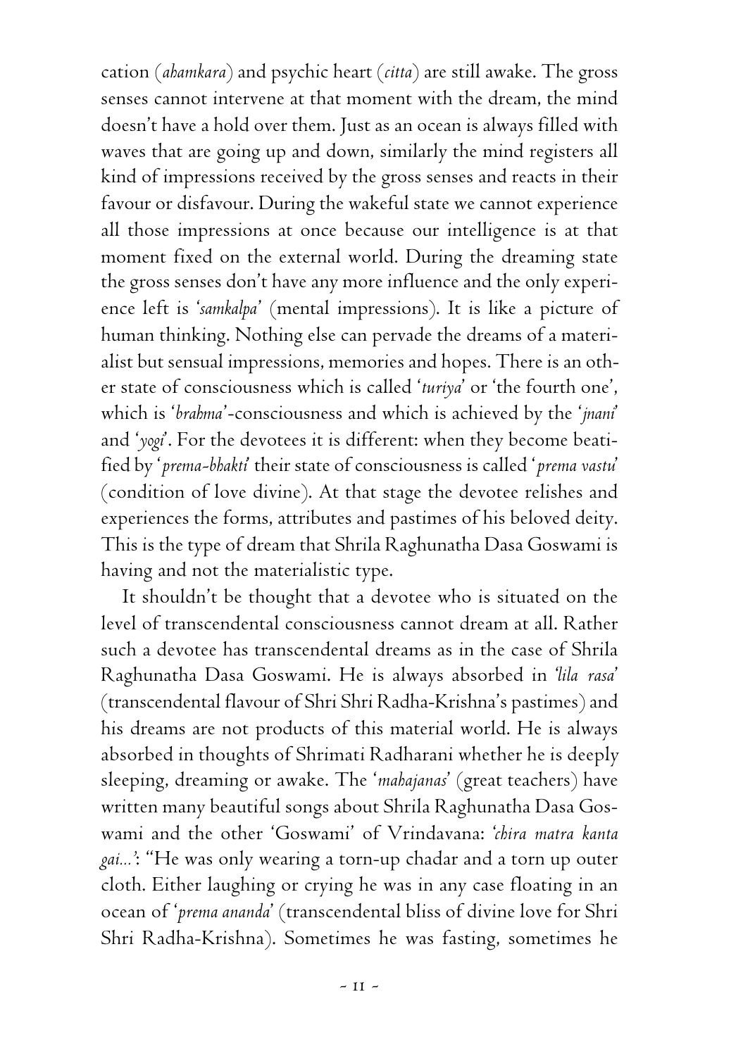cation (*ahamkara*) and psychic heart (*citta*) are still awake. The gross senses cannot intervene at that moment with the dream, the mind doesn't have a hold over them. Just as an ocean is always filled with waves that are going up and down, similarly the mind registers all kind of impressions received by the gross senses and reacts in their favour or disfavour. During the wakeful state we cannot experience all those impressions at once because our intelligence is at that moment fixed on the external world. During the dreaming state the gross senses don't have any more influence and the only experience left is '*samkalpa*' (mental impressions). It is like a picture of human thinking. Nothing else can pervade the dreams of a materialist but sensual impressions, memories and hopes. There is another state of consciousness which is called '*turiya*' or 'the fourth one', which is '*brahma*'-consciousness and which is achieved by the '*jnani*' and '*yogi*'. For the devotees it is different: when they become beatified by '*prema-bhakti*' their state of consciousness is called '*prema vastu*' (condition of love divine). At that stage the devotee relishes and experiences the forms, attributes and pastimes of his beloved deity. This is the type of dream that Shrila Raghunatha Dasa Goswami is having and not the materialistic type.

It shouldn't be thought that a devotee who is situated on the level of transcendental consciousness cannot dream at all. Rather such a devotee has transcendental dreams as in the case of Shrila Raghunatha Dasa Goswami. He is always absorbed in '*lila rasa*' (transcendental flavour of Shri Shri Radha-Krishna's pastimes) and his dreams are not products of this material world. He is always absorbed in thoughts of Shrimati Radharani whether he is deeply sleeping, dreaming or awake. The '*mahajanas*' (great teachers) have written many beautiful songs about Shrila Raghunatha Dasa Goswami and the other 'Goswami' of Vrindavana: '*chira matra kanta gai...*': "He was only wearing a torn-up chadar and a torn up outer cloth. Either laughing or crying he was in any case floating in an ocean of '*prema ananda*' (transcendental bliss of divine love for Shri Shri Radha-Krishna). Sometimes he was fasting, sometimes he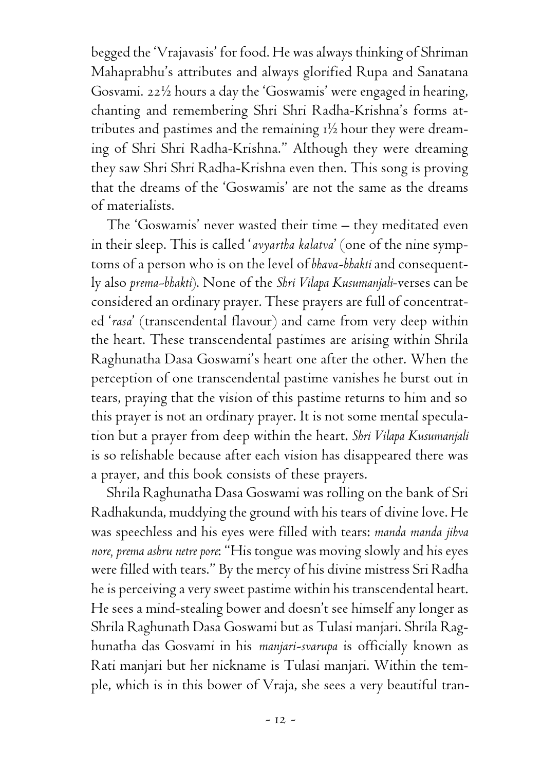begged the 'Vrajavasis' for food. He was always thinking of Shriman Mahaprabhu's attributes and always glorified Rupa and Sanatana Gosvami. 22½ hours a day the 'Goswamis' were engaged in hearing, chanting and remembering Shri Shri Radha-Krishna's forms attributes and pastimes and the remaining 1½ hour they were dreaming of Shri Shri Radha-Krishna." Although they were dreaming they saw Shri Shri Radha-Krishna even then. This song is proving that the dreams of the 'Goswamis' are not the same as the dreams of materialists.

The 'Goswamis' never wasted their time – they meditated even in their sleep. This is called '*avyartha kalatva*' (one of the nine symptoms of a person who is on the level of *bhava-bhakti* and consequently also *prema-bhakti*). None of the *Shri Vilapa Kusumanjali*-verses can be considered an ordinary prayer. These prayers are full of concentrated '*rasa*' (transcendental flavour) and came from very deep within the heart. These transcendental pastimes are arising within Shrila Raghunatha Dasa Goswami's heart one after the other. When the perception of one transcendental pastime vanishes he burst out in tears, praying that the vision of this pastime returns to him and so this prayer is not an ordinary prayer. It is not some mental speculation but a prayer from deep within the heart. *Shri Vilapa Kusumanjali* is so relishable because after each vision has disappeared there was a prayer, and this book consists of these prayers.

Shrila Raghunatha Dasa Goswami was rolling on the bank of Sri Radhakunda, muddying the ground with his tears of divine love. He was speechless and his eyes were filled with tears: *manda manda jihva nore, prema ashru netre pore*: "His tongue was moving slowly and his eyes were filled with tears." By the mercy of his divine mistress Sri Radha he is perceiving a very sweet pastime within his transcendental heart. He sees a mind-stealing bower and doesn't see himself any longer as Shrila Raghunath Dasa Goswami but as Tulasi manjari. Shrila Raghunatha das Gosvami in his *manjari-svarupa* is officially known as Rati manjari but her nickname is Tulasi manjari. Within the temple, which is in this bower of Vraja, she sees a very beautiful tran-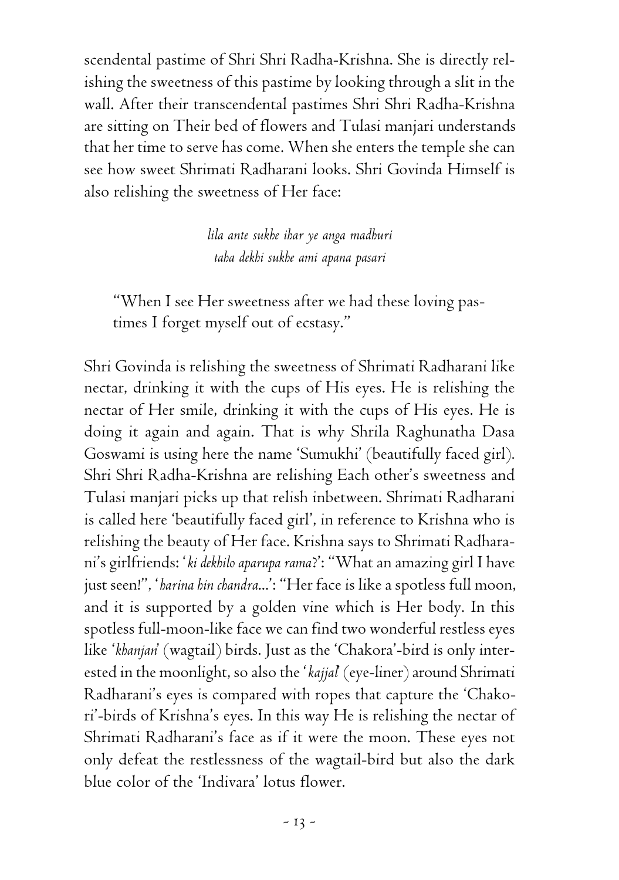scendental pastime of Shri Shri Radha-Krishna. She is directly relishing the sweetness of this pastime by looking through a slit in the wall. After their transcendental pastimes Shri Shri Radha-Krishna are sitting on Their bed of flowers and Tulasi manjari understands that her time to serve has come. When she enters the temple she can see how sweet Shrimati Radharani looks. Shri Govinda Himself is also relishing the sweetness of Her face:

> *lila ante sukhe ihar ye anga madhuri*
> *taha dekhi sukhe ami apana pasari*

> "When I see Her sweetness after we had these loving pastimes I forget myself out of ecstasy."

Shri Govinda is relishing the sweetness of Shrimati Radharani like nectar, drinking it with the cups of His eyes. He is relishing the nectar of Her smile, drinking it with the cups of His eyes. He is doing it again and again. That is why Shrila Raghunatha Dasa Goswami is using here the name 'Sumukhi' (beautifully faced girl). Shri Shri Radha-Krishna are relishing Each other's sweetness and Tulasi manjari picks up that relish inbetween. Shrimati Radharani is called here 'beautifully faced girl', in reference to Krishna who is relishing the beauty of Her face. Krishna says to Shrimati Radharani's girlfriends: '*ki dekhilo aparupa rama*?': "What an amazing girl I have just seen!", '*harina hin chandra*...': "Her face is like a spotless full moon, and it is supported by a golden vine which is Her body. In this spotless full-moon-like face we can find two wonderful restless eyes like '*khanjan*' (wagtail) birds. Just as the 'Chakora'-bird is only interested in the moonlight, so also the '*kajjal*' (eye-liner) around Shrimati Radharani's eyes is compared with ropes that capture the 'Chakori'-birds of Krishna's eyes. In this way He is relishing the nectar of Shrimati Radharani's face as if it were the moon. These eyes not only defeat the restlessness of the wagtail-bird but also the dark blue color of the 'Indivara' lotus flower.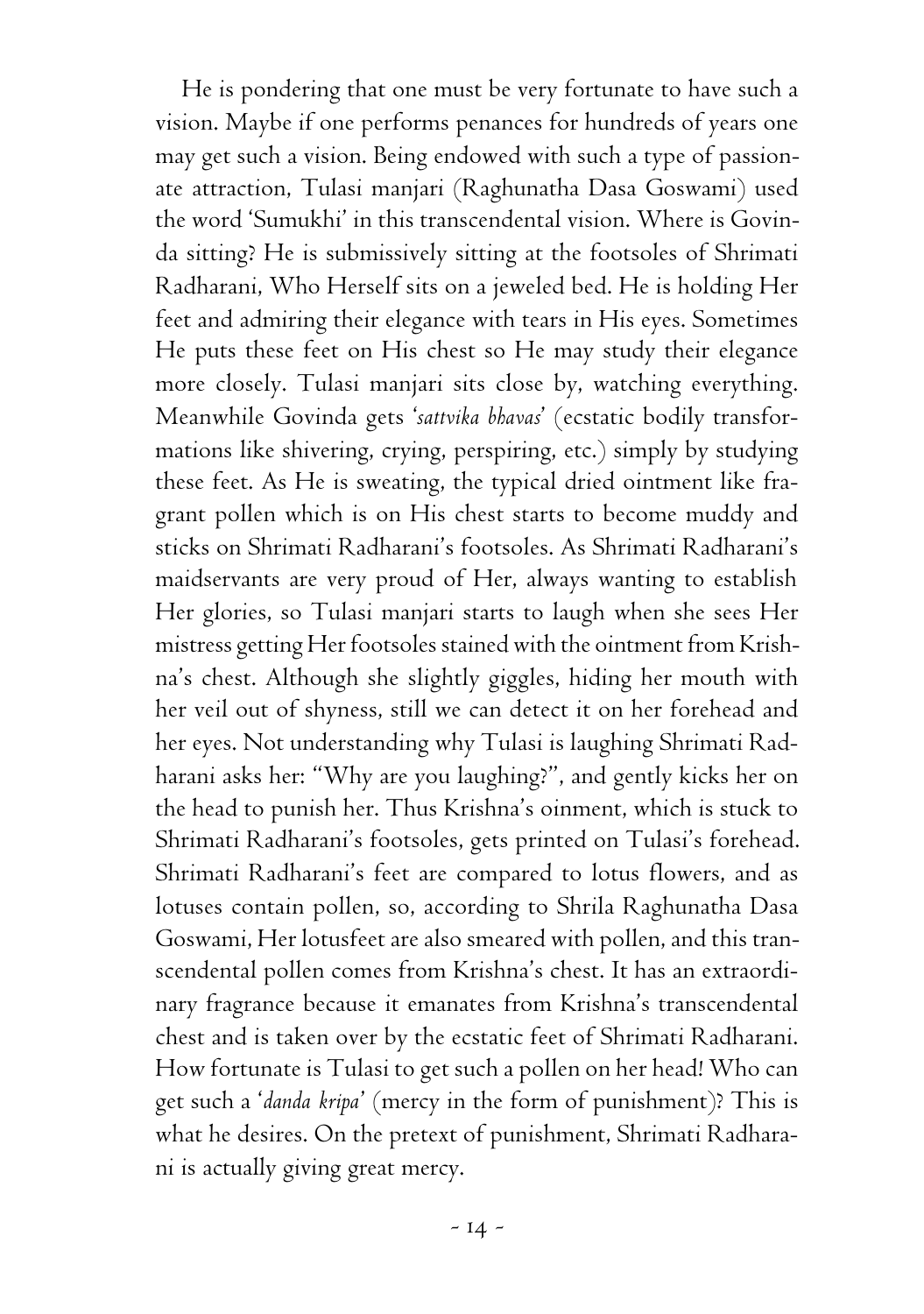He is pondering that one must be very fortunate to have such a vision. Maybe if one performs penances for hundreds of years one may get such a vision. Being endowed with such a type of passionate attraction, Tulasi manjari (Raghunatha Dasa Goswami) used the word 'Sumukhi' in this transcendental vision. Where is Govinda sitting? He is submissively sitting at the footsoles of Shrimati Radharani, Who Herself sits on a jeweled bed. He is holding Her feet and admiring their elegance with tears in His eyes. Sometimes He puts these feet on His chest so He may study their elegance more closely. Tulasi manjari sits close by, watching everything. Meanwhile Govinda gets '*sattvika bhavas*' (ecstatic bodily transformations like shivering, crying, perspiring, etc.) simply by studying these feet. As He is sweating, the typical dried ointment like fragrant pollen which is on His chest starts to become muddy and sticks on Shrimati Radharani's footsoles. As Shrimati Radharani's maidservants are very proud of Her, always wanting to establish Her glories, so Tulasi manjari starts to laugh when she sees Her mistress getting Her footsoles stained with the ointment from Krishna's chest. Although she slightly giggles, hiding her mouth with her veil out of shyness, still we can detect it on her forehead and her eyes. Not understanding why Tulasi is laughing Shrimati Radharani asks her: "Why are you laughing?", and gently kicks her on the head to punish her. Thus Krishna's oinment, which is stuck to Shrimati Radharani's footsoles, gets printed on Tulasi's forehead. Shrimati Radharani's feet are compared to lotus flowers, and as lotuses contain pollen, so, according to Shrila Raghunatha Dasa Goswami, Her lotusfeet are also smeared with pollen, and this transcendental pollen comes from Krishna's chest. It has an extraordinary fragrance because it emanates from Krishna's transcendental chest and is taken over by the ecstatic feet of Shrimati Radharani. How fortunate is Tulasi to get such a pollen on her head! Who can get such a '*danda kripa*' (mercy in the form of punishment)? This is what he desires. On the pretext of punishment, Shrimati Radharani is actually giving great mercy.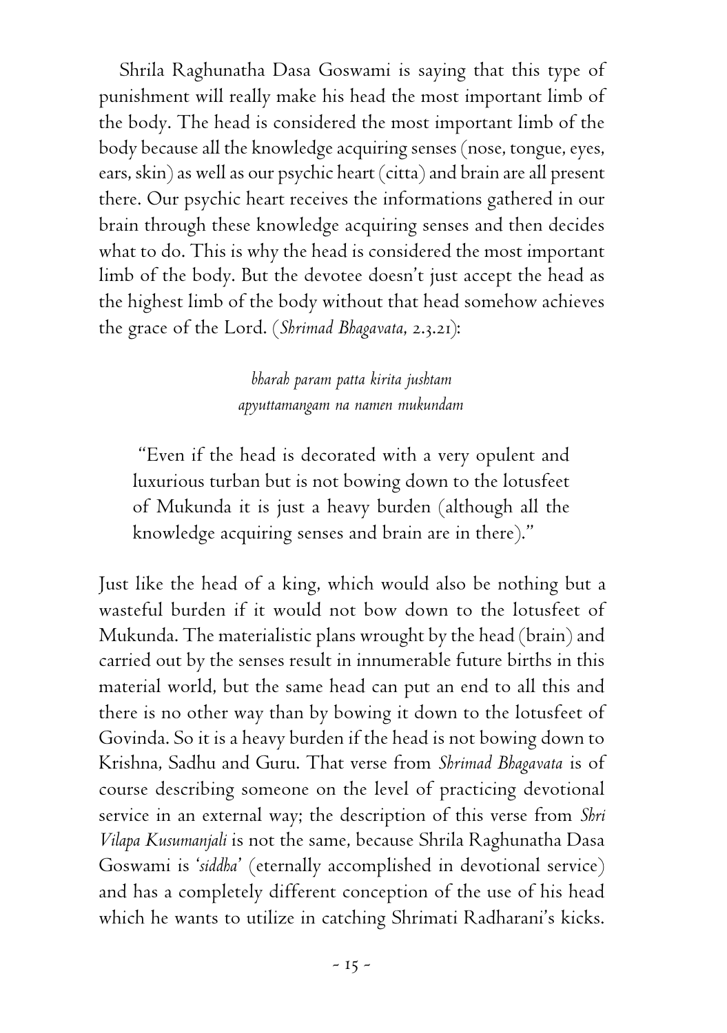Shrila Raghunatha Dasa Goswami is saying that this type of punishment will really make his head the most important limb of the body. The head is considered the most important limb of the body because all the knowledge acquiring senses (nose, tongue, eyes, ears, skin) as well as our psychic heart (citta) and brain are all present there. Our psychic heart receives the informations gathered in our brain through these knowledge acquiring senses and then decides what to do. This is why the head is considered the most important limb of the body. But the devotee doesn't just accept the head as the highest limb of the body without that head somehow achieves the grace of the Lord. (*Shrimad Bhagavata*, 2.3.21):

> *bharah param patta kirita jushtam*
> *apyuttamangam na namen mukundam*

> "Even if the head is decorated with a very opulent and luxurious turban but is not bowing down to the lotusfeet of Mukunda it is just a heavy burden (although all the knowledge acquiring senses and brain are in there)."

Just like the head of a king, which would also be nothing but a wasteful burden if it would not bow down to the lotusfeet of Mukunda. The materialistic plans wrought by the head (brain) and carried out by the senses result in innumerable future births in this material world, but the same head can put an end to all this and there is no other way than by bowing it down to the lotusfeet of Govinda. So it is a heavy burden if the head is not bowing down to Krishna, Sadhu and Guru. That verse from *Shrimad Bhagavata* is of course describing someone on the level of practicing devotional service in an external way; the description of this verse from *Shri Vilapa Kusumanjali* is not the same, because Shrila Raghunatha Dasa Goswami is '*siddha*' (eternally accomplished in devotional service) and has a completely different conception of the use of his head which he wants to utilize in catching Shrimati Radharani's kicks.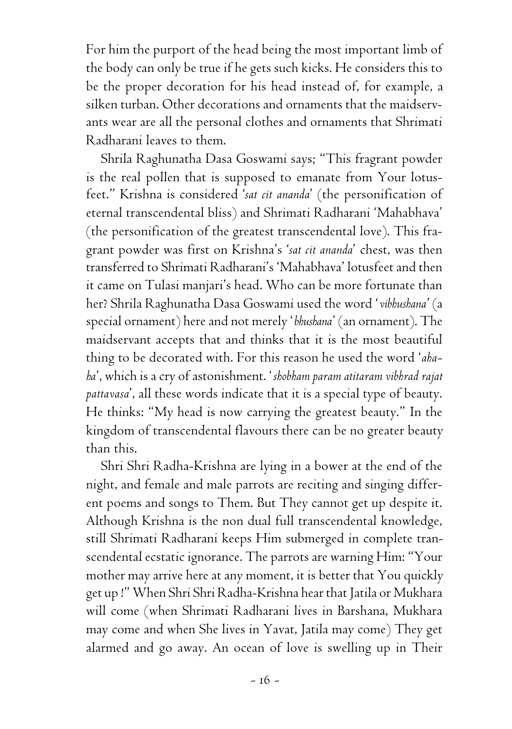For him the purport of the head being the most important limb of the body can only be true if he gets such kicks. He considers this to be the proper decoration for his head instead of, for example, a silken turban. Other decorations and ornaments that the maidservants wear are all the personal clothes and ornaments that Shrimati Radharani leaves to them.

Shrila Raghunatha Dasa Goswami says; "This fragrant powder is the real pollen that is supposed to emanate from Your lotusfeet." Krishna is considered '*sat cit ananda*' (the personification of eternal transcendental bliss) and Shrimati Radharani 'Mahabhava' (the personification of the greatest transcendental love). This fragrant powder was first on Krishna's '*sat cit ananda*' chest, was then transferred to Shrimati Radharani's 'Mahabhava' lotusfeet and then it came on Tulasi manjari's head. Who can be more fortunate than her? Shrila Raghunatha Dasa Goswami used the word '*vibhushana*' (a special ornament) here and not merely '*bhushana*' (an ornament). The maidservant accepts that and thinks that it is the most beautiful thing to be decorated with. For this reason he used the word '*aha-ha*', which is a cry of astonishment. '*shobham param atitaram vibhrad rajat pattavasa*', all these words indicate that it is a special type of beauty. He thinks: "My head is now carrying the greatest beauty." In the kingdom of transcendental flavours there can be no greater beauty than this.

Shri Shri Radha-Krishna are lying in a bower at the end of the night, and female and male parrots are reciting and singing different poems and songs to Them. But They cannot get up despite it. Although Krishna is the non dual full transcendental knowledge, still Shrimati Radharani keeps Him submerged in complete transcendental ecstatic ignorance. The parrots are warning Him: "Your mother may arrive here at any moment, it is better that You quickly get up !" When Shri Shri Radha-Krishna hear that Jatila or Mukhara will come (when Shrimati Radharani lives in Barshana, Mukhara may come and when She lives in Yavat, Jatila may come) They get alarmed and go away. An ocean of love is swelling up in Their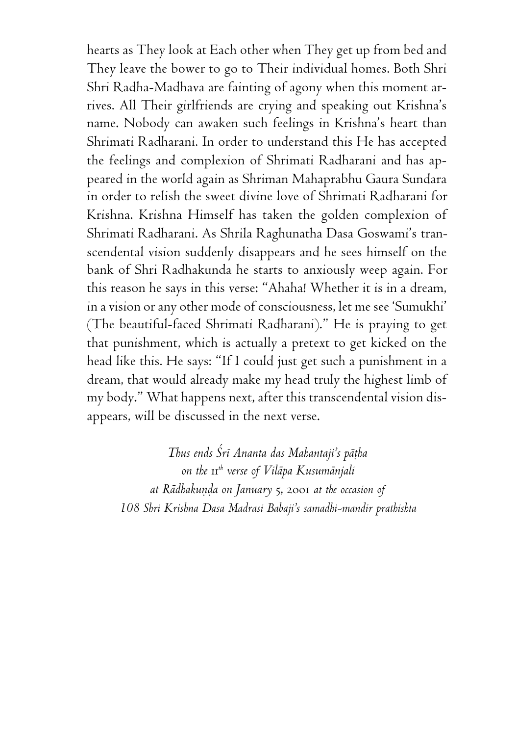hearts as They look at Each other when They get up from bed and They leave the bower to go to Their individual homes. Both Shri Shri Radha-Madhava are fainting of agony when this moment arrives. All Their girlfriends are crying and speaking out Krishna's name. Nobody can awaken such feelings in Krishna's heart than Shrimati Radharani. In order to understand this He has accepted the feelings and complexion of Shrimati Radharani and has appeared in the world again as Shriman Mahaprabhu Gaura Sundara in order to relish the sweet divine love of Shrimati Radharani for Krishna. Krishna Himself has taken the golden complexion of Shrimati Radharani. As Shrila Raghunatha Dasa Goswami's transcendental vision suddenly disappears and he sees himself on the bank of Shri Radhakunda he starts to anxiously weep again. For this reason he says in this verse: "Ahaha! Whether it is in a dream, in a vision or any other mode of consciousness, let me see 'Sumukhi' (The beautiful-faced Shrimati Radharani)." He is praying to get that punishment, which is actually a pretext to get kicked on the head like this. He says: "If I could just get such a punishment in a dream, that would already make my head truly the highest limb of my body." What happens next, after this transcendental vision disappears, will be discussed in the next verse.

*Thus ends Śrī Ananta das Mahantaji's pāṭha*
*on the 11th verse of Vilāpa Kusumānjali*
*at Rādhakuṇḍa on January 5, 2001 at the occasion of*
*108 Shri Krishna Dasa Madrasi Babaji's samadhi-mandir prathishta*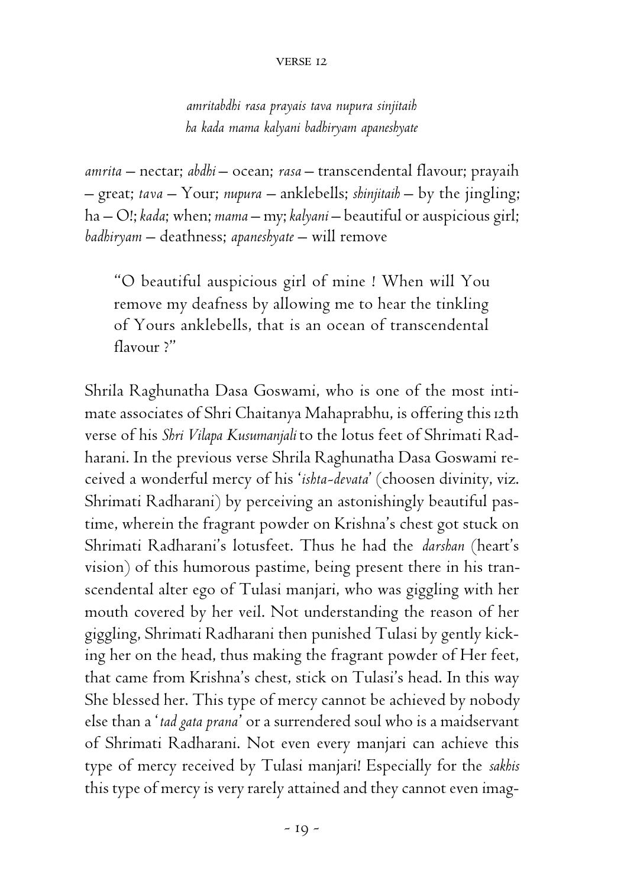## VERSE 12

*amritabdhi rasa prayais tava nupura sinjitaih*
*ha kada mama kalyani badhiryam apaneshyate*

*amrita* – nectar; *abdhi* – ocean; *rasa* – transcendental flavour; prayaih – great; *tava* – Your; *nupura* – anklebells; *shinjitaih* – by the jingling; ha – O!; *kada*; when; *mama* – my; *kalyani* – beautiful or auspicious girl; *badhiryam* – deathness; *apaneshyate* – will remove

> "O beautiful auspicious girl of mine ! When will You remove my deafness by allowing me to hear the tinkling of Yours anklebells, that is an ocean of transcendental flavour ?"

Shrila Raghunatha Dasa Goswami, who is one of the most intimate associates of Shri Chaitanya Mahaprabhu, is offering this 12th verse of his *Shri Vilapa Kusumanjali* to the lotus feet of Shrimati Radharani. In the previous verse Shrila Raghunatha Dasa Goswami received a wonderful mercy of his '*ishta-devata*' (choosen divinity, viz. Shrimati Radharani) by perceiving an astonishingly beautiful pastime, wherein the fragrant powder on Krishna's chest got stuck on Shrimati Radharani's lotusfeet. Thus he had the *darshan* (heart's vision) of this humorous pastime, being present there in his transcendental alter ego of Tulasi manjari, who was giggling with her mouth covered by her veil. Not understanding the reason of her giggling, Shrimati Radharani then punished Tulasi by gently kicking her on the head, thus making the fragrant powder of Her feet, that came from Krishna's chest, stick on Tulasi's head. In this way She blessed her. This type of mercy cannot be achieved by nobody else than a '*tad gata prana*' or a surrendered soul who is a maidservant of Shrimati Radharani. Not even every manjari can achieve this type of mercy received by Tulasi manjari! Especially for the *sakhis* this type of mercy is very rarely attained and they cannot even imag-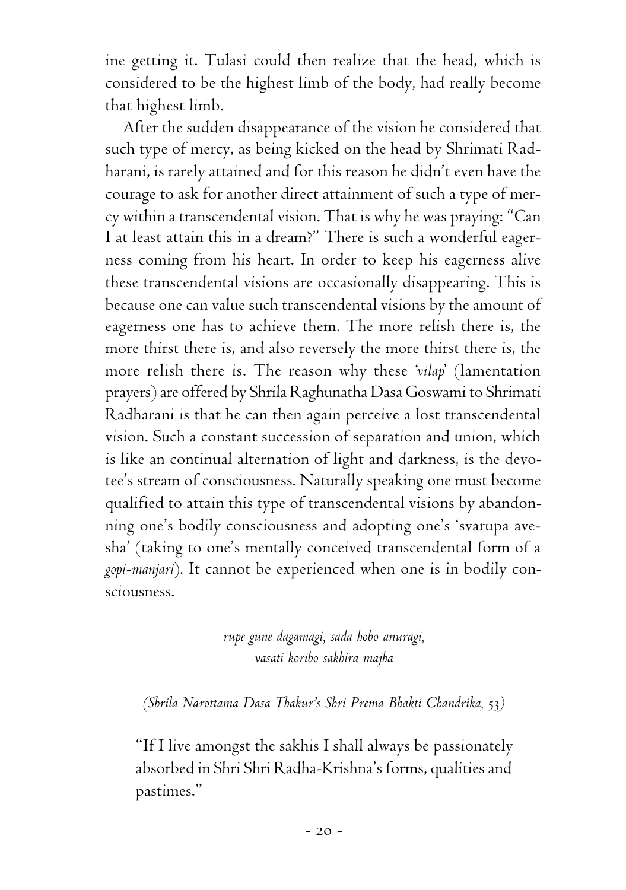ine getting it. Tulasi could then realize that the head, which is considered to be the highest limb of the body, had really become that highest limb.

After the sudden disappearance of the vision he considered that such type of mercy, as being kicked on the head by Shrimati Radharani, is rarely attained and for this reason he didn't even have the courage to ask for another direct attainment of such a type of mercy within a transcendental vision. That is why he was praying: "Can I at least attain this in a dream?" There is such a wonderful eagerness coming from his heart. In order to keep his eagerness alive these transcendental visions are occasionally disappearing. This is because one can value such transcendental visions by the amount of eagerness one has to achieve them. The more relish there is, the more thirst there is, and also reversely the more thirst there is, the more relish there is. The reason why these '*vilap*' (lamentation prayers) are offered by Shrila Raghunatha Dasa Goswami to Shrimati Radharani is that he can then again perceive a lost transcendental vision. Such a constant succession of separation and union, which is like an continual alternation of light and darkness, is the devotee's stream of consciousness. Naturally speaking one must become qualified to attain this type of transcendental visions by abandonning one's bodily consciousness and adopting one's 'svarupa avesha' (taking to one's mentally conceived transcendental form of a *gopi-manjari*). It cannot be experienced when one is in bodily consciousness.

*rupe gune dagamagi, sada hobo anuragi,*
*vasati koribo sakhira majha*

*(Shrila Narottama Dasa Thakur's Shri Prema Bhakti Chandrika, 53)*

"If I live amongst the sakhis I shall always be passionately absorbed in Shri Shri Radha-Krishna's forms, qualities and pastimes."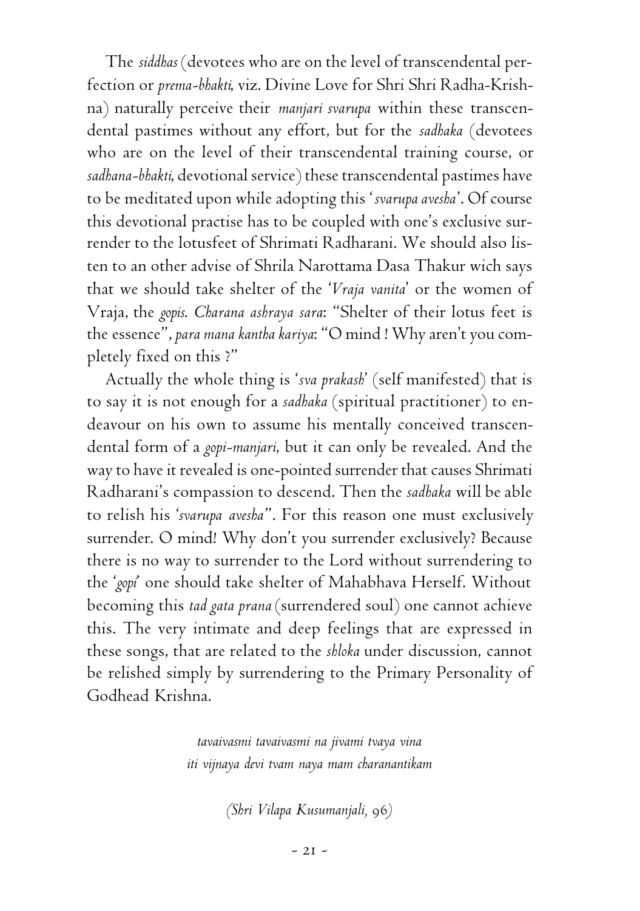The *siddhas* (devotees who are on the level of transcendental perfection or *prema-bhakti,* viz. Divine Love for Shri Shri Radha-Krishna) naturally perceive their *manjari svarupa* within these transcendental pastimes without any effort, but for the *sadhaka* (devotees who are on the level of their transcendental training course, or *sadhana-bhakti,* devotional service) these transcendental pastimes have to be meditated upon while adopting this '*svarupa avesha*'. Of course this devotional practise has to be coupled with one's exclusive surrender to the lotusfeet of Shrimati Radharani. We should also listen to an other advise of Shrila Narottama Dasa Thakur wich says that we should take shelter of the '*Vraja vanita*' or the women of Vraja, the *gopis*. *Charana ashraya sara*: "Shelter of their lotus feet is the essence", *para mana kantha kariya*: "O mind ! Why aren't you completely fixed on this ?"

Actually the whole thing is '*sva prakash*' (self manifested) that is to say it is not enough for a *sadhaka* (spiritual practitioner) to endeavour on his own to assume his mentally conceived transcendental form of a *gopi-manjari,* but it can only be revealed. And the way to have it revealed is one-pointed surrender that causes Shrimati Radharani's compassion to descend. Then the *sadhaka* will be able to relish his '*svarupa avesha*". For this reason one must exclusively surrender. O mind! Why don't you surrender exclusively? Because there is no way to surrender to the Lord without surrendering to the '*gopi*' one should take shelter of Mahabhava Herself. Without becoming this *tad gata prana* (surrendered soul) one cannot achieve this. The very intimate and deep feelings that are expressed in these songs, that are related to the *shloka* under discussion, cannot be relished simply by surrendering to the Primary Personality of Godhead Krishna.

*tavaivasmi tavaivasmi na jivami tvaya vina*
*iti vijnaya devi tvam naya mam charanantikam*

*(Shri Vilapa Kusumanjali, 96)*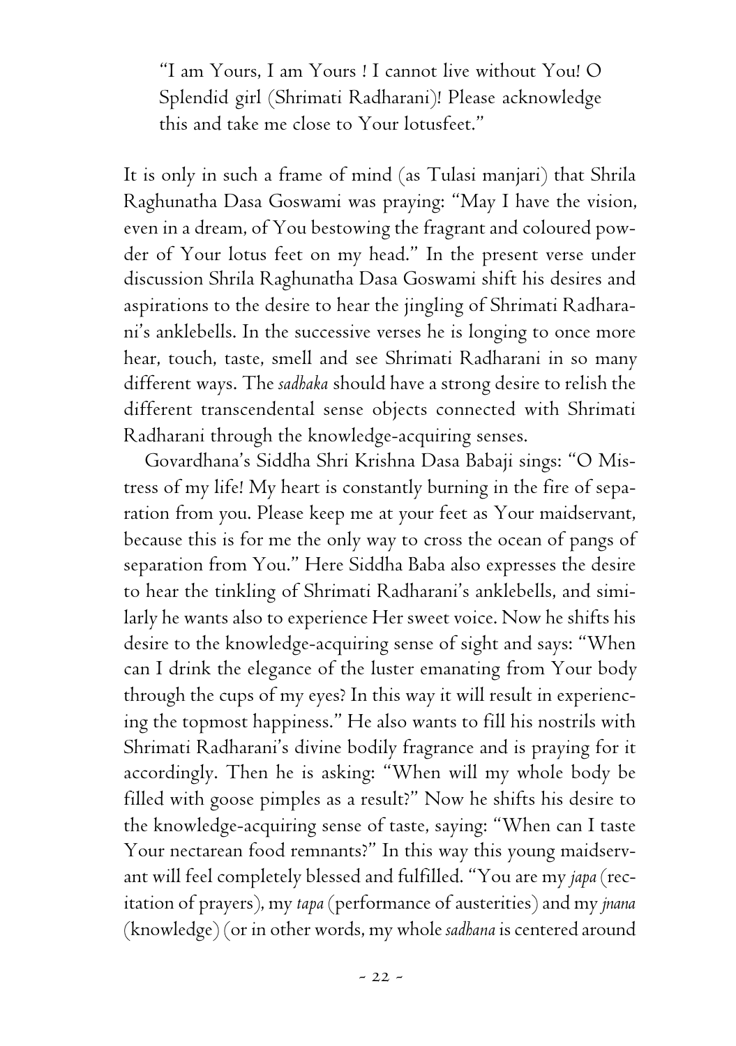> "I am Yours, I am Yours ! I cannot live without You! O Splendid girl (Shrimati Radharani)! Please acknowledge this and take me close to Your lotusfeet."

It is only in such a frame of mind (as Tulasi manjari) that Shrila Raghunatha Dasa Goswami was praying: "May I have the vision, even in a dream, of You bestowing the fragrant and coloured powder of Your lotus feet on my head." In the present verse under discussion Shrila Raghunatha Dasa Goswami shift his desires and aspirations to the desire to hear the jingling of Shrimati Radharani's anklebells. In the successive verses he is longing to once more hear, touch, taste, smell and see Shrimati Radharani in so many different ways. The *sadhaka* should have a strong desire to relish the different transcendental sense objects connected with Shrimati Radharani through the knowledge-acquiring senses.

Govardhana's Siddha Shri Krishna Dasa Babaji sings: "O Mistress of my life! My heart is constantly burning in the fire of separation from you. Please keep me at your feet as Your maidservant, because this is for me the only way to cross the ocean of pangs of separation from You." Here Siddha Baba also expresses the desire to hear the tinkling of Shrimati Radharani's anklebells, and similarly he wants also to experience Her sweet voice. Now he shifts his desire to the knowledge-acquiring sense of sight and says: "When can I drink the elegance of the luster emanating from Your body through the cups of my eyes? In this way it will result in experiencing the topmost happiness." He also wants to fill his nostrils with Shrimati Radharani's divine bodily fragrance and is praying for it accordingly. Then he is asking: "When will my whole body be filled with goose pimples as a result?" Now he shifts his desire to the knowledge-acquiring sense of taste, saying: "When can I taste Your nectarean food remnants?" In this way this young maidservant will feel completely blessed and fulfilled. "You are my *japa* (recitation of prayers), my *tapa* (performance of austerities) and my *jnana* (knowledge) (or in other words, my whole *sadhana* is centered around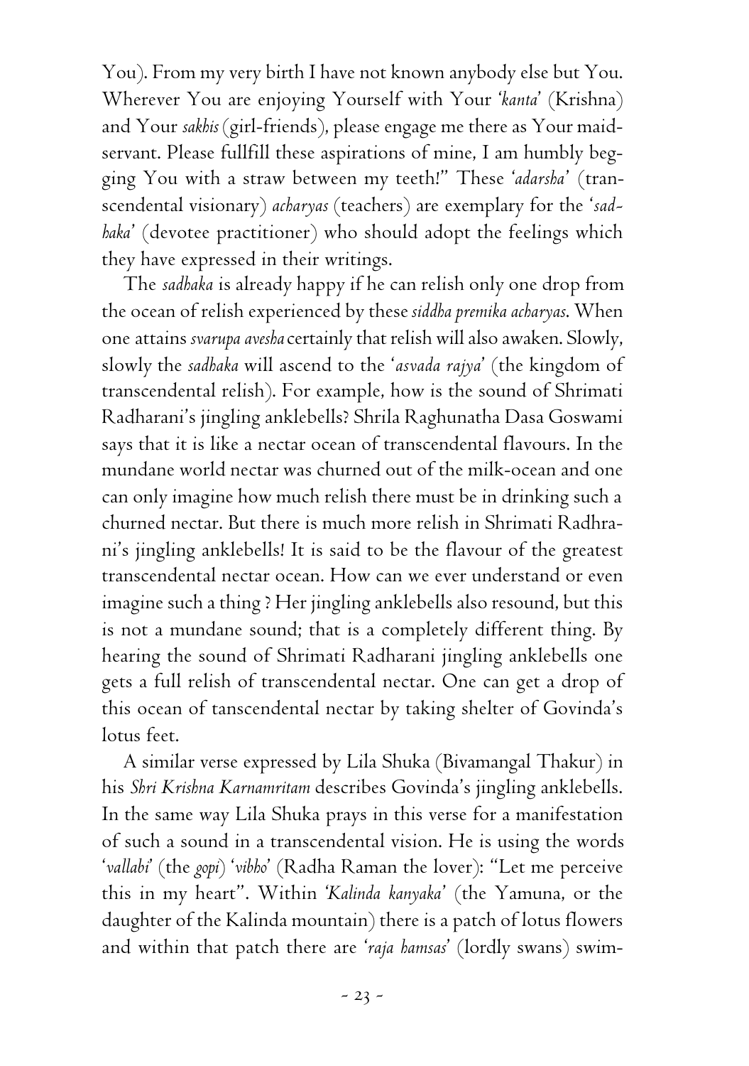You). From my very birth I have not known anybody else but You. Wherever You are enjoying Yourself with Your '*kanta*' (Krishna) and Your *sakhis* (girl-friends), please engage me there as Your maid-servant. Please fullfill these aspirations of mine, I am humbly begging You with a straw between my teeth!" These '*adarsha*' (transcendental visionary) *acharyas* (teachers) are exemplary for the '*sadhaka*' (devotee practitioner) who should adopt the feelings which they have expressed in their writings.

The *sadhaka* is already happy if he can relish only one drop from the ocean of relish experienced by these *siddha premika acharyas*. When one attains *svarupa avesha* certainly that relish will also awaken. Slowly, slowly the *sadhaka* will ascend to the '*asvada rajya*' (the kingdom of transcendental relish). For example, how is the sound of Shrimati Radharani's jingling anklebells? Shrila Raghunatha Dasa Goswami says that it is like a nectar ocean of transcendental flavours. In the mundane world nectar was churned out of the milk-ocean and one can only imagine how much relish there must be in drinking such a churned nectar. But there is much more relish in Shrimati Radhrani's jingling anklebells! It is said to be the flavour of the greatest transcendental nectar ocean. How can we ever understand or even imagine such a thing ? Her jingling anklebells also resound, but this is not a mundane sound; that is a completely different thing. By hearing the sound of Shrimati Radharani jingling anklebells one gets a full relish of transcendental nectar. One can get a drop of this ocean of tanscendental nectar by taking shelter of Govinda's lotus feet.

A similar verse expressed by Lila Shuka (Bivamangal Thakur) in his *Shri Krishna Karnamritam* describes Govinda's jingling anklebells. In the same way Lila Shuka prays in this verse for a manifestation of such a sound in a transcendental vision. He is using the words '*vallabi*' (the *gopi*) '*vibho*' (Radha Raman the lover): "Let me perceive this in my heart". Within '*Kalinda kanyaka*' (the Yamuna, or the daughter of the Kalinda mountain) there is a patch of lotus flowers and within that patch there are '*raja hamsas*' (lordly swans) swim-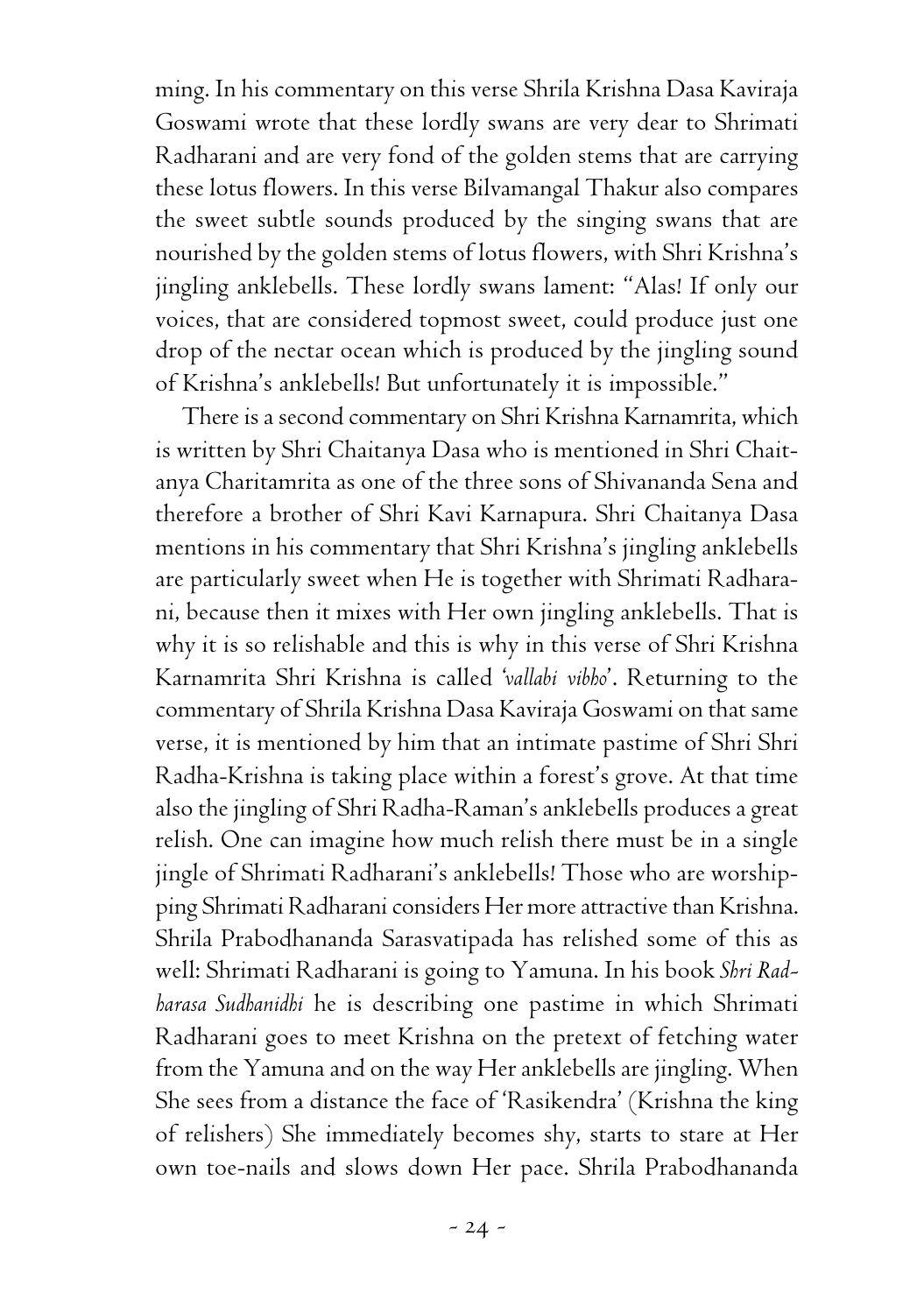ming. In his commentary on this verse Shrila Krishna Dasa Kaviraja Goswami wrote that these lordly swans are very dear to Shrimati Radharani and are very fond of the golden stems that are carrying these lotus flowers. In this verse Bilvamangal Thakur also compares the sweet subtle sounds produced by the singing swans that are nourished by the golden stems of lotus flowers, with Shri Krishna's jingling anklebells. These lordly swans lament: "Alas! If only our voices, that are considered topmost sweet, could produce just one drop of the nectar ocean which is produced by the jingling sound of Krishna's anklebells! But unfortunately it is impossible."

There is a second commentary on Shri Krishna Karnamrita, which is written by Shri Chaitanya Dasa who is mentioned in Shri Chaitanya Charitamrita as one of the three sons of Shivananda Sena and therefore a brother of Shri Kavi Karnapura. Shri Chaitanya Dasa mentions in his commentary that Shri Krishna's jingling anklebells are particularly sweet when He is together with Shrimati Radharani, because then it mixes with Her own jingling anklebells. That is why it is so relishable and this is why in this verse of Shri Krishna Karnamrita Shri Krishna is called '*vallabi vibho*'. Returning to the commentary of Shrila Krishna Dasa Kaviraja Goswami on that same verse, it is mentioned by him that an intimate pastime of Shri Shri Radha-Krishna is taking place within a forest's grove. At that time also the jingling of Shri Radha-Raman's anklebells produces a great relish. One can imagine how much relish there must be in a single jingle of Shrimati Radharani's anklebells! Those who are worshipping Shrimati Radharani considers Her more attractive than Krishna. Shrila Prabodhananda Sarasvatipada has relished some of this as well: Shrimati Radharani is going to Yamuna. In his book *Shri Radharasa Sudhanidhi* he is describing one pastime in which Shrimati Radharani goes to meet Krishna on the pretext of fetching water from the Yamuna and on the way Her anklebells are jingling. When She sees from a distance the face of 'Rasikendra' (Krishna the king of relishers) She immediately becomes shy, starts to stare at Her own toe-nails and slows down Her pace. Shrila Prabodhananda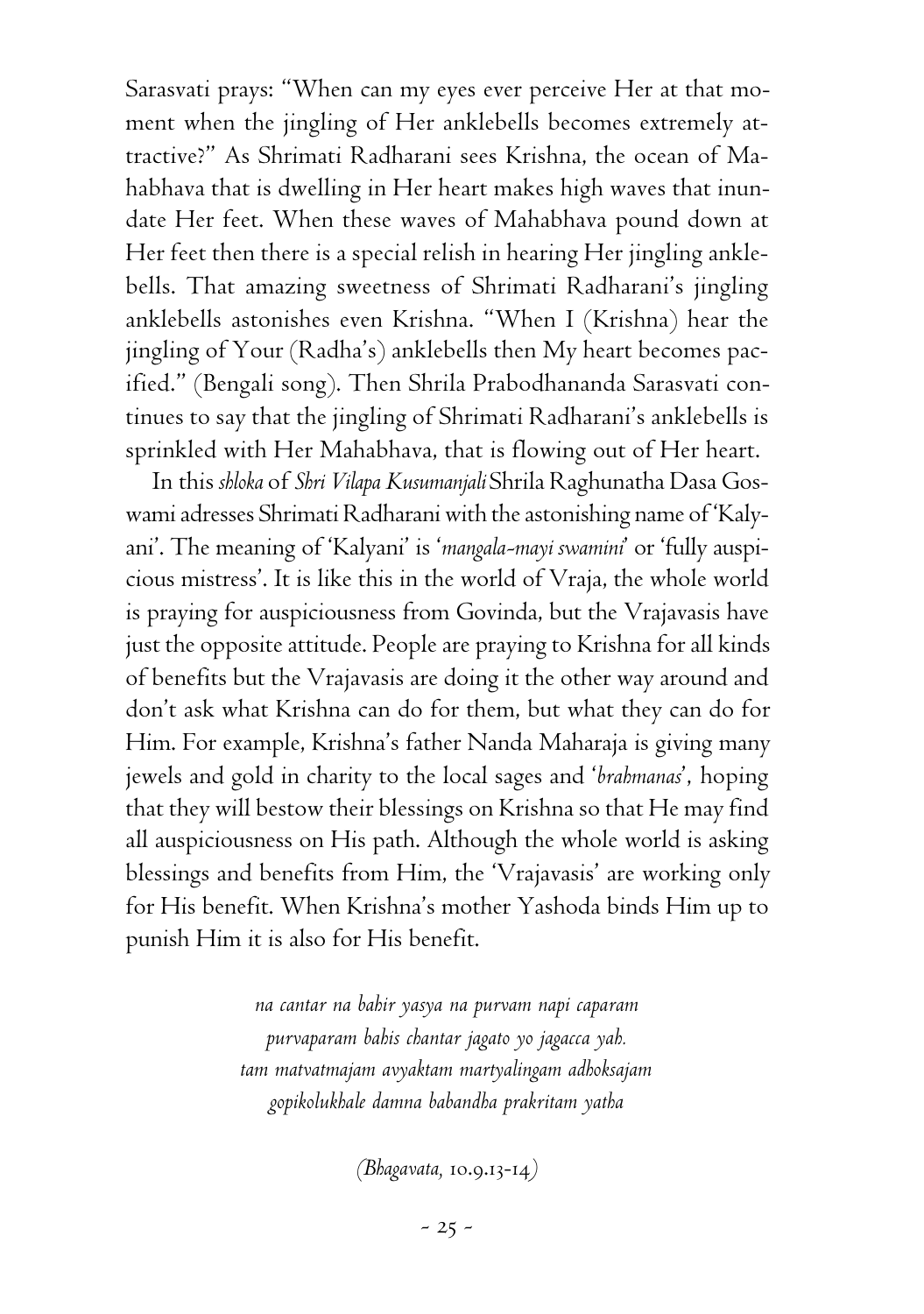Sarasvati prays: "When can my eyes ever perceive Her at that moment when the jingling of Her anklebells becomes extremely attractive?" As Shrimati Radharani sees Krishna, the ocean of Mahabhava that is dwelling in Her heart makes high waves that inundate Her feet. When these waves of Mahabhava pound down at Her feet then there is a special relish in hearing Her jingling anklebells. That amazing sweetness of Shrimati Radharani's jingling anklebells astonishes even Krishna. "When I (Krishna) hear the jingling of Your (Radha's) anklebells then My heart becomes pacified." (Bengali song). Then Shrila Prabodhananda Sarasvati continues to say that the jingling of Shrimati Radharani's anklebells is sprinkled with Her Mahabhava, that is flowing out of Her heart.

In this *shloka* of *Shri Vilapa Kusumanjali* Shrila Raghunatha Dasa Goswami adresses Shrimati Radharani with the astonishing name of 'Kalyani'. The meaning of 'Kalyani' is '*mangala-mayi swamini*' or 'fully auspicious mistress'. It is like this in the world of Vraja, the whole world is praying for auspiciousness from Govinda, but the Vrajavasis have just the opposite attitude. People are praying to Krishna for all kinds of benefits but the Vrajavasis are doing it the other way around and don't ask what Krishna can do for them, but what they can do for Him. For example, Krishna's father Nanda Maharaja is giving many jewels and gold in charity to the local sages and '*brahmanas*', hoping that they will bestow their blessings on Krishna so that He may find all auspiciousness on His path. Although the whole world is asking blessings and benefits from Him, the 'Vrajavasis' are working only for His benefit. When Krishna's mother Yashoda binds Him up to punish Him it is also for His benefit.

*na cantar na bahir yasya na purvam napi caparam*
*purvaparam bahis chantar jagato yo jagacca yah.*
*tam matvatmajam avyaktam martyalingam adhoksajam*
*gopikolukhale damna babandha prakritam yatha*

*(Bhagavata,* 10.9.13-14*)*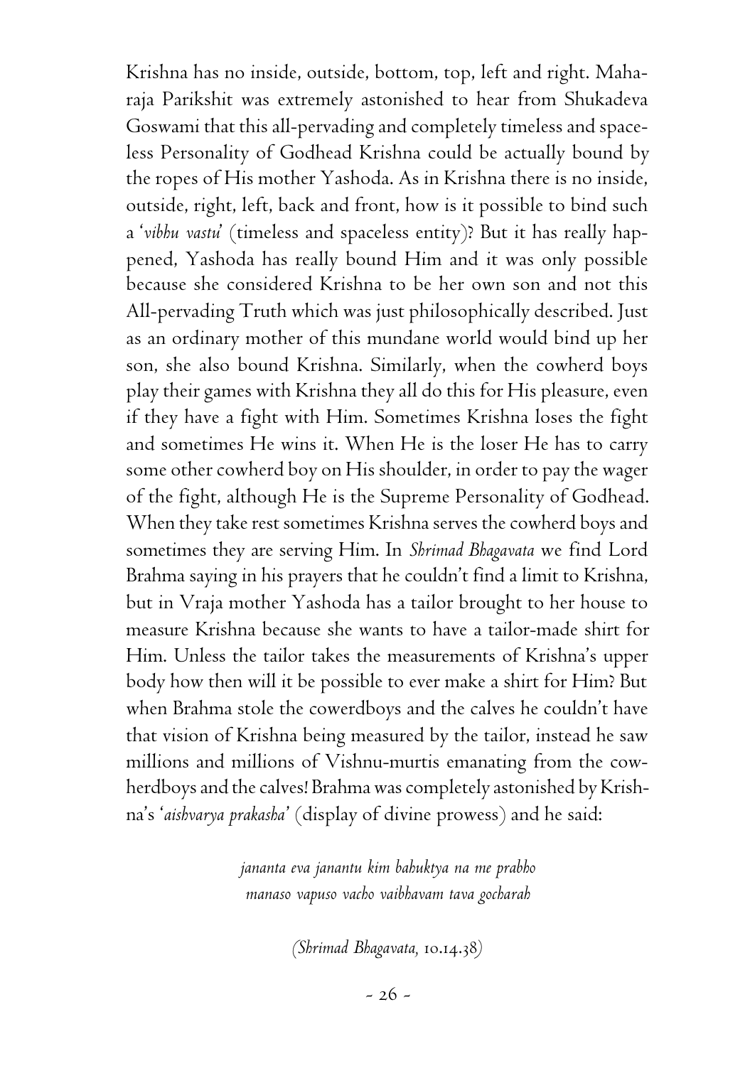Krishna has no inside, outside, bottom, top, left and right. Maharaja Parikshit was extremely astonished to hear from Shukadeva Goswami that this all-pervading and completely timeless and spaceless Personality of Godhead Krishna could be actually bound by the ropes of His mother Yashoda. As in Krishna there is no inside, outside, right, left, back and front, how is it possible to bind such a '*vibhu vastu*' (timeless and spaceless entity)? But it has really happened, Yashoda has really bound Him and it was only possible because she considered Krishna to be her own son and not this All-pervading Truth which was just philosophically described. Just as an ordinary mother of this mundane world would bind up her son, she also bound Krishna. Similarly, when the cowherd boys play their games with Krishna they all do this for His pleasure, even if they have a fight with Him. Sometimes Krishna loses the fight and sometimes He wins it. When He is the loser He has to carry some other cowherd boy on His shoulder, in order to pay the wager of the fight, although He is the Supreme Personality of Godhead. When they take rest sometimes Krishna serves the cowherd boys and sometimes they are serving Him. In *Shrimad Bhagavata* we find Lord Brahma saying in his prayers that he couldn't find a limit to Krishna, but in Vraja mother Yashoda has a tailor brought to her house to measure Krishna because she wants to have a tailor-made shirt for Him. Unless the tailor takes the measurements of Krishna's upper body how then will it be possible to ever make a shirt for Him? But when Brahma stole the cowerdboys and the calves he couldn't have that vision of Krishna being measured by the tailor, instead he saw millions and millions of Vishnu-murtis emanating from the cowherdboys and the calves! Brahma was completely astonished by Krishna's '*aishvarya prakasha*' (display of divine prowess) and he said:

*jananta eva janantu kim bahuktya na me prabho*
*manaso vapuso vacho vaibhavam tava gocharah*

*(Shrimad Bhagavata,* 10.14.38*)*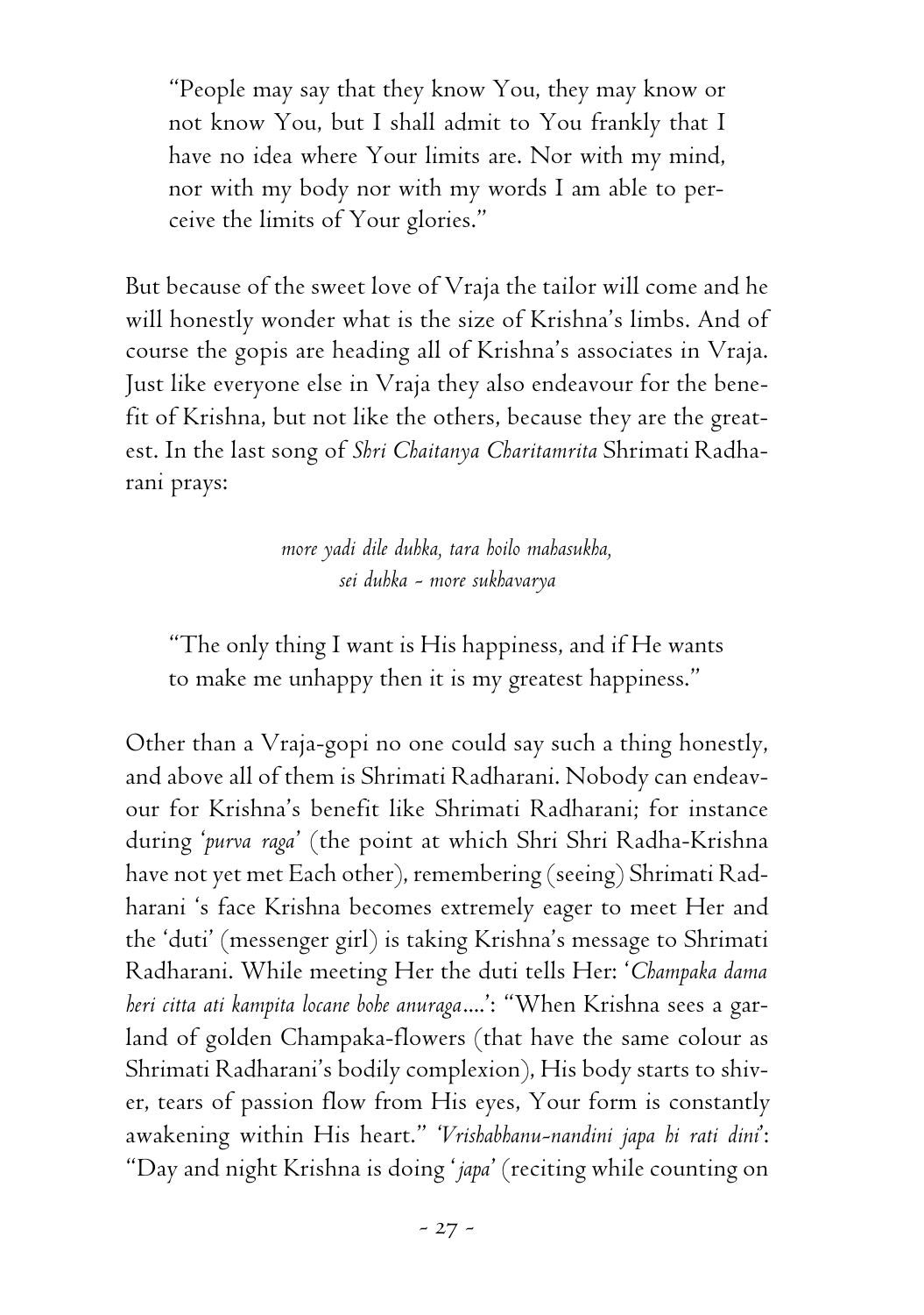> "People may say that they know You, they may know or not know You, but I shall admit to You frankly that I have no idea where Your limits are. Nor with my mind, nor with my body nor with my words I am able to perceive the limits of Your glories."

But because of the sweet love of Vraja the tailor will come and he will honestly wonder what is the size of Krishna's limbs. And of course the gopis are heading all of Krishna's associates in Vraja. Just like everyone else in Vraja they also endeavour for the benefit of Krishna, but not like the others, because they are the greatest. In the last song of *Shri Chaitanya Charitamrita* Shrimati Radharani prays:

*more yadi dile duhka, tara hoilo mahasukha,*
*sei duhka - more sukhavarya*

> "The only thing I want is His happiness, and if He wants to make me unhappy then it is my greatest happiness."

Other than a Vraja-gopi no one could say such a thing honestly, and above all of them is Shrimati Radharani. Nobody can endeavour for Krishna's benefit like Shrimati Radharani; for instance during '*purva raga*' (the point at which Shri Shri Radha-Krishna have not yet met Each other), remembering (seeing) Shrimati Radharani 's face Krishna becomes extremely eager to meet Her and the 'duti' (messenger girl) is taking Krishna's message to Shrimati Radharani. While meeting Her the duti tells Her: '*Champaka dama heri citta ati kampita locane bohe anuraga*....': "When Krishna sees a garland of golden Champaka-flowers (that have the same colour as Shrimati Radharani's bodily complexion), His body starts to shiver, tears of passion flow from His eyes, Your form is constantly awakening within His heart." '*Vrishabhanu-nandini japa hi rati dini*': "Day and night Krishna is doing '*japa*' (reciting while counting on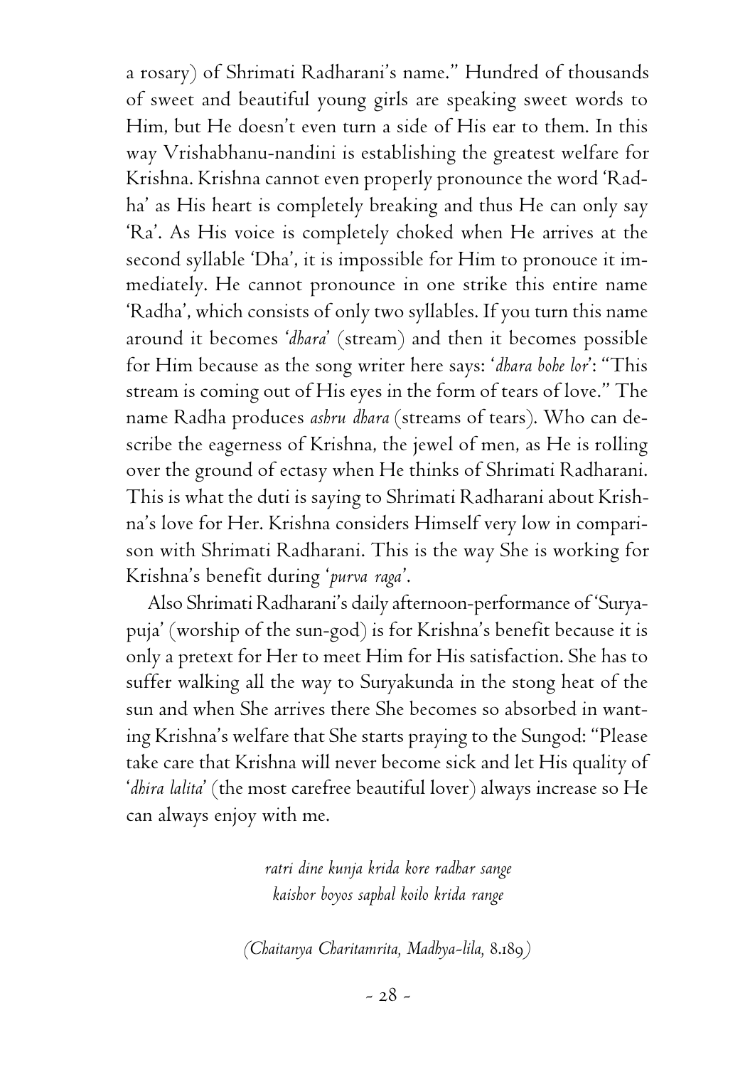a rosary) of Shrimati Radharani's name." Hundred of thousands of sweet and beautiful young girls are speaking sweet words to Him, but He doesn't even turn a side of His ear to them. In this way Vrishabhanu-nandini is establishing the greatest welfare for Krishna. Krishna cannot even properly pronounce the word 'Radha' as His heart is completely breaking and thus He can only say 'Ra'. As His voice is completely choked when He arrives at the second syllable 'Dha', it is impossible for Him to pronouce it immediately. He cannot pronounce in one strike this entire name 'Radha', which consists of only two syllables. If you turn this name around it becomes '*dhara*' (stream) and then it becomes possible for Him because as the song writer here says: '*dhara bohe lor*': "This stream is coming out of His eyes in the form of tears of love." The name Radha produces *ashru dhara* (streams of tears). Who can describe the eagerness of Krishna, the jewel of men, as He is rolling over the ground of ectasy when He thinks of Shrimati Radharani. This is what the duti is saying to Shrimati Radharani about Krishna's love for Her. Krishna considers Himself very low in comparison with Shrimati Radharani. This is the way She is working for Krishna's benefit during '*purva raga*'.

Also Shrimati Radharani's daily afternoon-performance of 'Surya-puja' (worship of the sun-god) is for Krishna's benefit because it is only a pretext for Her to meet Him for His satisfaction. She has to suffer walking all the way to Suryakunda in the stong heat of the sun and when She arrives there She becomes so absorbed in wanting Krishna's welfare that She starts praying to the Sungod: "Please take care that Krishna will never become sick and let His quality of '*dhira lalita*' (the most carefree beautiful lover) always increase so He can always enjoy with me.

*ratri dine kunja krida kore radhar sange*
*kaishor boyos saphal koilo krida range*

*(Chaitanya Charitamrita, Madhya-lila,* 8.189*)*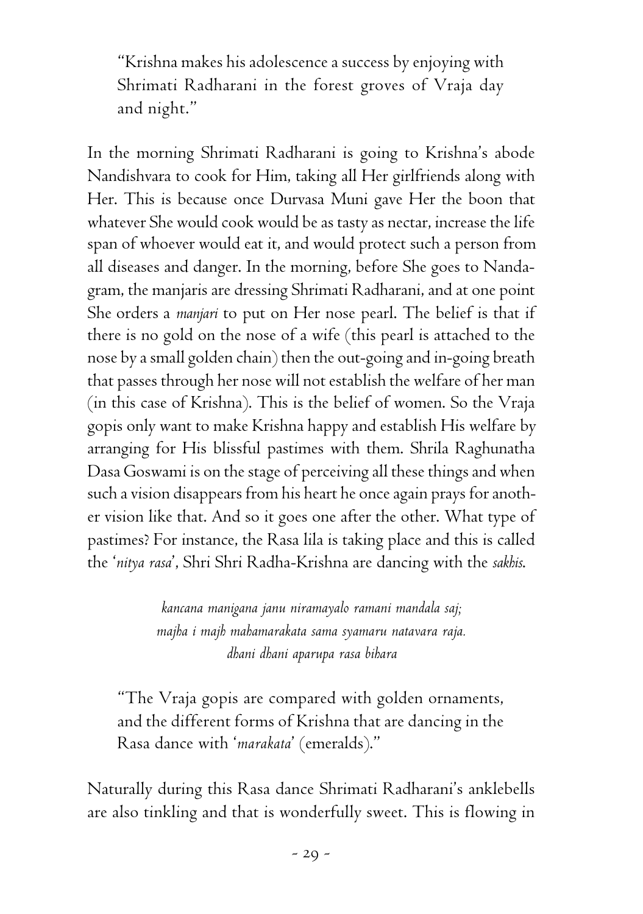> "Krishna makes his adolescence a success by enjoying with Shrimati Radharani in the forest groves of Vraja day and night."

In the morning Shrimati Radharani is going to Krishna's abode Nandishvara to cook for Him, taking all Her girlfriends along with Her. This is because once Durvasa Muni gave Her the boon that whatever She would cook would be as tasty as nectar, increase the life span of whoever would eat it, and would protect such a person from all diseases and danger. In the morning, before She goes to Nandagram, the manjaris are dressing Shrimati Radharani, and at one point She orders a *manjari* to put on Her nose pearl. The belief is that if there is no gold on the nose of a wife (this pearl is attached to the nose by a small golden chain) then the out-going and in-going breath that passes through her nose will not establish the welfare of her man (in this case of Krishna). This is the belief of women. So the Vraja gopis only want to make Krishna happy and establish His welfare by arranging for His blissful pastimes with them. Shrila Raghunatha Dasa Goswami is on the stage of perceiving all these things and when such a vision disappears from his heart he once again prays for another vision like that. And so it goes one after the other. What type of pastimes? For instance, the Rasa lila is taking place and this is called the '*nitya rasa*', Shri Shri Radha-Krishna are dancing with the *sakhis*.

*kancana manigana janu niramayalo ramani mandala saj;*
*majha i majh mahamarakata sama syamaru natavara raja.*
*dhani dhani aparupa rasa bihara*

> "The Vraja gopis are compared with golden ornaments, and the different forms of Krishna that are dancing in the Rasa dance with '*marakata*' (emeralds)."

Naturally during this Rasa dance Shrimati Radharani's anklebells are also tinkling and that is wonderfully sweet. This is flowing in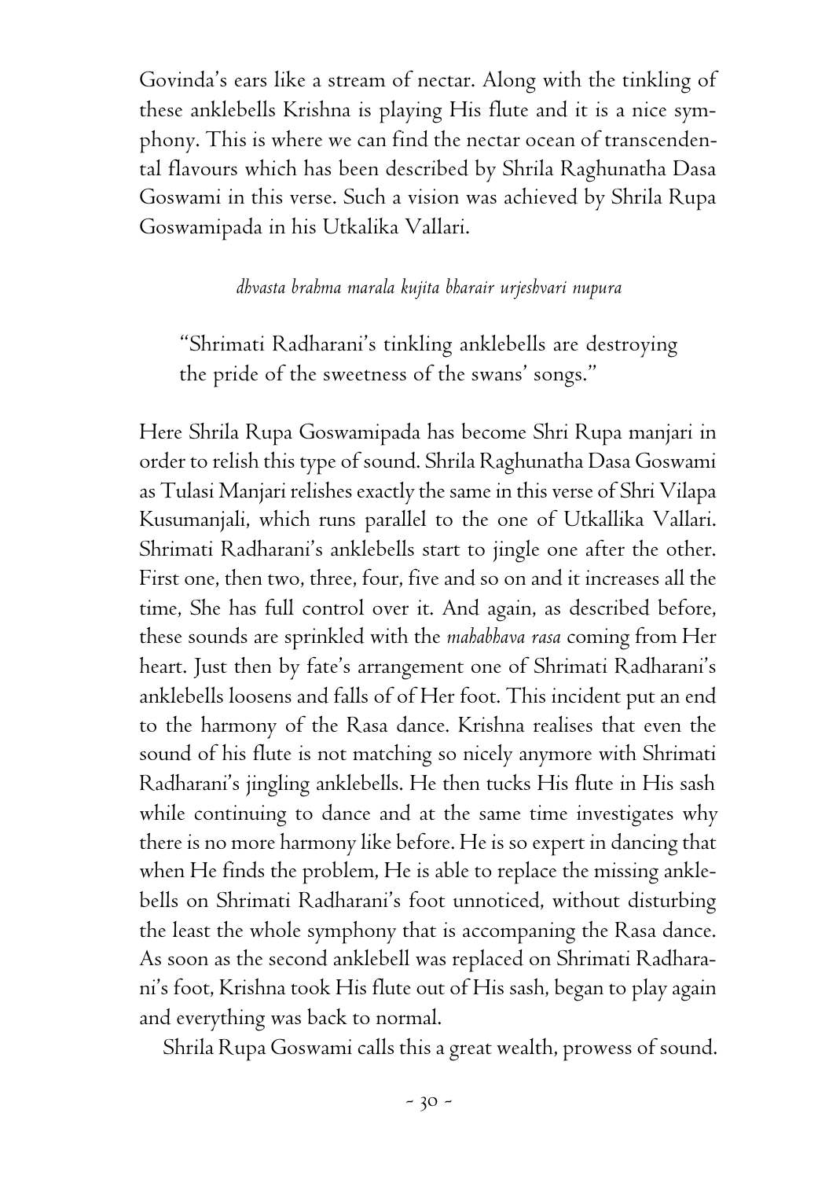Govinda's ears like a stream of nectar. Along with the tinkling of these anklebells Krishna is playing His flute and it is a nice symphony. This is where we can find the nectar ocean of transcendental flavours which has been described by Shrila Raghunatha Dasa Goswami in this verse. Such a vision was achieved by Shrila Rupa Goswamipada in his Utkalika Vallari.

*dhvasta brahma marala kujita bharair urjeshvari nupura*

> "Shrimati Radharani's tinkling anklebells are destroying the pride of the sweetness of the swans' songs."

Here Shrila Rupa Goswamipada has become Shri Rupa manjari in order to relish this type of sound. Shrila Raghunatha Dasa Goswami as Tulasi Manjari relishes exactly the same in this verse of Shri Vilapa Kusumanjali, which runs parallel to the one of Utkallika Vallari. Shrimati Radharani's anklebells start to jingle one after the other. First one, then two, three, four, five and so on and it increases all the time, She has full control over it. And again, as described before, these sounds are sprinkled with the *mahabhava rasa* coming from Her heart. Just then by fate's arrangement one of Shrimati Radharani's anklebells loosens and falls of of Her foot. This incident put an end to the harmony of the Rasa dance. Krishna realises that even the sound of his flute is not matching so nicely anymore with Shrimati Radharani's jingling anklebells. He then tucks His flute in His sash while continuing to dance and at the same time investigates why there is no more harmony like before. He is so expert in dancing that when He finds the problem, He is able to replace the missing anklebells on Shrimati Radharani's foot unnoticed, without disturbing the least the whole symphony that is accompaning the Rasa dance. As soon as the second anklebell was replaced on Shrimati Radharani's foot, Krishna took His flute out of His sash, began to play again and everything was back to normal.

Shrila Rupa Goswami calls this a great wealth, prowess of sound.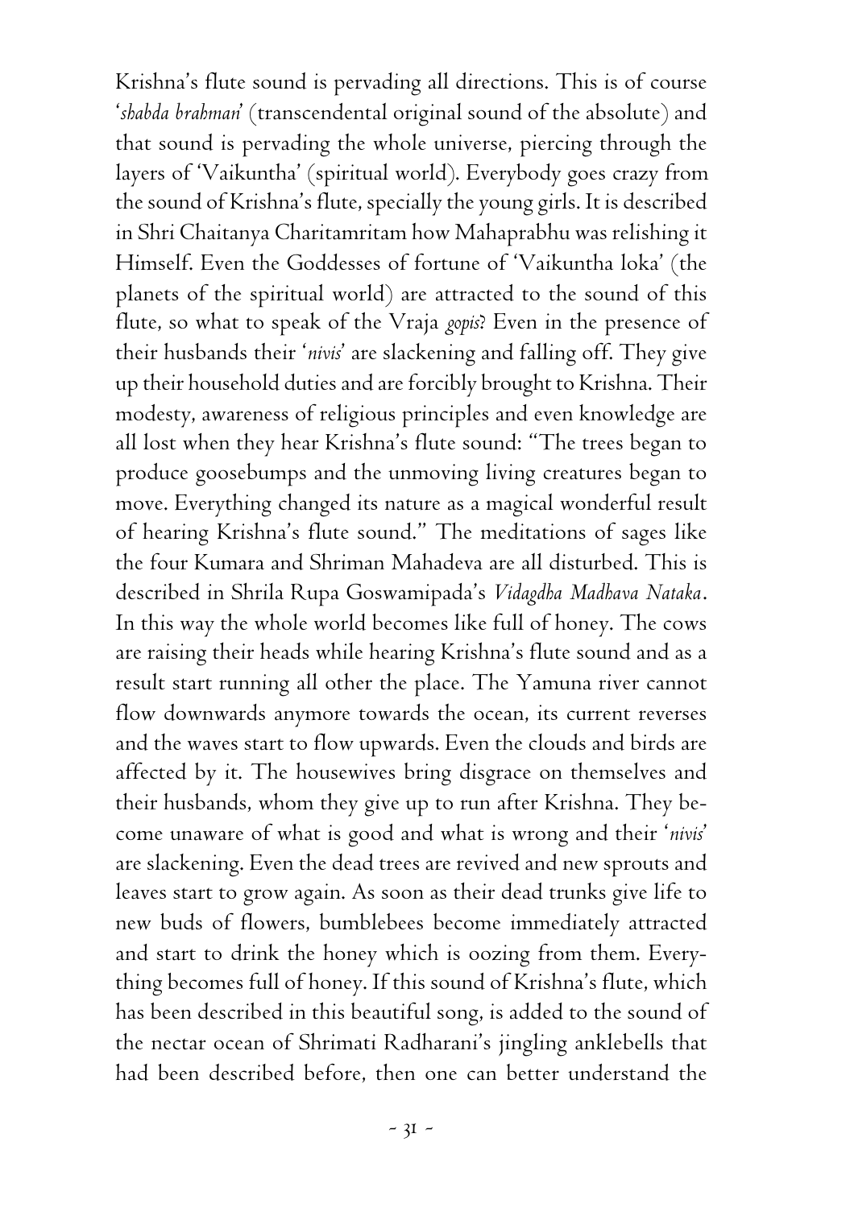Krishna's flute sound is pervading all directions. This is of course '*shabda brahman*' (transcendental original sound of the absolute) and that sound is pervading the whole universe, piercing through the layers of 'Vaikuntha' (spiritual world). Everybody goes crazy from the sound of Krishna's flute, specially the young girls. It is described in Shri Chaitanya Charitamritam how Mahaprabhu was relishing it Himself. Even the Goddesses of fortune of 'Vaikuntha loka' (the planets of the spiritual world) are attracted to the sound of this flute, so what to speak of the Vraja *gopis*? Even in the presence of their husbands their '*nivis*' are slackening and falling off. They give up their household duties and are forcibly brought to Krishna. Their modesty, awareness of religious principles and even knowledge are all lost when they hear Krishna's flute sound: "The trees began to produce goosebumps and the unmoving living creatures began to move. Everything changed its nature as a magical wonderful result of hearing Krishna's flute sound." The meditations of sages like the four Kumara and Shriman Mahadeva are all disturbed. This is described in Shrila Rupa Goswamipada's *Vidagdha Madhava Nataka*. In this way the whole world becomes like full of honey. The cows are raising their heads while hearing Krishna's flute sound and as a result start running all other the place. The Yamuna river cannot flow downwards anymore towards the ocean, its current reverses and the waves start to flow upwards. Even the clouds and birds are affected by it. The housewives bring disgrace on themselves and their husbands, whom they give up to run after Krishna. They become unaware of what is good and what is wrong and their '*nivis*' are slackening. Even the dead trees are revived and new sprouts and leaves start to grow again. As soon as their dead trunks give life to new buds of flowers, bumblebees become immediately attracted and start to drink the honey which is oozing from them. Everything becomes full of honey. If this sound of Krishna's flute, which has been described in this beautiful song, is added to the sound of the nectar ocean of Shrimati Radharani's jingling anklebells that had been described before, then one can better understand the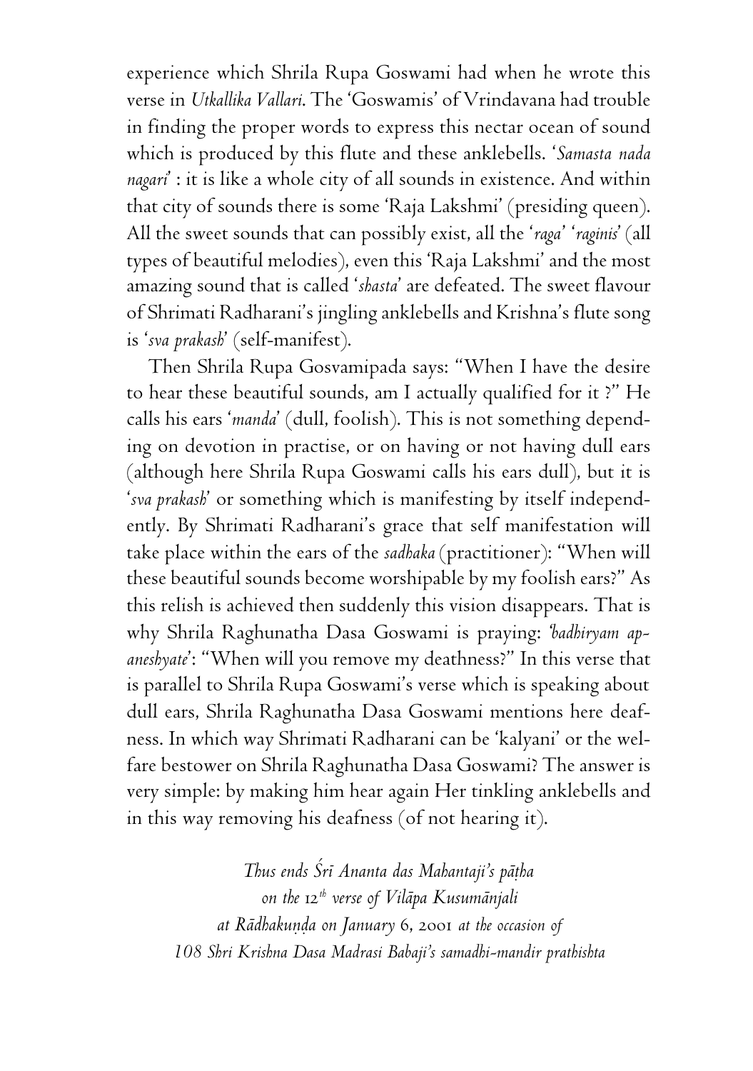experience which Shrila Rupa Goswami had when he wrote this verse in *Utkallika Vallari*. The 'Goswamis' of Vrindavana had trouble in finding the proper words to express this nectar ocean of sound which is produced by this flute and these anklebells. '*Samasta nada nagari*' : it is like a whole city of all sounds in existence. And within that city of sounds there is some 'Raja Lakshmi' (presiding queen). All the sweet sounds that can possibly exist, all the '*raga*' '*raginis*' (all types of beautiful melodies), even this 'Raja Lakshmi' and the most amazing sound that is called '*shasta*' are defeated. The sweet flavour of Shrimati Radharani's jingling anklebells and Krishna's flute song is '*sva prakash*' (self-manifest).

Then Shrila Rupa Gosvamipada says: "When I have the desire to hear these beautiful sounds, am I actually qualified for it ?" He calls his ears '*manda*' (dull, foolish). This is not something depending on devotion in practise, or on having or not having dull ears (although here Shrila Rupa Goswami calls his ears dull), but it is '*sva prakash*' or something which is manifesting by itself independently. By Shrimati Radharani's grace that self manifestation will take place within the ears of the *sadhaka* (practitioner): "When will these beautiful sounds become worshipable by my foolish ears?" As this relish is achieved then suddenly this vision disappears. That is why Shrila Raghunatha Dasa Goswami is praying: '*badhiryam apaneshyate*': "When will you remove my deathness?" In this verse that is parallel to Shrila Rupa Goswami's verse which is speaking about dull ears, Shrila Raghunatha Dasa Goswami mentions here deafness. In which way Shrimati Radharani can be 'kalyani' or the welfare bestower on Shrila Raghunatha Dasa Goswami? The answer is very simple: by making him hear again Her tinkling anklebells and in this way removing his deafness (of not hearing it).

*Thus ends Śrī Ananta das Mahantaji's pāṭha*
*on the 12th verse of Vilāpa Kusumānjali*
*at Rādhakuṇḍa on January 6, 2001 at the occasion of*
*108 Shri Krishna Dasa Madrasi Babaji's samadhi-mandir prathishta*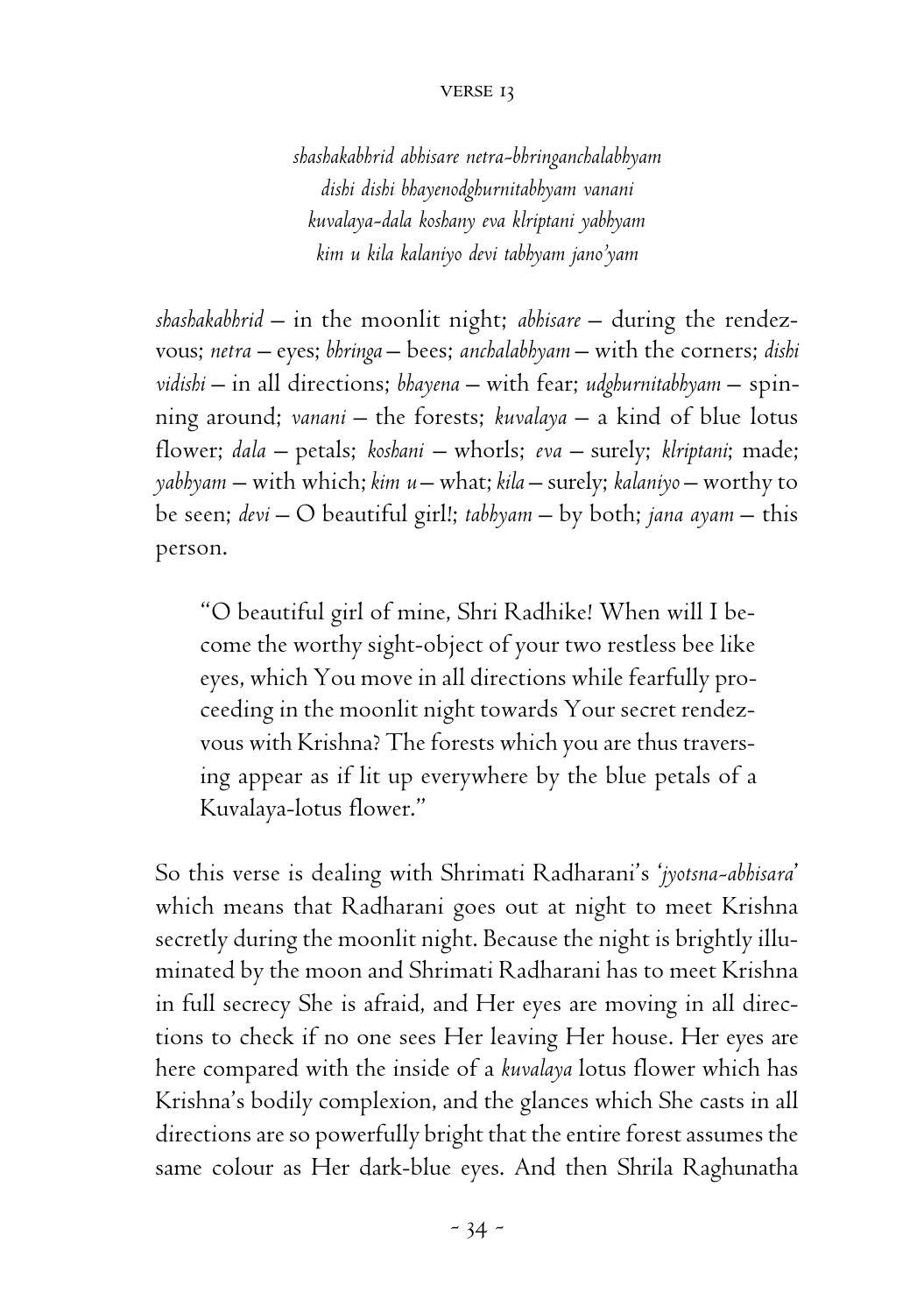# VERSE 13

*shashakabhrid abhisare netra-bhringanchalabhyam*
*dishi dishi bhayenodghurnitabhyam vanani*
*kuvalaya-dala koshany eva klriptani yabhyam*
*kim u kila kalaniyo devi tabhyam jano'yam*

*shashakabhrid* – in the moonlit night; *abhisare* – during the rendezvous; *netra* – eyes; *bhringa* – bees; *anchalabhyam* – with the corners; *dishi vidishi* – in all directions; *bhayena* – with fear; *udghurnitabhyam* – spinning around; *vanani* – the forests; *kuvalaya* – a kind of blue lotus flower; *dala* – petals; *koshani* – whorls; *eva* – surely; *klriptani*; made; *yabhyam* – with which; *kim u* – what; *kila* – surely; *kalaniyo* – worthy to be seen; *devi* – O beautiful girl!; *tabhyam* – by both; *jana ayam* – this person.

> "O beautiful girl of mine, Shri Radhike! When will I become the worthy sight-object of your two restless bee like eyes, which You move in all directions while fearfully proceeding in the moonlit night towards Your secret rendezvous with Krishna? The forests which you are thus traversing appear as if lit up everywhere by the blue petals of a Kuvalaya-lotus flower."

So this verse is dealing with Shrimati Radharani's '*jyotsna-abhisara*' which means that Radharani goes out at night to meet Krishna secretly during the moonlit night. Because the night is brightly illuminated by the moon and Shrimati Radharani has to meet Krishna in full secrecy She is afraid, and Her eyes are moving in all directions to check if no one sees Her leaving Her house. Her eyes are here compared with the inside of a *kuvalaya* lotus flower which has Krishna's bodily complexion, and the glances which She casts in all directions are so powerfully bright that the entire forest assumes the same colour as Her dark-blue eyes. And then Shrila Raghunatha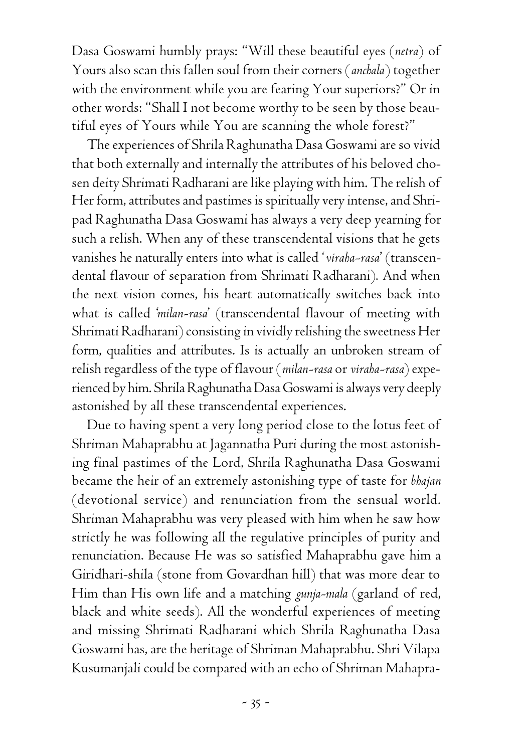Dasa Goswami humbly prays: "Will these beautiful eyes (*netra*) of Yours also scan this fallen soul from their corners (*anchala*) together with the environment while you are fearing Your superiors?" Or in other words: "Shall I not become worthy to be seen by those beautiful eyes of Yours while You are scanning the whole forest?"

The experiences of Shrila Raghunatha Dasa Goswami are so vivid that both externally and internally the attributes of his beloved chosen deity Shrimati Radharani are like playing with him. The relish of Her form, attributes and pastimes is spiritually very intense, and Shripad Raghunatha Dasa Goswami has always a very deep yearning for such a relish. When any of these transcendental visions that he gets vanishes he naturally enters into what is called '*viraha-rasa*' (transcendental flavour of separation from Shrimati Radharani). And when the next vision comes, his heart automatically switches back into what is called '*milan-rasa*' (transcendental flavour of meeting with Shrimati Radharani) consisting in vividly relishing the sweetness Her form, qualities and attributes. Is is actually an unbroken stream of relish regardless of the type of flavour (*milan-rasa* or *viraha-rasa*) experienced by him. Shrila Raghunatha Dasa Goswami is always very deeply astonished by all these transcendental experiences.

Due to having spent a very long period close to the lotus feet of Shriman Mahaprabhu at Jagannatha Puri during the most astonishing final pastimes of the Lord, Shrila Raghunatha Dasa Goswami became the heir of an extremely astonishing type of taste for *bhajan* (devotional service) and renunciation from the sensual world. Shriman Mahaprabhu was very pleased with him when he saw how strictly he was following all the regulative principles of purity and renunciation. Because He was so satisfied Mahaprabhu gave him a Giridhari-shila (stone from Govardhan hill) that was more dear to Him than His own life and a matching *gunja-mala* (garland of red, black and white seeds). All the wonderful experiences of meeting and missing Shrimati Radharani which Shrila Raghunatha Dasa Goswami has, are the heritage of Shriman Mahaprabhu. Shri Vilapa Kusumanjali could be compared with an echo of Shriman Mahapra-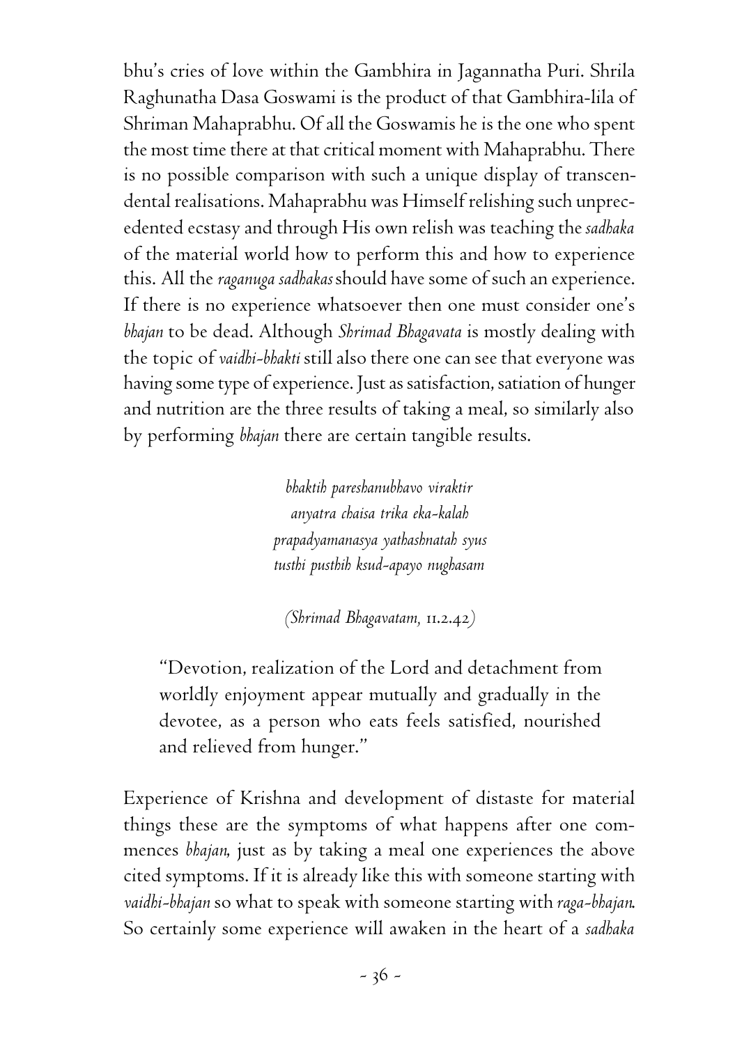bhu's cries of love within the Gambhira in Jagannatha Puri. Shrila Raghunatha Dasa Goswami is the product of that Gambhira-lila of Shriman Mahaprabhu. Of all the Goswamis he is the one who spent the most time there at that critical moment with Mahaprabhu. There is no possible comparison with such a unique display of transcendental realisations. Mahaprabhu was Himself relishing such unprecedented ecstasy and through His own relish was teaching the *sadhaka* of the material world how to perform this and how to experience this. All the *raganuga sadhakas* should have some of such an experience. If there is no experience whatsoever then one must consider one's *bhajan* to be dead. Although *Shrimad Bhagavata* is mostly dealing with the topic of *vaidhi-bhakti* still also there one can see that everyone was having some type of experience. Just as satisfaction, satiation of hunger and nutrition are the three results of taking a meal, so similarly also by performing *bhajan* there are certain tangible results.

*bhaktih pareshanubhavo viraktir*
*anyatra chaisa trika eka-kalah*
*prapadyamanasya yathashnatah syus*
*tusthi pusthih ksud-apayo nughasam*

*(Shrimad Bhagavatam, 11.2.42)*

> "Devotion, realization of the Lord and detachment from worldly enjoyment appear mutually and gradually in the devotee, as a person who eats feels satisfied, nourished and relieved from hunger."

Experience of Krishna and development of distaste for material things these are the symptoms of what happens after one commences *bhajan*, just as by taking a meal one experiences the above cited symptoms. If it is already like this with someone starting with *vaidhi-bhajan* so what to speak with someone starting with *raga-bhajan*. So certainly some experience will awaken in the heart of a *sadhaka*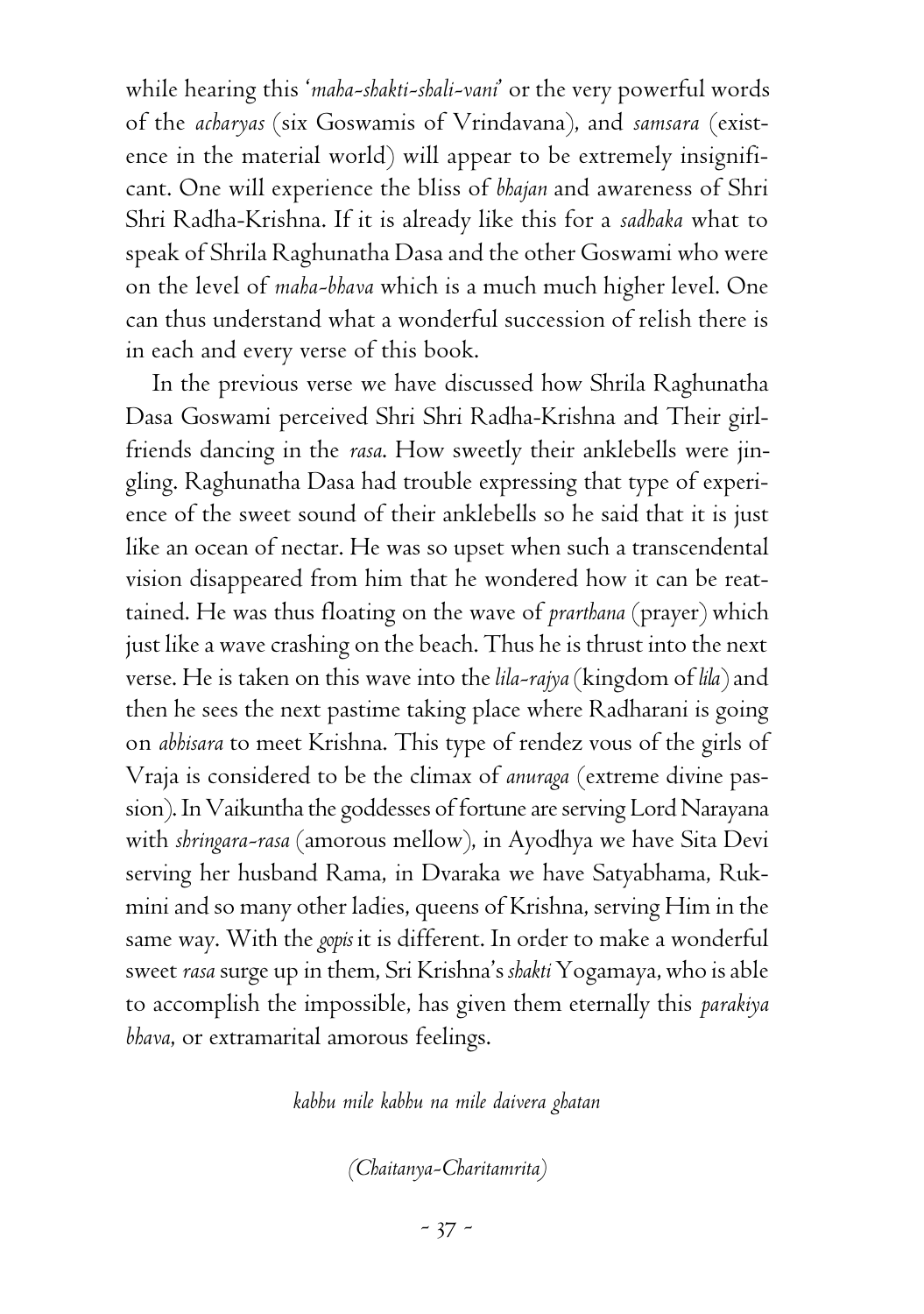while hearing this '*maha-shakti-shali-vani*' or the very powerful words of the *acharyas* (six Goswamis of Vrindavana), and *samsara* (existence in the material world) will appear to be extremely insignificant. One will experience the bliss of *bhajan* and awareness of Shri Shri Radha-Krishna. If it is already like this for a *sadhaka* what to speak of Shrila Raghunatha Dasa and the other Goswami who were on the level of *maha-bhava* which is a much much higher level. One can thus understand what a wonderful succession of relish there is in each and every verse of this book.

In the previous verse we have discussed how Shrila Raghunatha Dasa Goswami perceived Shri Shri Radha-Krishna and Their girlfriends dancing in the *rasa*. How sweetly their anklebells were jingling. Raghunatha Dasa had trouble expressing that type of experience of the sweet sound of their anklebells so he said that it is just like an ocean of nectar. He was so upset when such a transcendental vision disappeared from him that he wondered how it can be reattained. He was thus floating on the wave of *prarthana* (prayer) which just like a wave crashing on the beach. Thus he is thrust into the next verse. He is taken on this wave into the *lila-rajya* (kingdom of *lila*) and then he sees the next pastime taking place where Radharani is going on *abhisara* to meet Krishna. This type of rendez vous of the girls of Vraja is considered to be the climax of *anuraga* (extreme divine passion). In Vaikuntha the goddesses of fortune are serving Lord Narayana with *shringara-rasa* (amorous mellow), in Ayodhya we have Sita Devi serving her husband Rama, in Dvaraka we have Satyabhama, Rukmini and so many other ladies, queens of Krishna, serving Him in the same way. With the *gopis* it is different. In order to make a wonderful sweet *rasa* surge up in them, Sri Krishna's *shakti* Yogamaya, who is able to accomplish the impossible, has given them eternally this *parakiya bhava*, or extramarital amorous feelings.

*kabhu mile kabhu na mile daivera ghatan*

*(Chaitanya-Charitamrita)*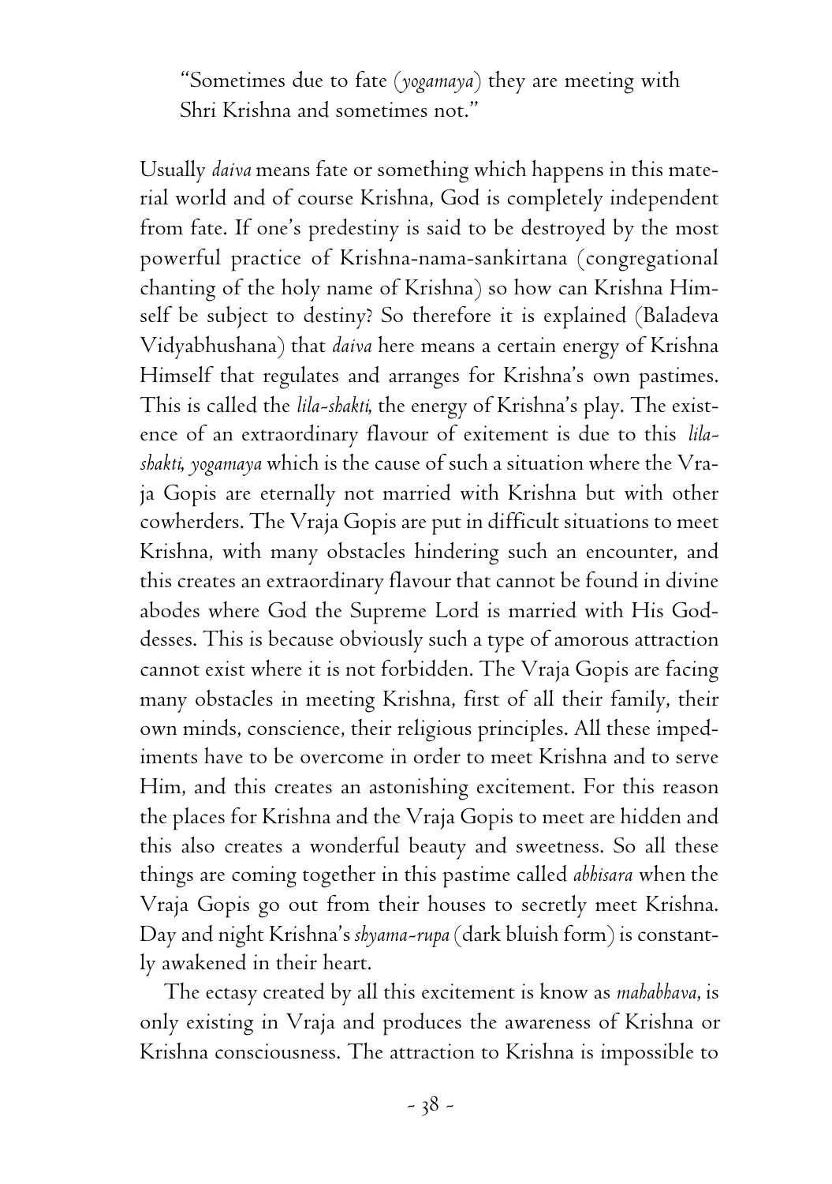"Sometimes due to fate (*yogamaya*) they are meeting with Shri Krishna and sometimes not."

Usually *daiva* means fate or something which happens in this material world and of course Krishna, God is completely independent from fate. If one's predestiny is said to be destroyed by the most powerful practice of Krishna-nama-sankirtana (congregational chanting of the holy name of Krishna) so how can Krishna Himself be subject to destiny? So therefore it is explained (Baladeva Vidyabhushana) that *daiva* here means a certain energy of Krishna Himself that regulates and arranges for Krishna's own pastimes. This is called the *lila-shakti*, the energy of Krishna's play. The existence of an extraordinary flavour of exitement is due to this *lila-shakti*, *yogamaya* which is the cause of such a situation where the Vraja Gopis are eternally not married with Krishna but with other cowherders. The Vraja Gopis are put in difficult situations to meet Krishna, with many obstacles hindering such an encounter, and this creates an extraordinary flavour that cannot be found in divine abodes where God the Supreme Lord is married with His Goddesses. This is because obviously such a type of amorous attraction cannot exist where it is not forbidden. The Vraja Gopis are facing many obstacles in meeting Krishna, first of all their family, their own minds, conscience, their religious principles. All these impediments have to be overcome in order to meet Krishna and to serve Him, and this creates an astonishing excitement. For this reason the places for Krishna and the Vraja Gopis to meet are hidden and this also creates a wonderful beauty and sweetness. So all these things are coming together in this pastime called *abhisara* when the Vraja Gopis go out from their houses to secretly meet Krishna. Day and night Krishna's *shyama-rupa* (dark bluish form) is constantly awakened in their heart.

The ectasy created by all this excitement is know as *mahabhava*, is only existing in Vraja and produces the awareness of Krishna or Krishna consciousness. The attraction to Krishna is impossible to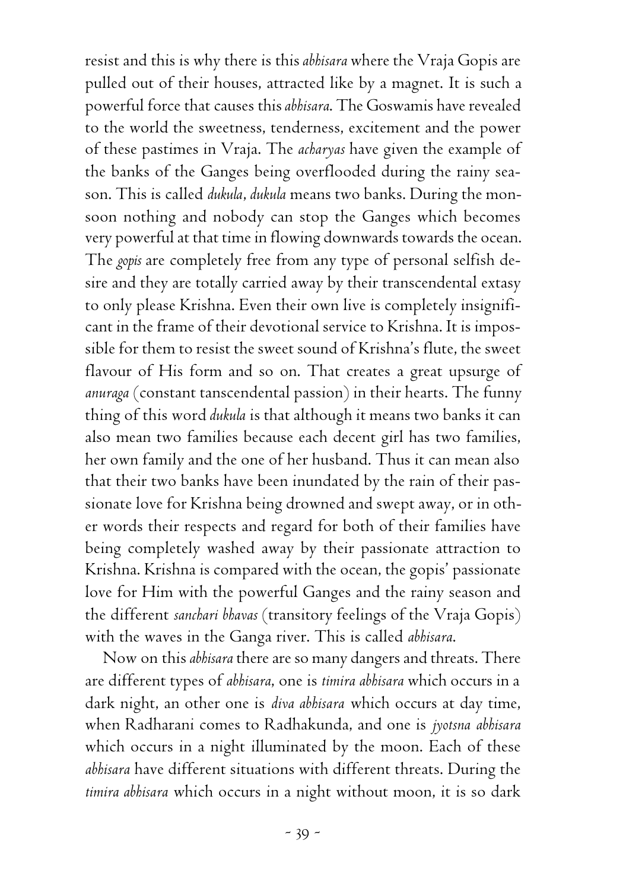resist and this is why there is this *abhisara* where the Vraja Gopis are pulled out of their houses, attracted like by a magnet. It is such a powerful force that causes this *abhisara*. The Goswamis have revealed to the world the sweetness, tenderness, excitement and the power of these pastimes in Vraja. The *acharyas* have given the example of the banks of the Ganges being overflooded during the rainy season. This is called *dukula*, *dukula* means two banks. During the monsoon nothing and nobody can stop the Ganges which becomes very powerful at that time in flowing downwards towards the ocean. The *gopis* are completely free from any type of personal selfish desire and they are totally carried away by their transcendental extasy to only please Krishna. Even their own live is completely insignificant in the frame of their devotional service to Krishna. It is impossible for them to resist the sweet sound of Krishna's flute, the sweet flavour of His form and so on. That creates a great upsurge of *anuraga* (constant tanscendental passion) in their hearts. The funny thing of this word *dukula* is that although it means two banks it can also mean two families because each decent girl has two families, her own family and the one of her husband. Thus it can mean also that their two banks have been inundated by the rain of their passionate love for Krishna being drowned and swept away, or in other words their respects and regard for both of their families have being completely washed away by their passionate attraction to Krishna. Krishna is compared with the ocean, the gopis' passionate love for Him with the powerful Ganges and the rainy season and the different *sanchari bhavas* (transitory feelings of the Vraja Gopis) with the waves in the Ganga river. This is called *abhisara*.

Now on this *abhisara* there are so many dangers and threats. There are different types of *abhisara*, one is *timira abhisara* which occurs in a dark night, an other one is *diva abhisara* which occurs at day time, when Radharani comes to Radhakunda, and one is *jyotsna abhisara* which occurs in a night illuminated by the moon. Each of these *abhisara* have different situations with different threats. During the *timira abhisara* which occurs in a night without moon, it is so dark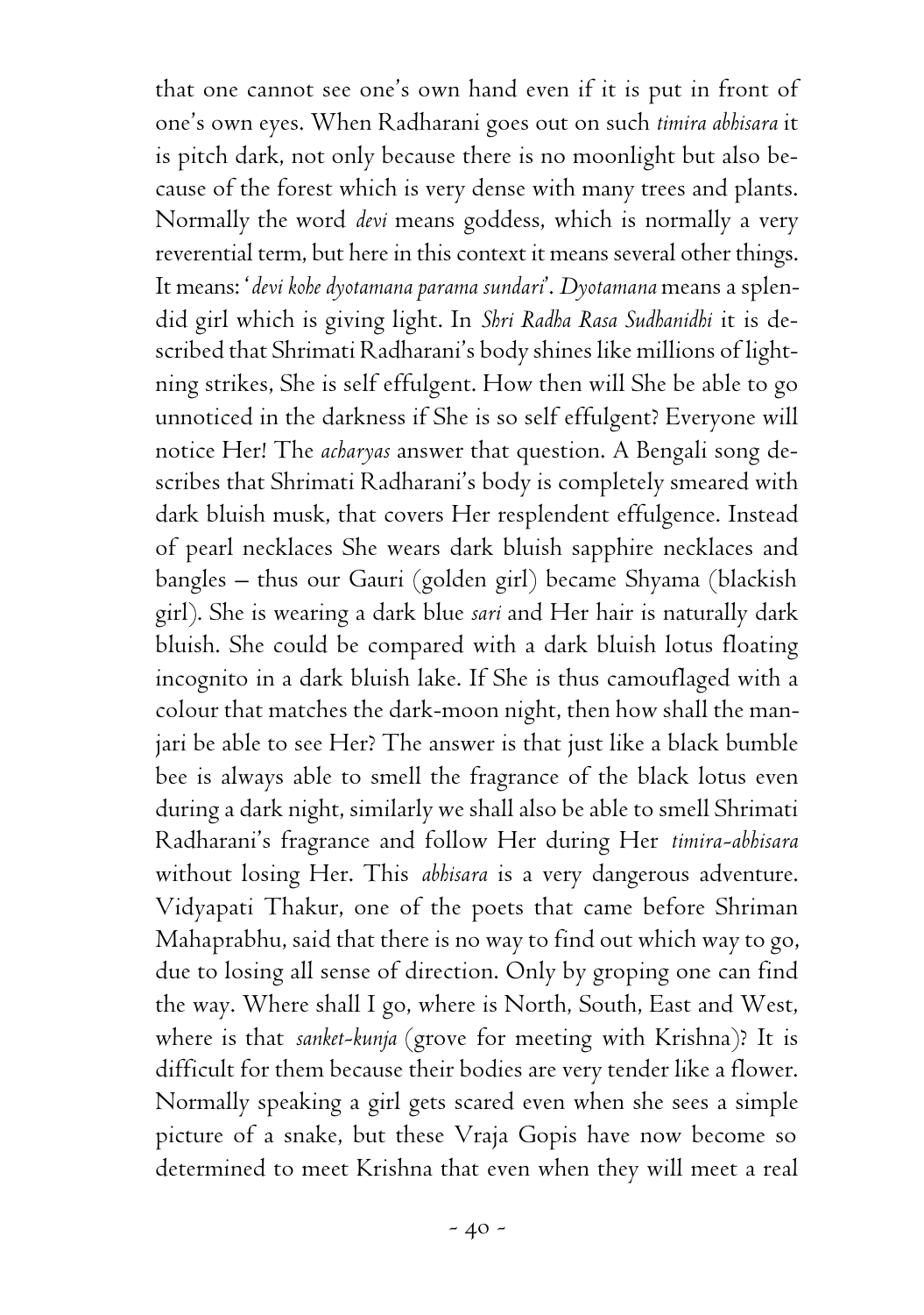that one cannot see one's own hand even if it is put in front of one's own eyes. When Radharani goes out on such *timira abhisara* it is pitch dark, not only because there is no moonlight but also because of the forest which is very dense with many trees and plants. Normally the word *devi* means goddess, which is normally a very reverential term, but here in this context it means several other things. It means: '*devi kohe dyotamana parama sundari*'. *Dyotamana* means a splendid girl which is giving light. In *Shri Radha Rasa Sudhanidhi* it is described that Shrimati Radharani's body shines like millions of lightning strikes, She is self effulgent. How then will She be able to go unnoticed in the darkness if She is so self effulgent? Everyone will notice Her! The *acharyas* answer that question. A Bengali song describes that Shrimati Radharani's body is completely smeared with dark bluish musk, that covers Her resplendent effulgence. Instead of pearl necklaces She wears dark bluish sapphire necklaces and bangles – thus our Gauri (golden girl) became Shyama (blackish girl). She is wearing a dark blue *sari* and Her hair is naturally dark bluish. She could be compared with a dark bluish lotus floating incognito in a dark bluish lake. If She is thus camouflaged with a colour that matches the dark-moon night, then how shall the manjari be able to see Her? The answer is that just like a black bumble bee is always able to smell the fragrance of the black lotus even during a dark night, similarly we shall also be able to smell Shrimati Radharani's fragrance and follow Her during Her *timira-abhisara* without losing Her. This *abhisara* is a very dangerous adventure. Vidyapati Thakur, one of the poets that came before Shriman Mahaprabhu, said that there is no way to find out which way to go, due to losing all sense of direction. Only by groping one can find the way. Where shall I go, where is North, South, East and West, where is that *sanket-kunja* (grove for meeting with Krishna)? It is difficult for them because their bodies are very tender like a flower. Normally speaking a girl gets scared even when she sees a simple picture of a snake, but these Vraja Gopis have now become so determined to meet Krishna that even when they will meet a real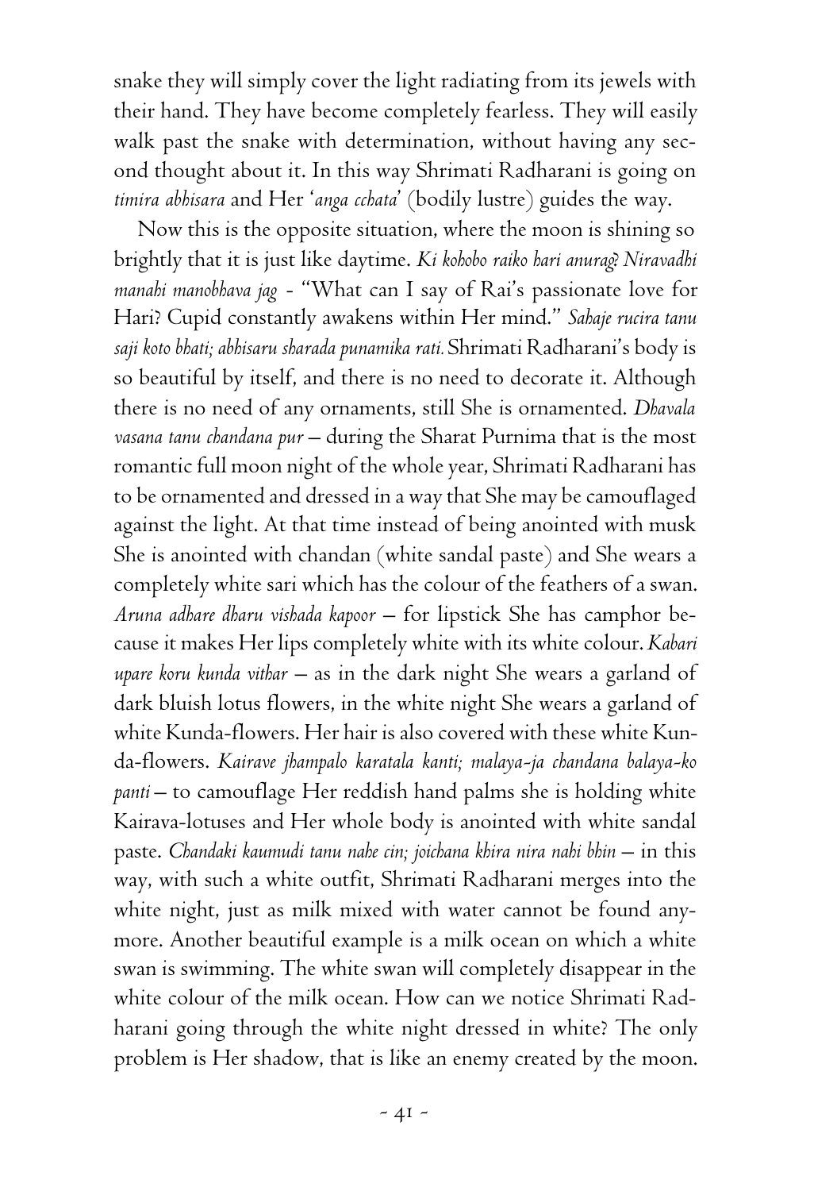snake they will simply cover the light radiating from its jewels with their hand. They have become completely fearless. They will easily walk past the snake with determination, without having any second thought about it. In this way Shrimati Radharani is going on *timira abhisara* and Her '*anga cchata*' (bodily lustre) guides the way.

Now this is the opposite situation, where the moon is shining so brightly that it is just like daytime. *Ki kohobo raiko hari anurag? Niravadhi manahi manobhava jag* - "What can I say of Rai's passionate love for Hari? Cupid constantly awakens within Her mind." *Sahaje rucira tanu saji koto bhati; abhisaru sharada punamika rati.* Shrimati Radharani's body is so beautiful by itself, and there is no need to decorate it. Although there is no need of any ornaments, still She is ornamented. *Dhavala vasana tanu chandana pur* – during the Sharat Purnima that is the most romantic full moon night of the whole year, Shrimati Radharani has to be ornamented and dressed in a way that She may be camouflaged against the light. At that time instead of being anointed with musk She is anointed with chandan (white sandal paste) and She wears a completely white sari which has the colour of the feathers of a swan. *Aruna adhare dharu vishada kapoor* – for lipstick She has camphor because it makes Her lips completely white with its white colour. *Kabari upare koru kunda vithar* – as in the dark night She wears a garland of dark bluish lotus flowers, in the white night She wears a garland of white Kunda-flowers. Her hair is also covered with these white Kunda-flowers. *Kairave jhampalo karatala kanti; malaya-ja chandana balaya-ko panti* – to camouflage Her reddish hand palms she is holding white Kairava-lotuses and Her whole body is anointed with white sandal paste. *Chandaki kaumudi tanu nahe cin; joichana khira nira nahi bhin* – in this way, with such a white outfit, Shrimati Radharani merges into the white night, just as milk mixed with water cannot be found anymore. Another beautiful example is a milk ocean on which a white swan is swimming. The white swan will completely disappear in the white colour of the milk ocean. How can we notice Shrimati Radharani going through the white night dressed in white? The only problem is Her shadow, that is like an enemy created by the moon.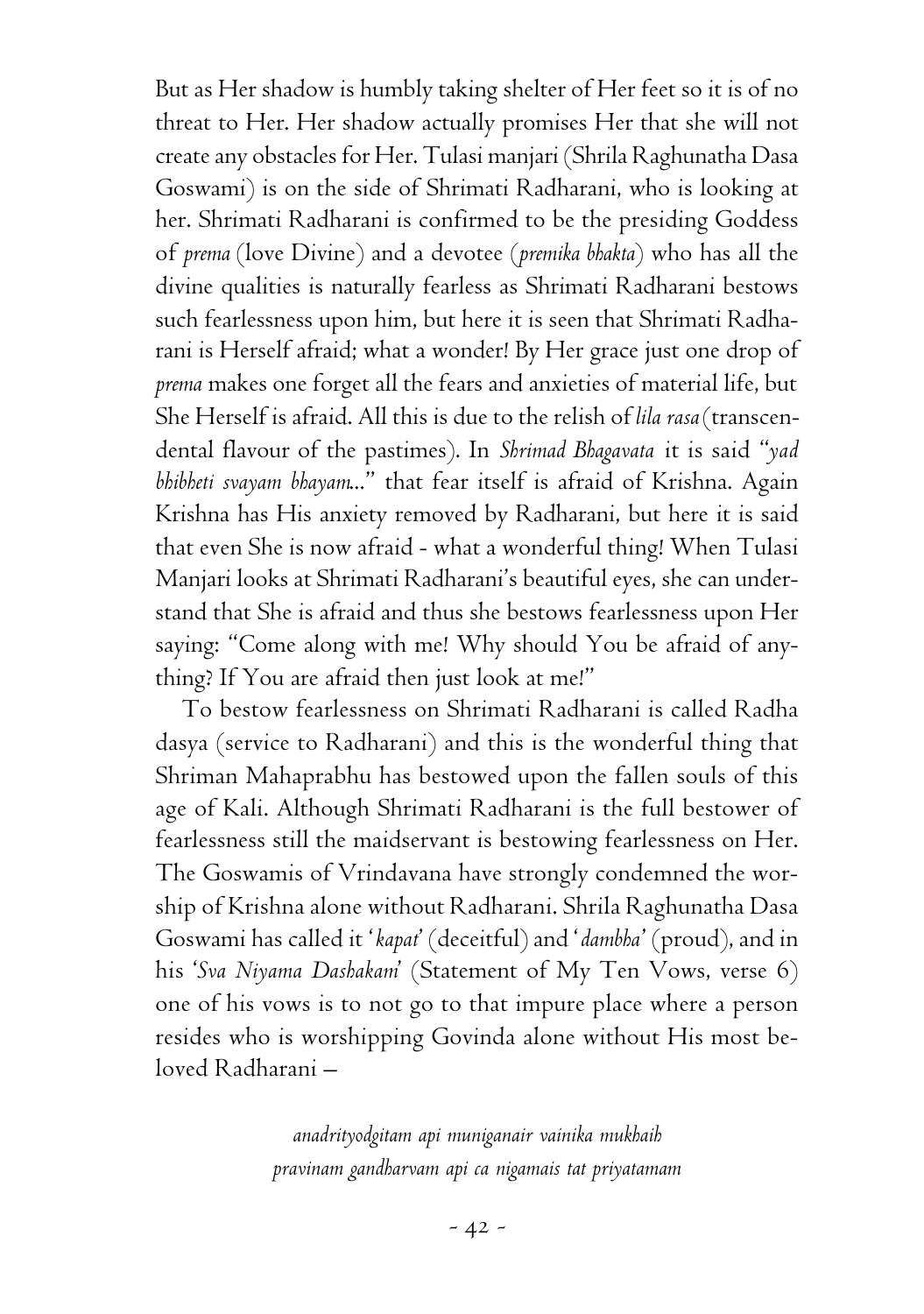But as Her shadow is humbly taking shelter of Her feet so it is of no threat to Her. Her shadow actually promises Her that she will not create any obstacles for Her. Tulasi manjari (Shrila Raghunatha Dasa Goswami) is on the side of Shrimati Radharani, who is looking at her. Shrimati Radharani is confirmed to be the presiding Goddess of *prema* (love Divine) and a devotee (*premika bhakta*) who has all the divine qualities is naturally fearless as Shrimati Radharani bestows such fearlessness upon him, but here it is seen that Shrimati Radharani is Herself afraid; what a wonder! By Her grace just one drop of *prema* makes one forget all the fears and anxieties of material life, but She Herself is afraid. All this is due to the relish of *lila rasa* (transcendental flavour of the pastimes). In *Shrimad Bhagavata* it is said "*yad bhibheti svayam bhayam...*" that fear itself is afraid of Krishna. Again Krishna has His anxiety removed by Radharani, but here it is said that even She is now afraid - what a wonderful thing! When Tulasi Manjari looks at Shrimati Radharani's beautiful eyes, she can understand that She is afraid and thus she bestows fearlessness upon Her saying: "Come along with me! Why should You be afraid of anything? If You are afraid then just look at me!"

To bestow fearlessness on Shrimati Radharani is called Radha dasya (service to Radharani) and this is the wonderful thing that Shriman Mahaprabhu has bestowed upon the fallen souls of this age of Kali. Although Shrimati Radharani is the full bestower of fearlessness still the maidservant is bestowing fearlessness on Her. The Goswamis of Vrindavana have strongly condemned the worship of Krishna alone without Radharani. Shrila Raghunatha Dasa Goswami has called it '*kapat*' (deceitful) and '*dambha*' (proud), and in his '*Sva Niyama Dashakam*' (Statement of My Ten Vows, verse 6) one of his vows is to not go to that impure place where a person resides who is worshipping Govinda alone without His most beloved Radharani –

*anadrityodgitam api muniganair vainika mukhaih*
*pravinam gandharvam api ca nigamais tat priyatamam*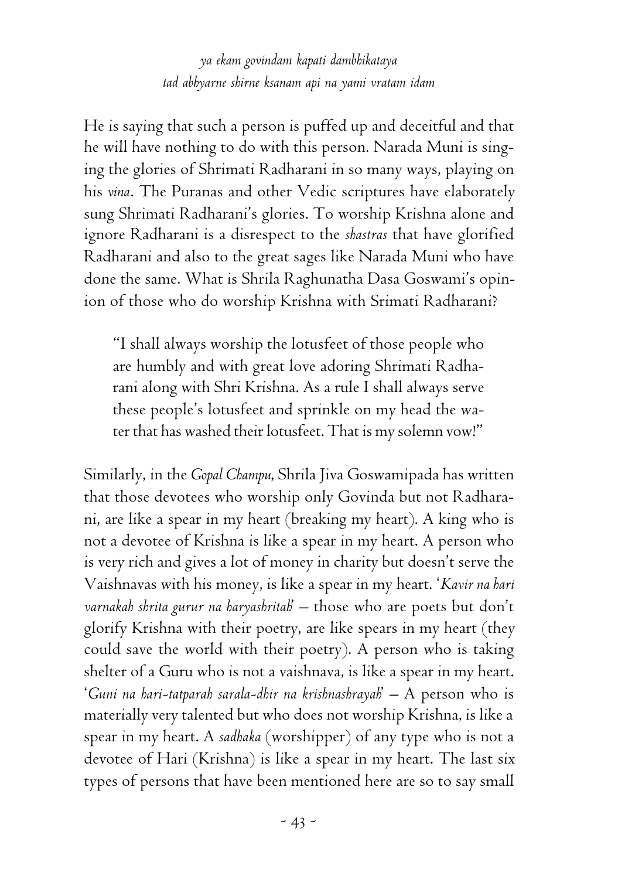*ya ekam govindam kapati dambhikataya*
*tad abhyarne shirne ksanam api na yami vratam idam*

He is saying that such a person is puffed up and deceitful and that he will have nothing to do with this person. Narada Muni is singing the glories of Shrimati Radharani in so many ways, playing on his *vina*. The Puranas and other Vedic scriptures have elaborately sung Shrimati Radharani's glories. To worship Krishna alone and ignore Radharani is a disrespect to the *shastras* that have glorified Radharani and also to the great sages like Narada Muni who have done the same. What is Shrila Raghunatha Dasa Goswami's opinion of those who do worship Krishna with Srimati Radharani?

> "I shall always worship the lotusfeet of those people who are humbly and with great love adoring Shrimati Radharani along with Shri Krishna. As a rule I shall always serve these people's lotusfeet and sprinkle on my head the water that has washed their lotusfeet. That is my solemn vow!"

Similarly, in the *Gopal Champu*, Shrila Jiva Goswamipada has written that those devotees who worship only Govinda but not Radharani, are like a spear in my heart (breaking my heart). A king who is not a devotee of Krishna is like a spear in my heart. A person who is very rich and gives a lot of money in charity but doesn't serve the Vaishnavas with his money, is like a spear in my heart. '*Kavir na hari varnakah shrita gurur na haryashritah*' – those who are poets but don't glorify Krishna with their poetry, are like spears in my heart (they could save the world with their poetry). A person who is taking shelter of a Guru who is not a vaishnava, is like a spear in my heart. '*Guni na hari-tatparah sarala-dhir na krishnashrayah*' – A person who is materially very talented but who does not worship Krishna, is like a spear in my heart. A *sadhaka* (worshipper) of any type who is not a devotee of Hari (Krishna) is like a spear in my heart. The last six types of persons that have been mentioned here are so to say small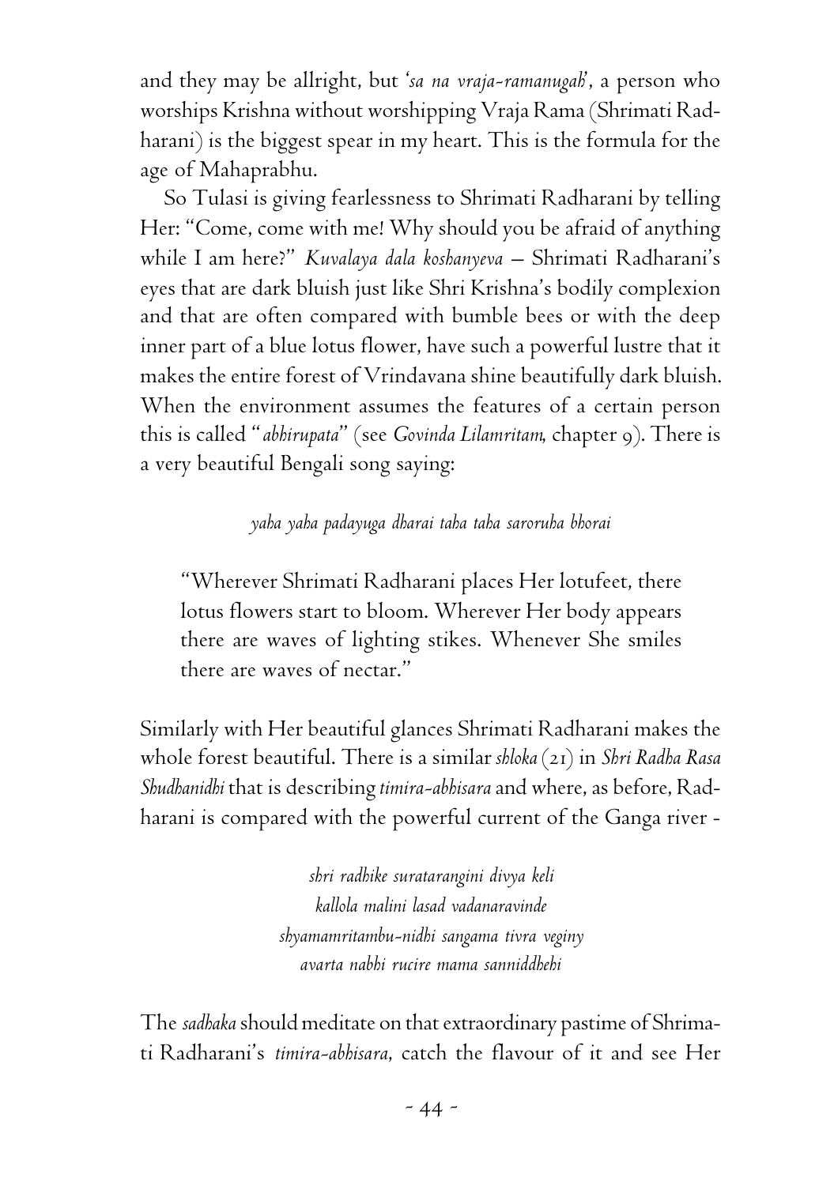and they may be allright, but *'sa na vraja-ramanugah'*, a person who worships Krishna without worshipping Vraja Rama (Shrimati Radharani) is the biggest spear in my heart. This is the formula for the age of Mahaprabhu.

So Tulasi is giving fearlessness to Shrimati Radharani by telling Her: "Come, come with me! Why should you be afraid of anything while I am here?" *Kuvalaya dala koshanyeva* – Shrimati Radharani's eyes that are dark bluish just like Shri Krishna's bodily complexion and that are often compared with bumble bees or with the deep inner part of a blue lotus flower, have such a powerful lustre that it makes the entire forest of Vrindavana shine beautifully dark bluish. When the environment assumes the features of a certain person this is called "*abhirupata*" (see *Govinda Lilamritam*, chapter 9). There is a very beautiful Bengali song saying:

*yaha yaha padayuga dharai taha taha saroruha bhorai*

> "Wherever Shrimati Radharani places Her lotufeet, there lotus flowers start to bloom. Wherever Her body appears there are waves of lighting stikes. Whenever She smiles there are waves of nectar."

Similarly with Her beautiful glances Shrimati Radharani makes the whole forest beautiful. There is a similar *shloka* (21) in *Shri Radha Rasa Shudhanidhi* that is describing *timira-abhisara* and where, as before, Radharani is compared with the powerful current of the Ganga river -

*shri radhike suratarangini divya keli*
*kallola malini lasad vadanaravinde*
*shyamamritambu-nidhi sangama tivra veginy*
*avarta nabhi rucire mama sanniddhehi*

The *sadhaka* should meditate on that extraordinary pastime of Shrimati Radharani's *timira-abhisara*, catch the flavour of it and see Her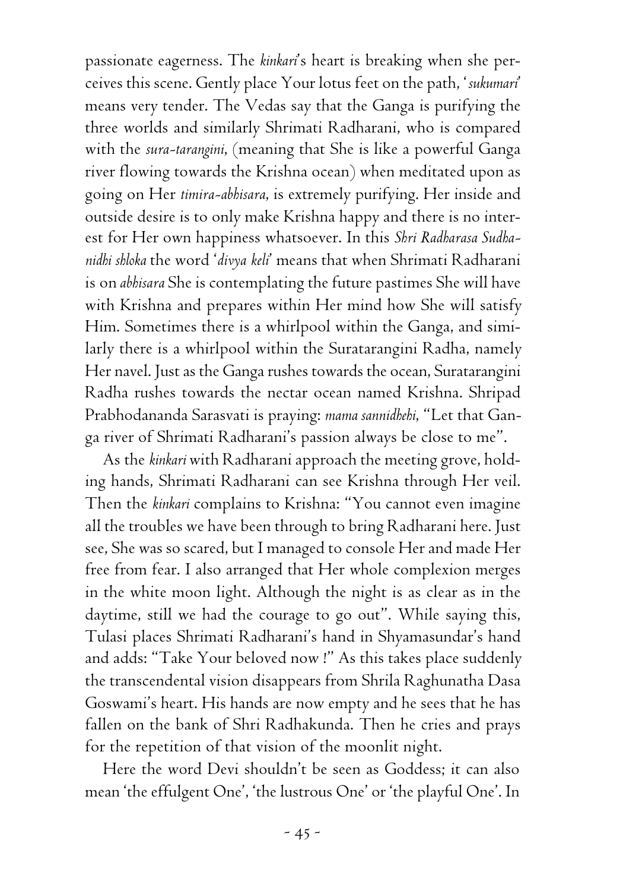passionate eagerness. The *kinkari*'s heart is breaking when she perceives this scene. Gently place Your lotus feet on the path, '*sukumari*' means very tender. The Vedas say that the Ganga is purifying the three worlds and similarly Shrimati Radharani, who is compared with the *sura-tarangini*, (meaning that She is like a powerful Ganga river flowing towards the Krishna ocean) when meditated upon as going on Her *timira-abhisara*, is extremely purifying. Her inside and outside desire is to only make Krishna happy and there is no interest for Her own happiness whatsoever. In this *Shri Radharasa Sudhanidhi shloka* the word '*divya keli*' means that when Shrimati Radharani is on *abhisara* She is contemplating the future pastimes She will have with Krishna and prepares within Her mind how She will satisfy Him. Sometimes there is a whirlpool within the Ganga, and similarly there is a whirlpool within the Suratarangini Radha, namely Her navel. Just as the Ganga rushes towards the ocean, Suratarangini Radha rushes towards the nectar ocean named Krishna. Shripad Prabhodananda Sarasvati is praying: *mama sannidhehi*, "Let that Ganga river of Shrimati Radharani's passion always be close to me".

As the *kinkari* with Radharani approach the meeting grove, holding hands, Shrimati Radharani can see Krishna through Her veil. Then the *kinkari* complains to Krishna: "You cannot even imagine all the troubles we have been through to bring Radharani here. Just see, She was so scared, but I managed to console Her and made Her free from fear. I also arranged that Her whole complexion merges in the white moon light. Although the night is as clear as in the daytime, still we had the courage to go out". While saying this, Tulasi places Shrimati Radharani's hand in Shyamasundar's hand and adds: "Take Your beloved now !" As this takes place suddenly the transcendental vision disappears from Shrila Raghunatha Dasa Goswami's heart. His hands are now empty and he sees that he has fallen on the bank of Shri Radhakunda. Then he cries and prays for the repetition of that vision of the moonlit night.

Here the word Devi shouldn't be seen as Goddess; it can also mean 'the effulgent One', 'the lustrous One' or 'the playful One'. In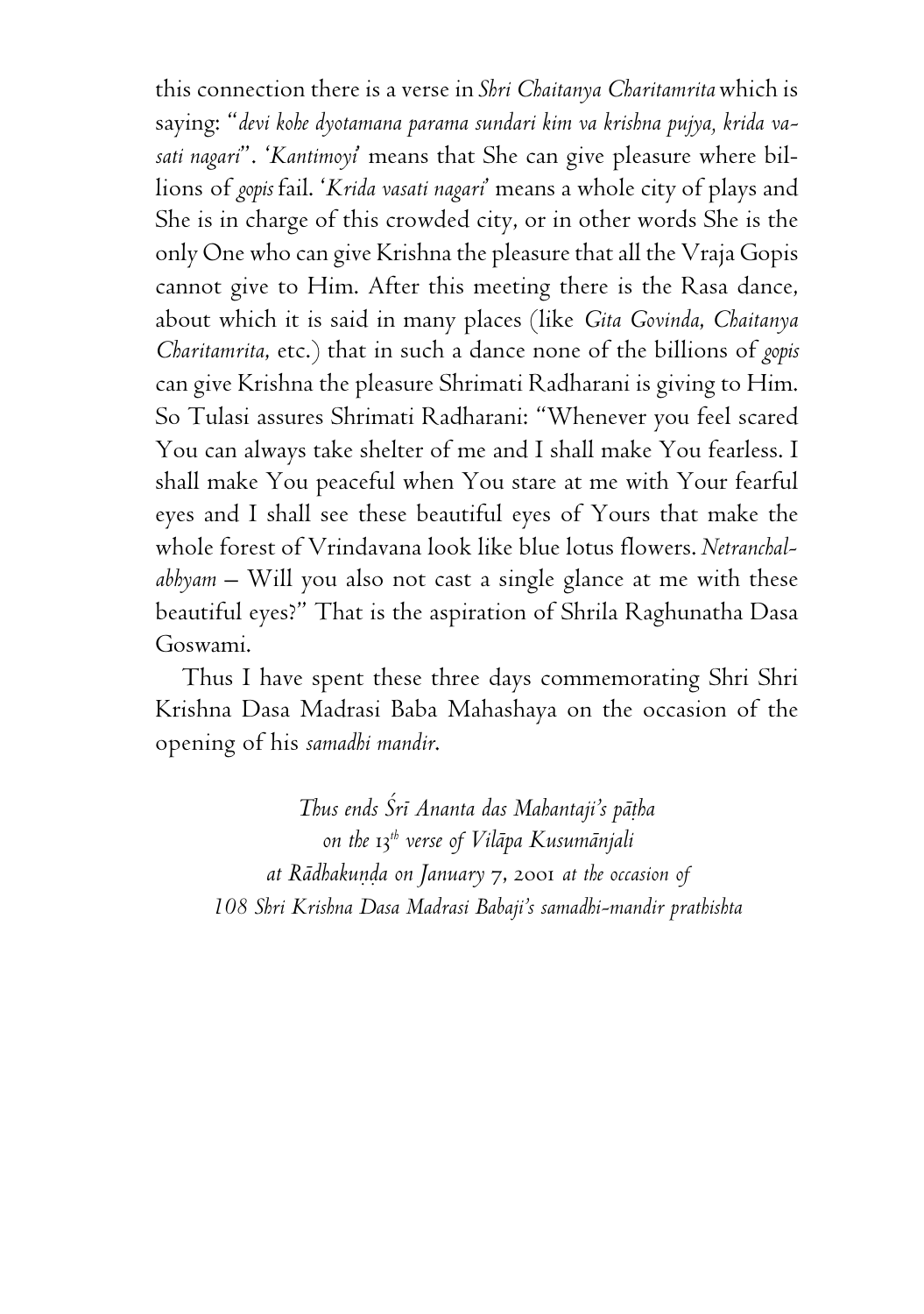this connection there is a verse in *Shri Chaitanya Charitamrita* which is saying: "*devi kohe dyotamana parama sundari kim va krishna pujya, krida vasati nagari*". '*Kantimoyi*' means that She can give pleasure where billions of *gopis* fail. '*Krida vasati nagari*' means a whole city of plays and She is in charge of this crowded city, or in other words She is the only One who can give Krishna the pleasure that all the Vraja Gopis cannot give to Him. After this meeting there is the Rasa dance, about which it is said in many places (like *Gita Govinda, Chaitanya Charitamrita,* etc.) that in such a dance none of the billions of *gopis* can give Krishna the pleasure Shrimati Radharani is giving to Him. So Tulasi assures Shrimati Radharani: "Whenever you feel scared You can always take shelter of me and I shall make You fearless. I shall make You peaceful when You stare at me with Your fearful eyes and I shall see these beautiful eyes of Yours that make the whole forest of Vrindavana look like blue lotus flowers. *Netranchalabhyam* – Will you also not cast a single glance at me with these beautiful eyes?" That is the aspiration of Shrila Raghunatha Dasa Goswami.

Thus I have spent these three days commemorating Shri Shri Krishna Dasa Madrasi Baba Mahashaya on the occasion of the opening of his *samadhi mandir*.

*Thus ends Śrī Ananta das Mahantaji's pāṭha*
*on the 13th verse of Vilāpa Kusumānjali*
*at Rādhakuṇḍa on January 7, 2001 at the occasion of*
*108 Shri Krishna Dasa Madrasi Babaji's samadhi-mandir prathishta*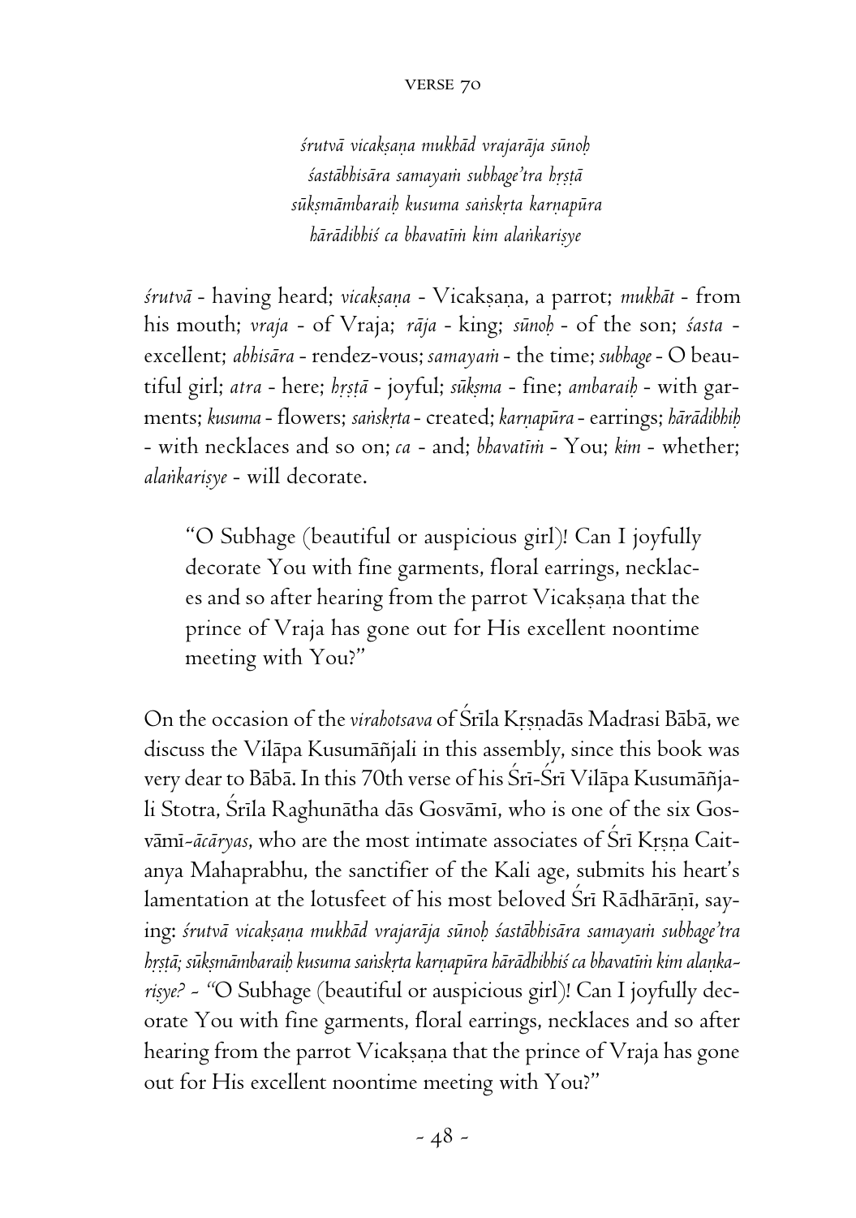## VERSE 70

*śrutvā vicakṣaṇa mukhād vrajarāja sūnoḥ*
*śastābhisāra samayaṁ subhage'tra hṛṣṭā*
*sūkṣmāmbaraiḥ kusuma saṅskṛta karṇapūra*
*hārādibhiś ca bhavatīṁ kim alaṅkariṣye*

*śrutvā* - having heard; *vicakṣaṇa* - Vicakṣaṇa, a parrot; *mukhāt* - from his mouth; *vraja* - of Vraja; *rāja* - king; *sūnoḥ* - of the son; *śasta* - excellent; *abhisāra* - rendez-vous; *samayaṁ* - the time; *subhage* - O beautiful girl; *atra* - here; *hṛṣṭā* - joyful; *sūkṣma* - fine; *ambaraiḥ* - with garments; *kusuma* - flowers; *saṅskṛta* - created; *karṇapūra* - earrings; *hārādibhiḥ* - with necklaces and so on; *ca* - and; *bhavatīṁ* - You; *kim* - whether; *alaṅkariṣye* - will decorate.

> "O Subhage (beautiful or auspicious girl)! Can I joyfully decorate You with fine garments, floral earrings, necklaces and so after hearing from the parrot Vicakṣaṇa that the prince of Vraja has gone out for His excellent noontime meeting with You?"

On the occasion of the *virahotsava* of Śrīla Kṛṣṇadās Madrasi Bābā, we discuss the Vilāpa Kusumāñjali in this assembly, since this book was very dear to Bābā. In this 70th verse of his Śrī-Śrī Vilāpa Kusumāñjali Stotra, Śrīla Raghunātha dās Gosvāmī, who is one of the six Gosvāmī-*ācāryas*, who are the most intimate associates of Śrī Kṛṣṇa Caitanya Mahaprabhu, the sanctifier of the Kali age, submits his heart's lamentation at the lotusfeet of his most beloved Śrī Rādhārāṇī, saying: *śrutvā vicakṣaṇa mukhād vrajarāja sūnoḥ śastābhisāra samayaṁ subhage'tra hṛṣṭā; sūkṣmāmbaraiḥ kusuma saṅskṛta karṇapūra hārādibhiś ca bhavatīṁ kim alaṅkariṣye?* - "O Subhage (beautiful or auspicious girl)! Can I joyfully decorate You with fine garments, floral earrings, necklaces and so after hearing from the parrot Vicakṣaṇa that the prince of Vraja has gone out for His excellent noontime meeting with You?"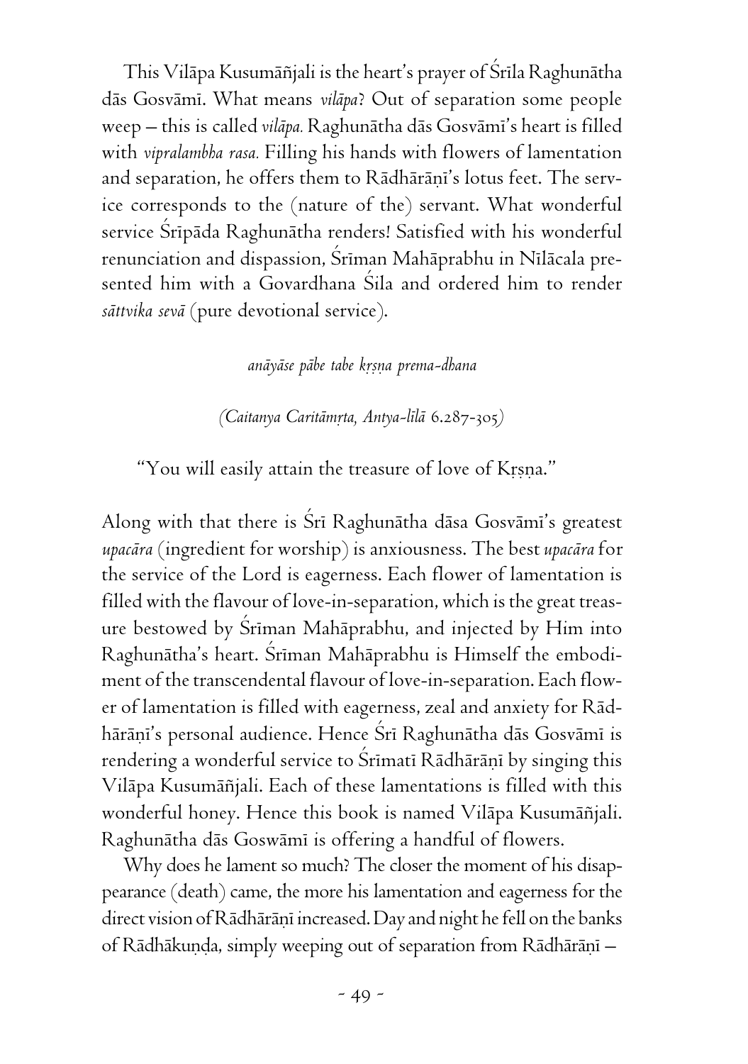This Vilāpa Kusumāñjali is the heart's prayer of Śrīla Raghunātha dās Gosvāmī. What means *vilāpa*? Out of separation some people weep – this is called *vilāpa.* Raghunātha dās Gosvāmī's heart is filled with *vipralambha rasa.* Filling his hands with flowers of lamentation and separation, he offers them to Rādhārāṇī's lotus feet. The service corresponds to the (nature of the) servant. What wonderful service Śrīpāda Raghunātha renders! Satisfied with his wonderful renunciation and dispassion, Śrīman Mahāprabhu in Nīlācala presented him with a Govardhana Śila and ordered him to render *sāttvika sevā* (pure devotional service).

*anāyāse pābe tabe kṛṣṇa prema-dhana*

*(Caitanya Caritāmṛta, Antya-līlā* 6.287-305*)*

"You will easily attain the treasure of love of Kṛṣṇa."

Along with that there is Śrī Raghunātha dāsa Gosvāmī's greatest *upacāra* (ingredient for worship) is anxiousness. The best *upacāra* for the service of the Lord is eagerness. Each flower of lamentation is filled with the flavour of love-in-separation, which is the great treasure bestowed by Śrīman Mahāprabhu, and injected by Him into Raghunātha's heart. Śrīman Mahāprabhu is Himself the embodiment of the transcendental flavour of love-in-separation. Each flower of lamentation is filled with eagerness, zeal and anxiety for Rādhārāṇī's personal audience. Hence Śrī Raghunātha dās Gosvāmī is rendering a wonderful service to Śrīmatī Rādhārāṇī by singing this Vilāpa Kusumāñjali. Each of these lamentations is filled with this wonderful honey. Hence this book is named Vilāpa Kusumāñjali. Raghunātha dās Goswāmī is offering a handful of flowers.

Why does he lament so much? The closer the moment of his disappearance (death) came, the more his lamentation and eagerness for the direct vision of Rādhārāṇī increased. Day and night he fell on the banks of Rādhākuṇḍa, simply weeping out of separation from Rādhārāṇī –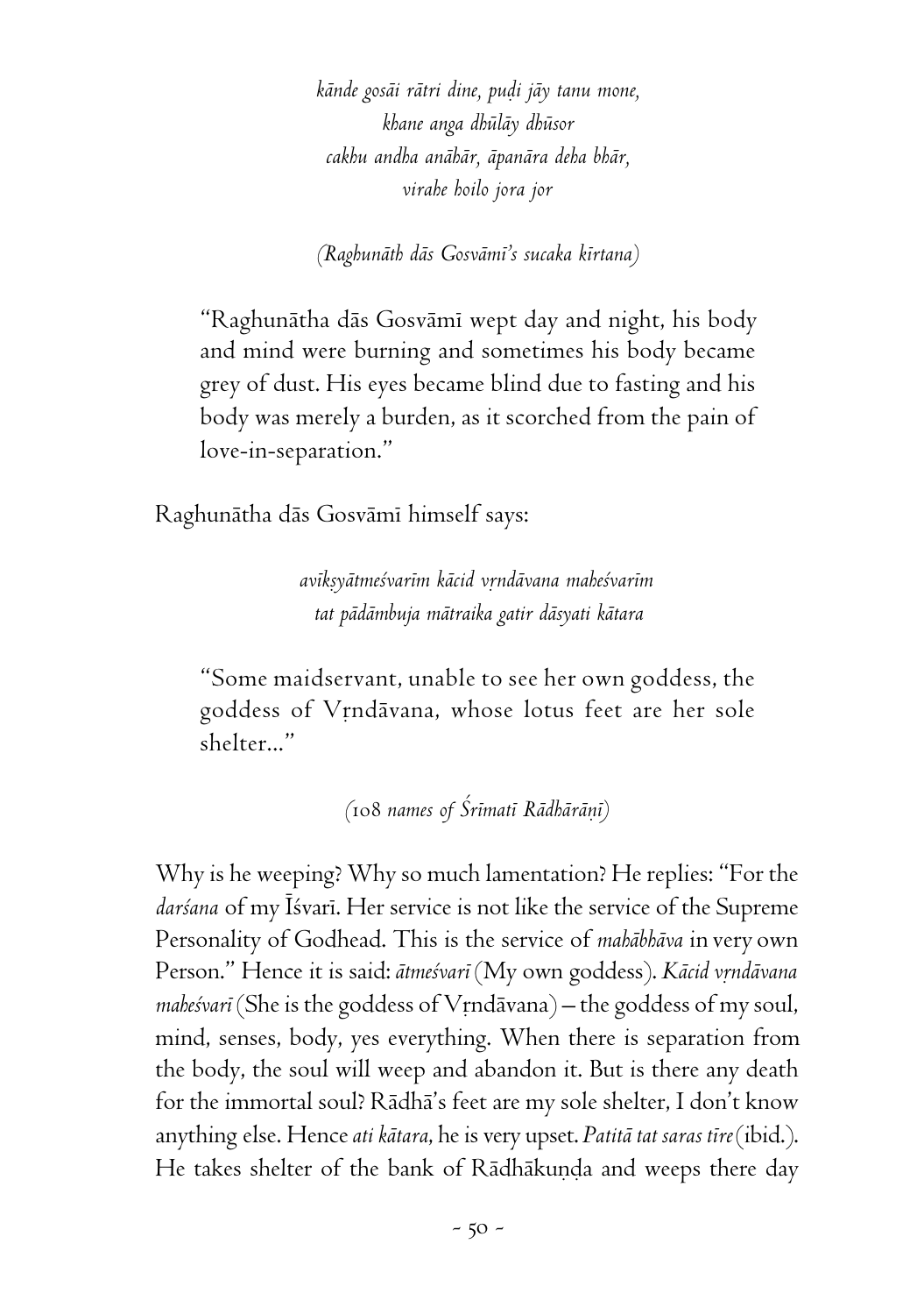*kānde gosāi rātri dine, puḍi jāy tanu mone,*
*khane anga dhūlāy dhūsor*
*cakhu andha anāhār, āpanāra deha bhār,*
*virahe hoilo jora jor*

*(Raghunāth dās Gosvāmī's sucaka kīrtana)*

> "Raghunātha dās Gosvāmī wept day and night, his body and mind were burning and sometimes his body became grey of dust. His eyes became blind due to fasting and his body was merely a burden, as it scorched from the pain of love-in-separation."

Raghunātha dās Gosvāmī himself says:

*avīkṣyātmeśvarīm kācid vṛndāvana maheśvarīm*
*tat pādāmbuja mātraika gatir dāsyati kātara*

> "Some maidservant, unable to see her own goddess, the goddess of Vṛndāvana, whose lotus feet are her sole shelter..."

*(108 names of Śrīmatī Rādhārāṇī)*

Why is he weeping? Why so much lamentation? He replies: "For the *darśana* of my Īśvarī. Her service is not like the service of the Supreme Personality of Godhead. This is the service of *mahābhāva* in very own Person." Hence it is said: *ātmeśvarī* (My own goddess). *Kācid vṛndāvana maheśvarī* (She is the goddess of Vṛndāvana) – the goddess of my soul, mind, senses, body, yes everything. When there is separation from the body, the soul will weep and abandon it. But is there any death for the immortal soul? Rādhā's feet are my sole shelter, I don't know anything else. Hence *ati kātara*, he is very upset. *Patitā tat saras tīre* (ibid.). He takes shelter of the bank of Rādhākuṇḍa and weeps there day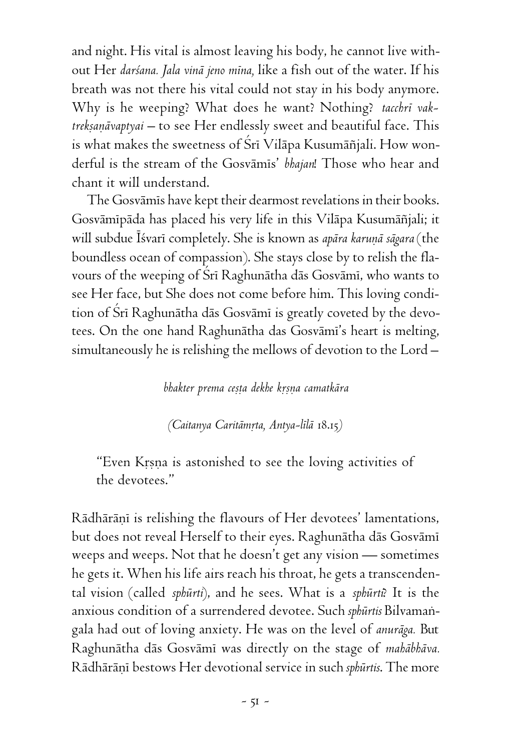and night. His vital is almost leaving his body, he cannot live without Her *darśana. Jala vinā jeno mīna,* like a fish out of the water. If his breath was not there his vital could not stay in his body anymore. Why is he weeping? What does he want? Nothing? *tacchrī vaktrekṣaṇāvaptyai* – to see Her endlessly sweet and beautiful face. This is what makes the sweetness of Śrī Vilāpa Kusumāñjali. How wonderful is the stream of the Gosvāmīs' *bhajan*! Those who hear and chant it will understand.

The Gosvāmīs have kept their dearmost revelations in their books. Gosvāmīpāda has placed his very life in this Vilāpa Kusumāñjali; it will subdue Īśvarī completely. She is known as *apāra karuṇā sāgara* (the boundless ocean of compassion). She stays close by to relish the flavours of the weeping of Śrī Raghunātha dās Gosvāmī, who wants to see Her face, but She does not come before him. This loving condition of Śrī Raghunātha dās Gosvāmī is greatly coveted by the devotees. On the one hand Raghunātha das Gosvāmī's heart is melting, simultaneously he is relishing the mellows of devotion to the Lord –

*bhakter prema ceṣṭa dekhe kṛṣṇa camatkāra*

*(Caitanya Caritāmṛta, Antya-līlā* 18.15*)*

> "Even Kṛṣṇa is astonished to see the loving activities of the devotees."

Rādhārāṇī is relishing the flavours of Her devotees' lamentations, but does not reveal Herself to their eyes. Raghunātha dās Gosvāmī weeps and weeps. Not that he doesn't get any vision — sometimes he gets it. When his life airs reach his throat, he gets a transcendental vision (called *sphūrti*), and he sees. What is a *sphūrti*? It is the anxious condition of a surrendered devotee. Such *sphūrtis* Bilvamaṅgala had out of loving anxiety. He was on the level of *anurāga.* But Raghunātha dās Gosvāmī was directly on the stage of *mahābhāva.* Rādhārāṇī bestows Her devotional service in such *sphūrtis*. The more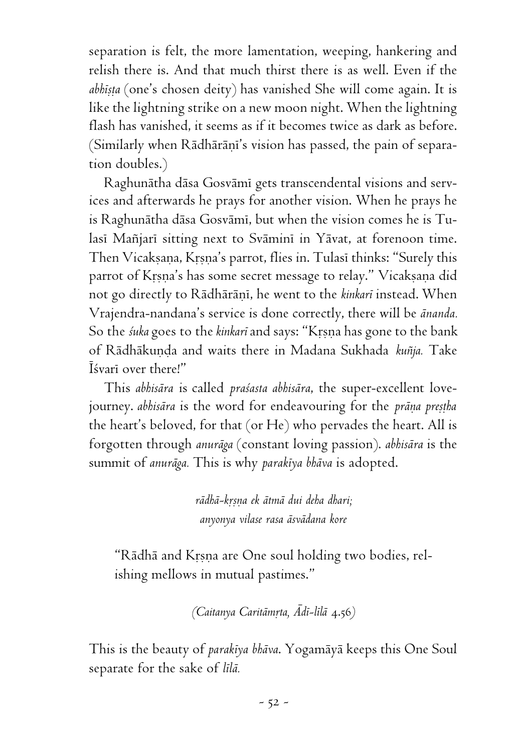separation is felt, the more lamentation, weeping, hankering and relish there is. And that much thirst there is as well. Even if the *abhīṣṭa* (one's chosen deity) has vanished She will come again. It is like the lightning strike on a new moon night. When the lightning flash has vanished, it seems as if it becomes twice as dark as before. (Similarly when Rādhārāṇī's vision has passed, the pain of separation doubles.)

Raghunātha dāsa Gosvāmī gets transcendental visions and services and afterwards he prays for another vision. When he prays he is Raghunātha dāsa Gosvāmī, but when the vision comes he is Tulasī Mañjarī sitting next to Svāminī in Yāvat, at forenoon time. Then Vicakṣaṇa, Kṛṣṇa's parrot, flies in. Tulasī thinks: "Surely this parrot of Kṛṣṇa's has some secret message to relay." Vicakṣaṇa did not go directly to Rādhārāṇī, he went to the *kinkarī* instead. When Vrajendra-nandana's service is done correctly, there will be *ānanda.* So the *śuka* goes to the *kinkarī* and says: "Kṛṣṇa has gone to the bank of Rādhākuṇḍa and waits there in Madana Sukhada *kuñja.* Take Īśvarī over there!"

This *abhisāra* is called *praśasta abhisāra*, the super-excellent love-journey. *abhisāra* is the word for endeavouring for the *prāṇa preṣṭha* the heart's beloved, for that (or He) who pervades the heart. All is forgotten through *anurāga* (constant loving passion). *abhisāra* is the summit of *anurāga.* This is why *parakīya bhāva* is adopted.

*rādhā-kṛṣṇa ek ātmā dui deha dhari;*
*anyonya vilase rasa āsvādana kore*

> "Rādhā and Kṛṣṇa are One soul holding two bodies, relishing mellows in mutual pastimes."

*(Caitanya Caritāmṛta, Ādi-līlā 4.56)*

This is the beauty of *parakīya bhāva*. Yogamāyā keeps this One Soul separate for the sake of *līlā.*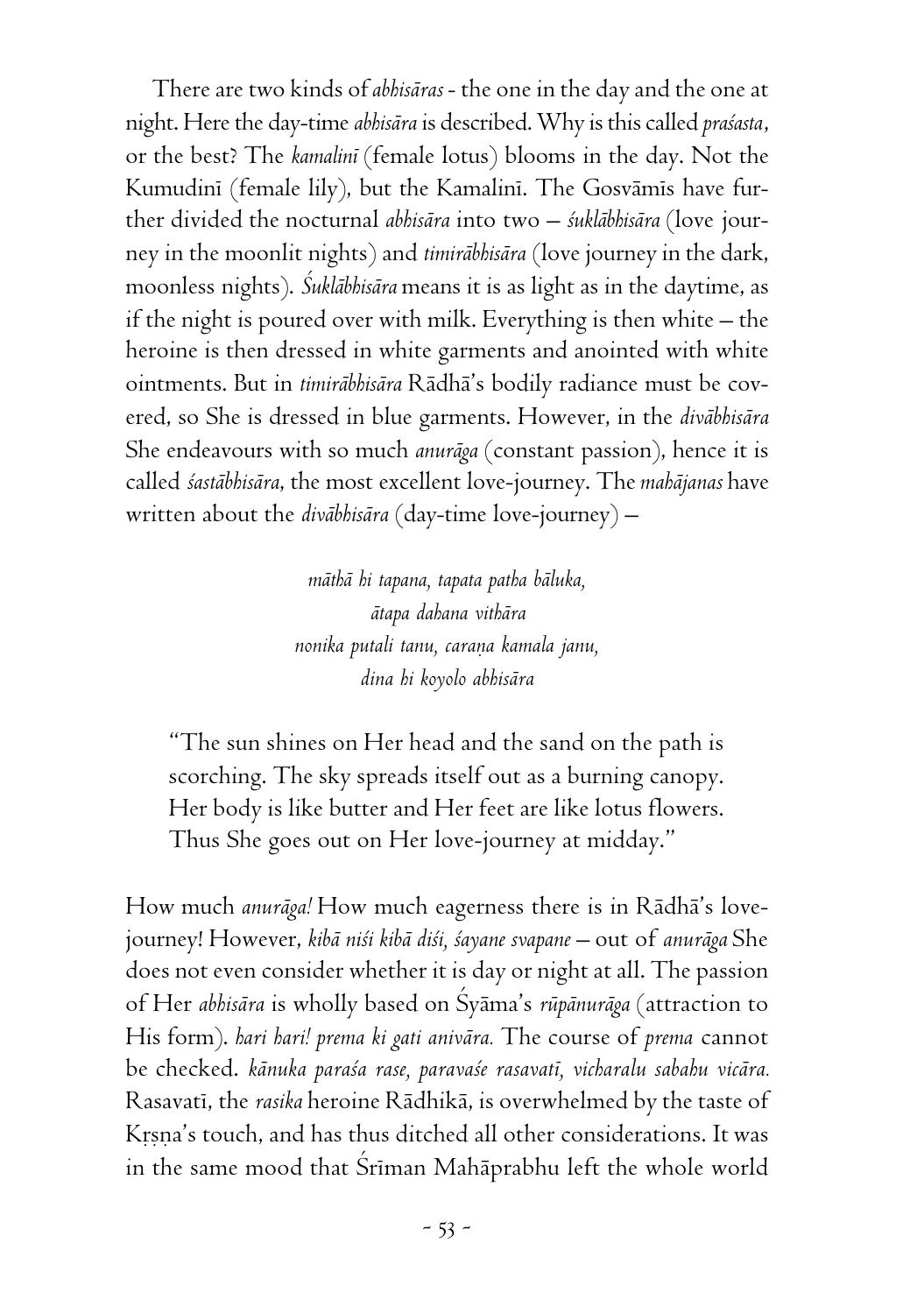There are two kinds of *abhisāras* - the one in the day and the one at night. Here the day-time *abhisāra* is described. Why is this called *praśasta*, or the best? The *kamalinī* (female lotus) blooms in the day. Not the Kumudinī (female lily), but the Kamalinī. The Gosvāmīs have further divided the nocturnal *abhisāra* into two – *śuklābhisāra* (love journey in the moonlit nights) and *timirābhisāra* (love journey in the dark, moonless nights). *Śuklābhisāra* means it is as light as in the daytime, as if the night is poured over with milk. Everything is then white – the heroine is then dressed in white garments and anointed with white ointments. But in *timirābhisāra* Rādhā's bodily radiance must be covered, so She is dressed in blue garments. However, in the *divābhisāra* She endeavours with so much *anurāga* (constant passion), hence it is called *śastābhisāra*, the most excellent love-journey. The *mahājanas* have written about the *divābhisāra* (day-time love-journey) –

*māthā hi tapana, tapata patha bāluka,*
*ātapa dahana vithāra*
*nonika putali tanu, caraṇa kamala janu,*
*dina hi koyolo abhisāra*

> "The sun shines on Her head and the sand on the path is scorching. The sky spreads itself out as a burning canopy. Her body is like butter and Her feet are like lotus flowers. Thus She goes out on Her love-journey at midday."

How much *anurāga!* How much eagerness there is in Rādhā's love-journey! However, *kibā niśi kibā diśi, śayane svapane* – out of *anurāga* She does not even consider whether it is day or night at all. The passion of Her *abhisāra* is wholly based on Śyāma's *rūpānurāga* (attraction to His form). *hari hari! prema ki gati anivāra.* The course of *prema* cannot be checked. *kānuka paraśa rase, paravaśe rasavatī, vicharalu sabahu vicāra.* Rasavatī, the *rasika* heroine Rādhikā, is overwhelmed by the taste of Kṛṣṇa's touch, and has thus ditched all other considerations. It was in the same mood that Śrīman Mahāprabhu left the whole world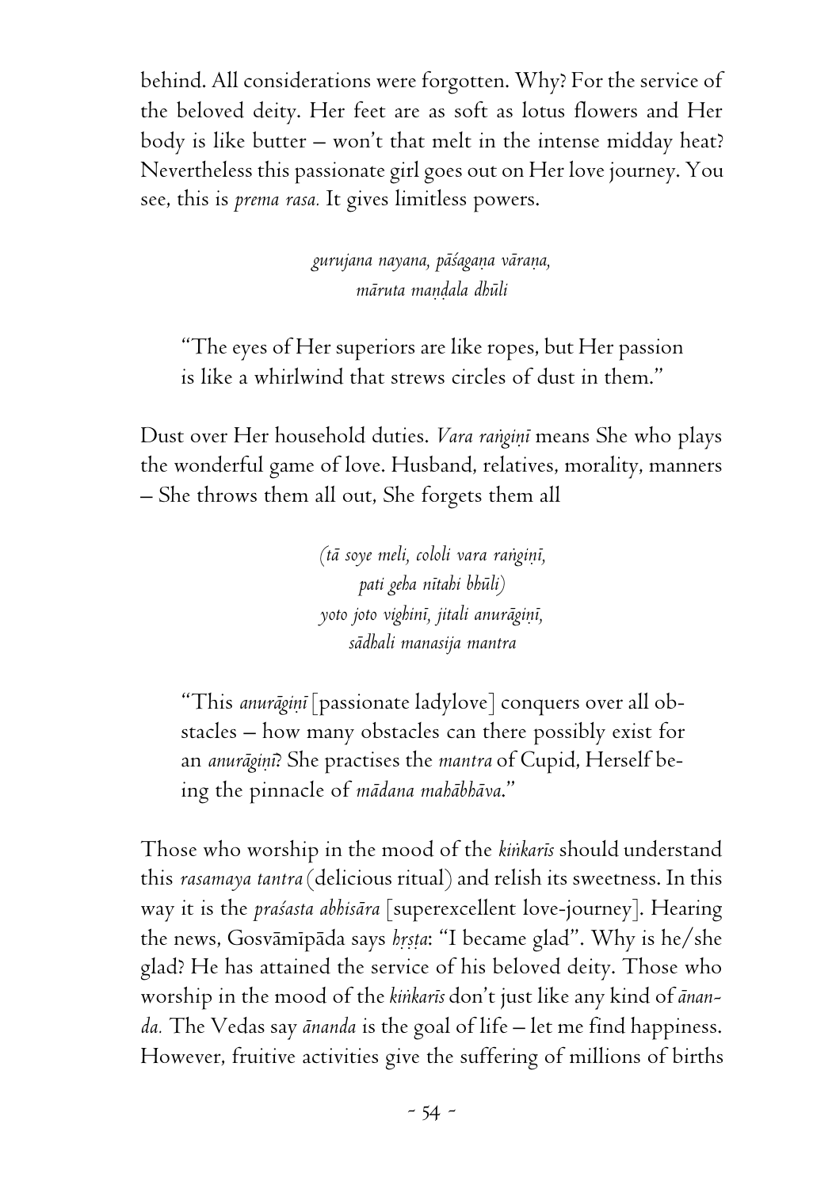behind. All considerations were forgotten. Why? For the service of the beloved deity. Her feet are as soft as lotus flowers and Her body is like butter – won't that melt in the intense midday heat? Nevertheless this passionate girl goes out on Her love journey. You see, this is *prema rasa.* It gives limitless powers.

> *gurujana nayana, pāśagaṇa vāraṇa,*
> *māruta maṇḍala dhūli*

> "The eyes of Her superiors are like ropes, but Her passion is like a whirlwind that strews circles of dust in them."

Dust over Her household duties. *Vara raṅgiṇī* means She who plays the wonderful game of love. Husband, relatives, morality, manners – She throws them all out, She forgets them all

> *(tā soye meli, cololi vara raṅgiṇī,*
> *pati geha nītahi bhūli)*
> *yoto joto vighinī, jitali anurāgiṇī,*
> *sādhali manasija mantra*

> "This *anurāgiṇī* [passionate ladylove] conquers over all obstacles – how many obstacles can there possibly exist for an *anurāgiṇī*? She practises the *mantra* of Cupid, Herself being the pinnacle of *mādana mahābhāva*."

Those who worship in the mood of the *kiṅkarīs* should understand this *rasamaya tantra* (delicious ritual) and relish its sweetness. In this way it is the *praśasta abhisāra* [superexcellent love-journey]. Hearing the news, Gosvāmīpāda says *hṛṣṭa*: "I became glad". Why is he/she glad? He has attained the service of his beloved deity. Those who worship in the mood of the *kiṅkarīs* don't just like any kind of *ānanda.* The Vedas say *ānanda* is the goal of life – let me find happiness. However, fruitive activities give the suffering of millions of births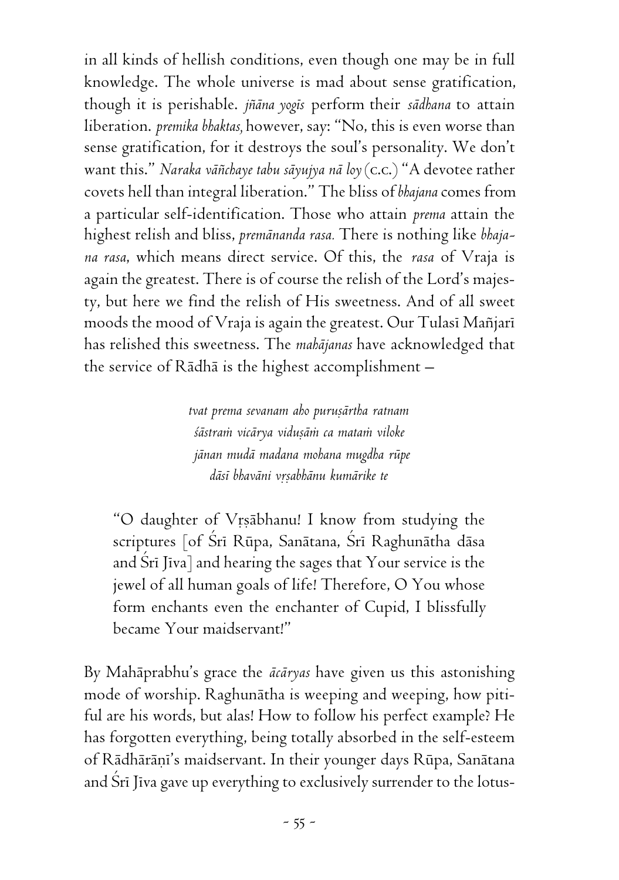in all kinds of hellish conditions, even though one may be in full knowledge. The whole universe is mad about sense gratification, though it is perishable. *jñāna yogīs* perform their *sādhana* to attain liberation. *premika bhaktas,* however, say: "No, this is even worse than sense gratification, for it destroys the soul's personality. We don't want this." *Naraka vāñchaye tabu sāyujya nā loy* (C.C.) "A devotee rather covets hell than integral liberation." The bliss of *bhajana* comes from a particular self-identification. Those who attain *prema* attain the highest relish and bliss, *premānanda rasa.* There is nothing like *bhajana rasa*, which means direct service. Of this, the *rasa* of Vraja is again the greatest. There is of course the relish of the Lord's majesty, but here we find the relish of His sweetness. And of all sweet moods the mood of Vraja is again the greatest. Our Tulasī Mañjarī has relished this sweetness. The *mahājanas* have acknowledged that the service of Rādhā is the highest accomplishment –

> *tvat prema sevanam aho puruṣārtha ratnam*
> *śāstraṁ vicārya viduṣāṁ ca mataṁ viloke*
> *jānan mudā madana mohana mugdha rūpe*
> *dāsī bhavāni vṛṣabhānu kumārike te*

> "O daughter of Vṛṣābhanu! I know from studying the scriptures [of Śrī Rūpa, Sanātana, Śrī Raghunātha dāsa and Śrī Jīva] and hearing the sages that Your service is the jewel of all human goals of life! Therefore, O You whose form enchants even the enchanter of Cupid, I blissfully became Your maidservant!"

By Mahāprabhu's grace the *ācāryas* have given us this astonishing mode of worship. Raghunātha is weeping and weeping, how pitiful are his words, but alas! How to follow his perfect example? He has forgotten everything, being totally absorbed in the self-esteem of Rādhārāṇī's maidservant. In their younger days Rūpa, Sanātana and Śrī Jīva gave up everything to exclusively surrender to the lotus-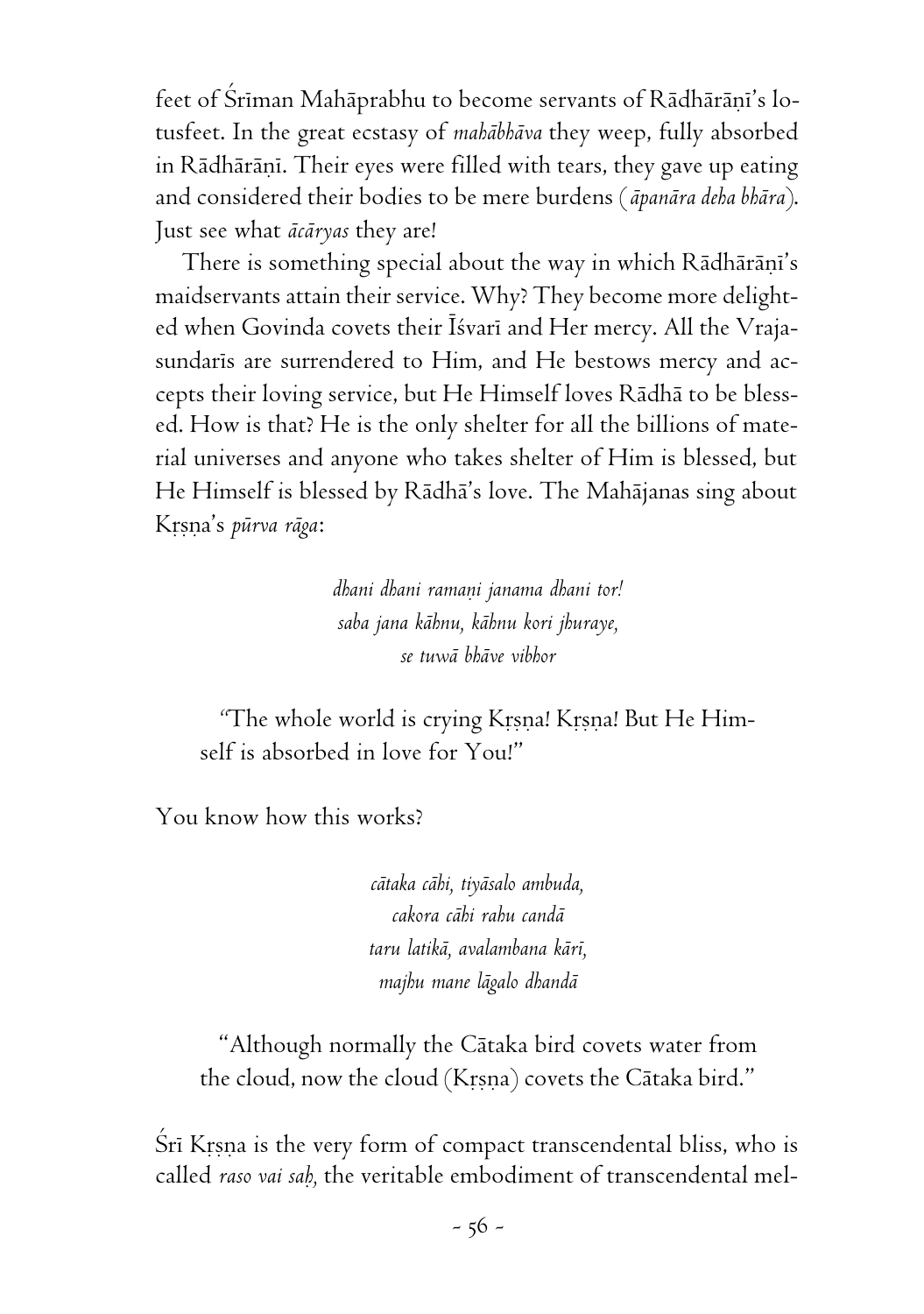feet of Śrīman Mahāprabhu to become servants of Rādhārāṇī's lotusfeet. In the great ecstasy of *mahābhāva* they weep, fully absorbed in Rādhārāṇī. Their eyes were filled with tears, they gave up eating and considered their bodies to be mere burdens (*āpanāra deha bhāra*). Just see what *ācāryas* they are!

There is something special about the way in which Rādhārāṇī's maidservants attain their service. Why? They become more delighted when Govinda covets their Īśvarī and Her mercy. All the Vrajasundarīs are surrendered to Him, and He bestows mercy and accepts their loving service, but He Himself loves Rādhā to be blessed. How is that? He is the only shelter for all the billions of material universes and anyone who takes shelter of Him is blessed, but He Himself is blessed by Rādhā's love. The Mahājanas sing about Kṛṣṇa's *pūrva rāga*:

> *dhani dhani ramaṇi janama dhani tor!*
> *saba jana kāhnu, kāhnu kori jhuraye,*
> *se tuwā bhāve vibhor*

> "The whole world is crying Kṛṣṇa! Kṛṣṇa! But He Himself is absorbed in love for You!"

You know how this works?

> *cātaka cāhi, tiyāsalo ambuda,*
> *cakora cāhi rahu candā*
> *taru latikā, avalambana kārī,*
> *majhu mane lāgalo dhandā*

> "Although normally the Cātaka bird covets water from the cloud, now the cloud (Kṛṣṇa) covets the Cātaka bird."

Śrī Kṛṣṇa is the very form of compact transcendental bliss, who is called *raso vai saḥ,* the veritable embodiment of transcendental mel-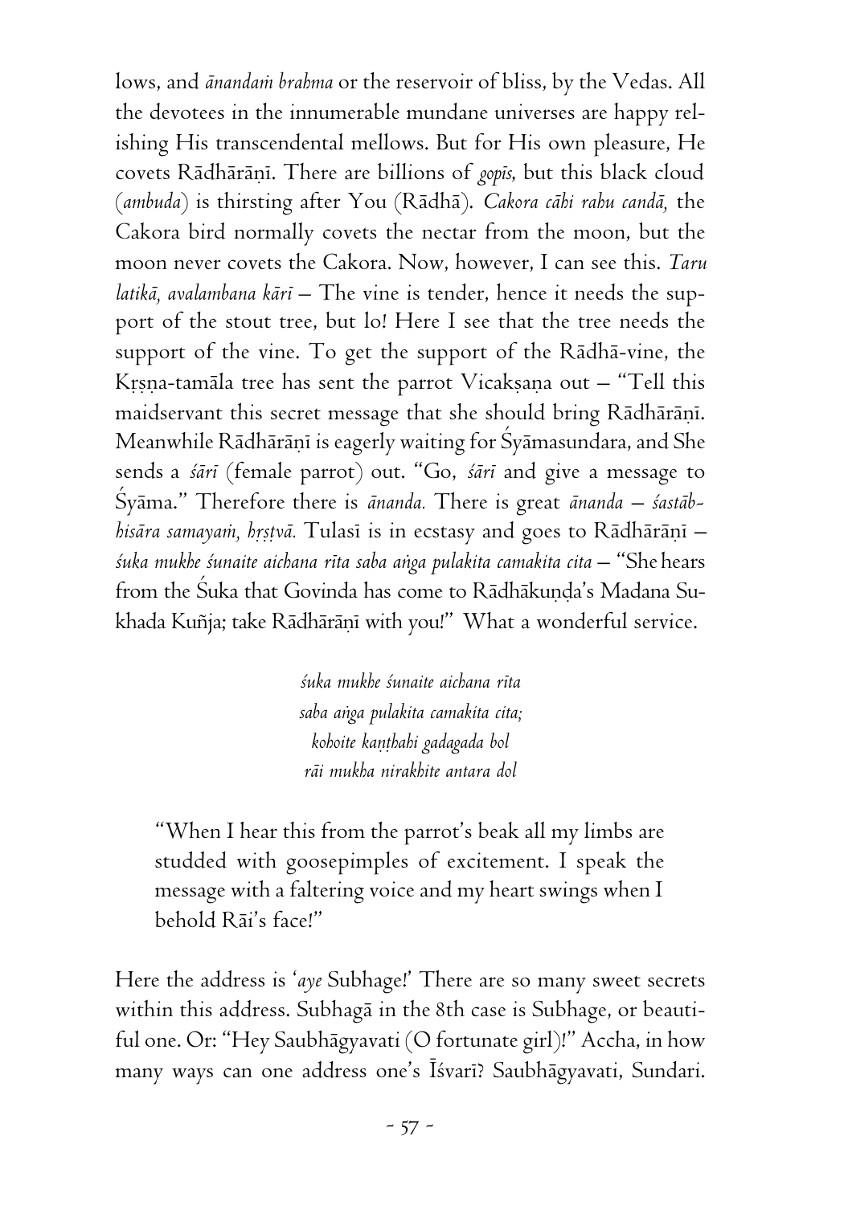lows, and *ānandaṁ brahma* or the reservoir of bliss, by the Vedas. All the devotees in the innumerable mundane universes are happy relishing His transcendental mellows. But for His own pleasure, He covets Rādhārāṇī. There are billions of *gopīs*, but this black cloud (*ambuda*) is thirsting after You (Rādhā). *Cakora cāhi rahu candā,* the Cakora bird normally covets the nectar from the moon, but the moon never covets the Cakora. Now, however, I can see this. *Taru latikā, avalambana kārī* – The vine is tender, hence it needs the support of the stout tree, but lo! Here I see that the tree needs the support of the vine. To get the support of the Rādhā-vine, the Kṛṣṇa-tamāla tree has sent the parrot Vicakṣaṇa out – "Tell this maidservant this secret message that she should bring Rādhārāṇī. Meanwhile Rādhārāṇī is eagerly waiting for Śyāmasundara, and She sends a *śārī* (female parrot) out. "Go, *śārī* and give a message to Śyāma." Therefore there is *ānanda.* There is great *ānanda* – *śastābhisāra samayaṁ, hṛṣṭvā.* Tulasī is in ecstasy and goes to Rādhārāṇī – *śuka mukhe śunaite aichana rīta saba aṅga pulakita camakita cita* – "She hears from the Śuka that Govinda has come to Rādhākuṇḍa's Madana Sukhada Kuñja; take Rādhārāṇī with you!" What a wonderful service.

> *śuka mukhe śunaite aichana rīta*
> *saba aṅga pulakita camakita cita;*
> *kohoite kaṇṭhahi gadagada bol*
> *rāi mukha nirakhite antara dol*

> "When I hear this from the parrot's beak all my limbs are studded with goosepimples of excitement. I speak the message with a faltering voice and my heart swings when I behold Rāi's face!"

Here the address is '*aye* Subhage!' There are so many sweet secrets within this address. Subhagā in the 8th case is Subhage, or beautiful one. Or: "Hey Saubhāgyavati (O fortunate girl)!" Accha, in how many ways can one address one's Īśvarī? Saubhāgyavati, Sundari.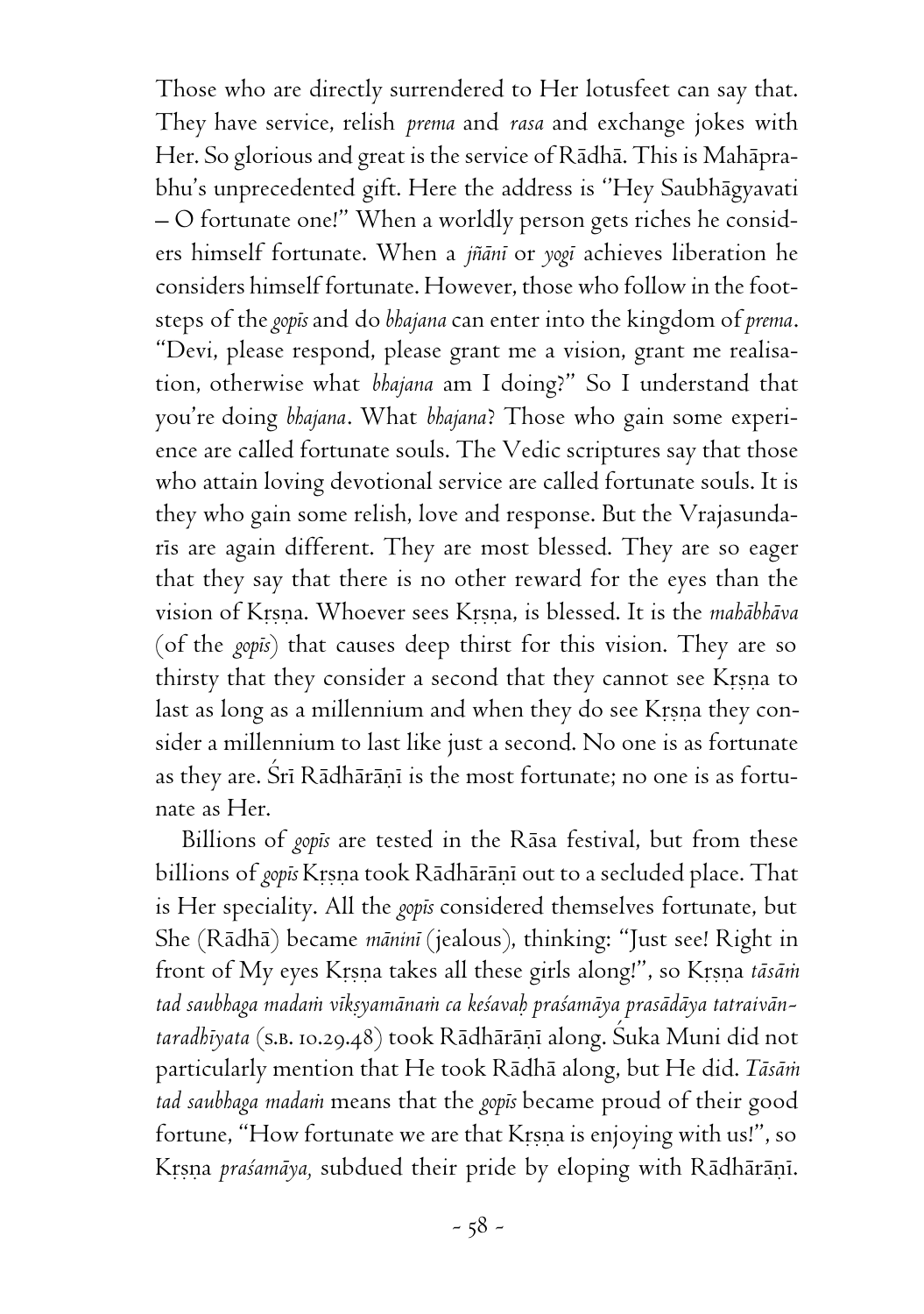Those who are directly surrendered to Her lotusfeet can say that. They have service, relish *prema* and *rasa* and exchange jokes with Her. So glorious and great is the service of Rādhā. This is Mahāprabhu's unprecedented gift. Here the address is "Hey Saubhāgyavati – O fortunate one!" When a worldly person gets riches he considers himself fortunate. When a *jñānī* or *yogī* achieves liberation he considers himself fortunate. However, those who follow in the footsteps of the *gopīs* and do *bhajana* can enter into the kingdom of *prema*. "Devi, please respond, please grant me a vision, grant me realisation, otherwise what *bhajana* am I doing?" So I understand that you're doing *bhajana*. What *bhajana*? Those who gain some experience are called fortunate souls. The Vedic scriptures say that those who attain loving devotional service are called fortunate souls. It is they who gain some relish, love and response. But the Vrajasundarīs are again different. They are most blessed. They are so eager that they say that there is no other reward for the eyes than the vision of Kṛṣṇa. Whoever sees Kṛṣṇa, is blessed. It is the *mahābhāva* (of the *gopīs*) that causes deep thirst for this vision. They are so thirsty that they consider a second that they cannot see Kṛṣṇa to last as long as a millennium and when they do see Kṛṣṇa they consider a millennium to last like just a second. No one is as fortunate as they are. Śrī Rādhārāṇī is the most fortunate; no one is as fortunate as Her.

Billions of *gopīs* are tested in the Rāsa festival, but from these billions of *gopīs* Kṛṣṇa took Rādhārāṇī out to a secluded place. That is Her speciality. All the *gopīs* considered themselves fortunate, but She (Rādhā) became *māninī* (jealous), thinking: "Just see! Right in front of My eyes Kṛṣṇa takes all these girls along!", so Kṛṣṇa *tāsāṁ tad saubhaga madaṁ vīkṣyamānaṁ ca keśavaḥ praśamāya prasādāya tatraivāntaradhīyata* (S.B. 10.29.48) took Rādhārāṇī along. Śuka Muni did not particularly mention that He took Rādhā along, but He did. *Tāsāṁ tad saubhaga madaṁ* means that the *gopīs* became proud of their good fortune, "How fortunate we are that Kṛṣṇa is enjoying with us!", so Kṛṣṇa *praśamāya,* subdued their pride by eloping with Rādhārāṇī.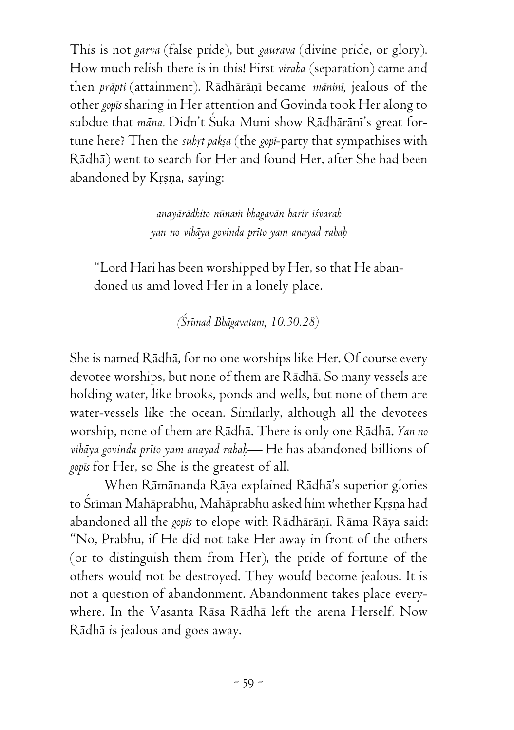This is not *garva* (false pride), but *gaurava* (divine pride, or glory). How much relish there is in this! First *viraha* (separation) came and then *prāpti* (attainment). Rādhārāṇī became *māninī,* jealous of the other *gopīs* sharing in Her attention and Govinda took Her along to subdue that *māna.* Didn't Śuka Muni show Rādhārāṇī's great fortune here? Then the *suhṛt pakṣa* (the *gopī*-party that sympathises with Rādhā) went to search for Her and found Her, after She had been abandoned by Kṛṣṇa, saying:

> *anayārādhito nūnaṁ bhagavān harir īśvaraḥ*
> *yan no vihāya govinda prīto yam anayad rahaḥ*

> "Lord Hari has been worshipped by Her, so that He abandoned us amd loved Her in a lonely place.
>
> *(Śrīmad Bhāgavatam, 10.30.28)*

She is named Rādhā, for no one worships like Her. Of course every devotee worships, but none of them are Rādhā. So many vessels are holding water, like brooks, ponds and wells, but none of them are water-vessels like the ocean. Similarly, although all the devotees worship, none of them are Rādhā. There is only one Rādhā. *Yan no vihāya govinda prīto yam anayad rahaḥ*— He has abandoned billions of *gopīs* for Her, so She is the greatest of all.

When Rāmānanda Rāya explained Rādhā's superior glories to Śrīman Mahāprabhu, Mahāprabhu asked him whether Kṛṣṇa had abandoned all the *gopīs* to elope with Rādhārāṇī. Rāma Rāya said: "No, Prabhu, if He did not take Her away in front of the others (or to distinguish them from Her), the pride of fortune of the others would not be destroyed. They would become jealous. It is not a question of abandonment. Abandonment takes place everywhere. In the Vasanta Rāsa Rādhā left the arena Herself. Now Rādhā is jealous and goes away.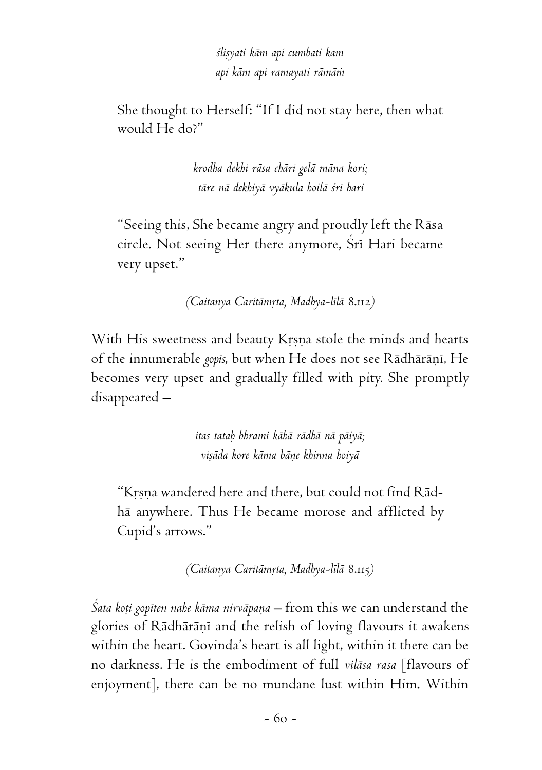*śliṣyati kām api cumbati kam*
*api kām api ramayati rāmāṁ*

> She thought to Herself: "If I did not stay here, then what would He do?"

*krodha dekhi rāsa chāri gelā māna kori;*
*tāre nā dekhiyā vyākula hoilā śrī hari*

> "Seeing this, She became angry and proudly left the Rāsa circle. Not seeing Her there anymore, Śrī Hari became very upset."

*(Caitanya Caritāmṛta, Madhya-līlā 8.112)*

With His sweetness and beauty Kṛṣṇa stole the minds and hearts of the innumerable *gopīs*, but when He does not see Rādhārāṇī, He becomes very upset and gradually filled with pity. She promptly disappeared –

*itas tataḥ bhrami kāhā rādhā nā pāiyā;*
*viṣāda kore kāma bāṇe khinna hoiyā*

> "Kṛṣṇa wandered here and there, but could not find Rādhā anywhere. Thus He became morose and afflicted by Cupid's arrows."

*(Caitanya Caritāmṛta, Madhya-līlā 8.115)*

*Śata koṭi gopīten nahe kāma nirvāpaṇa* – from this we can understand the glories of Rādhārāṇī and the relish of loving flavours it awakens within the heart. Govinda's heart is all light, within it there can be no darkness. He is the embodiment of full *vilāsa rasa* [flavours of enjoyment], there can be no mundane lust within Him. Within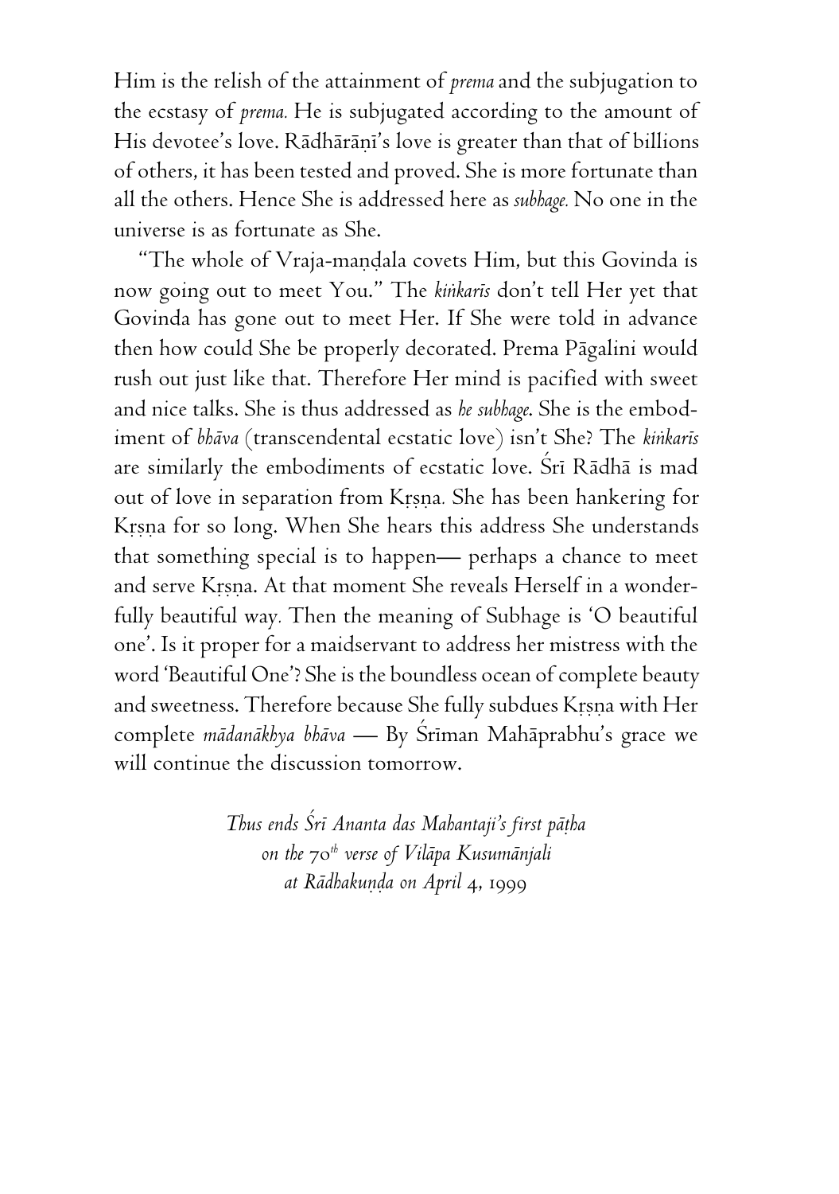Him is the relish of the attainment of *prema* and the subjugation to the ecstasy of *prema.* He is subjugated according to the amount of His devotee's love. Rādhārāṇī's love is greater than that of billions of others, it has been tested and proved. She is more fortunate than all the others. Hence She is addressed here as *subhage.* No one in the universe is as fortunate as She.

"The whole of Vraja-maṇḍala covets Him, but this Govinda is now going out to meet You." The *kiṅkarīs* don't tell Her yet that Govinda has gone out to meet Her. If She were told in advance then how could She be properly decorated. Prema Pāgalini would rush out just like that. Therefore Her mind is pacified with sweet and nice talks. She is thus addressed as *he subhage*. She is the embodiment of *bhāva* (transcendental ecstatic love) isn't She? The *kiṅkarīs* are similarly the embodiments of ecstatic love. Śrī Rādhā is mad out of love in separation from Kṛṣṇa. She has been hankering for Kṛṣṇa for so long. When She hears this address She understands that something special is to happen— perhaps a chance to meet and serve Kṛṣṇa. At that moment She reveals Herself in a wonderfully beautiful way. Then the meaning of Subhage is 'O beautiful one'. Is it proper for a maidservant to address her mistress with the word 'Beautiful One'? She is the boundless ocean of complete beauty and sweetness. Therefore because She fully subdues Kṛṣṇa with Her complete *mādanākhya bhāva* — By Śrīman Mahāprabhu's grace we will continue the discussion tomorrow.

*Thus ends Śrī Ananta das Mahantaji's first pāṭha on the 70th verse of Vilāpa Kusumānjali at Rādhakuṇḍa on April 4, 1999*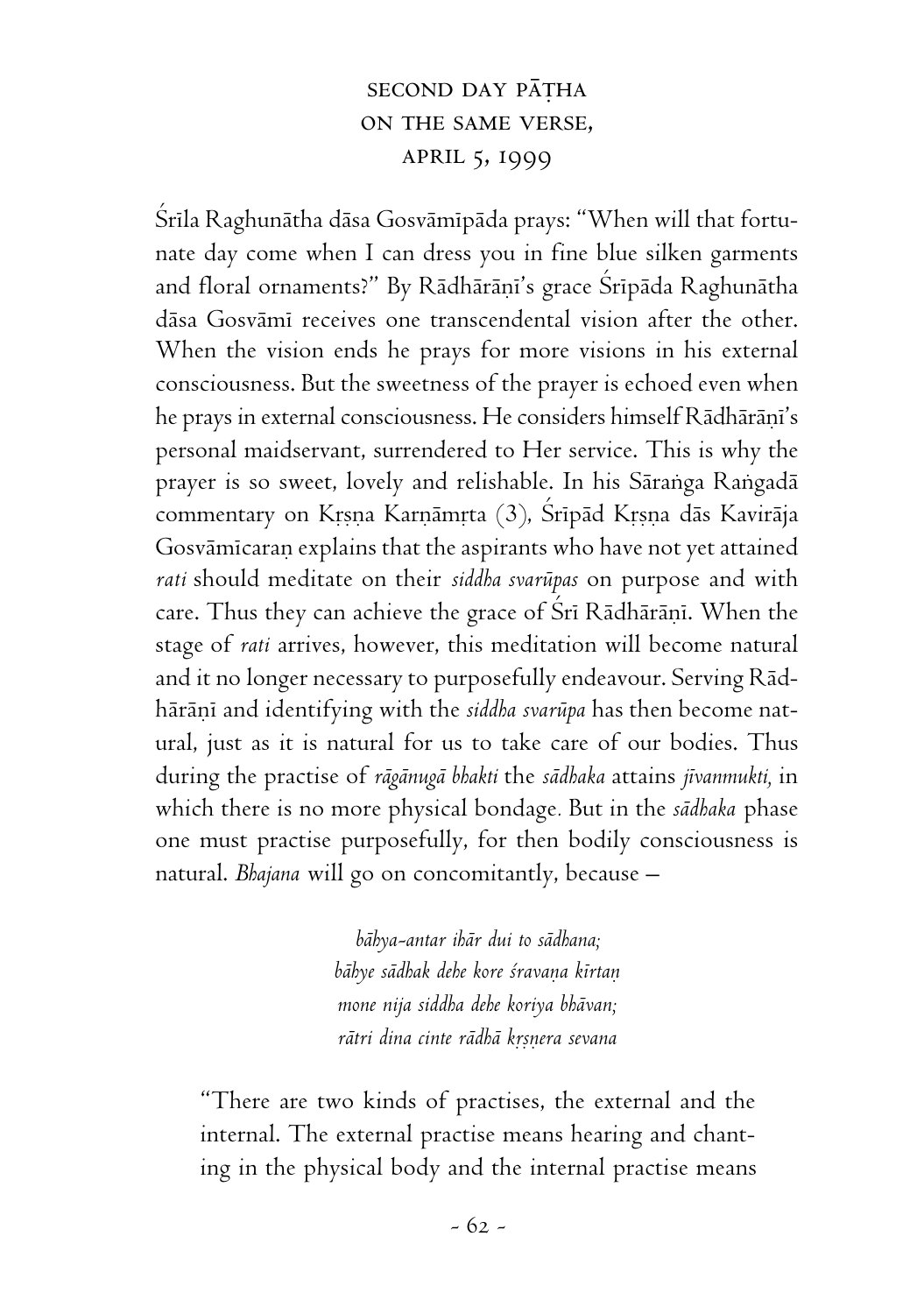## SECOND DAY PĀṬHA ON THE SAME VERSE, APRIL 5, 1999

Śrīla Raghunātha dāsa Gosvāmīpāda prays: "When will that fortunate day come when I can dress you in fine blue silken garments and floral ornaments?" By Rādhārāṇī's grace Śrīpāda Raghunātha dāsa Gosvāmī receives one transcendental vision after the other. When the vision ends he prays for more visions in his external consciousness. But the sweetness of the prayer is echoed even when he prays in external consciousness. He considers himself Rādhārāṇī's personal maidservant, surrendered to Her service. This is why the prayer is so sweet, lovely and relishable. In his Sāraṅga Raṅgadā commentary on Kṛṣṇa Karṇāmṛta (3), Śrīpād Kṛṣṇa dās Kavirāja Gosvāmīcaraṇ explains that the aspirants who have not yet attained *rati* should meditate on their *siddha svarūpas* on purpose and with care. Thus they can achieve the grace of Śrī Rādhārāṇī. When the stage of *rati* arrives, however, this meditation will become natural and it no longer necessary to purposefully endeavour. Serving Rādhārāṇī and identifying with the *siddha svarūpa* has then become natural, just as it is natural for us to take care of our bodies. Thus during the practise of *rāgānugā bhakti* the *sādhaka* attains *jīvanmukti,* in which there is no more physical bondage. But in the *sādhaka* phase one must practise purposefully, for then bodily consciousness is natural. *Bhajana* will go on concomitantly, because –

> *bāhya-antar ihār dui to sādhana;*
> *bāhye sādhak dehe kore śravaṇa kīrtaṇ*
> *mone nija siddha dehe koriya bhāvan;*
> *rātri dina cinte rādhā kṛṣṇera sevana*

"There are two kinds of practises, the external and the internal. The external practise means hearing and chanting in the physical body and the internal practise means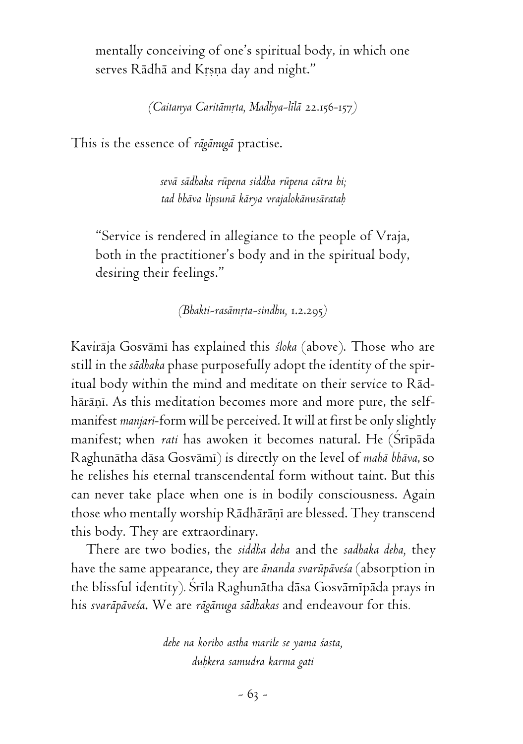mentally conceiving of one's spiritual body, in which one serves Rādhā and Kṛṣṇa day and night."

*(Caitanya Caritāmṛta, Madhya-līlā 22.156-157)*

This is the essence of *rāgānugā* practise.

*sevā sādhaka rūpena siddha rūpena cātra hi;*
*tad bhāva lipsunā kārya vrajalokānusārataḥ*

"Service is rendered in allegiance to the people of Vraja, both in the practitioner's body and in the spiritual body, desiring their feelings."

*(Bhakti-rasāmṛta-sindhu, 1.2.295)*

Kavirāja Gosvāmī has explained this *śloka* (above). Those who are still in the *sādhaka* phase purposefully adopt the identity of the spiritual body within the mind and meditate on their service to Rādhārāṇī. As this meditation becomes more and more pure, the self-manifest *manjarī*-form will be perceived. It will at first be only slightly manifest; when *rati* has awoken it becomes natural. He (Śrīpāda Raghunātha dāsa Gosvāmī) is directly on the level of *mahā bhāva,* so he relishes his eternal transcendental form without taint. But this can never take place when one is in bodily consciousness. Again those who mentally worship Rādhārāṇī are blessed. They transcend this body. They are extraordinary.

There are two bodies, the *siddha deha* and the *sadhaka deha,* they have the same appearance, they are *ānanda svarūpāveśa* (absorption in the blissful identity). Śrīla Raghunātha dāsa Gosvāmīpāda prays in his *svarāpāveśa*. We are *rāgānuga sādhakas* and endeavour for this.

*dehe na koriho astha marile se yama śasta,*
*duḥkera samudra karma gati*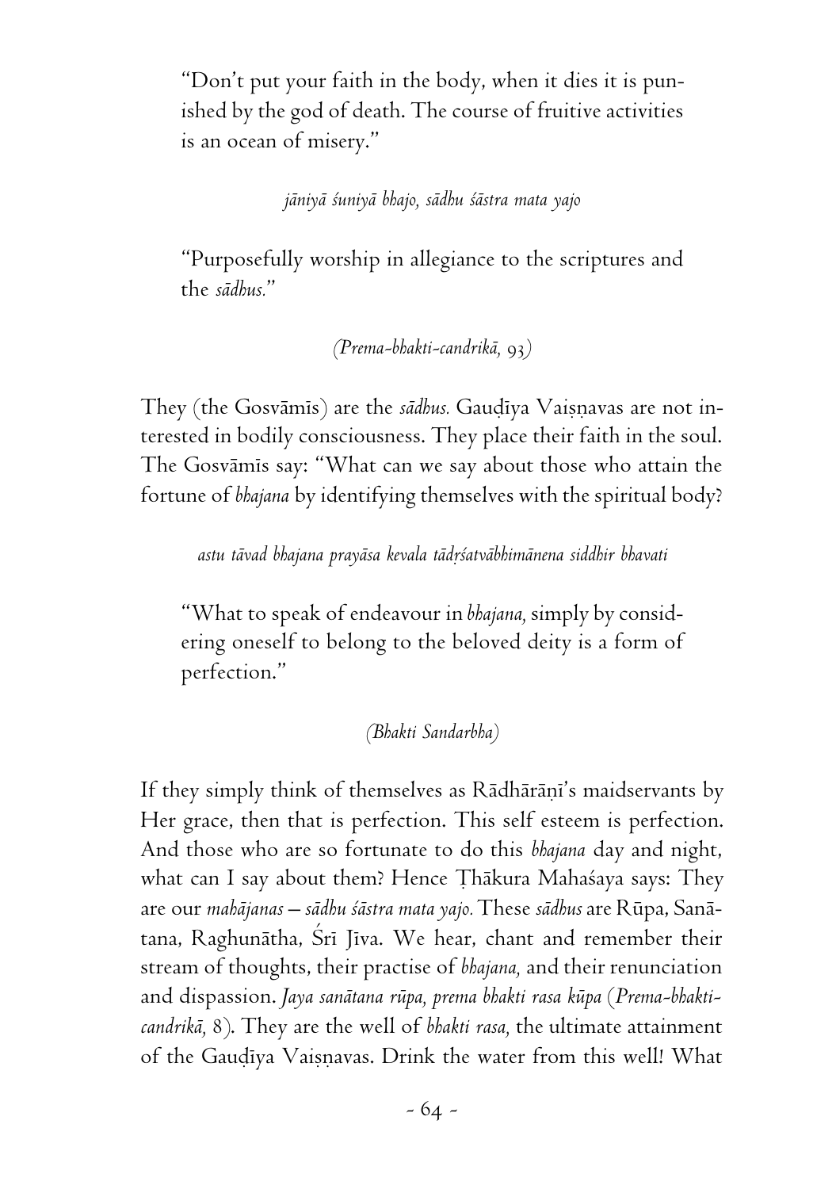"Don't put your faith in the body, when it dies it is punished by the god of death. The course of fruitive activities is an ocean of misery."

*jāniyā śuniyā bhajo, sādhu śāstra mata yajo*

"Purposefully worship in allegiance to the scriptures and the *sādhus.*"

*(Prema-bhakti-candrikā, 93)*

They (the Gosvāmīs) are the *sādhus.* Gauḍīya Vaiṣṇavas are not interested in bodily consciousness. They place their faith in the soul. The Gosvāmīs say: "What can we say about those who attain the fortune of *bhajana* by identifying themselves with the spiritual body?

*astu tāvad bhajana prayāsa kevala tādṛśatvābhimānena siddhir bhavati*

"What to speak of endeavour in *bhajana,* simply by considering oneself to belong to the beloved deity is a form of perfection."

*(Bhakti Sandarbha)*

If they simply think of themselves as Rādhārāṇī's maidservants by Her grace, then that is perfection. This self esteem is perfection. And those who are so fortunate to do this *bhajana* day and night, what can I say about them? Hence Ṭhākura Mahaśaya says: They are our *mahājanas – sādhu śāstra mata yajo.* These *sādhus* are Rūpa, Sanātana, Raghunātha, Śrī Jīva. We hear, chant and remember their stream of thoughts, their practise of *bhajana,* and their renunciation and dispassion. *Jaya sanātana rūpa, prema bhakti rasa kūpa* (*Prema-bhakti-candrikā,* 8). They are the well of *bhakti rasa,* the ultimate attainment of the Gauḍīya Vaiṣṇavas. Drink the water from this well! What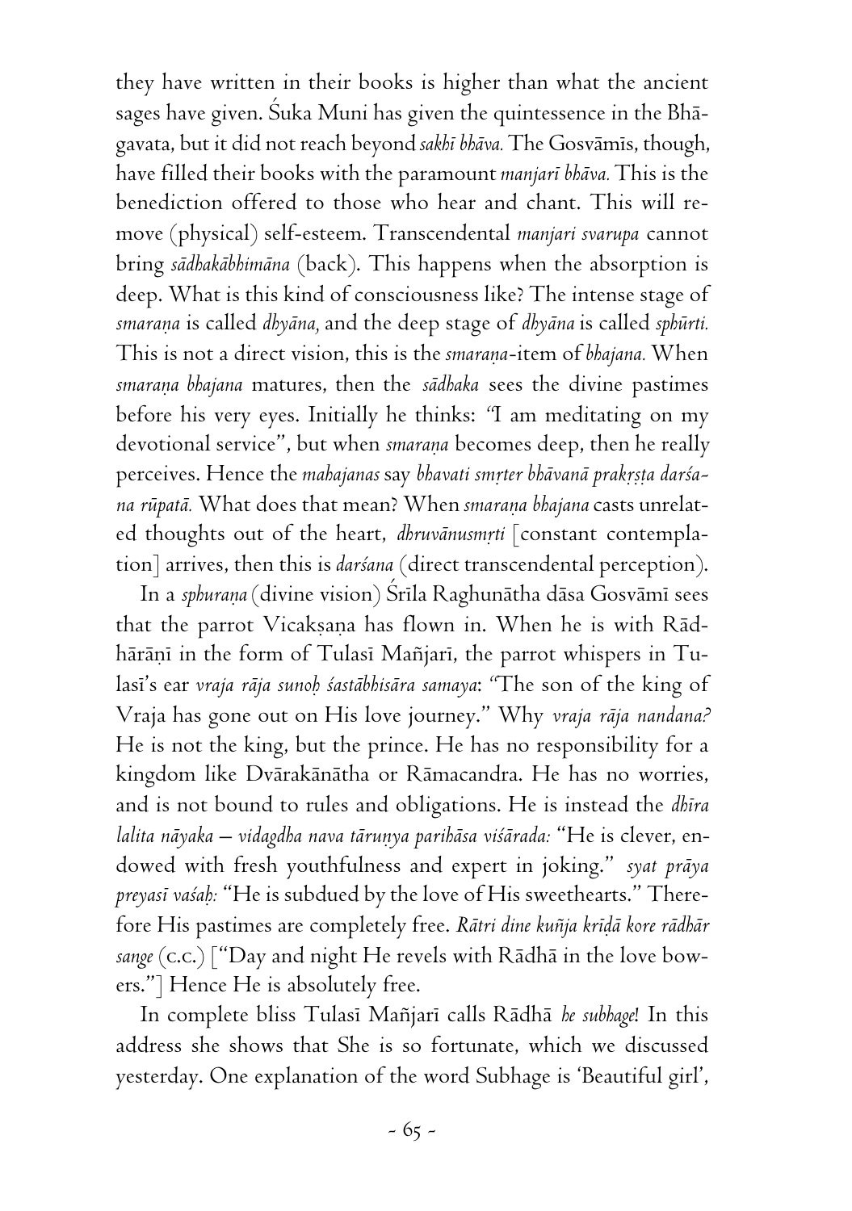they have written in their books is higher than what the ancient sages have given. Śuka Muni has given the quintessence in the Bhāgavata, but it did not reach beyond *sakhī bhāva.* The Gosvāmīs, though, have filled their books with the paramount *manjarī bhāva.* This is the benediction offered to those who hear and chant. This will remove (physical) self-esteem. Transcendental *manjari svarupa* cannot bring *sādhakābhimāna* (back). This happens when the absorption is deep. What is this kind of consciousness like? The intense stage of *smaraṇa* is called *dhyāna,* and the deep stage of *dhyāna* is called *sphūrti.* This is not a direct vision, this is the *smaraṇa*-item of *bhajana.* When *smaraṇa bhajana* matures, then the *sādhaka* sees the divine pastimes before his very eyes. Initially he thinks: "I am meditating on my devotional service", but when *smaraṇa* becomes deep, then he really perceives. Hence the *mahajanas* say *bhavati smṛter bhāvanā prakṛṣṭa darśana rūpatā.* What does that mean? When *smaraṇa bhajana* casts unrelated thoughts out of the heart, *dhruvānusmṛti* [constant contemplation] arrives, then this is *darśana* (direct transcendental perception).

In a *sphuraṇa* (divine vision) Śrīla Raghunātha dāsa Gosvāmī sees that the parrot Vicakṣaṇa has flown in. When he is with Rādhārāṇī in the form of Tulasī Mañjarī, the parrot whispers in Tulasī's ear *vraja rāja sunoḥ śastābhisāra samaya*: "The son of the king of Vraja has gone out on His love journey." Why *vraja rāja nandana?* He is not the king, but the prince. He has no responsibility for a kingdom like Dvārakānātha or Rāmacandra. He has no worries, and is not bound to rules and obligations. He is instead the *dhīra lalita nāyaka – vidagdha nava tārunya parihāsa viśārada:* "He is clever, endowed with fresh youthfulness and expert in joking." *syat prāya preyasī vaśaḥ:* "He is subdued by the love of His sweethearts." Therefore His pastimes are completely free. *Rātri dine kuñja krīḍā kore rādhār sange* (C.C.) ["Day and night He revels with Rādhā in the love bowers."] Hence He is absolutely free.

In complete bliss Tulasī Mañjarī calls Rādhā *he subhage*! In this address she shows that She is so fortunate, which we discussed yesterday. One explanation of the word Subhage is 'Beautiful girl',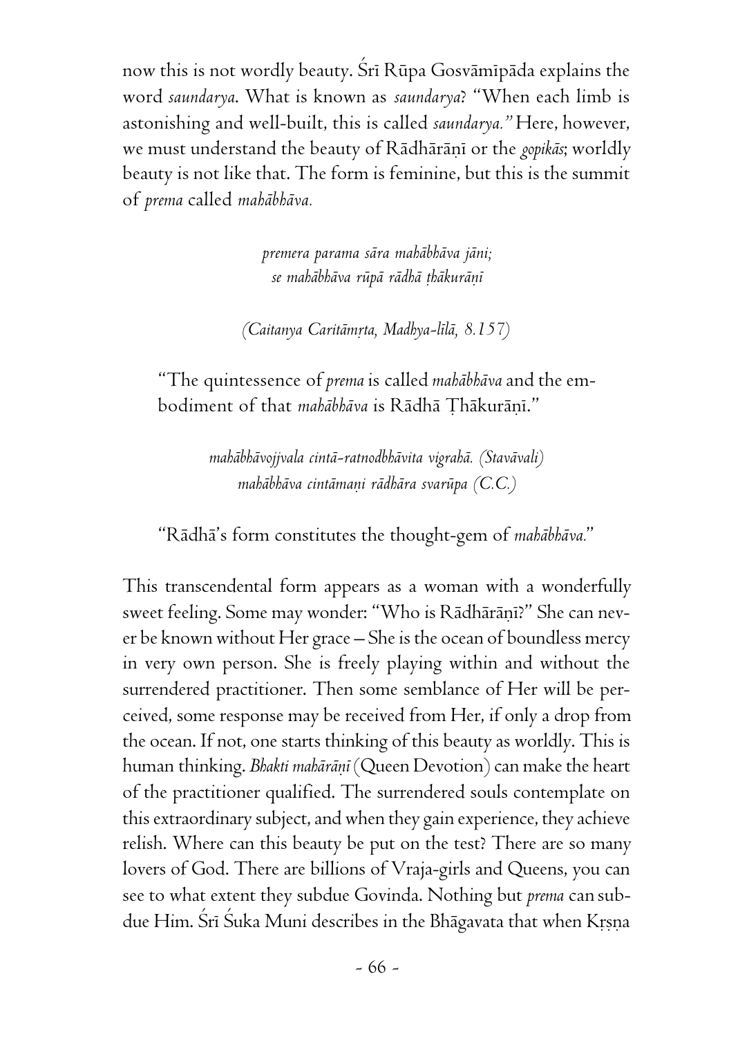now this is not wordly beauty. Śrī Rūpa Gosvāmīpāda explains the word *saundarya*. What is known as *saundarya*? "When each limb is astonishing and well-built, this is called *saundarya.*" Here, however, we must understand the beauty of Rādhārāṇī or the *gopikās*; worldly beauty is not like that. The form is feminine, but this is the summit of *prema* called *mahābhāva.*

> *premera parama sāra mahābhāva jāni;*
> *se mahābhāva rūpā rādhā ṭhākurāṇī*
>
> *(Caitanya Caritāmṛta, Madhya-līlā, 8.157)*

"The quintessence of *prema* is called *mahābhāva* and the embodiment of that *mahābhāva* is Rādhā Ṭhākurāṇī."

> *mahābhāvojjvala cintā-ratnodbhāvita vigrahā. (Stavāvali)*
> *mahābhāva cintāmaṇi rādhāra svarūpa (C.C.)*

"Rādhā's form constitutes the thought-gem of *mahābhāva.*"

This transcendental form appears as a woman with a wonderfully sweet feeling. Some may wonder: "Who is Rādhārāṇī?" She can never be known without Her grace – She is the ocean of boundless mercy in very own person. She is freely playing within and without the surrendered practitioner. Then some semblance of Her will be perceived, some response may be received from Her, if only a drop from the ocean. If not, one starts thinking of this beauty as worldly. This is human thinking. *Bhakti mahārāṇī* (Queen Devotion) can make the heart of the practitioner qualified. The surrendered souls contemplate on this extraordinary subject, and when they gain experience, they achieve relish. Where can this beauty be put on the test? There are so many lovers of God. There are billions of Vraja-girls and Queens, you can see to what extent they subdue Govinda. Nothing but *prema* can subdue Him. Śrī Śuka Muni describes in the Bhāgavata that when Kṛṣṇa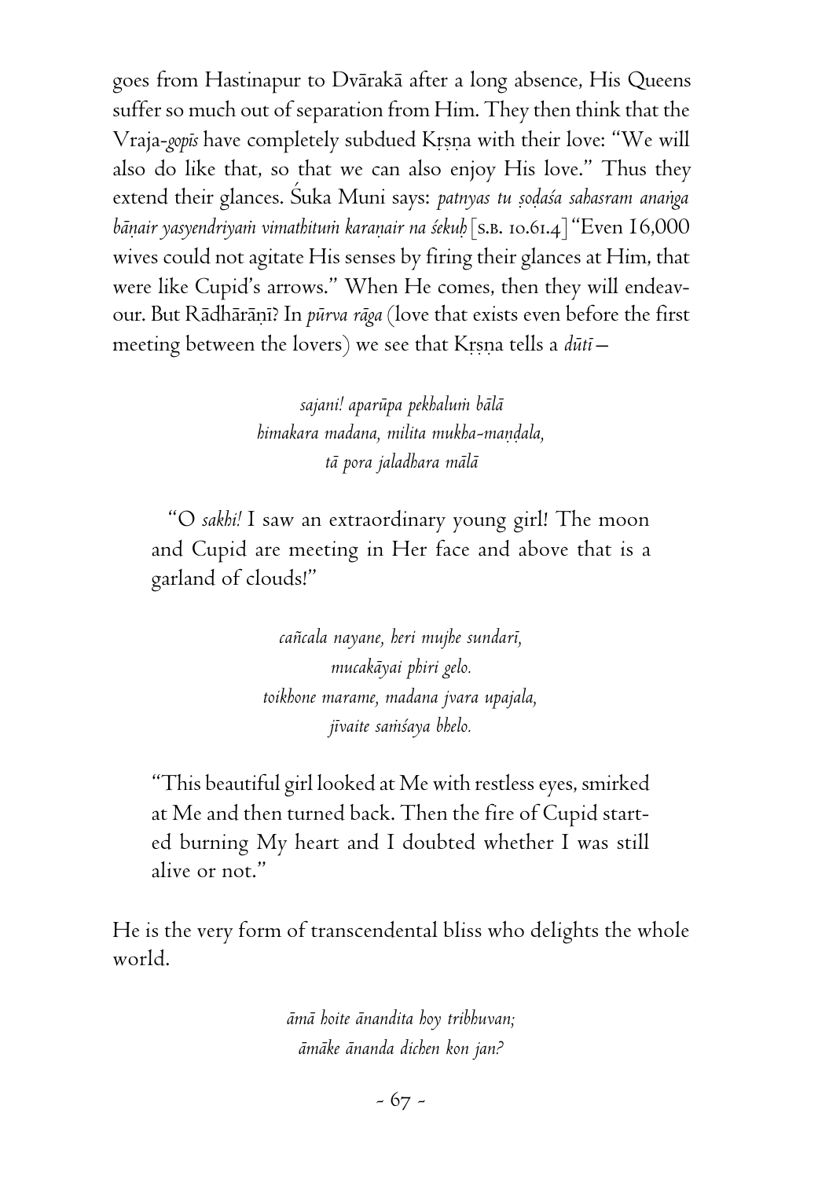goes from Hastinapur to Dvārakā after a long absence, His Queens suffer so much out of separation from Him. They then think that the Vraja-*gopīs* have completely subdued Kṛṣṇa with their love: "We will also do like that, so that we can also enjoy His love." Thus they extend their glances. Śuka Muni says: *patnyas tu ṣoḍaśa sahasram anaṅga bāṇair yasyendriyaṁ vimathituṁ karaṇair na śekuḥ* [S.B. 10.61.4] "Even 16,000 wives could not agitate His senses by firing their glances at Him, that were like Cupid's arrows." When He comes, then they will endeavour. But Rādhārāṇī? In *pūrva rāga* (love that exists even before the first meeting between the lovers) we see that Kṛṣṇa tells a *dūtī*—

> *sajani! aparūpa pekhaluṁ bālā*
> *himakara madana, milita mukha-maṇḍala,*
> *tā pora jaladhara mālā*

> "O *sakhi!* I saw an extraordinary young girl! The moon and Cupid are meeting in Her face and above that is a garland of clouds!"

> *cañcala nayane, heri mujhe sundarī,*
> *mucakāyai phiri gelo.*
> *toikhone marame, madana jvara upajala,*
> *jīvaite saṁśaya bhelo.*

> "This beautiful girl looked at Me with restless eyes, smirked at Me and then turned back. Then the fire of Cupid started burning My heart and I doubted whether I was still alive or not."

He is the very form of transcendental bliss who delights the whole world.

> *āmā hoite ānandita hoy tribhuvan;*
> *āmāke ānanda dichen kon jan?*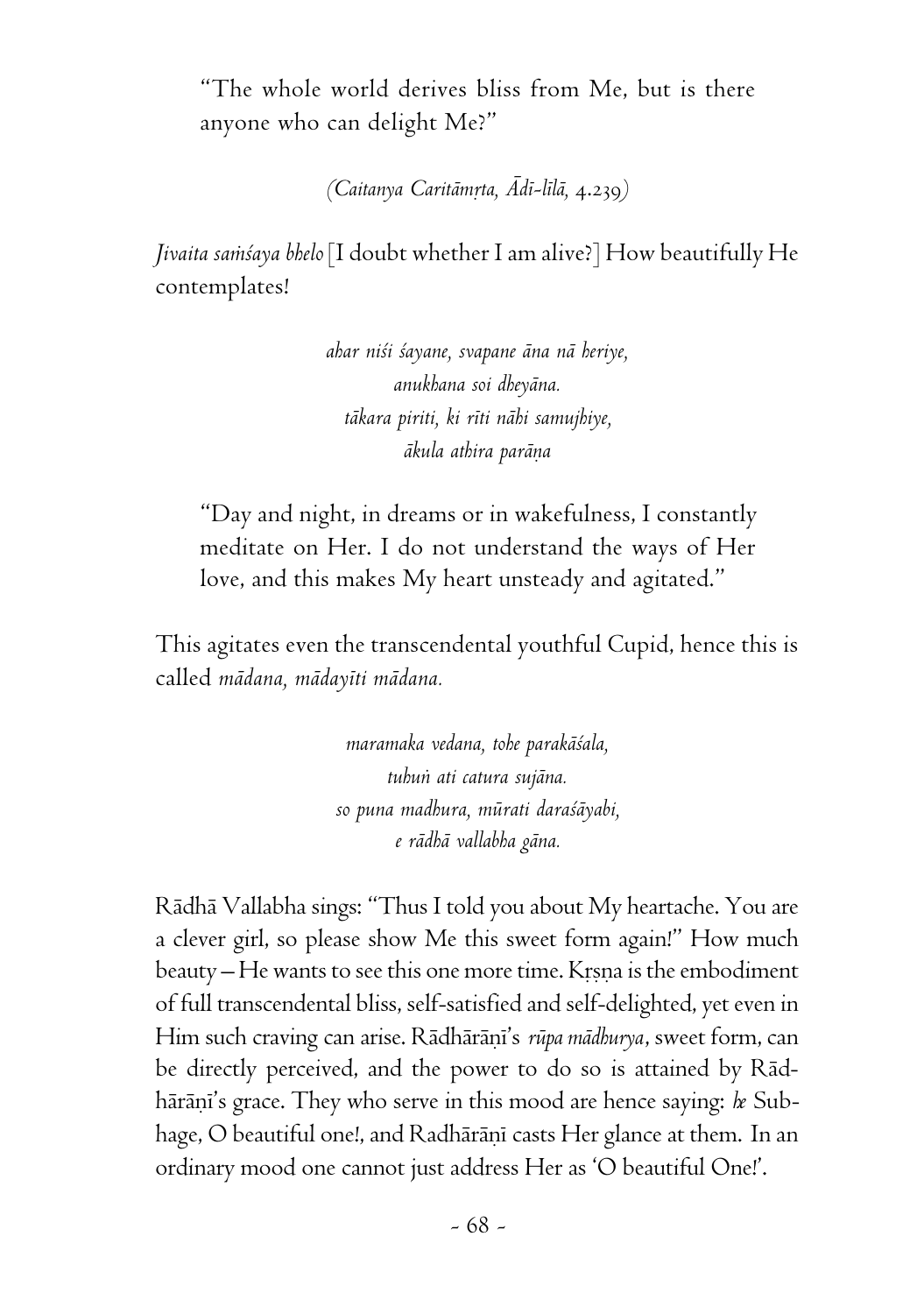"The whole world derives bliss from Me, but is there anyone who can delight Me?"

*(Caitanya Caritāmṛta, Ādi-līlā, 4.239)*

*Jivaita saṁśaya bhelo* [I doubt whether I am alive?] How beautifully He contemplates!

*ahar niśi śayane, svapane āna nā heriye,*
*anukhana soi dheyāna.*
*tākara piriti, ki rīti nāhi samujhiye,*
*ākula athira parāṇa*

"Day and night, in dreams or in wakefulness, I constantly meditate on Her. I do not understand the ways of Her love, and this makes My heart unsteady and agitated."

This agitates even the transcendental youthful Cupid, hence this is called *mādana, mādayīti mādana.*

*maramaka vedana, tohe parakāśala,*
*tuhuṅ ati catura sujāna.*
*so puna madhura, mūrati daraśāyabi,*
*e rādhā vallabha gāna.*

Rādhā Vallabha sings: "Thus I told you about My heartache. You are a clever girl, so please show Me this sweet form again!" How much beauty – He wants to see this one more time. Kṛṣṇa is the embodiment of full transcendental bliss, self-satisfied and self-delighted, yet even in Him such craving can arise. Rādhārāṇī's *rūpa mādhurya*, sweet form, can be directly perceived, and the power to do so is attained by Rādhārāṇī's grace. They who serve in this mood are hence saying: *he* Subhage, O beautiful one!, and Radhārāṇī casts Her glance at them. In an ordinary mood one cannot just address Her as 'O beautiful One!'.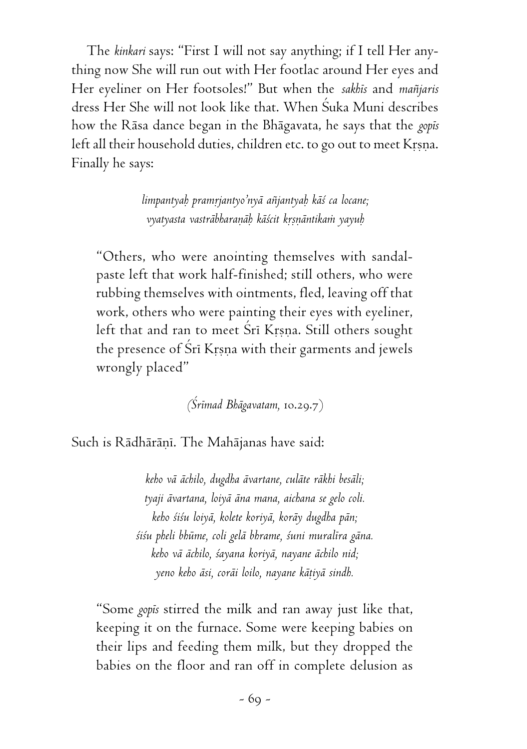The *kinkari* says: "First I will not say anything; if I tell Her anything now She will run out with Her footlac around Her eyes and Her eyeliner on Her footsoles!" But when the *sakhīs* and *mañjaris* dress Her She will not look like that. When Śuka Muni describes how the Rāsa dance began in the Bhāgavata, he says that the *gopīs* left all their household duties, children etc. to go out to meet Kṛṣṇa. Finally he says:

> *limpantyaḥ pramṛjantyo'nyā añjantyaḥ kāś ca locane;*
> *vyatyasta vastrābharaṇāḥ kāścit kṛṣṇāntikaṁ yayuḥ*

> "Others, who were anointing themselves with sandalpaste left that work half-finished; still others, who were rubbing themselves with ointments, fled, leaving off that work, others who were painting their eyes with eyeliner, left that and ran to meet Śrī Kṛṣṇa. Still others sought the presence of Śrī Kṛṣṇa with their garments and jewels wrongly placed"

(*Śrīmad Bhāgavatam,* 10.29.7)

Such is Rādhārāṇī. The Mahājanas have said:

> *keho vā āchilo, dugdha āvartane, culāte rākhi besāli;*
> *tyaji āvartana, loiyā āna mana, aichana se gelo coli.*
> *keho śiśu loiyā, kolete koriyā, korāy dugdha pān;*
> *śiśu pheli bhūme, coli gelā bhrame, śuni muralīra gāna.*
> *keho vā āchilo, śayana koriyā, nayane āchilo nid;*
> *yeno keho āsi, corāi loilo, nayane kāṭiyā sindh.*

> "Some *gopīs* stirred the milk and ran away just like that, keeping it on the furnace. Some were keeping babies on their lips and feeding them milk, but they dropped the babies on the floor and ran off in complete delusion as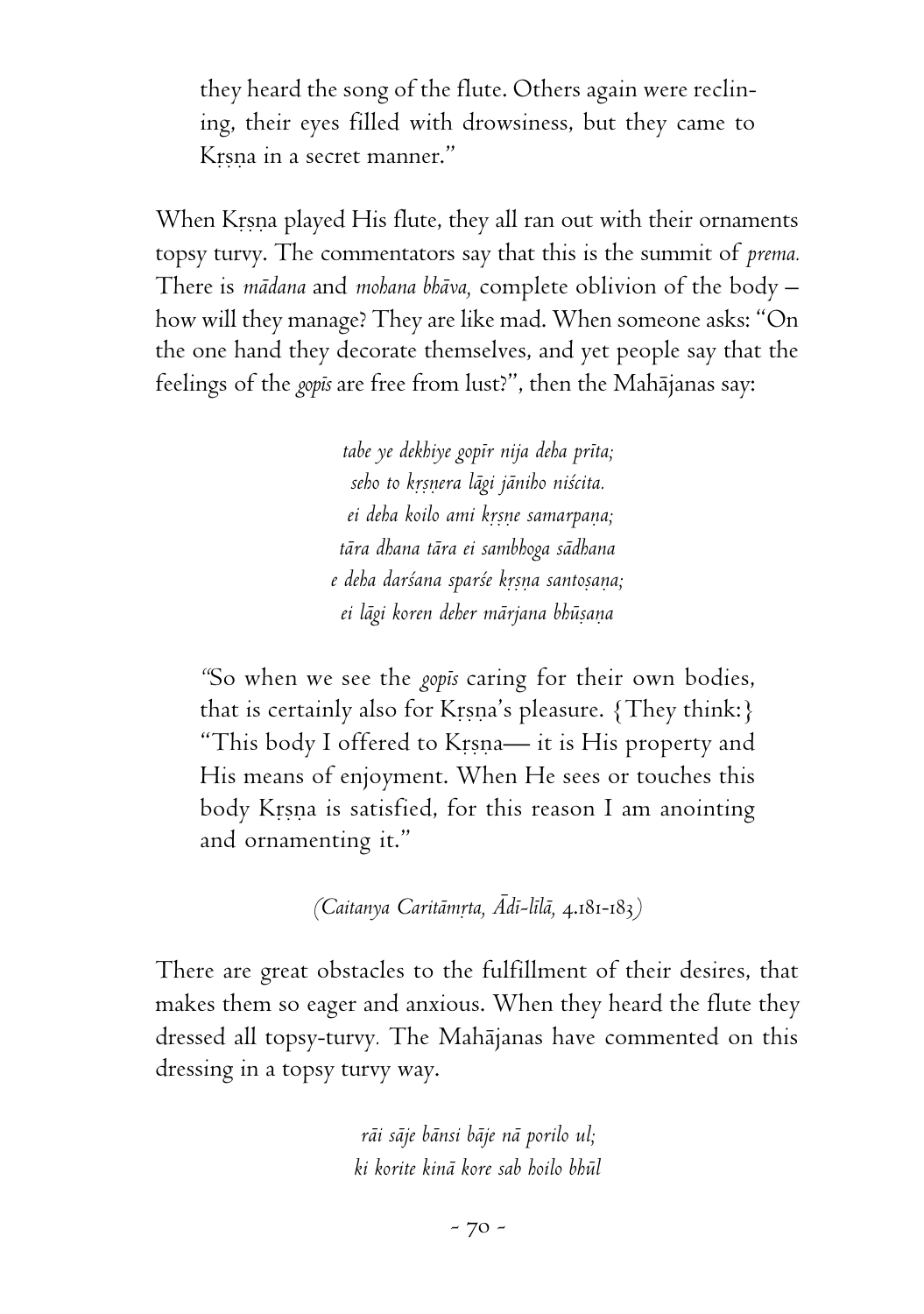they heard the song of the flute. Others again were reclining, their eyes filled with drowsiness, but they came to Kṛṣṇa in a secret manner."

When Kṛṣṇa played His flute, they all ran out with their ornaments topsy turvy. The commentators say that this is the summit of *prema.* There is *mādana* and *mohana bhāva,* complete oblivion of the body – how will they manage? They are like mad. When someone asks: "On the one hand they decorate themselves, and yet people say that the feelings of the *gopīs* are free from lust?", then the Mahājanas say:

*tabe ye dekhiye gopīr nija deha prīta;*
*seho to kṛṣṇera lāgi jāniho niścita.*
*ei deha koilo ami kṛṣṇe samarpaṇa;*
*tāra dhana tāra ei sambhoga sādhana*
*e deha darśana sparśe kṛṣṇa santoṣaṇa;*
*ei lāgi koren deher mārjana bhūṣaṇa*

"So when we see the *gopīs* caring for their own bodies, that is certainly also for Kṛṣṇa's pleasure. {They think:} "This body I offered to Kṛṣṇa— it is His property and His means of enjoyment. When He sees or touches this body Kṛṣṇa is satisfied, for this reason I am anointing and ornamenting it."

*(Caitanya Caritāmṛta, Ādī-līlā,* 4.181-183*)*

There are great obstacles to the fulfillment of their desires, that makes them so eager and anxious. When they heard the flute they dressed all topsy-turvy. The Mahājanas have commented on this dressing in a topsy turvy way.

*rāi sāje bānsi bāje nā porilo ul;*
*ki korite kinā kore sab hoilo bhūl*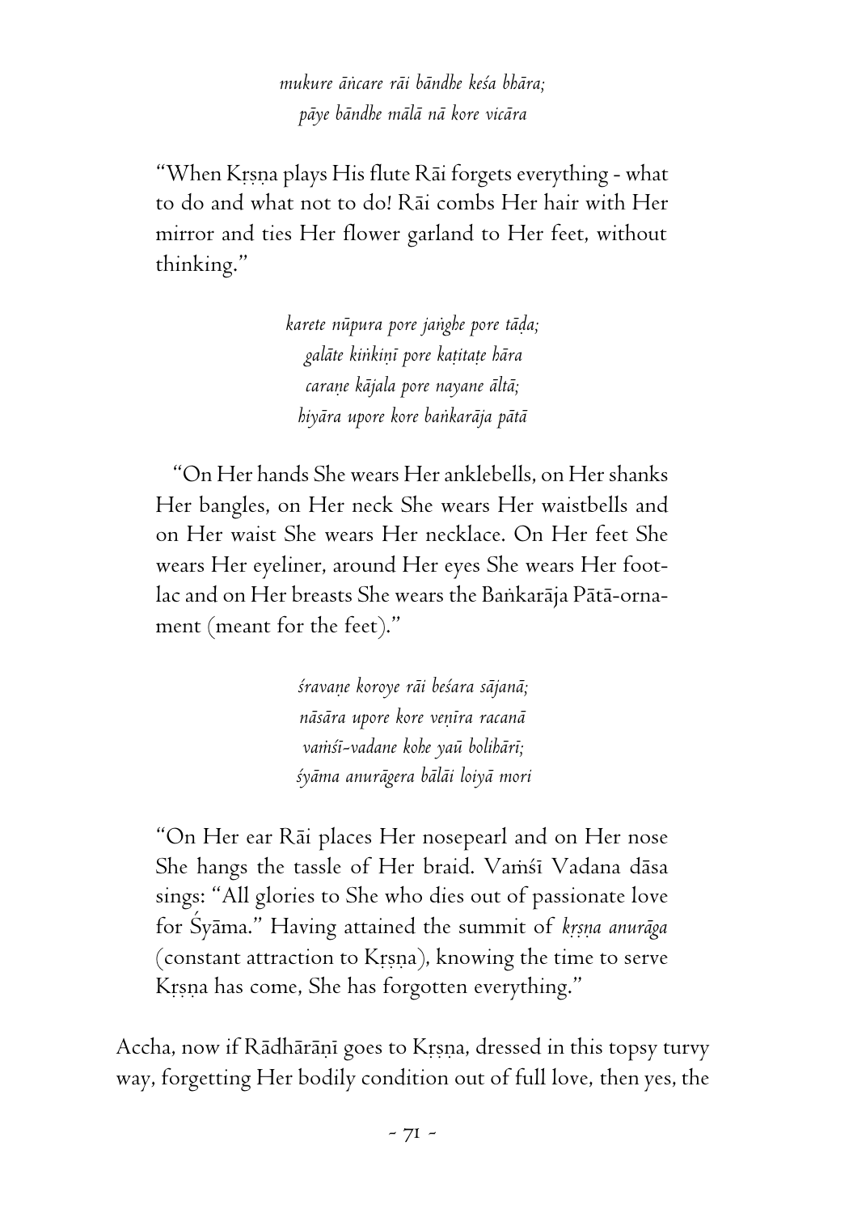*mukure āṅcare rāi bāndhe keśa bhāra;*
*pāye bāndhe mālā nā kore vicāra*

"When Kṛṣṇa plays His flute Rāi forgets everything - what to do and what not to do! Rāi combs Her hair with Her mirror and ties Her flower garland to Her feet, without thinking."

*karete nūpura pore jaṅghe pore tāḍa;*
*galāte kiṅkiṇī pore kaṭitaṭe hāra*
*caraṇe kājala pore nayane āltā;*
*hiyāra upore kore baṅkarāja pātā*

"On Her hands She wears Her anklebells, on Her shanks Her bangles, on Her neck She wears Her waistbells and on Her waist She wears Her necklace. On Her feet She wears Her eyeliner, around Her eyes She wears Her foot-lac and on Her breasts She wears the Baṅkarāja Pātā-ornament (meant for the feet)."

*śravaṇe koroye rāi beśara sājanā;*
*nāsāra upore kore veṇīra racanā*
*vaṁśī-vadane kohe yaū bolihārī;*
*śyāma anurāgera bālāi loiyā mori*

"On Her ear Rāi places Her nosepearl and on Her nose She hangs the tassle of Her braid. Vaṁśī Vadana dāsa sings: "All glories to She who dies out of passionate love for Śyāma." Having attained the summit of *kṛṣṇa anurāga* (constant attraction to Kṛṣṇa), knowing the time to serve Kṛṣṇa has come, She has forgotten everything."

Accha, now if Rādhārāṇī goes to Kṛṣṇa, dressed in this topsy turvy way, forgetting Her bodily condition out of full love, then yes, the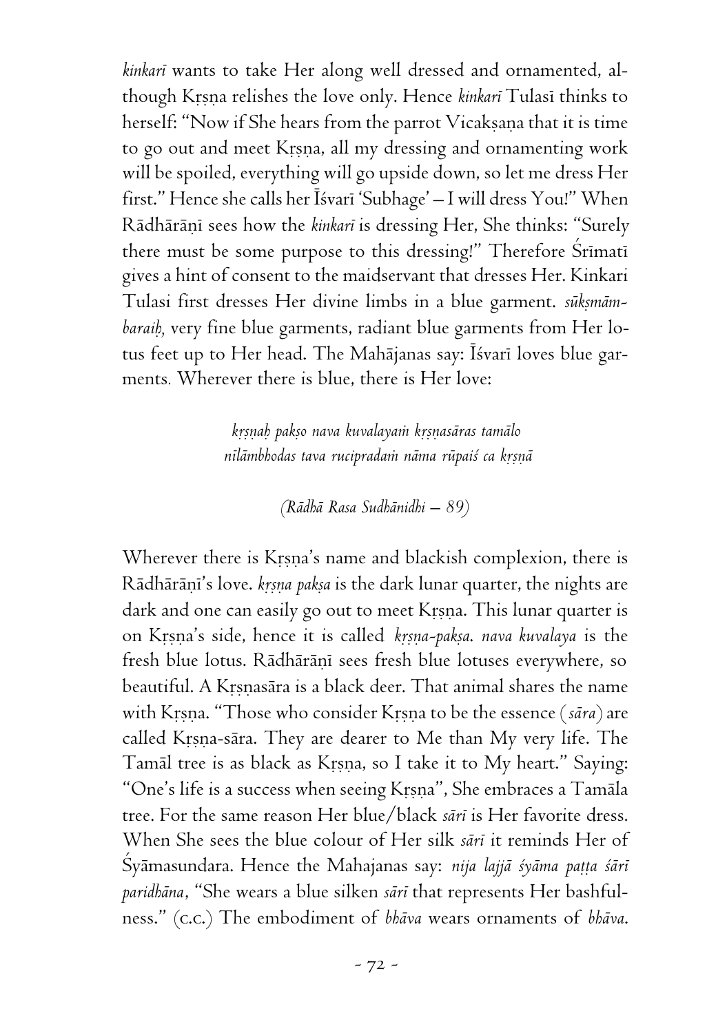*kinkarī* wants to take Her along well dressed and ornamented, although Kṛṣṇa relishes the love only. Hence *kinkarī* Tulasī thinks to herself: "Now if She hears from the parrot Vicakṣaṇa that it is time to go out and meet Kṛṣṇa, all my dressing and ornamenting work will be spoiled, everything will go upside down, so let me dress Her first." Hence she calls her Īśvarī 'Subhage' – I will dress You!" When Rādhārāṇī sees how the *kinkarī* is dressing Her, She thinks: "Surely there must be some purpose to this dressing!" Therefore Śrīmatī gives a hint of consent to the maidservant that dresses Her. Kinkari Tulasi first dresses Her divine limbs in a blue garment. *sūkṣmāmbaraiḥ,* very fine blue garments, radiant blue garments from Her lotus feet up to Her head. The Mahājanas say: Īśvarī loves blue garments. Wherever there is blue, there is Her love:

> *kṛṣṇaḥ pakṣo nava kuvalayaṁ kṛṣṇasāras tamālo*
> *nīlāmbhodas tava rucipradaṁ nāma rūpaiś ca kṛṣṇā*
>
> *(Rādhā Rasa Sudhānidhi – 89)*

Wherever there is Kṛṣṇa's name and blackish complexion, there is Rādhārāṇī's love. *kṛṣṇa pakṣa* is the dark lunar quarter, the nights are dark and one can easily go out to meet Kṛṣṇa. This lunar quarter is on Kṛṣṇa's side, hence it is called *kṛṣṇa-pakṣa*. *nava kuvalaya* is the fresh blue lotus. Rādhārāṇī sees fresh blue lotuses everywhere, so beautiful. A Kṛṣṇasāra is a black deer. That animal shares the name with Kṛṣṇa. "Those who consider Kṛṣṇa to be the essence (*sāra*) are called Kṛṣṇa-sāra. They are dearer to Me than My very life. The Tamāl tree is as black as Kṛṣṇa, so I take it to My heart." Saying: "One's life is a success when seeing Kṛṣṇa", She embraces a Tamāla tree. For the same reason Her blue/black *sārī* is Her favorite dress. When She sees the blue colour of Her silk *sārī* it reminds Her of Śyāmasundara. Hence the Mahajanas say: *nija lajjā śyāma paṭṭa śārī paridhāna*, "She wears a blue silken *sārī* that represents Her bashfulness." (C.C.) The embodiment of *bhāva* wears ornaments of *bhāva*.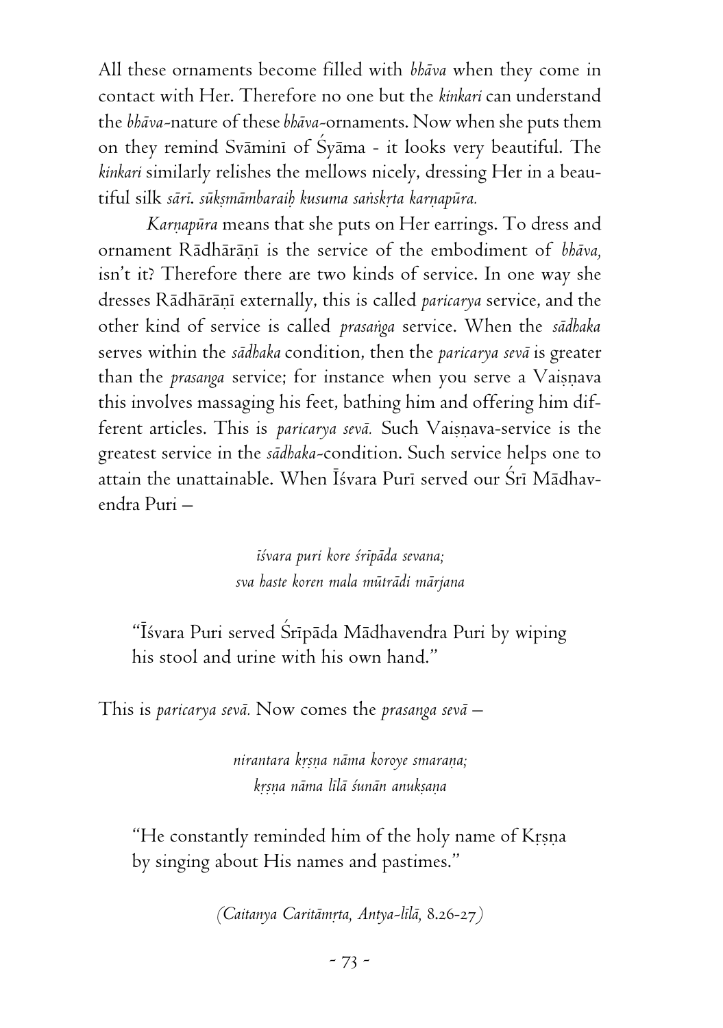All these ornaments become filled with *bhāva* when they come in contact with Her. Therefore no one but the *kinkari* can understand the *bhāva*-nature of these *bhāva*-ornaments. Now when she puts them on they remind Svāminī of Śyāma - it looks very beautiful. The *kinkari* similarly relishes the mellows nicely, dressing Her in a beautiful silk *sārī*. *sūkṣmāmbaraiḥ kusuma saṅskṛta karṇapūra.*

*Karṇapūra* means that she puts on Her earrings. To dress and ornament Rādhārāṇī is the service of the embodiment of *bhāva,* isn't it? Therefore there are two kinds of service. In one way she dresses Rādhārāṇī externally, this is called *paricarya* service, and the other kind of service is called *prasaṅga* service. When the *sādhaka* serves within the *sādhaka* condition, then the *paricarya sevā* is greater than the *prasanga* service; for instance when you serve a Vaiṣṇava this involves massaging his feet, bathing him and offering him different articles. This is *paricarya sevā.* Such Vaiṣṇava-service is the greatest service in the *sādhaka*-condition. Such service helps one to attain the unattainable. When Īśvara Purī served our Śrī Mādhavendra Puri –

> *īśvara puri kore śrīpāda sevana;*
> *sva haste koren mala mūtrādi mārjana*

> "Īśvara Puri served Śrīpāda Mādhavendra Puri by wiping his stool and urine with his own hand."

This is *paricarya sevā.* Now comes the *prasanga sevā* –

> *nirantara kṛṣṇa nāma koroye smaraṇa;*
> *kṛṣṇa nāma līlā śunān anukṣaṇa*

> "He constantly reminded him of the holy name of Kṛṣṇa by singing about His names and pastimes."

*(Caitanya Caritāmṛta, Antya-līlā,* 8.26-27*)*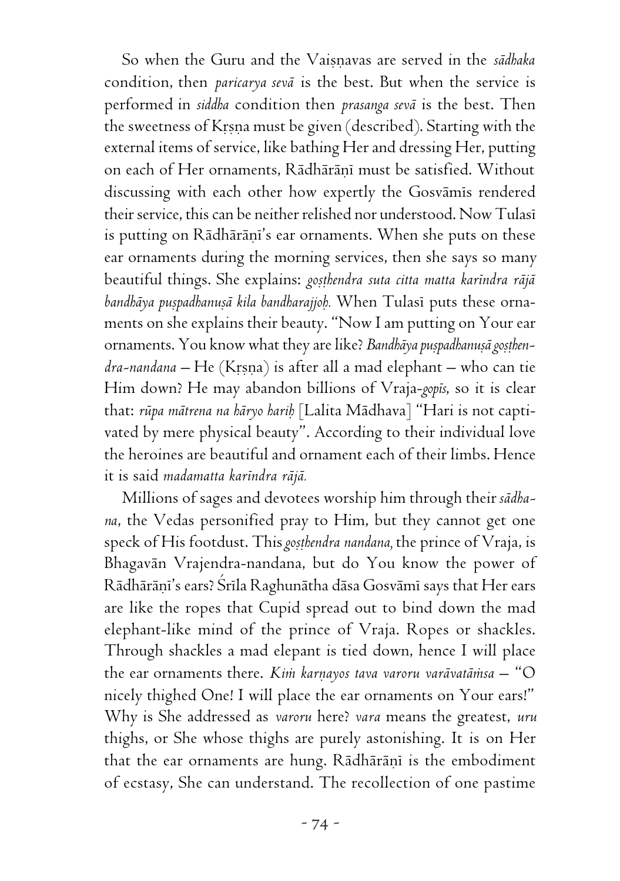So when the Guru and the Vaiṣṇavas are served in the *sādhaka* condition, then *paricarya sevā* is the best. But when the service is performed in *siddha* condition then *prasanga sevā* is the best. Then the sweetness of Kṛṣṇa must be given (described). Starting with the external items of service, like bathing Her and dressing Her, putting on each of Her ornaments, Rādhārāṇī must be satisfied. Without discussing with each other how expertly the Gosvāmīs rendered their service, this can be neither relished nor understood. Now Tulasī is putting on Rādhārāṇī's ear ornaments. When she puts on these ear ornaments during the morning services, then she says so many beautiful things. She explains: *goṣṭhendra suta citta matta karīndra rājā bandhāya puṣpadhanuṣā kila bandharajjoḥ.* When Tulasī puts these ornaments on she explains their beauty. "Now I am putting on Your ear ornaments. You know what they are like? *Bandhāya puṣpadhanuṣā goṣthendra-nandana* – He (Kṛṣṇa) is after all a mad elephant – who can tie Him down? He may abandon billions of Vraja-*gopīs*, so it is clear that: *rūpa mātrena na hāryo hariḥ* [Lalita Mādhava] "Hari is not captivated by mere physical beauty". According to their individual love the heroines are beautiful and ornament each of their limbs. Hence it is said *madamatta karīndra rājā.*

Millions of sages and devotees worship him through their *sādhana*, the Vedas personified pray to Him, but they cannot get one speck of His footdust. This *goṣṭhendra nandana,* the prince of Vraja, is Bhagavān Vrajendra-nandana, but do You know the power of Rādhārāṇī's ears? Śrīla Raghunātha dāsa Gosvāmī says that Her ears are like the ropes that Cupid spread out to bind down the mad elephant-like mind of the prince of Vraja. Ropes or shackles. Through shackles a mad elepant is tied down, hence I will place the ear ornaments there. *Kiṁ karṇayos tava varoru varāvatāṁsa* – "O nicely thighed One! I will place the ear ornaments on Your ears!" Why is She addressed as *varoru* here? *vara* means the greatest, *uru* thighs, or She whose thighs are purely astonishing. It is on Her that the ear ornaments are hung. Rādhārāṇī is the embodiment of ecstasy, She can understand. The recollection of one pastime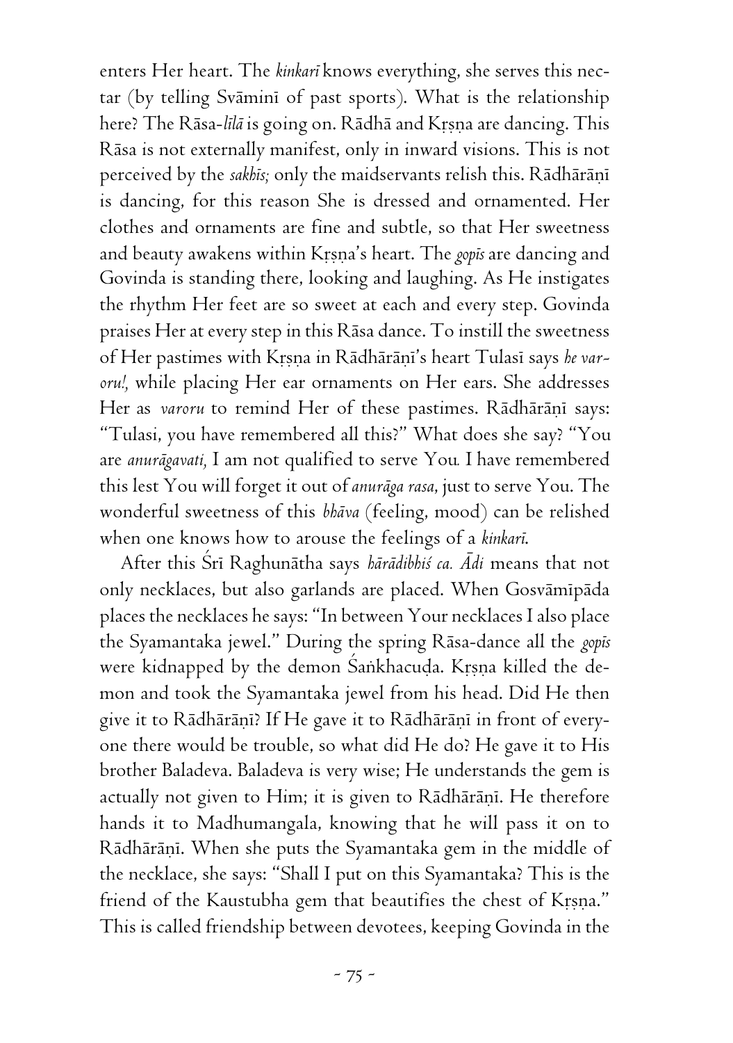enters Her heart. The *kinkarī* knows everything, she serves this nectar (by telling Svāminī of past sports). What is the relationship here? The Rāsa-*līlā* is going on. Rādhā and Kṛṣṇa are dancing. This Rāsa is not externally manifest, only in inward visions. This is not perceived by the *sakhīs;* only the maidservants relish this. Rādhārāṇī is dancing, for this reason She is dressed and ornamented. Her clothes and ornaments are fine and subtle, so that Her sweetness and beauty awakens within Kṛṣṇa's heart. The *gopīs* are dancing and Govinda is standing there, looking and laughing. As He instigates the rhythm Her feet are so sweet at each and every step. Govinda praises Her at every step in this Rāsa dance. To instill the sweetness of Her pastimes with Kṛṣṇa in Rādhārāṇī's heart Tulasī says *he varoru!,* while placing Her ear ornaments on Her ears. She addresses Her as *varoru* to remind Her of these pastimes. Rādhārāṇī says: "Tulasi, you have remembered all this?" What does she say? "You are *anurāgavati,* I am not qualified to serve You. I have remembered this lest You will forget it out of *anurāga rasa*, just to serve You. The wonderful sweetness of this *bhāva* (feeling, mood) can be relished when one knows how to arouse the feelings of a *kinkarī.*

After this Śrī Raghunātha says *hārādibhiś ca. Ādi* means that not only necklaces, but also garlands are placed. When Gosvāmīpāda places the necklaces he says: "In between Your necklaces I also place the Syamantaka jewel." During the spring Rāsa-dance all the *gopīs* were kidnapped by the demon Śaṅkhacuḍa. Kṛṣṇa killed the demon and took the Syamantaka jewel from his head. Did He then give it to Rādhārāṇī? If He gave it to Rādhārāṇī in front of everyone there would be trouble, so what did He do? He gave it to His brother Baladeva. Baladeva is very wise; He understands the gem is actually not given to Him; it is given to Rādhārāṇī. He therefore hands it to Madhumangala, knowing that he will pass it on to Rādhārāṇī. When she puts the Syamantaka gem in the middle of the necklace, she says: "Shall I put on this Syamantaka? This is the friend of the Kaustubha gem that beautifies the chest of Kṛṣṇa." This is called friendship between devotees, keeping Govinda in the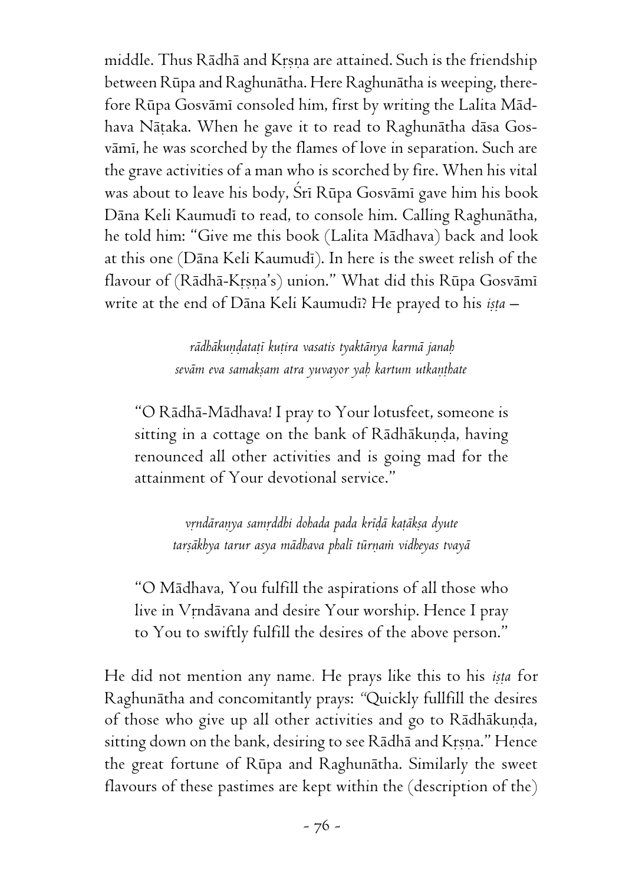middle. Thus Rādhā and Kṛṣṇa are attained. Such is the friendship between Rūpa and Raghunātha. Here Raghunātha is weeping, therefore Rūpa Gosvāmī consoled him, first by writing the Lalita Mādhava Nāṭaka. When he gave it to read to Raghunātha dāsa Gosvāmī, he was scorched by the flames of love in separation. Such are the grave activities of a man who is scorched by fire. When his vital was about to leave his body, Śrī Rūpa Gosvāmī gave him his book Dāna Keli Kaumudī to read, to console him. Calling Raghunātha, he told him: "Give me this book (Lalita Mādhava) back and look at this one (Dāna Keli Kaumudī). In here is the sweet relish of the flavour of (Rādhā-Kṛṣṇa's) union." What did this Rūpa Gosvāmī write at the end of Dāna Keli Kaumudī? He prayed to his *iṣṭa* –

> *rādhākuṇḍataṭī kuṭira vasatis tyaktānya karmā janaḥ*
> *sevām eva samakṣam atra yuvayor yaḥ kartum utkaṇṭhate*

> "O Rādhā-Mādhava! I pray to Your lotusfeet, someone is sitting in a cottage on the bank of Rādhākuṇḍa, having renounced all other activities and is going mad for the attainment of Your devotional service."

> *vṛndāraṇya samṛddhi dohada pada krīḍā kaṭākṣa dyute*
> *tarṣākhya tarur asya mādhava phalī tūrṇaṁ vidheyas tvayā*

> "O Mādhava, You fulfill the aspirations of all those who live in Vṛndāvana and desire Your worship. Hence I pray to You to swiftly fulfill the desires of the above person."

He did not mention any name. He prays like this to his *iṣṭa* for Raghunātha and concomitantly prays: "Quickly fullfill the desires of those who give up all other activities and go to Rādhākuṇḍa, sitting down on the bank, desiring to see Rādhā and Kṛṣṇa." Hence the great fortune of Rūpa and Raghunātha. Similarly the sweet flavours of these pastimes are kept within the (description of the)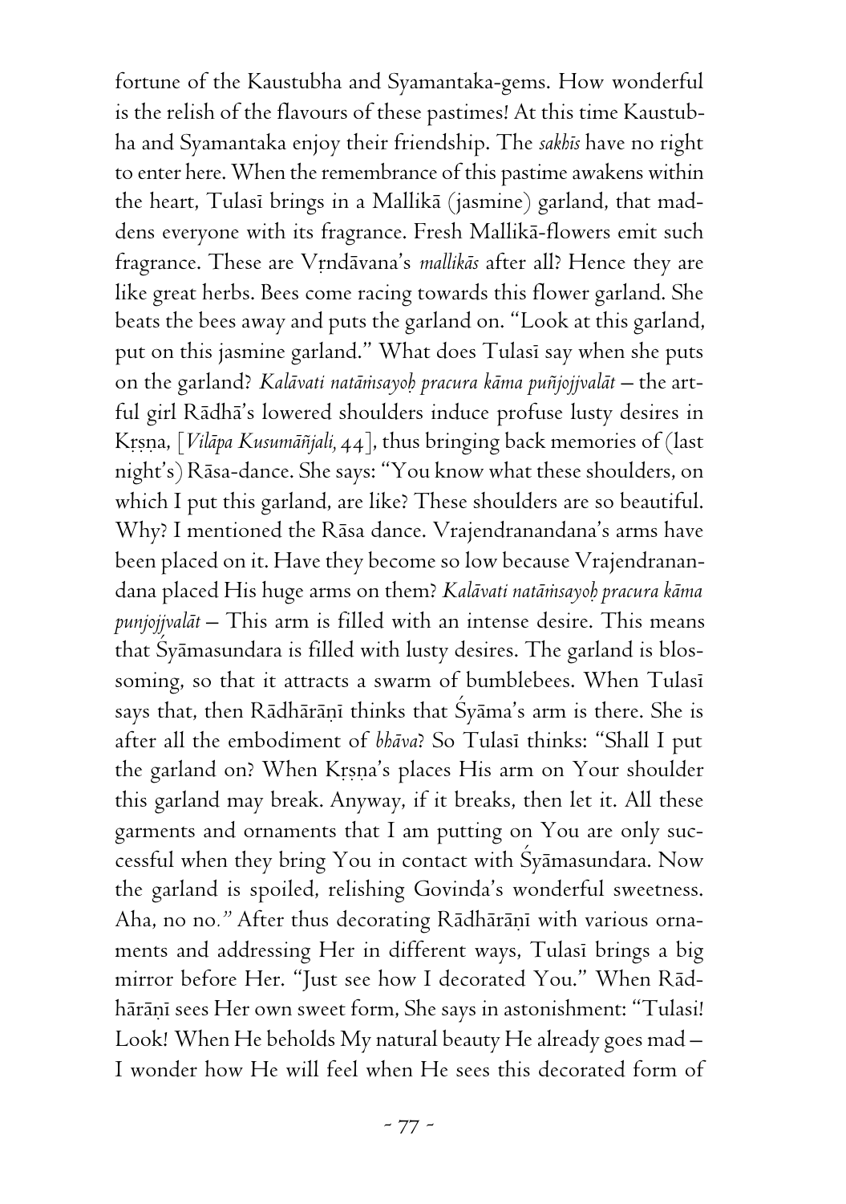fortune of the Kaustubha and Syamantaka-gems. How wonderful is the relish of the flavours of these pastimes! At this time Kaustubha and Syamantaka enjoy their friendship. The *sakhīs* have no right to enter here. When the remembrance of this pastime awakens within the heart, Tulasī brings in a Mallikā (jasmine) garland, that maddens everyone with its fragrance. Fresh Mallikā-flowers emit such fragrance. These are Vṛndāvana's *mallikās* after all? Hence they are like great herbs. Bees come racing towards this flower garland. She beats the bees away and puts the garland on. "Look at this garland, put on this jasmine garland." What does Tulasī say when she puts on the garland? *Kalāvati natāṁsayoḥ pracura kāma puñjojjvalāt* – the artful girl Rādhā's lowered shoulders induce profuse lusty desires in Kṛṣṇa, [*Vilāpa Kusumāñjali*, 44], thus bringing back memories of (last night's) Rāsa-dance. She says: "You know what these shoulders, on which I put this garland, are like? These shoulders are so beautiful. Why? I mentioned the Rāsa dance. Vrajendranandana's arms have been placed on it. Have they become so low because Vrajendranandana placed His huge arms on them? *Kalāvati natāṁsayoḥ pracura kāma punjojjvalāt* – This arm is filled with an intense desire. This means that Śyāmasundara is filled with lusty desires. The garland is blossoming, so that it attracts a swarm of bumblebees. When Tulasī says that, then Rādhārāṇī thinks that Śyāma's arm is there. She is after all the embodiment of *bhāva*? So Tulasī thinks: "Shall I put the garland on? When Kṛṣṇa's places His arm on Your shoulder this garland may break. Anyway, if it breaks, then let it. All these garments and ornaments that I am putting on You are only successful when they bring You in contact with Śyāmasundara. Now the garland is spoiled, relishing Govinda's wonderful sweetness. Aha, no no." After thus decorating Rādhārāṇī with various ornaments and addressing Her in different ways, Tulasī brings a big mirror before Her. "Just see how I decorated You." When Rādhārāṇī sees Her own sweet form, She says in astonishment: "Tulasi! Look! When He beholds My natural beauty He already goes mad – I wonder how He will feel when He sees this decorated form of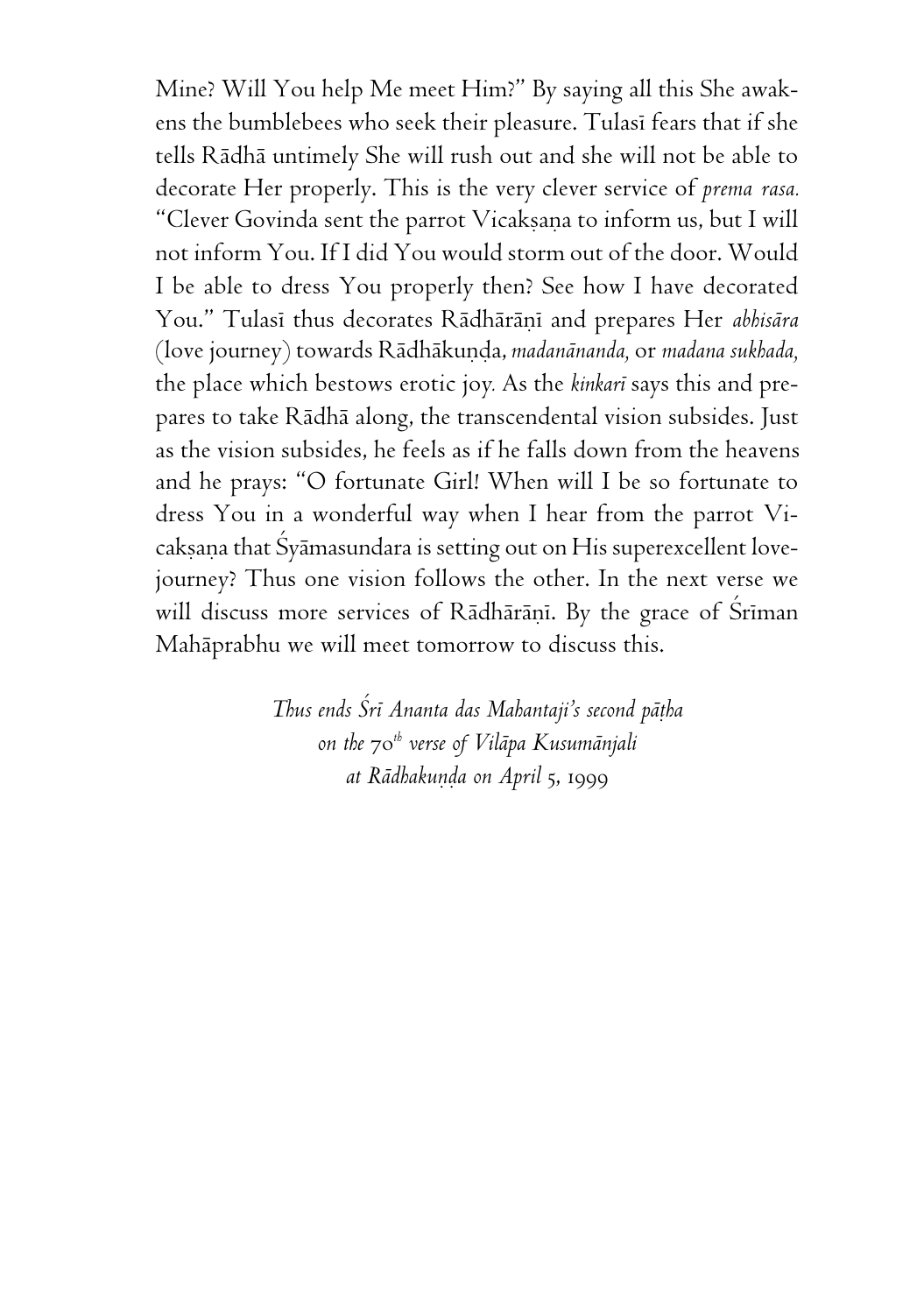Mine? Will You help Me meet Him?" By saying all this She awakens the bumblebees who seek their pleasure. Tulasī fears that if she tells Rādhā untimely She will rush out and she will not be able to decorate Her properly. This is the very clever service of *prema rasa.* "Clever Govinda sent the parrot Vicakṣaṇa to inform us, but I will not inform You. If I did You would storm out of the door. Would I be able to dress You properly then? See how I have decorated You." Tulasī thus decorates Rādhārāṇī and prepares Her *abhisāra* (love journey) towards Rādhākuṇḍa, *madanānanda,* or *madana sukhada,* the place which bestows erotic joy. As the *kinkarī* says this and prepares to take Rādhā along, the transcendental vision subsides. Just as the vision subsides, he feels as if he falls down from the heavens and he prays: "O fortunate Girl! When will I be so fortunate to dress You in a wonderful way when I hear from the parrot Vicakṣaṇa that Śyāmasundara is setting out on His superexcellent love-journey? Thus one vision follows the other. In the next verse we will discuss more services of Rādhārāṇī. By the grace of Śrīman Mahāprabhu we will meet tomorrow to discuss this.

*Thus ends Śrī Ananta das Mahantaji's second pāṭha*
*on the 70th verse of Vilāpa Kusumānjali*
*at Rādhakuṇḍa on April 5, 1999*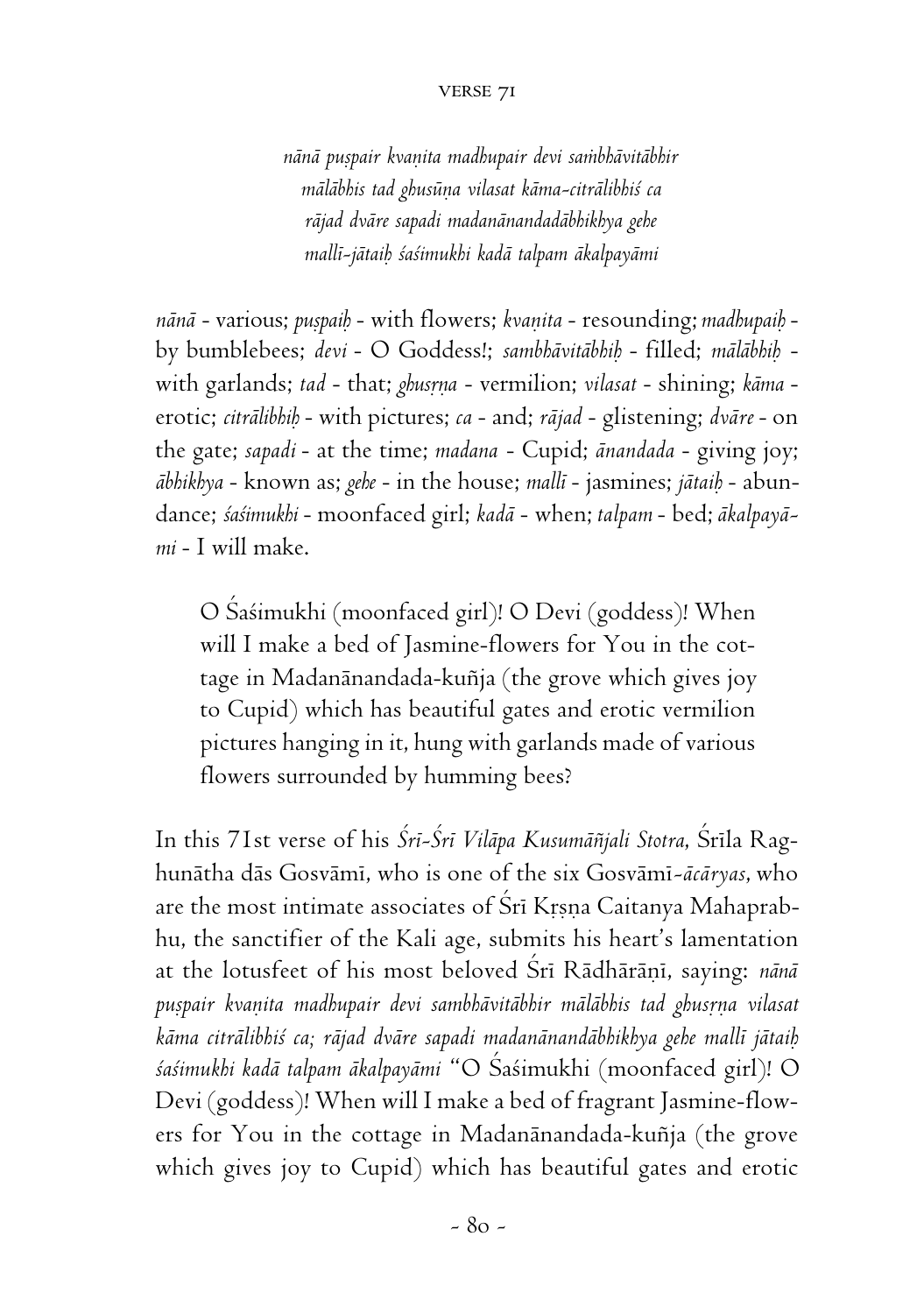## VERSE 71

*nānā puṣpair kvaṇita madhupair devi saṁbhāvitābhir*
*mālābhis tad ghusūṇa vilasat kāma-citrālibhiś ca*
*rājad dvāre sapadi madanānandadābhikhya gehe*
*mallī-jātaiḥ śaśimukhi kadā talpam ākalpayāmi*

*nānā* - various; *puṣpaiḥ* - with flowers; *kvaṇita* - resounding; *madhupaiḥ* - by bumblebees; *devi* - O Goddess!; *sambhāvitābhiḥ* - filled; *mālābhiḥ* - with garlands; *tad* - that; *ghusṛṇa* - vermilion; *vilasat* - shining; *kāma* - erotic; *citrālibhiḥ* - with pictures; *ca* - and; *rājad* - glistening; *dvāre* - on the gate; *sapadi* - at the time; *madana* - Cupid; *ānandada* - giving joy; *ābhikhya* - known as; *gehe* - in the house; *mallī* - jasmines; *jātaiḥ* - abundance; *śaśimukhi* - moonfaced girl; *kadā* - when; *talpam* - bed; *ākalpayāmi* - I will make.

> O Śaśimukhi (moonfaced girl)! O Devi (goddess)! When will I make a bed of Jasmine-flowers for You in the cottage in Madanānandada-kuñja (the grove which gives joy to Cupid) which has beautiful gates and erotic vermilion pictures hanging in it, hung with garlands made of various flowers surrounded by humming bees?

In this 71st verse of his *Śrī-Śrī Vilāpa Kusumāñjali Stotra*, Śrīla Raghunātha dās Gosvāmī, who is one of the six Gosvāmī-*ācāryas*, who are the most intimate associates of Śrī Kṛṣṇa Caitanya Mahaprabhu, the sanctifier of the Kali age, submits his heart's lamentation at the lotusfeet of his most beloved Śrī Rādhārāṇī, saying: *nānā puṣpair kvaṇita madhupair devi sambhāvitābhir mālābhis tad ghusṛṇa vilasat kāma citrālibhiś ca; rājad dvāre sapadi madanānandābhikhya gehe mallī jātaiḥ śaśimukhi kadā talpam ākalpayāmi* "O Śaśimukhi (moonfaced girl)! O Devi (goddess)! When will I make a bed of fragrant Jasmine-flowers for You in the cottage in Madanānandada-kuñja (the grove which gives joy to Cupid) which has beautiful gates and erotic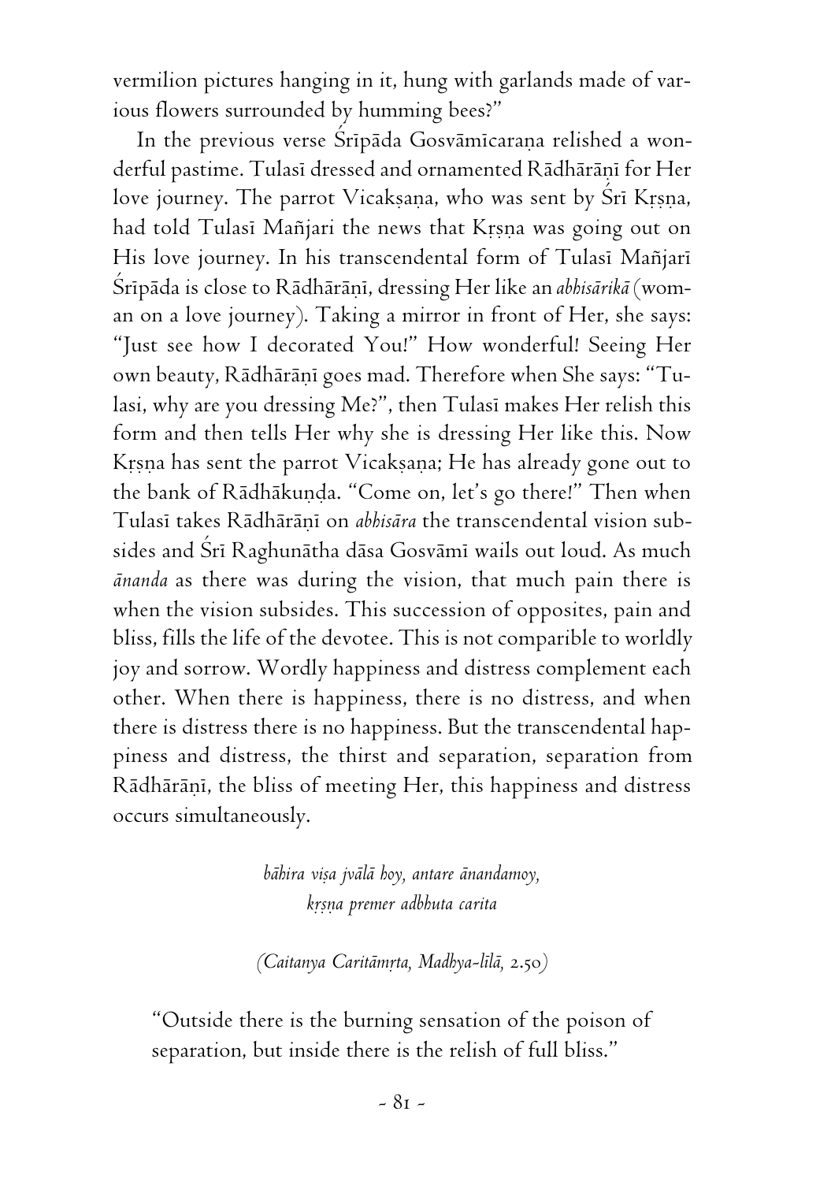vermilion pictures hanging in it, hung with garlands made of various flowers surrounded by humming bees?"

In the previous verse Śrīpāda Gosvāmīcaraṇa relished a wonderful pastime. Tulasī dressed and ornamented Rādhārāṇī for Her love journey. The parrot Vicakṣaṇa, who was sent by Śrī Kṛṣṇa, had told Tulasī Mañjari the news that Kṛṣṇa was going out on His love journey. In his transcendental form of Tulasī Mañjarī Śrīpāda is close to Rādhārāṇī, dressing Her like an *abhisārikā* (woman on a love journey). Taking a mirror in front of Her, she says: "Just see how I decorated You!" How wonderful! Seeing Her own beauty, Rādhārāṇī goes mad. Therefore when She says: "Tulasi, why are you dressing Me?", then Tulasī makes Her relish this form and then tells Her why she is dressing Her like this. Now Kṛṣṇa has sent the parrot Vicakṣaṇa; He has already gone out to the bank of Rādhākuṇḍa. "Come on, let's go there!" Then when Tulasī takes Rādhārāṇī on *abhisāra* the transcendental vision subsides and Śrī Raghunātha dāsa Gosvāmī wails out loud. As much *ānanda* as there was during the vision, that much pain there is when the vision subsides. This succession of opposites, pain and bliss, fills the life of the devotee. This is not comparible to worldly joy and sorrow. Wordly happiness and distress complement each other. When there is happiness, there is no distress, and when there is distress there is no happiness. But the transcendental happiness and distress, the thirst and separation, separation from Rādhārāṇī, the bliss of meeting Her, this happiness and distress occurs simultaneously.

*bāhira viṣa jvālā hoy, antare ānandamoy,*
*kṛṣṇa premer adbhuta carita*

*(Caitanya Caritāmṛta, Madhya-līlā, 2.50)*

"Outside there is the burning sensation of the poison of separation, but inside there is the relish of full bliss."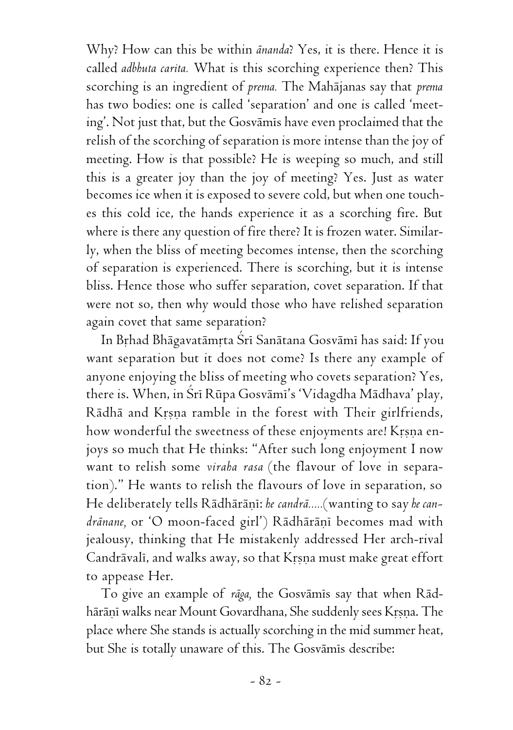Why? How can this be within *ānanda*? Yes, it is there. Hence it is called *adbhuta carita.* What is this scorching experience then? This scorching is an ingredient of *prema.* The Mahājanas say that *prema* has two bodies: one is called 'separation' and one is called 'meeting'. Not just that, but the Gosvāmīs have even proclaimed that the relish of the scorching of separation is more intense than the joy of meeting. How is that possible? He is weeping so much, and still this is a greater joy than the joy of meeting? Yes. Just as water becomes ice when it is exposed to severe cold, but when one touches this cold ice, the hands experience it as a scorching fire. But where is there any question of fire there? It is frozen water. Similarly, when the bliss of meeting becomes intense, then the scorching of separation is experienced. There is scorching, but it is intense bliss. Hence those who suffer separation, covet separation. If that were not so, then why would those who have relished separation again covet that same separation?

In Bṛhad Bhāgavatāmṛta Śrī Sanātana Gosvāmī has said: If you want separation but it does not come? Is there any example of anyone enjoying the bliss of meeting who covets separation? Yes, there is. When, in Śrī Rūpa Gosvāmī's 'Vidagdha Mādhava' play, Rādhā and Kṛṣṇa ramble in the forest with Their girlfriends, how wonderful the sweetness of these enjoyments are! Kṛṣṇa enjoys so much that He thinks: "After such long enjoyment I now want to relish some *viraha rasa* (the flavour of love in separation)." He wants to relish the flavours of love in separation, so He deliberately tells Rādhārāṇī: *he candrā.....*(wanting to say *he candrānane,* or 'O moon-faced girl') Rādhārāṇī becomes mad with jealousy, thinking that He mistakenly addressed Her arch-rival Candrāvalī, and walks away, so that Kṛṣṇa must make great effort to appease Her.

To give an example of *rāga,* the Gosvāmīs say that when Rādhārāṇī walks near Mount Govardhana, She suddenly sees Kṛṣṇa. The place where She stands is actually scorching in the mid summer heat, but She is totally unaware of this. The Gosvāmīs describe: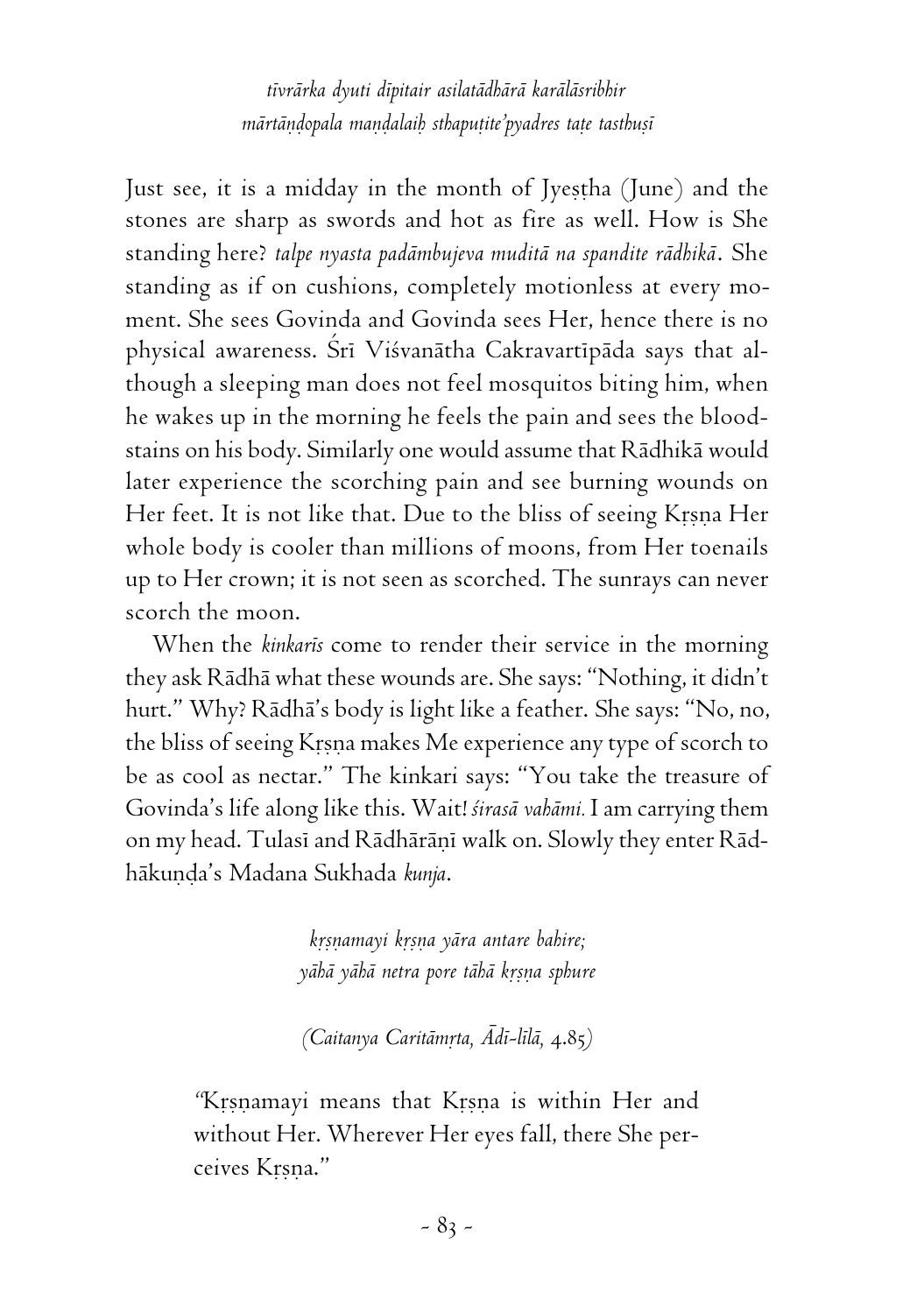*tīvrārka dyuti dīpitair asilatādhārā karālāsribhir*
*mārtāṇḍopala maṇḍalaiḥ sthapuṭite'pyadres taṭe tasthuṣī*

Just see, it is a midday in the month of Jyeṣṭha (June) and the stones are sharp as swords and hot as fire as well. How is She standing here? *talpe nyasta padāmbujeva muditā na spandite rādhikā*. She standing as if on cushions, completely motionless at every moment. She sees Govinda and Govinda sees Her, hence there is no physical awareness. Śrī Viśvanātha Cakravartīpāda says that although a sleeping man does not feel mosquitos biting him, when he wakes up in the morning he feels the pain and sees the bloodstains on his body. Similarly one would assume that Rādhikā would later experience the scorching pain and see burning wounds on Her feet. It is not like that. Due to the bliss of seeing Kṛṣṇa Her whole body is cooler than millions of moons, from Her toenails up to Her crown; it is not seen as scorched. The sunrays can never scorch the moon.

When the *kinkarīs* come to render their service in the morning they ask Rādhā what these wounds are. She says: "Nothing, it didn't hurt." Why? Rādhā's body is light like a feather. She says: "No, no, the bliss of seeing Kṛṣṇa makes Me experience any type of scorch to be as cool as nectar." The kinkari says: "You take the treasure of Govinda's life along like this. Wait! *śirasā vahāmi.* I am carrying them on my head. Tulasī and Rādhārāṇī walk on. Slowly they enter Rādhākuṇḍa's Madana Sukhada *kunja*.

*kṛṣṇamayi kṛṣṇa yāra antare bahire;*
*yāhā yāhā netra pore tāhā kṛṣṇa sphure*

*(Caitanya Caritāmṛta, Ādī-līlā,* 4.85*)*

> "Kṛṣṇamayi means that Kṛṣṇa is within Her and without Her. Wherever Her eyes fall, there She perceives Kṛṣṇa."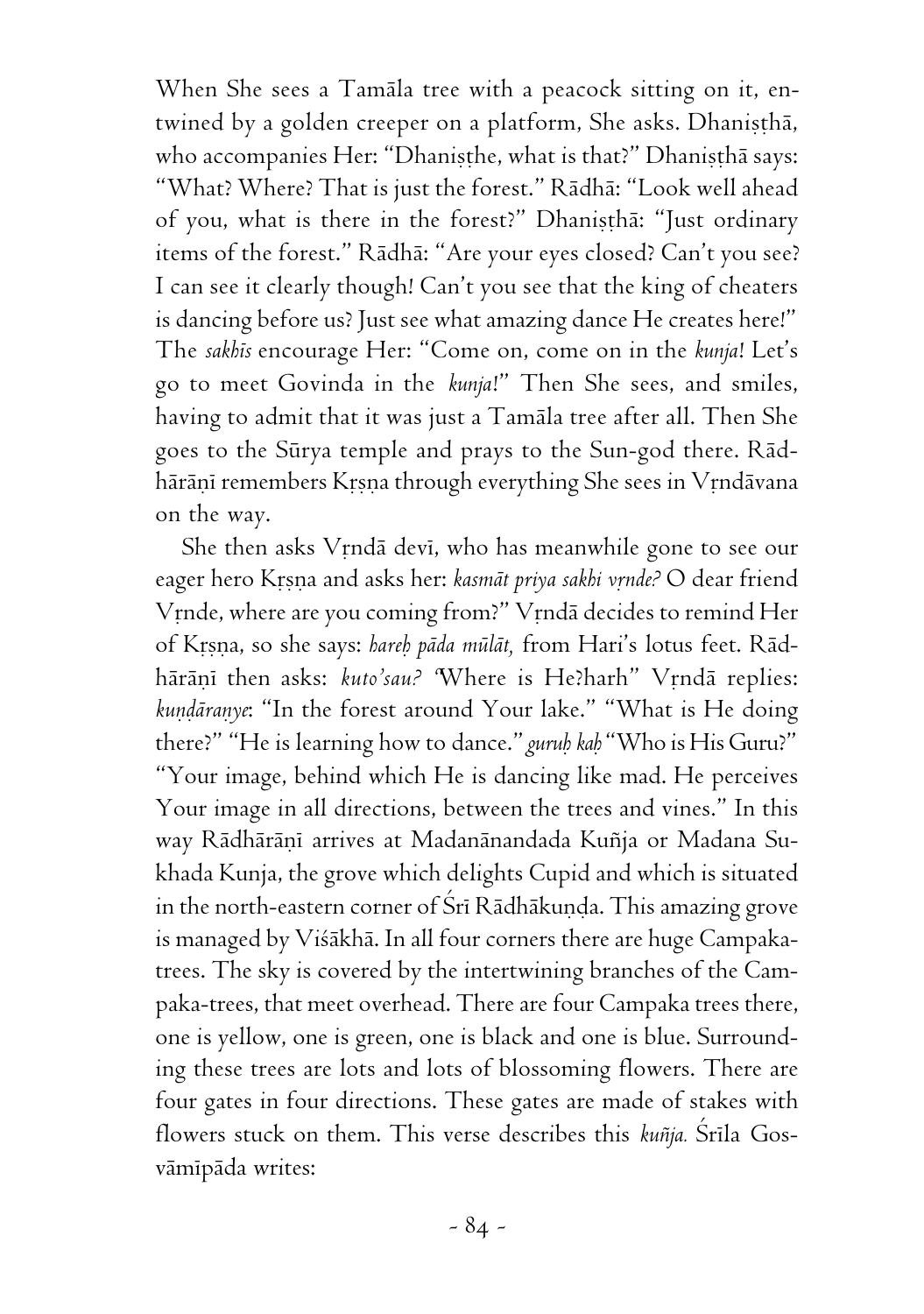When She sees a Tamāla tree with a peacock sitting on it, entwined by a golden creeper on a platform, She asks. Dhaniṣṭhā, who accompanies Her: "Dhaniṣṭhe, what is that?" Dhaniṣṭhā says: "What? Where? That is just the forest." Rādhā: "Look well ahead of you, what is there in the forest?" Dhaniṣṭhā: "Just ordinary items of the forest." Rādhā: "Are your eyes closed? Can't you see? I can see it clearly though! Can't you see that the king of cheaters is dancing before us? Just see what amazing dance He creates here!" The *sakhīs* encourage Her: "Come on, come on in the *kunja*! Let's go to meet Govinda in the *kunja*!" Then She sees, and smiles, having to admit that it was just a Tamāla tree after all. Then She goes to the Sūrya temple and prays to the Sun-god there. Rādhārāṇī remembers Kṛṣṇa through everything She sees in Vṛndāvana on the way.

She then asks Vṛndā devī, who has meanwhile gone to see our eager hero Kṛṣṇa and asks her: *kasmāt priya sakhi vṛnde?* O dear friend Vṛnde, where are you coming from?" Vṛndā decides to remind Her of Kṛṣṇa, so she says: *hareḥ pāda mūlāt,* from Hari's lotus feet. Rādhārāṇī then asks: *kuto'sau?* 'Where is He?harh" Vṛndā replies: *kuṇḍāraṇye*: "In the forest around Your lake." "What is He doing there?" "He is learning how to dance." *guruḥ kaḥ* "Who is His Guru?" "Your image, behind which He is dancing like mad. He perceives Your image in all directions, between the trees and vines." In this way Rādhārāṇī arrives at Madanānandada Kuñja or Madana Sukhada Kunja, the grove which delights Cupid and which is situated in the north-eastern corner of Śrī Rādhākuṇḍa. This amazing grove is managed by Viśākhā. In all four corners there are huge Campaka-trees. The sky is covered by the intertwining branches of the Campaka-trees, that meet overhead. There are four Campaka trees there, one is yellow, one is green, one is black and one is blue. Surrounding these trees are lots and lots of blossoming flowers. There are four gates in four directions. These gates are made of stakes with flowers stuck on them. This verse describes this *kuñja.* Śrīla Gosvāmīpāda writes: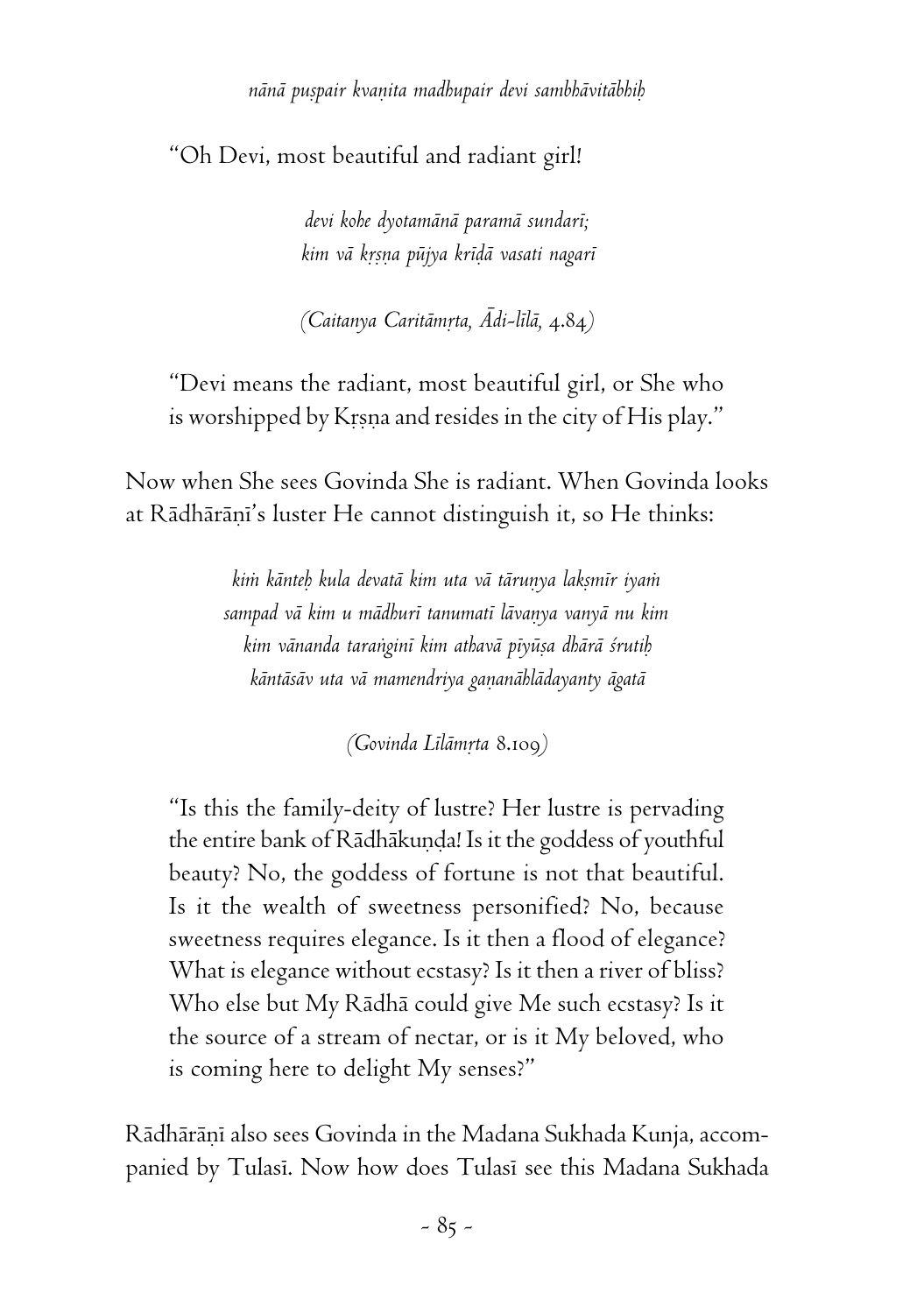*nānā puṣpair kvaṇita madhupair devi sambhāvitābhiḥ*

"Oh Devi, most beautiful and radiant girl!

> *devi kohe dyotamānā paramā sundarī;*
> *kim vā kṛṣṇa pūjya krīḍā vasati nagarī*
>
> *(Caitanya Caritāmṛta, Ādi-līlā,* 4.84*)*

"Devi means the radiant, most beautiful girl, or She who is worshipped by Kṛṣṇa and resides in the city of His play."

Now when She sees Govinda She is radiant. When Govinda looks at Rādhārāṇī's luster He cannot distinguish it, so He thinks:

> *kiṁ kānteḥ kula devatā kim uta vā tāruṇya lakṣmīr iyaṁ*
> *sampad vā kim u mādhurī tanumatī lāvaṇya vanyā nu kim*
> *kim vānanda taraṅginī kim athavā pīyūṣa dhārā śrutiḥ*
> *kāntāsāv uta vā mamendriya gaṇanāhlādayanty āgatā*
>
> *(Govinda Līlāmṛta* 8.109*)*

"Is this the family-deity of lustre? Her lustre is pervading the entire bank of Rādhākuṇḍa! Is it the goddess of youthful beauty? No, the goddess of fortune is not that beautiful. Is it the wealth of sweetness personified? No, because sweetness requires elegance. Is it then a flood of elegance? What is elegance without ecstasy? Is it then a river of bliss? Who else but My Rādhā could give Me such ecstasy? Is it the source of a stream of nectar, or is it My beloved, who is coming here to delight My senses?"

Rādhārāṇī also sees Govinda in the Madana Sukhada Kunja, accompanied by Tulasī. Now how does Tulasī see this Madana Sukhada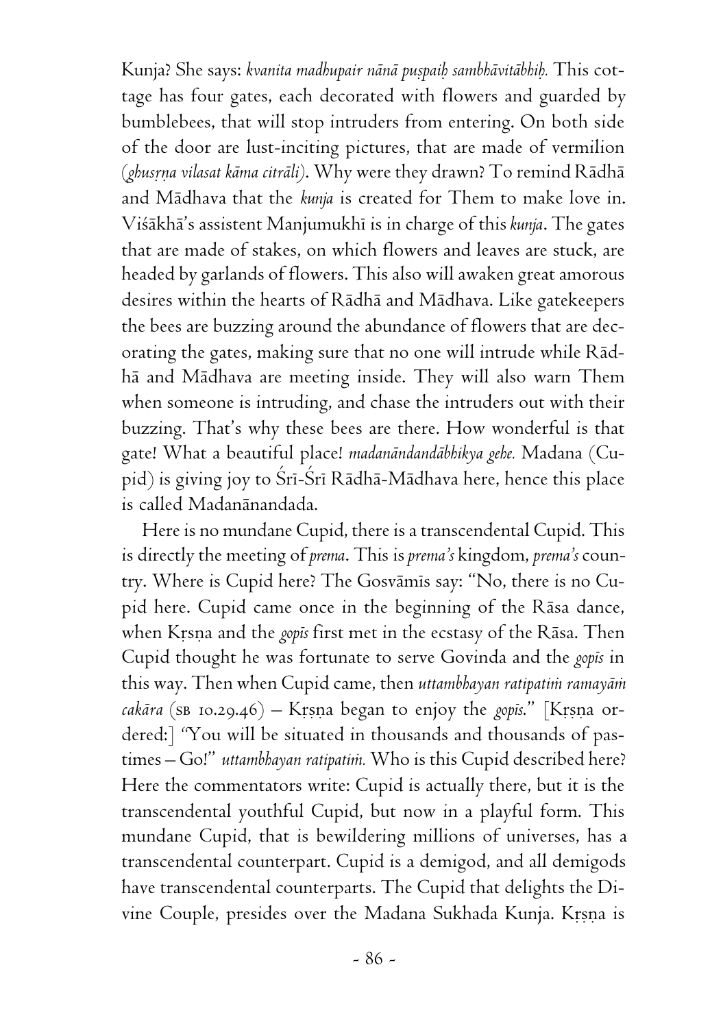Kunja? She says: *kvanita madhupair nānā puṣpaiḥ sambhāvitābhiḥ.* This cottage has four gates, each decorated with flowers and guarded by bumblebees, that will stop intruders from entering. On both side of the door are lust-inciting pictures, that are made of vermilion (*ghusṛṇa vilasat kāma citrāli*). Why were they drawn? To remind Rādhā and Mādhava that the *kunja* is created for Them to make love in. Viśākhā's assistent Manjumukhī is in charge of this *kunja*. The gates that are made of stakes, on which flowers and leaves are stuck, are headed by garlands of flowers. This also will awaken great amorous desires within the hearts of Rādhā and Mādhava. Like gatekeepers the bees are buzzing around the abundance of flowers that are decorating the gates, making sure that no one will intrude while Rādhā and Mādhava are meeting inside. They will also warn Them when someone is intruding, and chase the intruders out with their buzzing. That's why these bees are there. How wonderful is that gate! What a beautiful place! *madanāndandābhikya gehe.* Madana (Cupid) is giving joy to Śrī-Śrī Rādhā-Mādhava here, hence this place is called Madanānandada.

Here is no mundane Cupid, there is a transcendental Cupid. This is directly the meeting of *prema*. This is *prema's* kingdom, *prema's* country. Where is Cupid here? The Gosvāmīs say: "No, there is no Cupid here. Cupid came once in the beginning of the Rāsa dance, when Kṛṣṇa and the *gopīs* first met in the ecstasy of the Rāsa. Then Cupid thought he was fortunate to serve Govinda and the *gopīs* in this way. Then when Cupid came, then *uttambhayan ratipatiṁ ramayāṁ cakāra* (SB 10.29.46) – Kṛṣṇa began to enjoy the *gopīs*." [Kṛṣṇa ordered:] "You will be situated in thousands and thousands of pastimes – Go!" *uttambhayan ratipatiṁ.* Who is this Cupid described here? Here the commentators write: Cupid is actually there, but it is the transcendental youthful Cupid, but now in a playful form. This mundane Cupid, that is bewildering millions of universes, has a transcendental counterpart. Cupid is a demigod, and all demigods have transcendental counterparts. The Cupid that delights the Divine Couple, presides over the Madana Sukhada Kunja. Kṛṣṇa is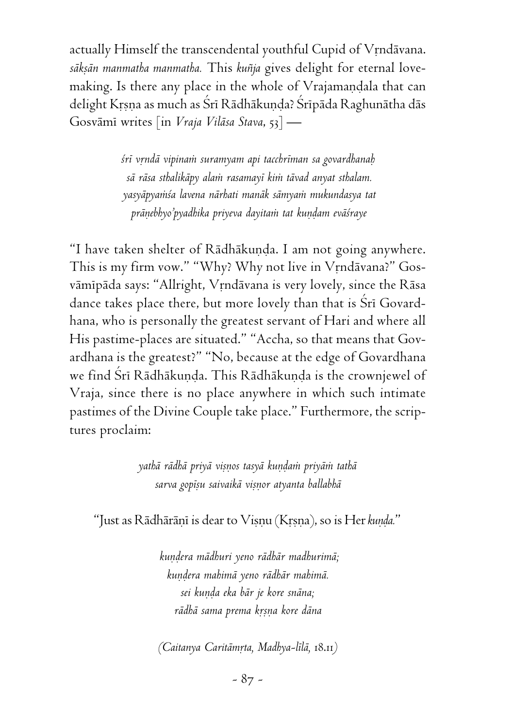actually Himself the transcendental youthful Cupid of Vṛndāvana. *sākṣān manmatha manmatha.* This *kuñja* gives delight for eternal love-making. Is there any place in the whole of Vrajamaṇḍala that can delight Kṛṣṇa as much as Śrī Rādhākuṇḍa? Śrīpāda Raghunātha dās Gosvāmī writes [in *Vraja Vilāsa Stava*, 53] —

> *śrī vṛndā vipinaṁ suramyam api tacchrīman sa govardhanaḥ*
> *sā rāsa sthalikāpy alaṁ rasamayī kiṁ tāvad anyat sthalam.*
> *yasyāpyaṁśa lavena nārhati manāk sāmyaṁ mukundasya tat*
> *prāṇebhyo'pyadhika priyeva dayitaṁ tat kuṇḍam evāśraye*

"I have taken shelter of Rādhākuṇḍa. I am not going anywhere. This is my firm vow." "Why? Why not live in Vṛndāvana?" Gosvāmīpāda says: "Allright, Vṛndāvana is very lovely, since the Rāsa dance takes place there, but more lovely than that is Śrī Govardhana, who is personally the greatest servant of Hari and where all His pastime-places are situated." "Accha, so that means that Govardhana is the greatest?" "No, because at the edge of Govardhana we find Śrī Rādhākuṇḍa. This Rādhākuṇḍa is the crownjewel of Vraja, since there is no place anywhere in which such intimate pastimes of the Divine Couple take place." Furthermore, the scriptures proclaim:

> *yathā rādhā priyā viṣṇos tasyā kuṇḍaṁ priyāṁ tathā*
> *sarva gopīṣu saivaikā viṣṇor atyanta ballabhā*

"Just as Rādhārāṇī is dear to Viṣṇu (Kṛṣṇa), so is Her *kuṇḍa.*"

> *kuṇḍera mādhuri yeno rādhār madhurimā;*
> *kuṇḍera mahimā yeno rādhār mahimā.*
> *sei kuṇḍa eka bār je kore snāna;*
> *rādhā sama prema kṛṣṇa kore dāna*

*(Caitanya Caritāmṛta, Madhya-līlā,* 18.11*)*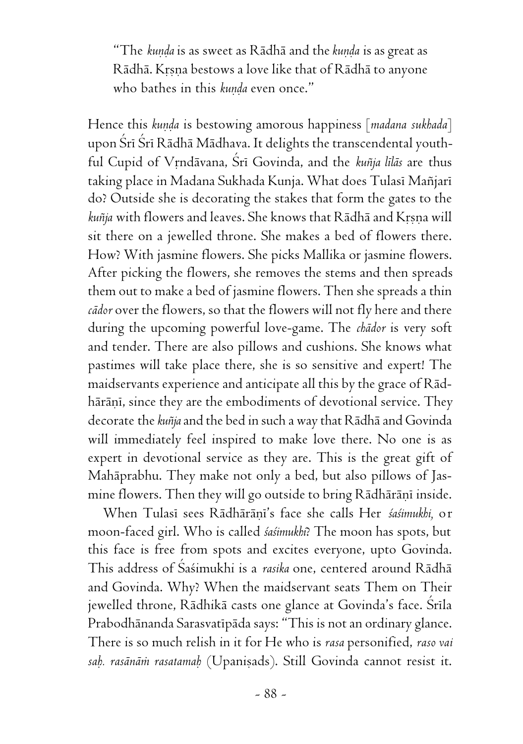> "The *kuṇḍa* is as sweet as Rādhā and the *kuṇḍa* is as great as Rādhā. Kṛṣṇa bestows a love like that of Rādhā to anyone who bathes in this *kuṇḍa* even once."

Hence this *kuṇḍa* is bestowing amorous happiness [*madana sukhada*] upon Śrī Śrī Rādhā Mādhava. It delights the transcendental youthful Cupid of Vṛndāvana, Śrī Govinda, and the *kuñja līlās* are thus taking place in Madana Sukhada Kunja. What does Tulasī Mañjarī do? Outside she is decorating the stakes that form the gates to the *kuñja* with flowers and leaves. She knows that Rādhā and Kṛṣṇa will sit there on a jewelled throne. She makes a bed of flowers there. How? With jasmine flowers. She picks Mallika or jasmine flowers. After picking the flowers, she removes the stems and then spreads them out to make a bed of jasmine flowers. Then she spreads a thin *cādor* over the flowers, so that the flowers will not fly here and there during the upcoming powerful love-game. The *chādor* is very soft and tender. There are also pillows and cushions. She knows what pastimes will take place there, she is so sensitive and expert! The maidservants experience and anticipate all this by the grace of Rādhārāṇī, since they are the embodiments of devotional service. They decorate the *kuñja* and the bed in such a way that Rādhā and Govinda will immediately feel inspired to make love there. No one is as expert in devotional service as they are. This is the great gift of Mahāprabhu. They make not only a bed, but also pillows of Jasmine flowers. Then they will go outside to bring Rādhārāṇī inside.

When Tulasī sees Rādhārāṇī's face she calls Her *śaśimukhi,* or moon-faced girl. Who is called *śaśimukhi*? The moon has spots, but this face is free from spots and excites everyone, upto Govinda. This address of Śaśimukhi is a *rasika* one, centered around Rādhā and Govinda. Why? When the maidservant seats Them on Their jewelled throne, Rādhikā casts one glance at Govinda's face. Śrīla Prabodhānanda Sarasvatīpāda says: "This is not an ordinary glance. There is so much relish in it for He who is *rasa* personified, *raso vai saḥ. rasānāṁ rasatamaḥ* (Upaniṣads). Still Govinda cannot resist it.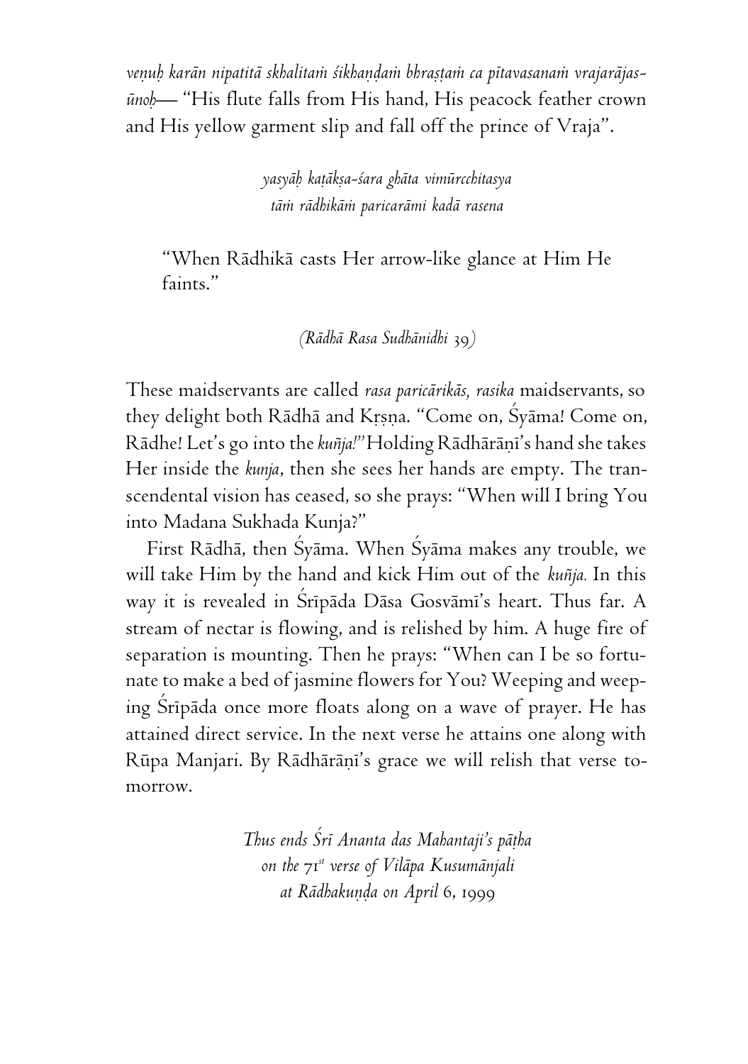*veṇuḥ karān nipatitā skhalitaṁ śikhaṇḍaṁ bhraṣṭaṁ ca pītavasanaṁ vrajarājas-ūnoḥ*— "His flute falls from His hand, His peacock feather crown and His yellow garment slip and fall off the prince of Vraja".

> *yasyāḥ kaṭākṣa-śara ghāta vimūrcchitasya*
> *tāṁ rādhikāṁ paricarāmi kadā rasena*

> "When Rādhikā casts Her arrow-like glance at Him He faints."
>
> *(Rādhā Rasa Sudhānidhi 39)*

These maidservants are called *rasa paricārikās, rasika* maidservants, so they delight both Rādhā and Kṛṣṇa. "Come on, Śyāma! Come on, Rādhe! Let's go into the *kuñja!"* Holding Rādhārāṇī's hand she takes Her inside the *kunja,* then she sees her hands are empty. The transcendental vision has ceased, so she prays: "When will I bring You into Madana Sukhada Kunja?"

First Rādhā, then Śyāma. When Śyāma makes any trouble, we will take Him by the hand and kick Him out of the *kuñja.* In this way it is revealed in Śrīpāda Dāsa Gosvāmī's heart. Thus far. A stream of nectar is flowing, and is relished by him. A huge fire of separation is mounting. Then he prays: "When can I be so fortunate to make a bed of jasmine flowers for You? Weeping and weeping Śrīpāda once more floats along on a wave of prayer. He has attained direct service. In the next verse he attains one along with Rūpa Manjari. By Rādhārāṇī's grace we will relish that verse tomorrow.

*Thus ends Śrī Ananta das Mahantaji's pāṭha*
*on the 71st verse of Vilāpa Kusumānjali*
*at Rādhakuṇḍa on April 6, 1999*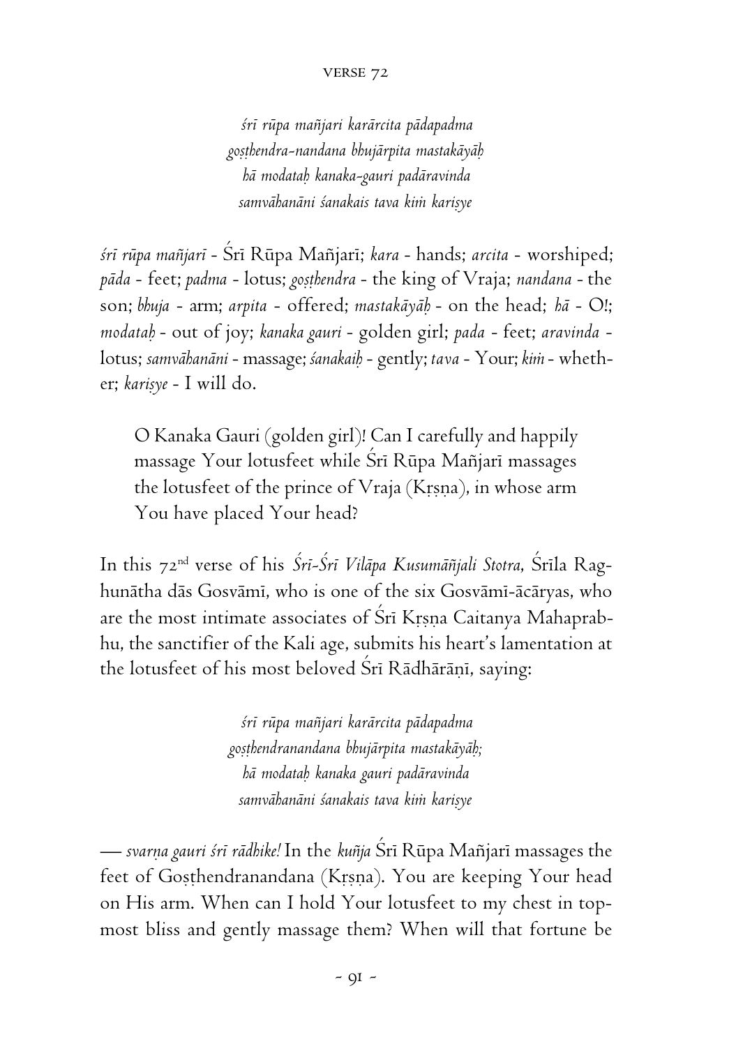*śrī rūpa mañjari karārcita pādapadma*
*goṣṭhendra-nandana bhujārpita mastakāyāḥ*
*hā modataḥ kanaka-gauri padāravinda*
*samvāhanāni śanakais tava kiṁ kariṣye*

*śrī rūpa mañjarī* - Śrī Rūpa Mañjarī; *kara* - hands; *arcita* - worshiped; *pāda* - feet; *padma* - lotus; *goṣṭhendra* - the king of Vraja; *nandana* - the son; *bhuja* - arm; *arpita* - offered; *mastakāyāḥ* - on the head; *hā* - O!; *modataḥ* - out of joy; *kanaka gauri* - golden girl; *pada* - feet; *aravinda* - lotus; *samvāhanāni* - massage; *śanakaiḥ* - gently; *tava* - Your; *kiṁ* - whether; *kariṣye* - I will do.

> O Kanaka Gauri (golden girl)! Can I carefully and happily massage Your lotusfeet while Śrī Rūpa Mañjarī massages the lotusfeet of the prince of Vraja (Kṛṣṇa), in whose arm You have placed Your head?

In this 72nd verse of his *Śrī-Śrī Vilāpa Kusumāñjali Stotra,* Śrīla Raghunātha dās Gosvāmī, who is one of the six Gosvāmī-ācāryas, who are the most intimate associates of Śrī Kṛṣṇa Caitanya Mahaprabhu, the sanctifier of the Kali age, submits his heart's lamentation at the lotusfeet of his most beloved Śrī Rādhārāṇī, saying:

*śrī rūpa mañjari karārcita pādapadma*
*goṣṭhendranandana bhujārpita mastakāyāḥ;*
*hā modataḥ kanaka gauri padāravinda*
*samvāhanāni śanakais tava kiṁ kariṣye*

— *svarṇa gauri śrī rādhike!* In the *kuñja* Śrī Rūpa Mañjarī massages the feet of Goṣṭhendranandana (Kṛṣṇa). You are keeping Your head on His arm. When can I hold Your lotusfeet to my chest in topmost bliss and gently massage them? When will that fortune be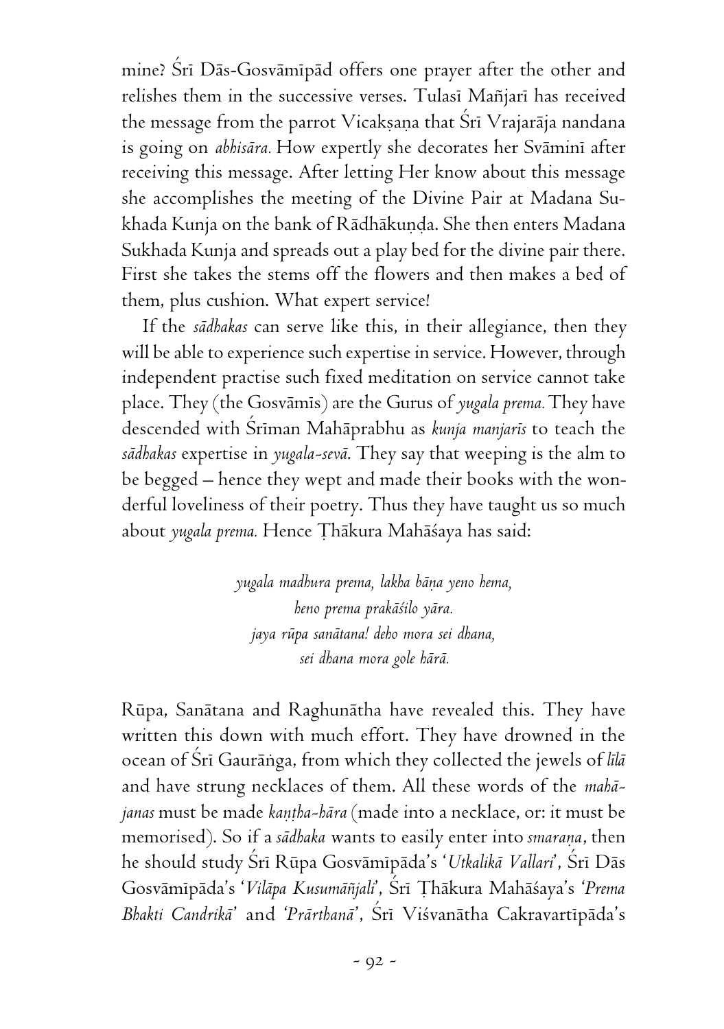mine? Śrī Dās-Gosvāmīpād offers one prayer after the other and relishes them in the successive verses. Tulasī Mañjarī has received the message from the parrot Vicakṣaṇa that Śrī Vrajarāja nandana is going on *abhisāra.* How expertly she decorates her Svāminī after receiving this message. After letting Her know about this message she accomplishes the meeting of the Divine Pair at Madana Sukhada Kunja on the bank of Rādhākuṇḍa. She then enters Madana Sukhada Kunja and spreads out a play bed for the divine pair there. First she takes the stems off the flowers and then makes a bed of them, plus cushion. What expert service!

If the *sādhakas* can serve like this, in their allegiance, then they will be able to experience such expertise in service. However, through independent practise such fixed meditation on service cannot take place. They (the Gosvāmīs) are the Gurus of *yugala prema.* They have descended with Śrīman Mahāprabhu as *kunja manjarīs* to teach the *sādhakas* expertise in *yugala-sevā.* They say that weeping is the alm to be begged – hence they wept and made their books with the wonderful loveliness of their poetry. Thus they have taught us so much about *yugala prema.* Hence Ṭhākura Mahāśaya has said:

> *yugala madhura prema, lakha bāṇa yeno hema,*
> *heno prema prakāśilo yāra.*
> *jaya rūpa sanātana! deho mora sei dhana,*
> *sei dhana mora gole hārā.*

Rūpa, Sanātana and Raghunātha have revealed this. They have written this down with much effort. They have drowned in the ocean of Śrī Gaurāṅga, from which they collected the jewels of *līlā* and have strung necklaces of them. All these words of the *mahājanas* must be made *kaṇṭha-hāra* (made into a necklace, or: it must be memorised). So if a *sādhaka* wants to easily enter into *smaraṇa*, then he should study Śrī Rūpa Gosvāmīpāda's '*Utkalikā Vallari*', Śrī Dās Gosvāmīpāda's '*Vilāpa Kusumāñjali*', Śrī Ṭhākura Mahāśaya's '*Prema Bhakti Candrikā*' and '*Prārthanā*', Śrī Viśvanātha Cakravartīpāda's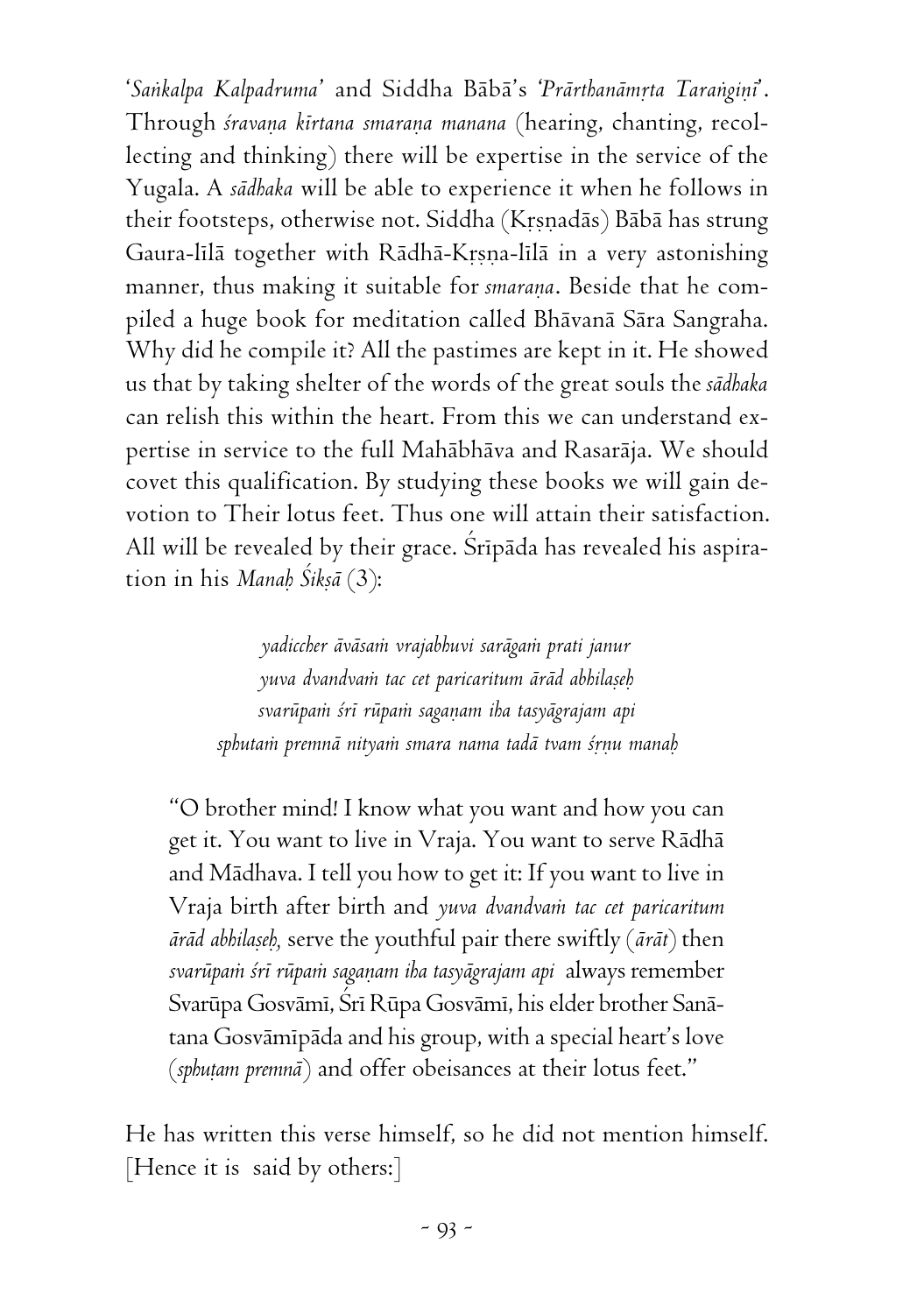'*Saṅkalpa Kalpadruma*' and Siddha Bābā's *'Prārthanāmṛta Taraṅgiṇī'*. Through *śravaṇa kīrtana smaraṇa manana* (hearing, chanting, recollecting and thinking) there will be expertise in the service of the Yugala. A *sādhaka* will be able to experience it when he follows in their footsteps, otherwise not. Siddha (Kṛṣṇadās) Bābā has strung Gaura-līlā together with Rādhā-Kṛṣṇa-līlā in a very astonishing manner, thus making it suitable for *smaraṇa*. Beside that he compiled a huge book for meditation called Bhāvanā Sāra Sangraha. Why did he compile it? All the pastimes are kept in it. He showed us that by taking shelter of the words of the great souls the *sādhaka* can relish this within the heart. From this we can understand expertise in service to the full Mahābhāva and Rasarāja. We should covet this qualification. By studying these books we will gain devotion to Their lotus feet. Thus one will attain their satisfaction. All will be revealed by their grace. Śrīpāda has revealed his aspiration in his *Manaḥ Śikṣā* (3):

> *yadiccher āvāsaṁ vrajabhuvi sarāgaṁ prati janur*
> *yuva dvandvaṁ tac cet paricaritum ārād abhilaṣeḥ*
> *svarūpaṁ śrī rūpaṁ sagaṇam iha tasyāgrajam api*
> *sphutaṁ premnā nityaṁ smara nama tadā tvam śṛṇu manaḥ*

"O brother mind! I know what you want and how you can get it. You want to live in Vraja. You want to serve Rādhā and Mādhava. I tell you how to get it: If you want to live in Vraja birth after birth and *yuva dvandvaṁ tac cet paricaritum ārād abhilaṣeḥ,* serve the youthful pair there swiftly (*ārāt*) then *svarūpaṁ śrī rūpaṁ sagaṇam iha tasyāgrajam api* always remember Svarūpa Gosvāmī, Śrī Rūpa Gosvāmī, his elder brother Sanātana Gosvāmīpāda and his group, with a special heart's love (*sphuṭam premnā*) and offer obeisances at their lotus feet."

He has written this verse himself, so he did not mention himself. [Hence it is said by others:]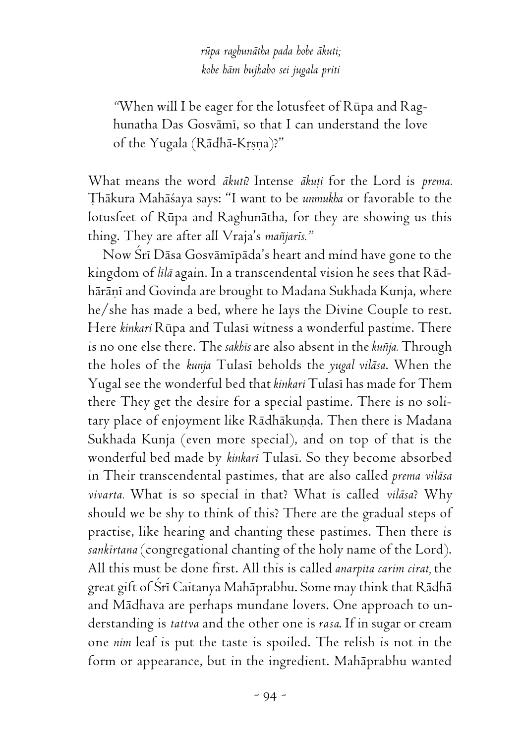*rūpa raghunātha pada hobe ākuti;*
*kobe hām bujhabo sei jugala priti*

> "When will I be eager for the lotusfeet of Rūpa and Raghunatha Das Gosvāmī, so that I can understand the love of the Yugala (Rādhā-Kṛṣṇa)?"

What means the word *ākuti*? Intense *ākuṭi* for the Lord is *prema.* Ṭhākura Mahāśaya says: "I want to be *unmukha* or favorable to the lotusfeet of Rūpa and Raghunātha, for they are showing us this thing. They are after all Vraja's *mañjarīs."*

Now Śrī Dāsa Gosvāmīpāda's heart and mind have gone to the kingdom of *līlā* again. In a transcendental vision he sees that Rādhārāṇī and Govinda are brought to Madana Sukhada Kunja, where he/she has made a bed, where he lays the Divine Couple to rest. Here *kinkari* Rūpa and Tulasī witness a wonderful pastime. There is no one else there. The *sakhīs* are also absent in the *kuñja.* Through the holes of the *kunja* Tulasī beholds the *yugal vilāsa.* When the Yugal see the wonderful bed that *kinkari* Tulasī has made for Them there They get the desire for a special pastime. There is no solitary place of enjoyment like Rādhākuṇḍa. Then there is Madana Sukhada Kunja (even more special), and on top of that is the wonderful bed made by *kinkarī* Tulasī. So they become absorbed in Their transcendental pastimes, that are also called *prema vilāsa vivarta.* What is so special in that? What is called *vilāsa*? Why should we be shy to think of this? There are the gradual steps of practise, like hearing and chanting these pastimes. Then there is *sankīrtana* (congregational chanting of the holy name of the Lord). All this must be done first. All this is called *anarpita carim cirat,* the great gift of Śrī Caitanya Mahāprabhu. Some may think that Rādhā and Mādhava are perhaps mundane lovers. One approach to understanding is *tattva* and the other one is *rasa.* If in sugar or cream one *nim* leaf is put the taste is spoiled. The relish is not in the form or appearance, but in the ingredient. Mahāprabhu wanted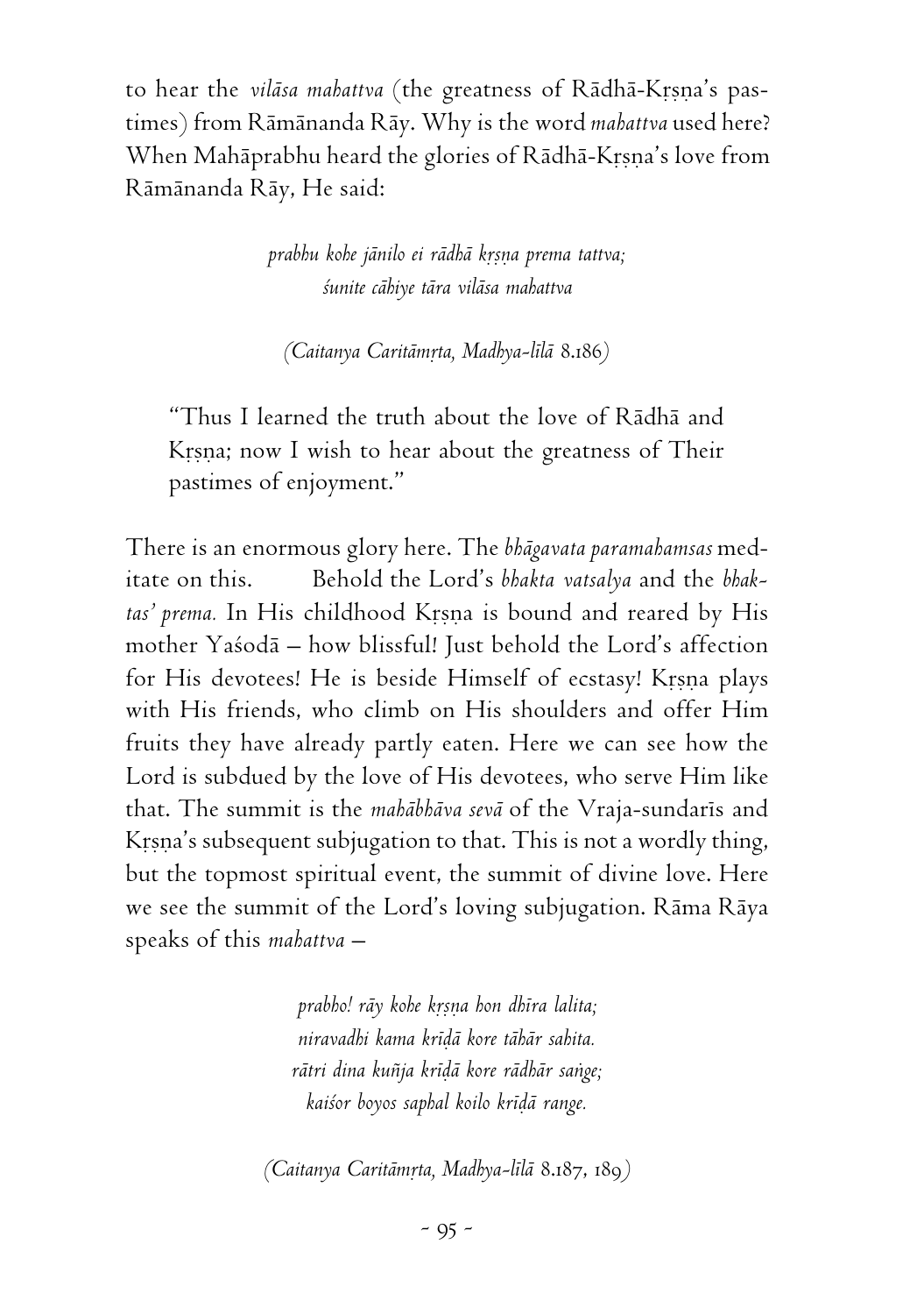to hear the *vilāsa mahattva* (the greatness of Rādhā-Kṛṣṇa's pastimes) from Rāmānanda Rāy. Why is the word *mahattva* used here? When Mahāprabhu heard the glories of Rādhā-Kṛṣṇa's love from Rāmānanda Rāy, He said:

> *prabhu kohe jānilo ei rādhā kṛṣṇa prema tattva;*
> *śunite cāhiye tāra vilāsa mahattva*
>
> *(Caitanya Caritāmṛta, Madhya-līlā* 8.186*)*

> "Thus I learned the truth about the love of Rādhā and Kṛṣṇa; now I wish to hear about the greatness of Their pastimes of enjoyment."

There is an enormous glory here. The *bhāgavata paramahamsas* meditate on this. Behold the Lord's *bhakta vatsalya* and the *bhaktas' prema.* In His childhood Kṛṣṇa is bound and reared by His mother Yaśodā – how blissful! Just behold the Lord's affection for His devotees! He is beside Himself of ecstasy! Kṛṣṇa plays with His friends, who climb on His shoulders and offer Him fruits they have already partly eaten. Here we can see how the Lord is subdued by the love of His devotees, who serve Him like that. The summit is the *mahābhāva sevā* of the Vraja-sundarīs and Kṛṣṇa's subsequent subjugation to that. This is not a wordly thing, but the topmost spiritual event, the summit of divine love. Here we see the summit of the Lord's loving subjugation. Rāma Rāya speaks of this *mahattva* –

> *prabho! rāy kohe kṛṣṇa hon dhīra lalita;*
> *niravadhi kama krīḍā kore tāhār sahita.*
> *rātri dina kuñja krīḍā kore rādhār saṅge;*
> *kaiśor boyos saphal koilo krīḍā range.*
>
> *(Caitanya Caritāmṛta, Madhya-līlā* 8.187, 189*)*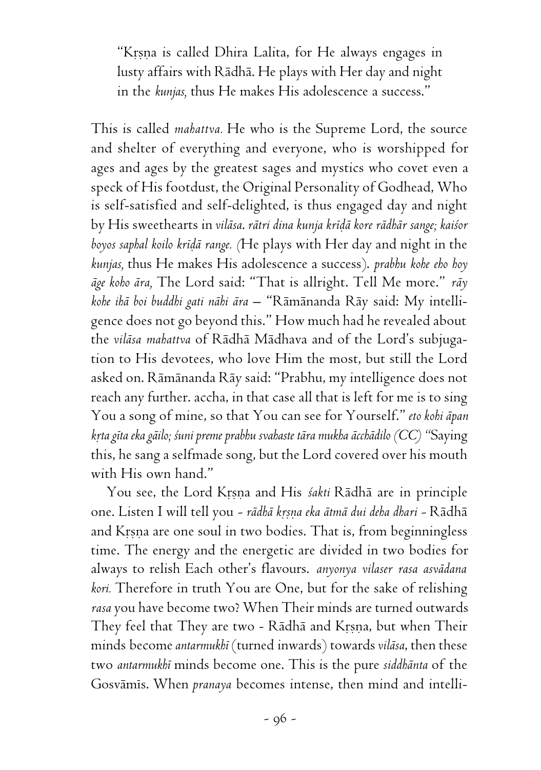> "Kṛṣṇa is called Dhira Lalita, for He always engages in lusty affairs with Rādhā. He plays with Her day and night in the *kunjas,* thus He makes His adolescence a success."

This is called *mahattva.* He who is the Supreme Lord, the source and shelter of everything and everyone, who is worshipped for ages and ages by the greatest sages and mystics who covet even a speck of His footdust, the Original Personality of Godhead, Who is self-satisfied and self-delighted, is thus engaged day and night by His sweethearts in *vilāsa*. *rātri dina kunja krīḍā kore rādhār sange; kaiśor boyos saphal koilo krīḍā range. (*He plays with Her day and night in the *kunjas,* thus He makes His adolescence a success). *prabhu kohe eho hoy āge koho āra,* The Lord said: "That is allright. Tell Me more." *rāy kohe ihā boi buddhi gati nāhi āra* – "Rāmānanda Rāy said: My intelligence does not go beyond this." How much had he revealed about the *vilāsa mahattva* of Rādhā Mādhava and of the Lord's subjugation to His devotees, who love Him the most, but still the Lord asked on. Rāmānanda Rāy said: "Prabhu, my intelligence does not reach any further. accha, in that case all that is left for me is to sing You a song of mine, so that You can see for Yourself." *eto kohi āpan kṛta gīta eka gāilo; śuni preme prabhu svahaste tāra mukha ācchādilo (CC)* "Saying this, he sang a selfmade song, but the Lord covered over his mouth with His own hand."

You see, the Lord Kṛṣṇa and His *śakti* Rādhā are in principle one. Listen I will tell you - *rādhā kṛṣṇa eka ātmā dui deha dhari* - Rādhā and Kṛṣṇa are one soul in two bodies. That is, from beginningless time. The energy and the energetic are divided in two bodies for always to relish Each other's flavours. *anyonya vilaser rasa asvādana kori.* Therefore in truth You are One, but for the sake of relishing *rasa* you have become two? When Their minds are turned outwards They feel that They are two - Rādhā and Kṛṣṇa, but when Their minds become *antarmukhī* (turned inwards) towards *vilāsa,* then these two *antarmukhī* minds become one. This is the pure *siddhānta* of the Gosvāmīs. When *pranaya* becomes intense, then mind and intelli-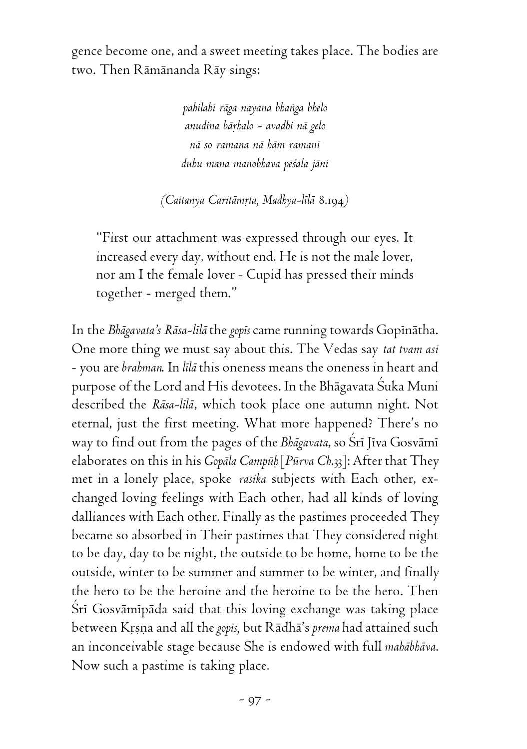gence become one, and a sweet meeting takes place. The bodies are two. Then Rāmānanda Rāy sings:

> *pahilahi rāga nayana bhaṅga bhelo*
> *anudina bāṛhalo - avadhi nā gelo*
> *nā so ramana nā hām ramanī*
> *duhu mana manobhava peśala jāni*
>
> *(Caitanya Caritāmṛta, Madhya-līlā* 8.194*)*

> "First our attachment was expressed through our eyes. It increased every day, without end. He is not the male lover, nor am I the female lover - Cupid has pressed their minds together - merged them."

In the *Bhāgavata's Rāsa-līlā* the *gopīs* came running towards Gopīnātha. One more thing we must say about this. The Vedas say *tat tvam asi* - you are *brahman*. In *līlā* this oneness means the oneness in heart and purpose of the Lord and His devotees. In the Bhāgavata Śuka Muni described the *Rāsa-līlā*, which took place one autumn night. Not eternal, just the first meeting. What more happened? There's no way to find out from the pages of the *Bhāgavata*, so Śrī Jīva Gosvāmī elaborates on this in his *Gopāla Campūḥ* [*Pūrva Ch.*33]: After that They met in a lonely place, spoke *rasika* subjects with Each other, exchanged loving feelings with Each other, had all kinds of loving dalliances with Each other. Finally as the pastimes proceeded They became so absorbed in Their pastimes that They considered night to be day, day to be night, the outside to be home, home to be the outside, winter to be summer and summer to be winter, and finally the hero to be the heroine and the heroine to be the hero. Then Śrī Gosvāmīpāda said that this loving exchange was taking place between Kṛṣṇa and all the *gopīs,* but Rādhā's *prema* had attained such an inconceivable stage because She is endowed with full *mahābhāva*. Now such a pastime is taking place.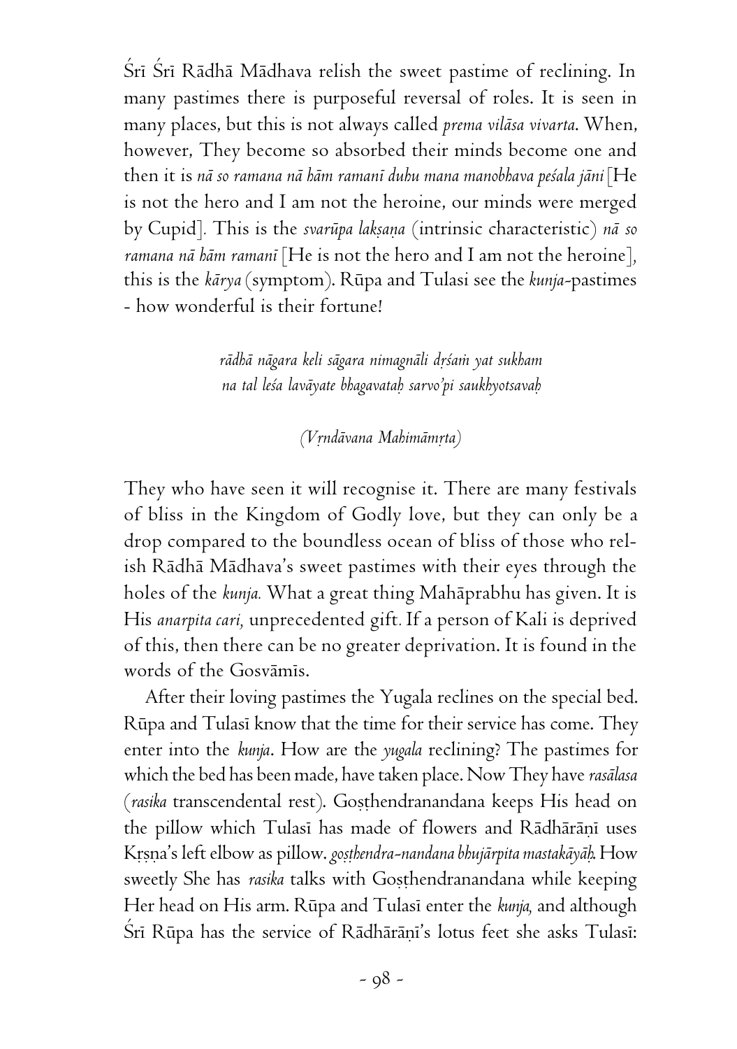Śrī Śrī Rādhā Mādhava relish the sweet pastime of reclining. In many pastimes there is purposeful reversal of roles. It is seen in many places, but this is not always called *prema vilāsa vivarta*. When, however, They become so absorbed their minds become one and then it is *nā so ramana nā hām ramanī duhu mana manobhava peśala jāni* [He is not the hero and I am not the heroine, our minds were merged by Cupid]. This is the *svarūpa lakṣaṇa* (intrinsic characteristic) *nā so ramana nā hām ramanī* [He is not the hero and I am not the heroine], this is the *kārya* (symptom). Rūpa and Tulasi see the *kunja*-pastimes - how wonderful is their fortune!

> *rādhā nāgara keli sāgara nimagnāli dṛśaṁ yat sukham*
> *na tal leśa lavāyate bhagavataḥ sarvo'pi saukhyotsavaḥ*
>
> *(Vṛndāvana Mahimāmṛta)*

They who have seen it will recognise it. There are many festivals of bliss in the Kingdom of Godly love, but they can only be a drop compared to the boundless ocean of bliss of those who relish Rādhā Mādhava's sweet pastimes with their eyes through the holes of the *kunja.* What a great thing Mahāprabhu has given. It is His *anarpita cari,* unprecedented gift. If a person of Kali is deprived of this, then there can be no greater deprivation. It is found in the words of the Gosvāmīs.

After their loving pastimes the Yugala reclines on the special bed. Rūpa and Tulasī know that the time for their service has come. They enter into the *kunja*. How are the *yugala* reclining? The pastimes for which the bed has been made, have taken place. Now They have *rasālasa* (*rasika* transcendental rest). Goṣṭhendranandana keeps His head on the pillow which Tulasī has made of flowers and Rādhārāṇī uses Kṛṣṇa's left elbow as pillow. *goṣṭhendra-nandana bhujārpita mastakāyāḥ.* How sweetly She has *rasika* talks with Goṣṭhendranandana while keeping Her head on His arm. Rūpa and Tulasī enter the *kunja,* and although Śrī Rūpa has the service of Rādhārāṇī's lotus feet she asks Tulasī: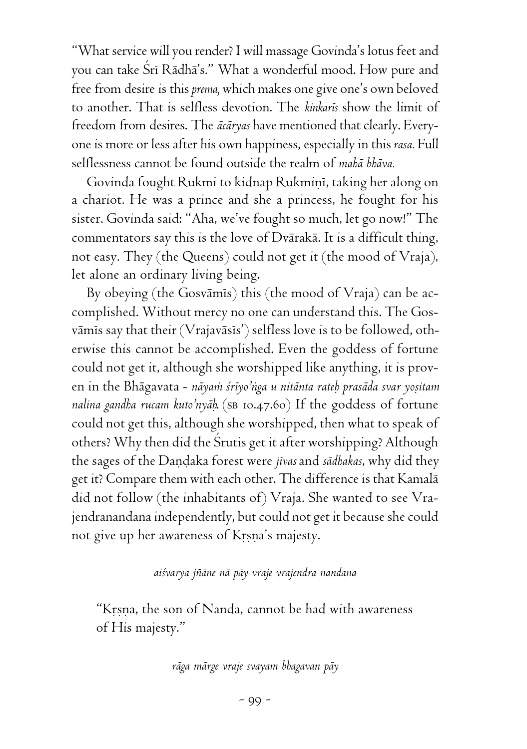"What service will you render? I will massage Govinda's lotus feet and you can take Śrī Rādhā's." What a wonderful mood. How pure and free from desire is this *prema,* which makes one give one's own beloved to another. That is selfless devotion. The *kinkarīs* show the limit of freedom from desires. The *ācāryas* have mentioned that clearly. Everyone is more or less after his own happiness, especially in this *rasa.* Full selflessness cannot be found outside the realm of *mahā bhāva.*

Govinda fought Rukmi to kidnap Rukmiṇī, taking her along on a chariot. He was a prince and she a princess, he fought for his sister. Govinda said: "Aha, we've fought so much, let go now!" The commentators say this is the love of Dvārakā. It is a difficult thing, not easy. They (the Queens) could not get it (the mood of Vraja), let alone an ordinary living being.

By obeying (the Gosvāmīs) this (the mood of Vraja) can be accomplished. Without mercy no one can understand this. The Gosvāmīs say that their (Vrajavāsīs') selfless love is to be followed, otherwise this cannot be accomplished. Even the goddess of fortune could not get it, although she worshipped like anything, it is proven in the Bhāgavata - *nāyaṁ śrīyo'ṅga u nitānta rateḥ prasāda svar yoṣitam nalina gandha rucam kuto'nyāḥ.* (SB 10.47.60) If the goddess of fortune could not get this, although she worshipped, then what to speak of others? Why then did the Śrutis get it after worshipping? Although the sages of the Daṇḍaka forest were *jīvas* and *sādhakas*, why did they get it? Compare them with each other. The difference is that Kamalā did not follow (the inhabitants of) Vraja. She wanted to see Vrajendranandana independently, but could not get it because she could not give up her awareness of Kṛṣṇa's majesty.

*aiśvarya jñāne nā pāy vraje vrajendra nandana*

> "Kṛṣṇa, the son of Nanda, cannot be had with awareness of His majesty."

*rāga mārge vraje svayam bhagavan pāy*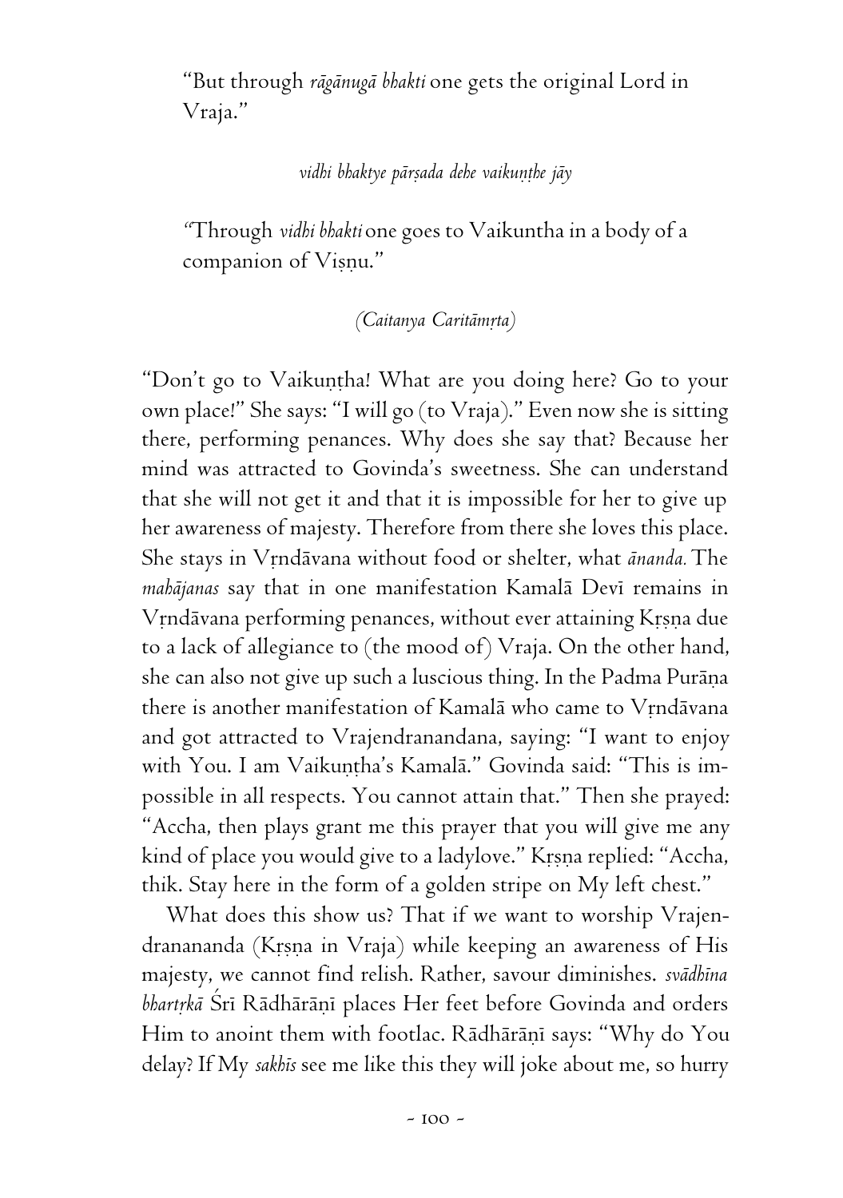> "But through *rāgānugā bhakti* one gets the original Lord in Vraja."

*vidhi bhaktye pārṣada dehe vaikuṇṭhe jāy*

> "Through *vidhi bhakti* one goes to Vaikuntha in a body of a companion of Viṣṇu."

*(Caitanya Caritāmṛta)*

"Don't go to Vaikuṇṭha! What are you doing here? Go to your own place!" She says: "I will go (to Vraja)." Even now she is sitting there, performing penances. Why does she say that? Because her mind was attracted to Govinda's sweetness. She can understand that she will not get it and that it is impossible for her to give up her awareness of majesty. Therefore from there she loves this place. She stays in Vṛndāvana without food or shelter, what *ānanda.* The *mahājanas* say that in one manifestation Kamalā Devī remains in Vṛndāvana performing penances, without ever attaining Kṛṣṇa due to a lack of allegiance to (the mood of) Vraja. On the other hand, she can also not give up such a luscious thing. In the Padma Purāṇa there is another manifestation of Kamalā who came to Vṛndāvana and got attracted to Vrajendranandana, saying: "I want to enjoy with You. I am Vaikuṇṭha's Kamalā." Govinda said: "This is impossible in all respects. You cannot attain that." Then she prayed: "Accha, then plays grant me this prayer that you will give me any kind of place you would give to a ladylove." Kṛṣṇa replied: "Accha, thik. Stay here in the form of a golden stripe on My left chest."

What does this show us? That if we want to worship Vrajendrananada (Kṛṣṇa in Vraja) while keeping an awareness of His majesty, we cannot find relish. Rather, savour diminishes. *svādhīna bhartṛkā* Śrī Rādhārāṇī places Her feet before Govinda and orders Him to anoint them with footlac. Rādhārāṇī says: "Why do You delay? If My *sakhīs* see me like this they will joke about me, so hurry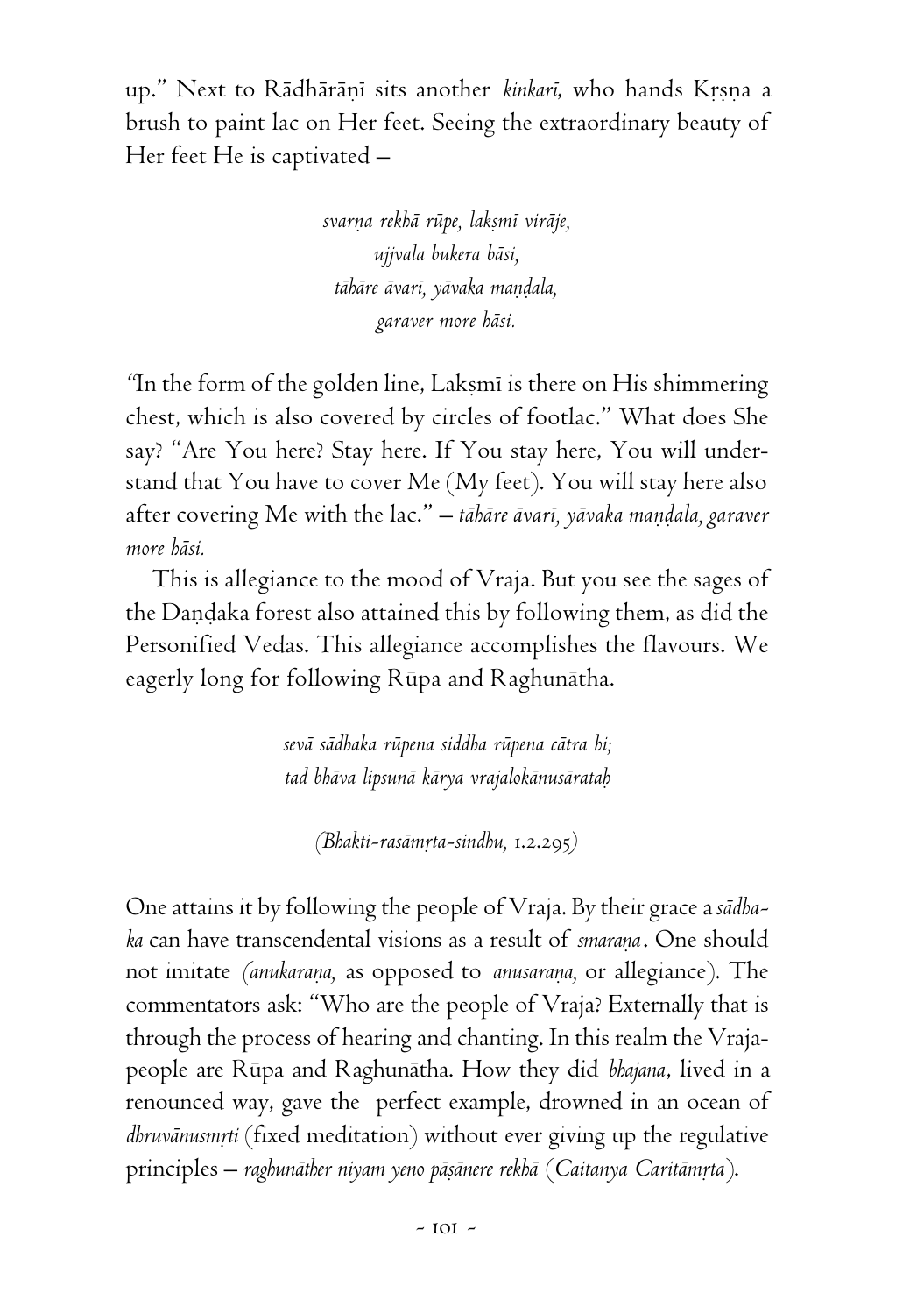up." Next to Rādhārāṇī sits another *kinkarī*, who hands Kṛṣṇa a brush to paint lac on Her feet. Seeing the extraordinary beauty of Her feet He is captivated –

> *svarṇa rekhā rūpe, lakṣmī virāje,*
> *ujjvala bukera bāsi,*
> *tāhāre āvarī, yāvaka maṇḍala,*
> *garaver more hāsi.*

"In the form of the golden line, Lakṣmī is there on His shimmering chest, which is also covered by circles of footlac." What does She say? "Are You here? Stay here. If You stay here, You will understand that You have to cover Me (My feet). You will stay here also after covering Me with the lac." – *tāhāre āvarī, yāvaka maṇḍala, garaver more hāsi.*

This is allegiance to the mood of Vraja. But you see the sages of the Daṇḍaka forest also attained this by following them, as did the Personified Vedas. This allegiance accomplishes the flavours. We eagerly long for following Rūpa and Raghunātha.

> *sevā sādhaka rūpena siddha rūpena cātra hi;*
> *tad bhāva lipsunā kārya vrajalokānusārataḥ*
>
> *(Bhakti-rasāmṛta-sindhu, 1.2.295)*

One attains it by following the people of Vraja. By their grace a *sādhaka* can have transcendental visions as a result of *smaraṇa*. One should not imitate *(anukaraṇa,* as opposed to *anusaraṇa,* or allegiance). The commentators ask: "Who are the people of Vraja? Externally that is through the process of hearing and chanting. In this realm the Vraja-people are Rūpa and Raghunātha. How they did *bhajana*, lived in a renounced way, gave the perfect example, drowned in an ocean of *dhruvānusmṛti* (fixed meditation) without ever giving up the regulative principles – *raghunāther niyam yeno pāṣānere rekhā* (*Caitanya Caritāmṛta*).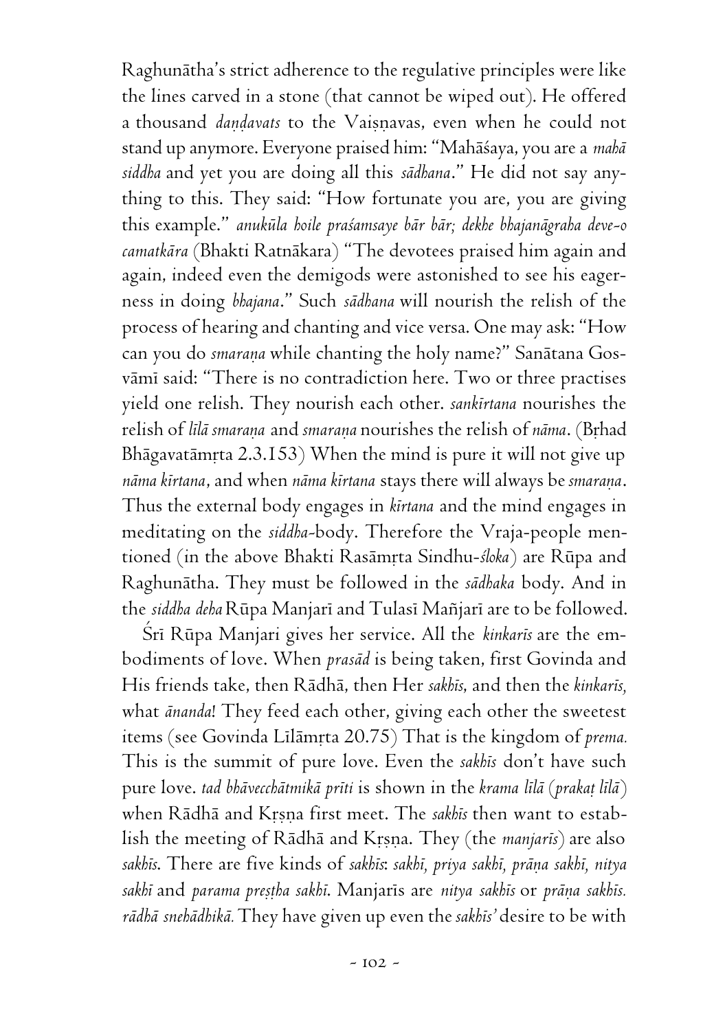Raghunātha's strict adherence to the regulative principles were like the lines carved in a stone (that cannot be wiped out). He offered a thousand *daṇḍavats* to the Vaiṣṇavas, even when he could not stand up anymore. Everyone praised him: "Mahāśaya, you are a *mahā siddha* and yet you are doing all this *sādhana*." He did not say anything to this. They said: "How fortunate you are, you are giving this example." *anukūla hoile praśamsaye bār bār; dekhe bhajanāgraha deve-o camatkāra* (Bhakti Ratnākara) "The devotees praised him again and again, indeed even the demigods were astonished to see his eagerness in doing *bhajana*." Such *sādhana* will nourish the relish of the process of hearing and chanting and vice versa. One may ask: "How can you do *smaraṇa* while chanting the holy name?" Sanātana Gosvāmī said: "There is no contradiction here. Two or three practises yield one relish. They nourish each other. *sankīrtana* nourishes the relish of *līlā smaraṇa* and *smaraṇa* nourishes the relish of *nāma*. (Bṛhad Bhāgavatāmṛta 2.3.153) When the mind is pure it will not give up *nāma kīrtana*, and when *nāma kīrtana* stays there will always be *smaraṇa*. Thus the external body engages in *kīrtana* and the mind engages in meditating on the *siddha*-body. Therefore the Vraja-people mentioned (in the above Bhakti Rasāmṛta Sindhu-*śloka*) are Rūpa and Raghunātha. They must be followed in the *sādhaka* body. And in the *siddha deha* Rūpa Manjarī and Tulasī Mañjarī are to be followed.

Śrī Rūpa Manjari gives her service. All the *kinkarīs* are the embodiments of love. When *prasād* is being taken, first Govinda and His friends take, then Rādhā, then Her *sakhīs*, and then the *kinkarīs*, what *ānanda*! They feed each other, giving each other the sweetest items (see Govinda Līlāmṛta 20.75) That is the kingdom of *prema*. This is the summit of pure love. Even the *sakhīs* don't have such pure love. *tad bhāvecchātmikā prīti* is shown in the *krama līlā* (*prakaṭ līlā*) when Rādhā and Kṛṣṇa first meet. The *sakhīs* then want to establish the meeting of Rādhā and Kṛṣṇa. They (the *manjarīs*) are also *sakhīs*. There are five kinds of *sakhīs*: *sakhī, priya sakhī, prāṇa sakhī, nitya sakhī* and *parama preṣṭha sakhī*. Manjarīs are *nitya sakhīs* or *prāṇa sakhīs. rādhā snehādhikā.* They have given up even the *sakhīs'* desire to be with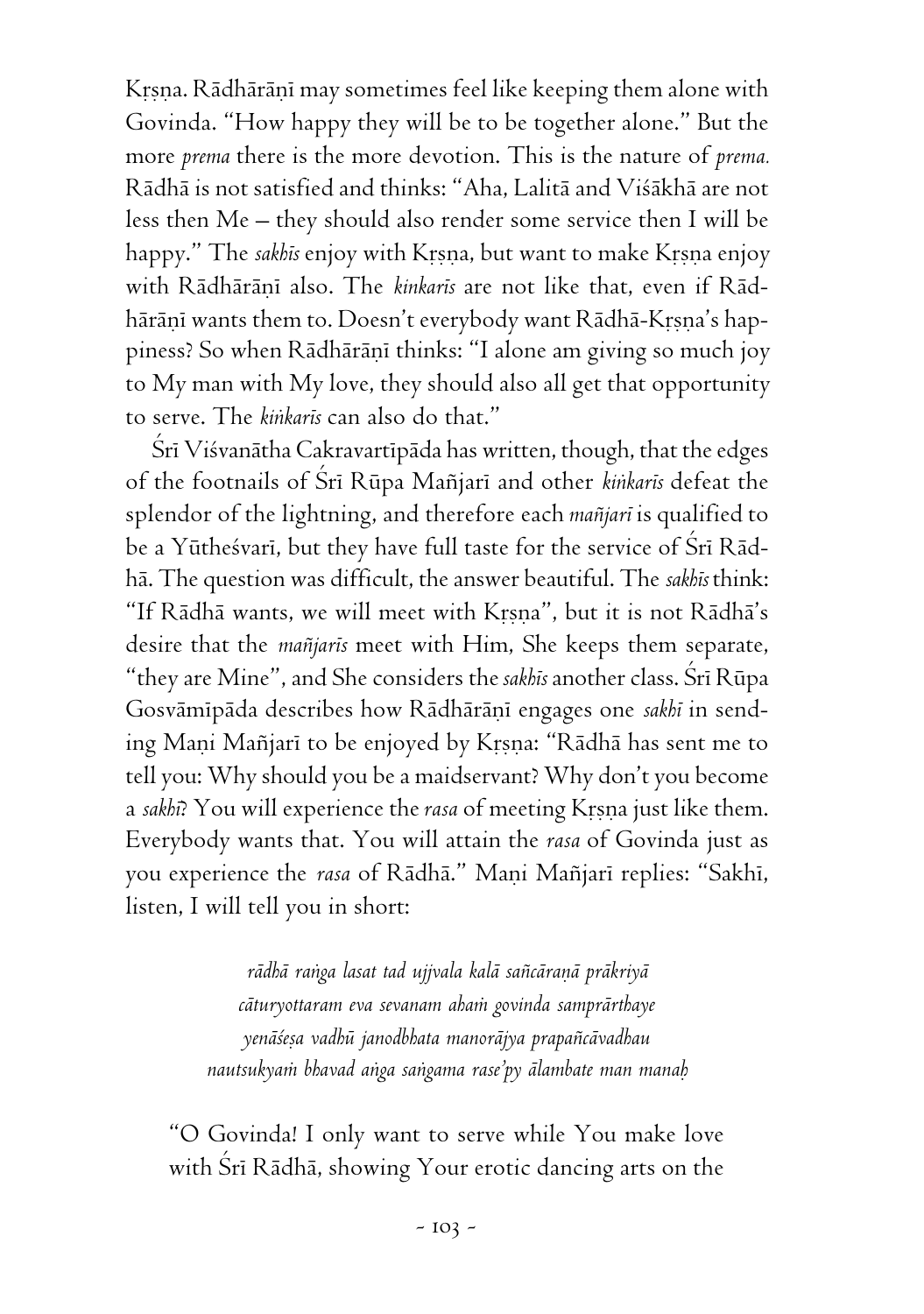Kṛṣṇa. Rādhārāṇī may sometimes feel like keeping them alone with Govinda. "How happy they will be to be together alone." But the more *prema* there is the more devotion. This is the nature of *prema.* Rādhā is not satisfied and thinks: "Aha, Lalitā and Viśākhā are not less then Me – they should also render some service then I will be happy." The *sakhīs* enjoy with Kṛṣṇa, but want to make Kṛṣṇa enjoy with Rādhārāṇī also. The *kinkarīs* are not like that, even if Rādhārāṇī wants them to. Doesn't everybody want Rādhā-Kṛṣṇa's happiness? So when Rādhārāṇī thinks: "I alone am giving so much joy to My man with My love, they should also all get that opportunity to serve. The *kiṅkarīs* can also do that."

Śrī Viśvanātha Cakravartīpāda has written, though, that the edges of the footnails of Śrī Rūpa Mañjarī and other *kiṅkarīs* defeat the splendor of the lightning, and therefore each *mañjarī* is qualified to be a Yūtheśvarī, but they have full taste for the service of Śrī Rādhā. The question was difficult, the answer beautiful. The *sakhīs* think: "If Rādhā wants, we will meet with Kṛṣṇa", but it is not Rādhā's desire that the *mañjarīs* meet with Him, She keeps them separate, "they are Mine", and She considers the *sakhīs* another class. Śrī Rūpa Gosvāmīpāda describes how Rādhārāṇī engages one *sakhī* in sending Maṇi Mañjarī to be enjoyed by Kṛṣṇa: "Rādhā has sent me to tell you: Why should you be a maidservant? Why don't you become a *sakhī*? You will experience the *rasa* of meeting Kṛṣṇa just like them. Everybody wants that. You will attain the *rasa* of Govinda just as you experience the *rasa* of Rādhā." Maṇi Mañjarī replies: "Sakhī, listen, I will tell you in short:

*rādhā raṅga lasat tad ujjvala kalā sañcāraṇā prākriyā*
*cāturyottaram eva sevanam ahaṁ govinda samprārthaye*
*yenāśeṣa vadhū janodbhata manorājya prapañcāvadhau*
*nautsukyaṁ bhavad aṅga saṅgama rase'py ālambate man manaḥ*

"O Govinda! I only want to serve while You make love with Śrī Rādhā, showing Your erotic dancing arts on the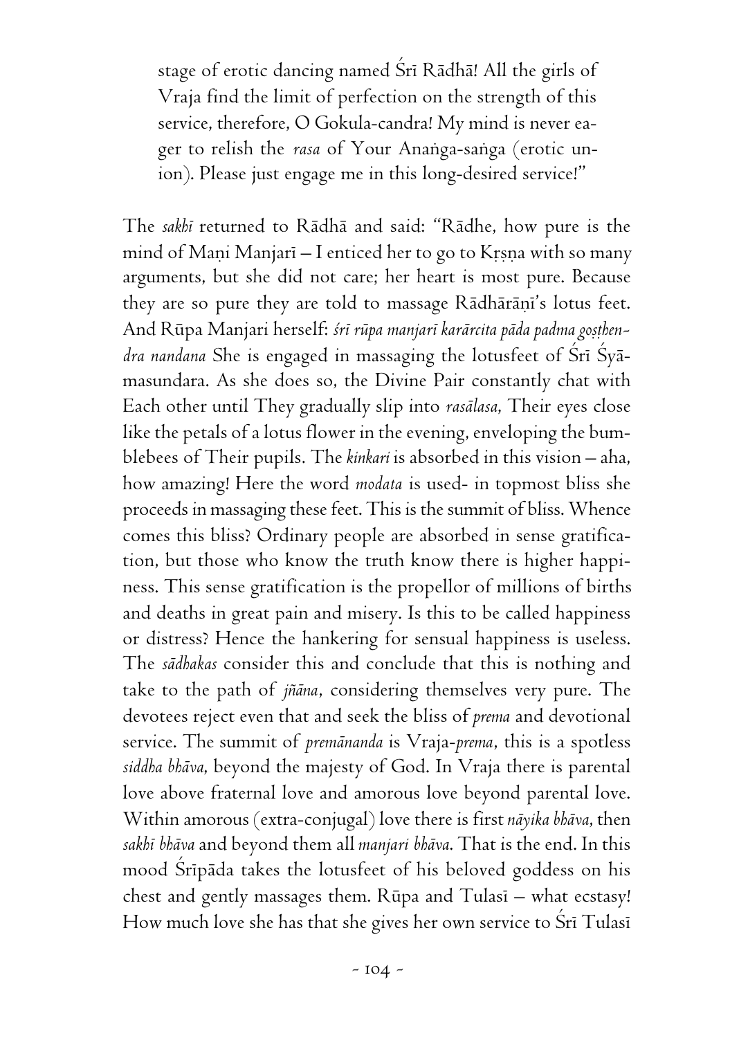stage of erotic dancing named Śrī Rādhā! All the girls of Vraja find the limit of perfection on the strength of this service, therefore, O Gokula-candra! My mind is never eager to relish the *rasa* of Your Anaṅga-saṅga (erotic union). Please just engage me in this long-desired service!"

The *sakhī* returned to Rādhā and said: "Rādhe, how pure is the mind of Maṇi Manjarī – I enticed her to go to Kṛṣṇa with so many arguments, but she did not care; her heart is most pure. Because they are so pure they are told to massage Rādhārāṇī's lotus feet. And Rūpa Manjari herself: *śrī rūpa manjarī karārcita pāda padma goṣṭhendra nandana* She is engaged in massaging the lotusfeet of Śrī Śyāmasundara. As she does so, the Divine Pair constantly chat with Each other until They gradually slip into *rasālasa*, Their eyes close like the petals of a lotus flower in the evening, enveloping the bumblebees of Their pupils. The *kinkari* is absorbed in this vision – aha, how amazing! Here the word *modata* is used- in topmost bliss she proceeds in massaging these feet. This is the summit of bliss. Whence comes this bliss? Ordinary people are absorbed in sense gratification, but those who know the truth know there is higher happiness. This sense gratification is the propellor of millions of births and deaths in great pain and misery. Is this to be called happiness or distress? Hence the hankering for sensual happiness is useless. The *sādhakas* consider this and conclude that this is nothing and take to the path of *jñāna*, considering themselves very pure. The devotees reject even that and seek the bliss of *prema* and devotional service. The summit of *premānanda* is Vraja-*prema*, this is a spotless *siddha bhāva*, beyond the majesty of God. In Vraja there is parental love above fraternal love and amorous love beyond parental love. Within amorous (extra-conjugal) love there is first *nāyika bhāva*, then *sakhī bhāva* and beyond them all *manjari bhāva*. That is the end. In this mood Śrīpāda takes the lotusfeet of his beloved goddess on his chest and gently massages them. Rūpa and Tulasī – what ecstasy! How much love she has that she gives her own service to Śrī Tulasī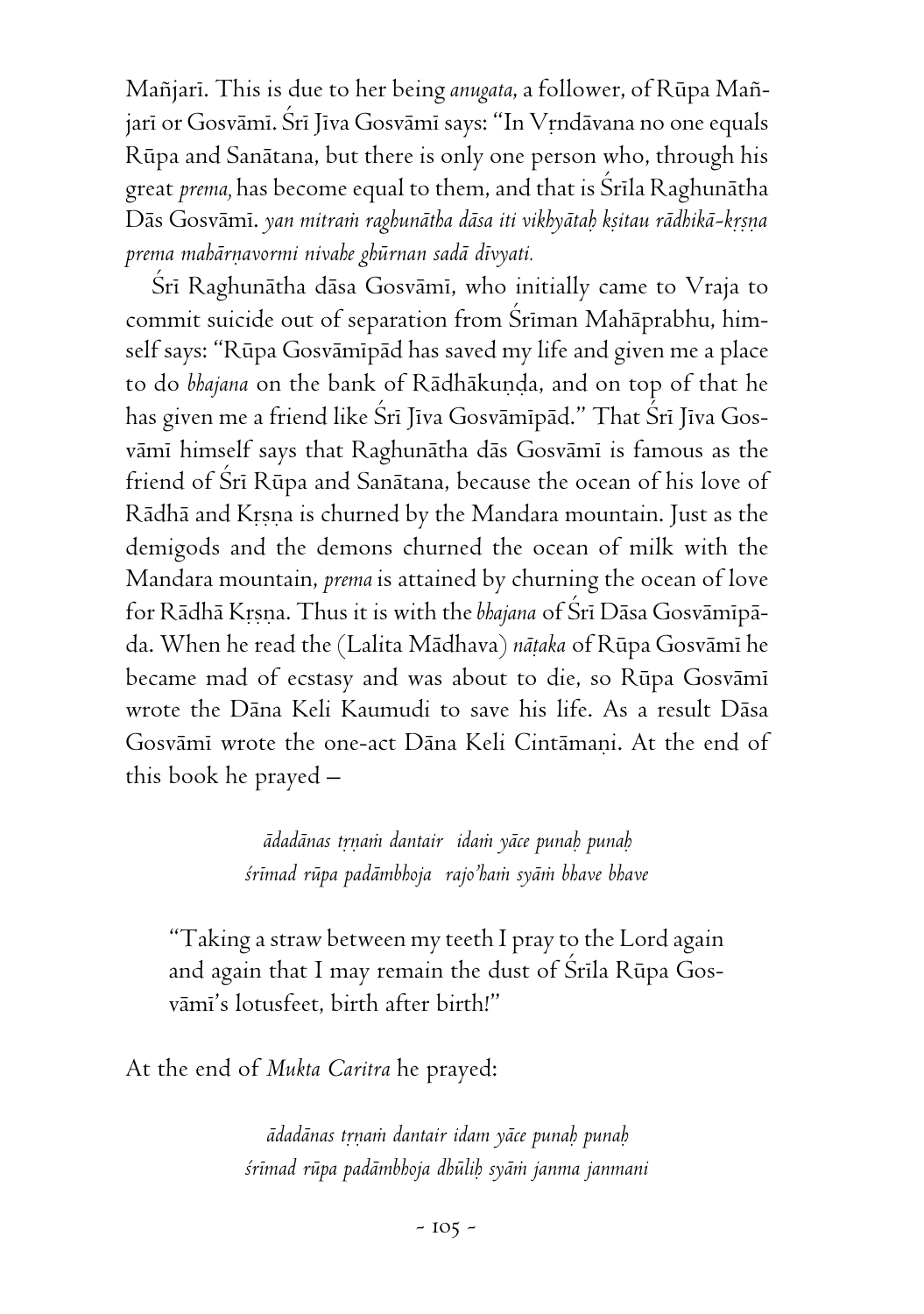Mañjarī. This is due to her being *anugata*, a follower, of Rūpa Mañjarī or Gosvāmī. Śrī Jīva Gosvāmī says: "In Vṛndāvana no one equals Rūpa and Sanātana, but there is only one person who, through his great *prema*, has become equal to them, and that is Śrīla Raghunātha Dās Gosvāmī. *yan mitraṁ raghunātha dāsa iti vikhyātaḥ kṣitau rādhikā-kṛṣṇa prema mahārṇavormi nivahe ghūrnan sadā dīvyati.*

Śrī Raghunātha dāsa Gosvāmī, who initially came to Vraja to commit suicide out of separation from Śrīman Mahāprabhu, himself says: "Rūpa Gosvāmīpād has saved my life and given me a place to do *bhajana* on the bank of Rādhākuṇḍa, and on top of that he has given me a friend like Śrī Jīva Gosvāmīpād." That Śrī Jīva Gosvāmī himself says that Raghunātha dās Gosvāmī is famous as the friend of Śrī Rūpa and Sanātana, because the ocean of his love of Rādhā and Kṛṣṇa is churned by the Mandara mountain. Just as the demigods and the demons churned the ocean of milk with the Mandara mountain, *prema* is attained by churning the ocean of love for Rādhā Kṛṣṇa. Thus it is with the *bhajana* of Śrī Dāsa Gosvāmīpāda. When he read the (Lalita Mādhava) *nāṭaka* of Rūpa Gosvāmī he became mad of ecstasy and was about to die, so Rūpa Gosvāmī wrote the Dāna Keli Kaumudi to save his life. As a result Dāsa Gosvāmī wrote the one-act Dāna Keli Cintāmaṇi. At the end of this book he prayed –

> *ādadānas tṛṇaṁ dantair idaṁ yāce punaḥ punaḥ*
> *śrīmad rūpa padāmbhoja rajo'haṁ syāṁ bhave bhave*

> "Taking a straw between my teeth I pray to the Lord again and again that I may remain the dust of Śrīla Rūpa Gosvāmī's lotusfeet, birth after birth!"

At the end of *Mukta Caritra* he prayed:

> *ādadānas tṛṇaṁ dantair idam yāce punaḥ punaḥ*
> *śrīmad rūpa padāmbhoja dhūliḥ syāṁ janma janmani*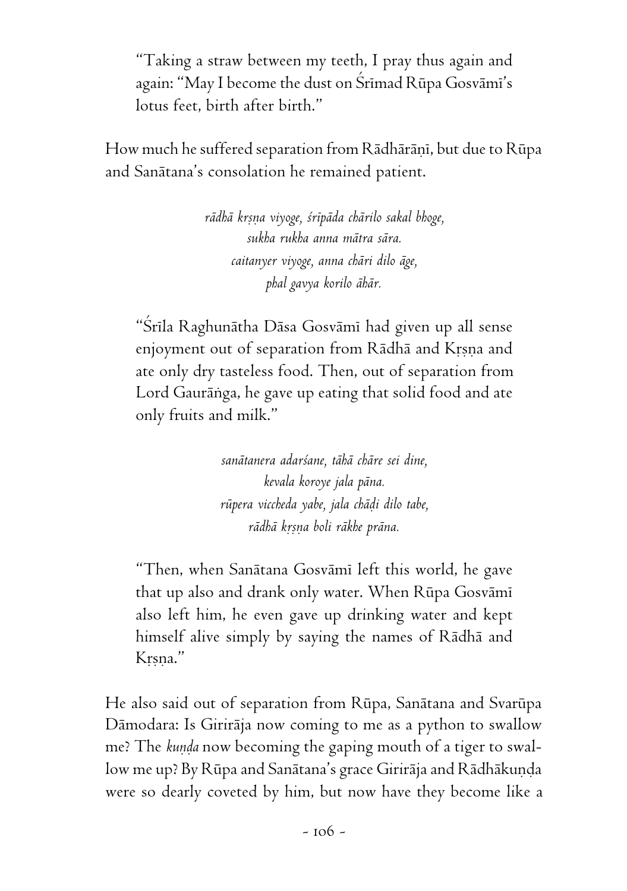> "Taking a straw between my teeth, I pray thus again and again: "May I become the dust on Śrīmad Rūpa Gosvāmī's lotus feet, birth after birth."

How much he suffered separation from Rādhārāṇī, but due to Rūpa and Sanātana's consolation he remained patient.

*rādhā kṛṣṇa viyoge, śrīpāda chārilo sakal bhoge,*
*sukha rukha anna mātra sāra.*
*caitanyer viyoge, anna chāri dilo āge,*
*phal gavya korilo āhār.*

> "Śrīla Raghunātha Dāsa Gosvāmī had given up all sense enjoyment out of separation from Rādhā and Kṛṣṇa and ate only dry tasteless food. Then, out of separation from Lord Gaurāṅga, he gave up eating that solid food and ate only fruits and milk."

*sanātanera adarśane, tāhā chāre sei dine,*
*kevala koroye jala pāna.*
*rūpera viccheda yabe, jala chāḍi dilo tabe,*
*rādhā kṛṣṇa boli rākhe prāna.*

> "Then, when Sanātana Gosvāmī left this world, he gave that up also and drank only water. When Rūpa Gosvāmī also left him, he even gave up drinking water and kept himself alive simply by saying the names of Rādhā and Kṛṣṇa."

He also said out of separation from Rūpa, Sanātana and Svarūpa Dāmodara: Is Girirāja now coming to me as a python to swallow me? The *kuṇḍa* now becoming the gaping mouth of a tiger to swallow me up? By Rūpa and Sanātana's grace Girirāja and Rādhākuṇḍa were so dearly coveted by him, but now have they become like a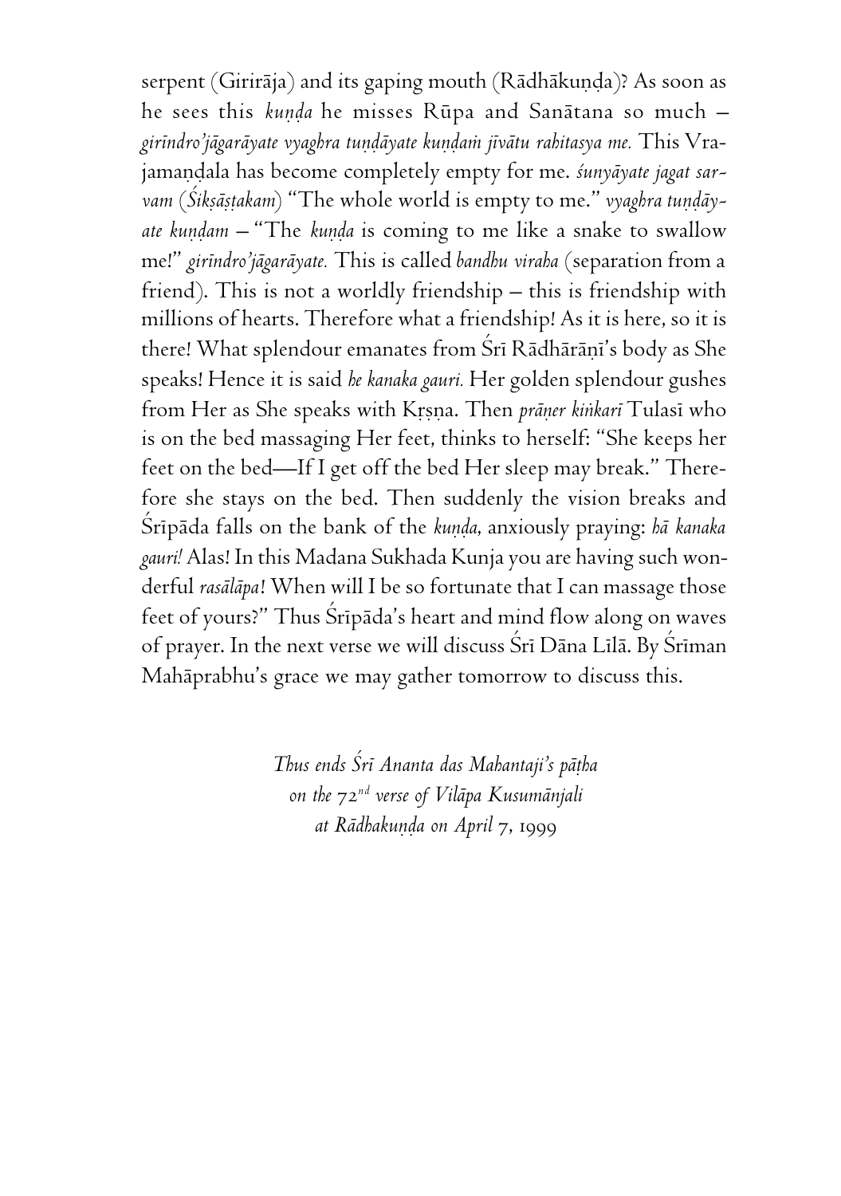serpent (Girirāja) and its gaping mouth (Rādhākuṇḍa)? As soon as he sees this *kuṇḍa* he misses Rūpa and Sanātana so much – *girīndro'jāgarāyate vyaghra tuṇḍāyate kuṇḍaṁ jīvātu rahitasya me.* This Vrajamaṇḍala has become completely empty for me. *śunyāyate jagat sarvam* (*Śikṣāṣṭakam*) "The whole world is empty to me." *vyaghra tuṇḍāyate kuṇḍam* – "The *kuṇḍa* is coming to me like a snake to swallow me!" *girīndro'jāgarāyate.* This is called *bandhu viraha* (separation from a friend). This is not a worldly friendship – this is friendship with millions of hearts. Therefore what a friendship! As it is here, so it is there! What splendour emanates from Śrī Rādhārāṇī's body as She speaks! Hence it is said *he kanaka gauri.* Her golden splendour gushes from Her as She speaks with Kṛṣṇa. Then *prāṇer kiṅkarī* Tulasī who is on the bed massaging Her feet, thinks to herself: "She keeps her feet on the bed—If I get off the bed Her sleep may break." Therefore she stays on the bed. Then suddenly the vision breaks and Śrīpāda falls on the bank of the *kuṇḍa*, anxiously praying: *hā kanaka gauri!* Alas! In this Madana Sukhada Kunja you are having such wonderful *rasālāpa*! When will I be so fortunate that I can massage those feet of yours?" Thus Śrīpāda's heart and mind flow along on waves of prayer. In the next verse we will discuss Śrī Dāna Līlā. By Śrīman Mahāprabhu's grace we may gather tomorrow to discuss this.

*Thus ends Śrī Ananta das Mahantaji's pāṭha on the 72nd verse of Vilāpa Kusumānjali at Rādhakuṇḍa on April 7, 1999*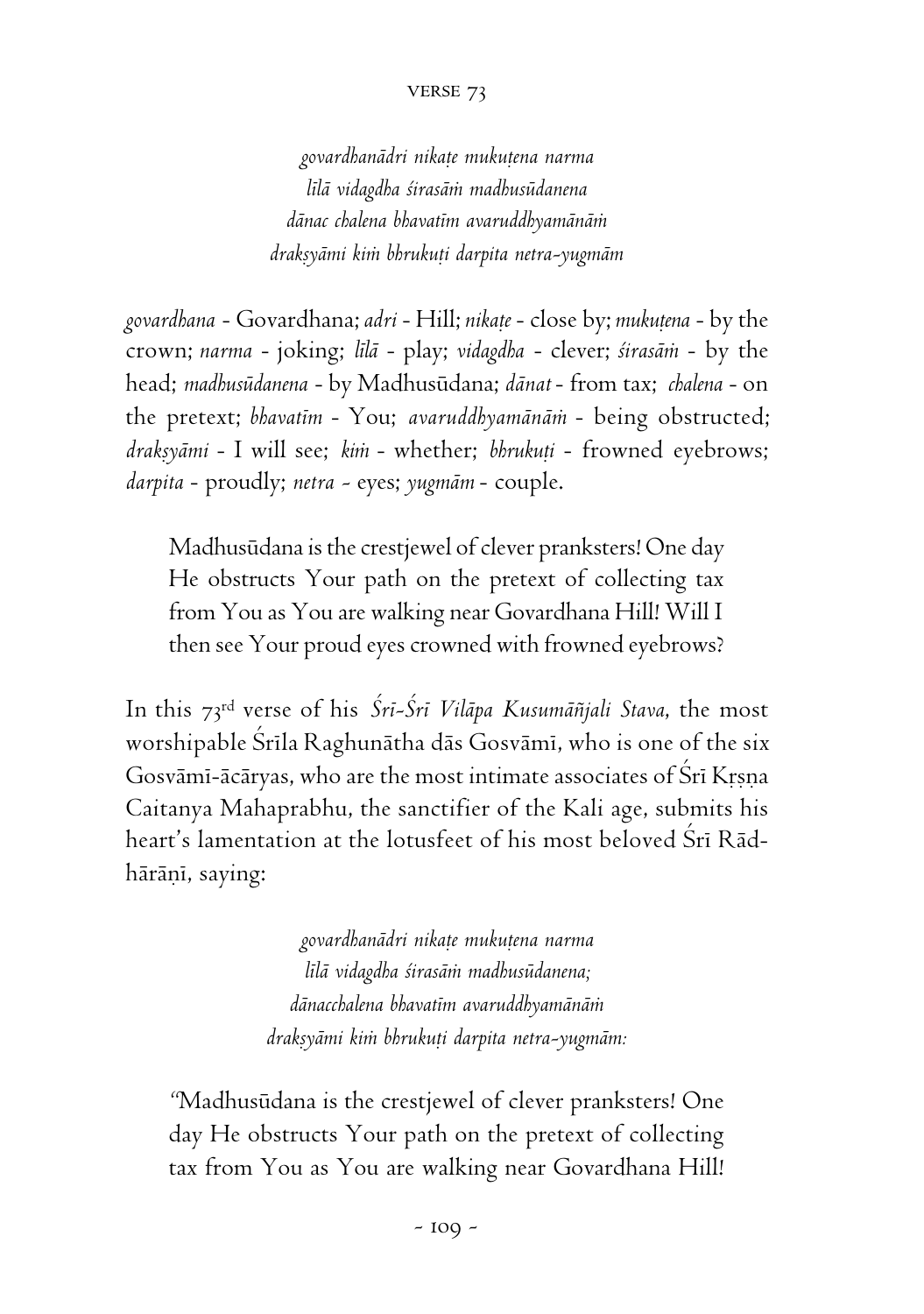## VERSE 73

*govardhanādri nikaṭe mukuṭena narma*
*līlā vidagdha śirasāṁ madhusūdanena*
*dānac chalena bhavatīm avaruddhyamānāṁ*
*drakṣyāmi kiṁ bhrukuṭi darpita netra-yugmām*

*govardhana* - Govardhana; *adri* - Hill; *nikaṭe* - close by; *mukuṭena* - by the crown; *narma* - joking; *līlā* - play; *vidagdha* - clever; *śirasāṁ* - by the head; *madhusūdanena* - by Madhusūdana; *dānat* - from tax; *chalena* - on the pretext; *bhavatīm* - You; *avaruddhyamānāṁ* - being obstructed; *drakṣyāmi* - I will see; *kiṁ* - whether; *bhrukuṭi* - frowned eyebrows; *darpita* - proudly; *netra* - eyes; *yugmām* - couple.

> Madhusūdana is the crestjewel of clever pranksters! One day He obstructs Your path on the pretext of collecting tax from You as You are walking near Govardhana Hill! Will I then see Your proud eyes crowned with frowned eyebrows?

In this 73rd verse of his *Śrī-Śrī Vilāpa Kusumāñjali Stava*, the most worshipable Śrīla Raghunātha dās Gosvāmī, who is one of the six Gosvāmī-ācāryas, who are the most intimate associates of Śrī Kṛṣṇa Caitanya Mahaprabhu, the sanctifier of the Kali age, submits his heart's lamentation at the lotusfeet of his most beloved Śrī Rādhārāṇī, saying:

*govardhanādri nikaṭe mukuṭena narma*
*līlā vidagdha śirasāṁ madhusūdanena;*
*dānacchalena bhavatīm avaruddhyamānāṁ*
*drakṣyāmi kiṁ bhrukuṭi darpita netra-yugmām:*

> "Madhusūdana is the crestjewel of clever pranksters! One day He obstructs Your path on the pretext of collecting tax from You as You are walking near Govardhana Hill!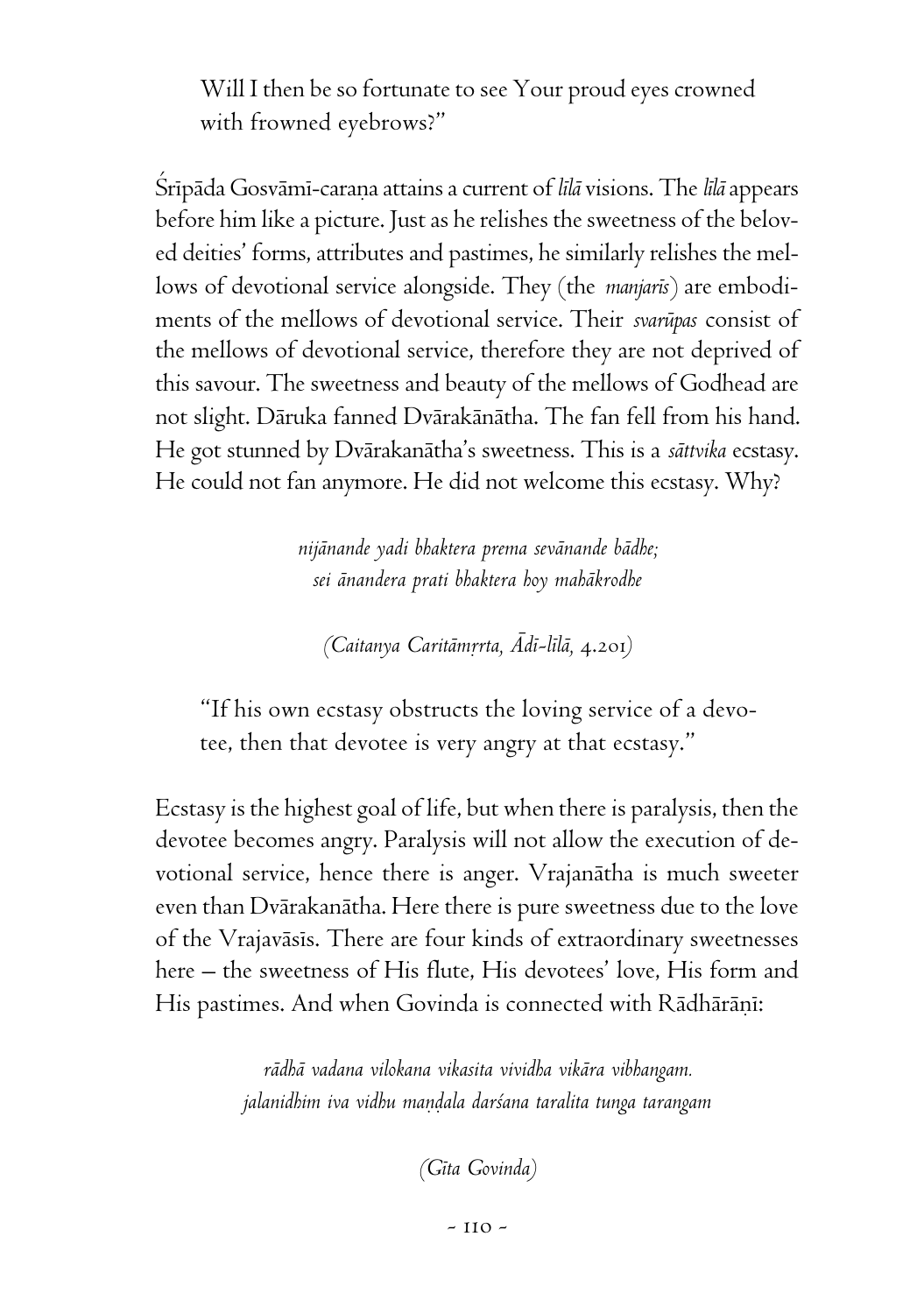> Will I then be so fortunate to see Your proud eyes crowned with frowned eyebrows?"

Śrīpāda Gosvāmī-caraṇa attains a current of *līlā* visions. The *līlā* appears before him like a picture. Just as he relishes the sweetness of the beloved deities' forms, attributes and pastimes, he similarly relishes the mellows of devotional service alongside. They (the *manjarīs*) are embodiments of the mellows of devotional service. Their *svarūpas* consist of the mellows of devotional service, therefore they are not deprived of this savour. The sweetness and beauty of the mellows of Godhead are not slight. Dāruka fanned Dvārakānātha. The fan fell from his hand. He got stunned by Dvārakanātha's sweetness. This is a *sāttvika* ecstasy. He could not fan anymore. He did not welcome this ecstasy. Why?

> *nijānande yadi bhaktera prema sevānande bādhe;*
> *sei ānandera prati bhaktera hoy mahākrodhe*
>
> *(Caitanya Caritāmṛrta, Ādi-līlā,* 4.201*)*

> "If his own ecstasy obstructs the loving service of a devotee, then that devotee is very angry at that ecstasy."

Ecstasy is the highest goal of life, but when there is paralysis, then the devotee becomes angry. Paralysis will not allow the execution of devotional service, hence there is anger. Vrajanātha is much sweeter even than Dvārakanātha. Here there is pure sweetness due to the love of the Vrajavāsīs. There are four kinds of extraordinary sweetnesses here – the sweetness of His flute, His devotees' love, His form and His pastimes. And when Govinda is connected with Rādhārāṇī:

> *rādhā vadana vilokana vikasita vividha vikāra vibhangam.*
> *jalanidhim iva vidhu maṇḍala darśana taralita tunga tarangam*
>
> *(Gīta Govinda)*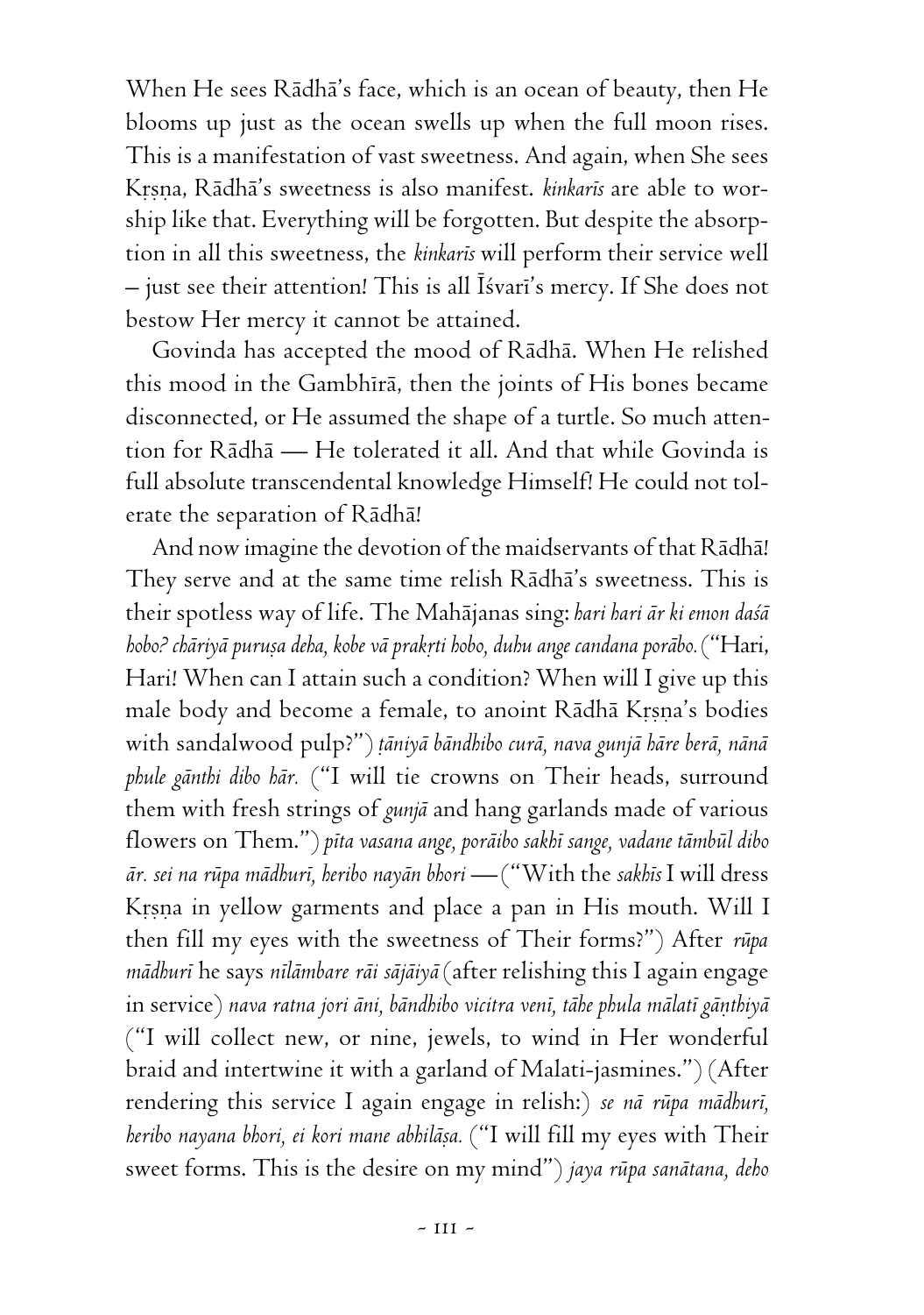When He sees Rādhā's face, which is an ocean of beauty, then He blooms up just as the ocean swells up when the full moon rises. This is a manifestation of vast sweetness. And again, when She sees Kṛṣṇa, Rādhā's sweetness is also manifest. *kinkarīs* are able to worship like that. Everything will be forgotten. But despite the absorption in all this sweetness, the *kinkarīs* will perform their service well – just see their attention! This is all Īśvarī's mercy. If She does not bestow Her mercy it cannot be attained.

Govinda has accepted the mood of Rādhā. When He relished this mood in the Gambhīrā, then the joints of His bones became disconnected, or He assumed the shape of a turtle. So much attention for Rādhā — He tolerated it all. And that while Govinda is full absolute transcendental knowledge Himself! He could not tolerate the separation of Rādhā!

And now imagine the devotion of the maidservants of that Rādhā! They serve and at the same time relish Rādhā's sweetness. This is their spotless way of life. The Mahājanas sing: *hari hari ār ki emon daśā hobo? chāriyā puruṣa deha, kobe vā prakṛti hobo, duhu ange candana porābo.* ("Hari, Hari! When can I attain such a condition? When will I give up this male body and become a female, to anoint Rādhā Kṛṣṇa's bodies with sandalwood pulp?") *ṭāniyā bāndhibo curā, nava gunjā hāre berā, nānā phule gānthi dibo hār.* ("I will tie crowns on Their heads, surround them with fresh strings of *gunjā* and hang garlands made of various flowers on Them.") *pīta vasana ange, porāibo sakhī sange, vadane tāmbūl dibo ār. sei na rūpa mādhurī, heribo nayān bhori* — ("With the *sakhīs* I will dress Kṛṣṇa in yellow garments and place a pan in His mouth. Will I then fill my eyes with the sweetness of Their forms?") After *rūpa mādhurī* he says *nīlāmbare rāi sājāiyā* (after relishing this I again engage in service) *nava ratna jori āni, bāndhibo vicitra venī, tāhe phula mālatī gāṇṭhiyā* ("I will collect new, or nine, jewels, to wind in Her wonderful braid and intertwine it with a garland of Malati-jasmines.") (After rendering this service I again engage in relish:) *se nā rūpa mādhurī, heribo nayana bhori, ei kori mane abhilāṣa.* ("I will fill my eyes with Their sweet forms. This is the desire on my mind") *jaya rūpa sanātana, deho*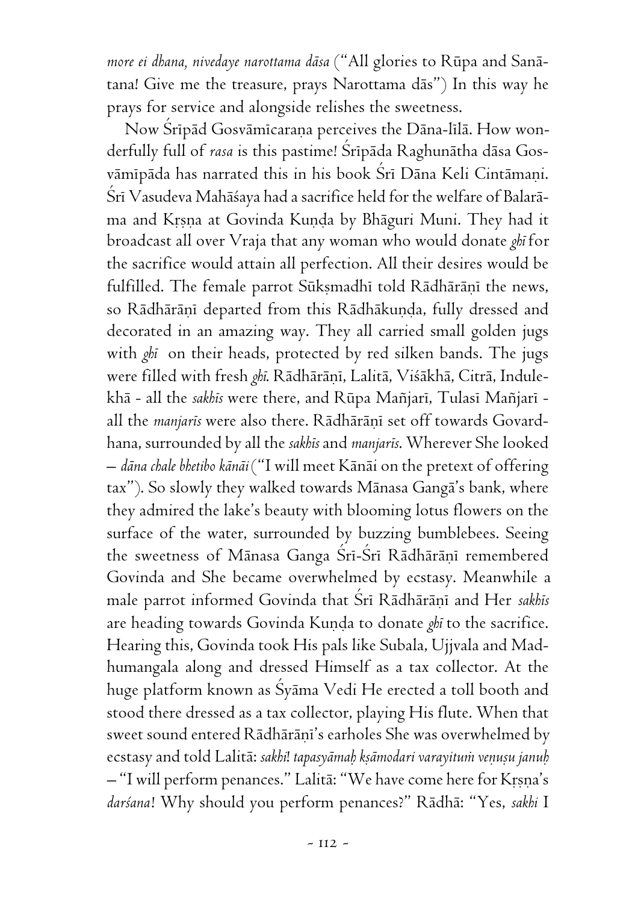*more ei dhana, nivedaye narottama dāsa* ("All glories to Rūpa and Sanātana! Give me the treasure, prays Narottama dās") In this way he prays for service and alongside relishes the sweetness.

Now Śrīpād Gosvāmīcaraṇa perceives the Dāna-līlā. How wonderfully full of *rasa* is this pastime! Śrīpāda Raghunātha dāsa Gosvāmīpāda has narrated this in his book Śrī Dāna Keli Cintāmaṇi. Śrī Vasudeva Mahāśaya had a sacrifice held for the welfare of Balarāma and Kṛṣṇa at Govinda Kuṇḍa by Bhāguri Muni. They had it broadcast all over Vraja that any woman who would donate *ghī* for the sacrifice would attain all perfection. All their desires would be fulfilled. The female parrot Sūkṣmadhī told Rādhārāṇī the news, so Rādhārāṇī departed from this Rādhākuṇḍa, fully dressed and decorated in an amazing way. They all carried small golden jugs with *ghī* on their heads, protected by red silken bands. The jugs were filled with fresh *ghī*. Rādhārāṇī, Lalitā, Viśākhā, Citrā, Indulekhā - all the *sakhīs* were there, and Rūpa Mañjarī, Tulasī Mañjarī - all the *manjarīs* were also there. Rādhārāṇī set off towards Govardhana, surrounded by all the *sakhīs* and *manjarīs*. Wherever She looked – *dāna chale bhetibo kānāi* ("I will meet Kānāi on the pretext of offering tax"). So slowly they walked towards Mānasa Gangā's bank, where they admired the lake's beauty with blooming lotus flowers on the surface of the water, surrounded by buzzing bumblebees. Seeing the sweetness of Mānasa Ganga Śrī-Śrī Rādhārāṇī remembered Govinda and She became overwhelmed by ecstasy. Meanwhile a male parrot informed Govinda that Śrī Rādhārāṇī and Her *sakhīs* are heading towards Govinda Kuṇḍa to donate *ghī* to the sacrifice. Hearing this, Govinda took His pals like Subala, Ujjvala and Madhumangala along and dressed Himself as a tax collector. At the huge platform known as Śyāma Vedi He erected a toll booth and stood there dressed as a tax collector, playing His flute. When that sweet sound entered Rādhārāṇī's earholes She was overwhelmed by ecstasy and told Lalitā: *sakhi! tapasyāmaḥ kṣāmodari varayituṁ veṇuṣu januḥ* – "I will perform penances." Lalitā: "We have come here for Kṛṣṇa's *darśana*! Why should you perform penances?" Rādhā: "Yes, *sakhi* I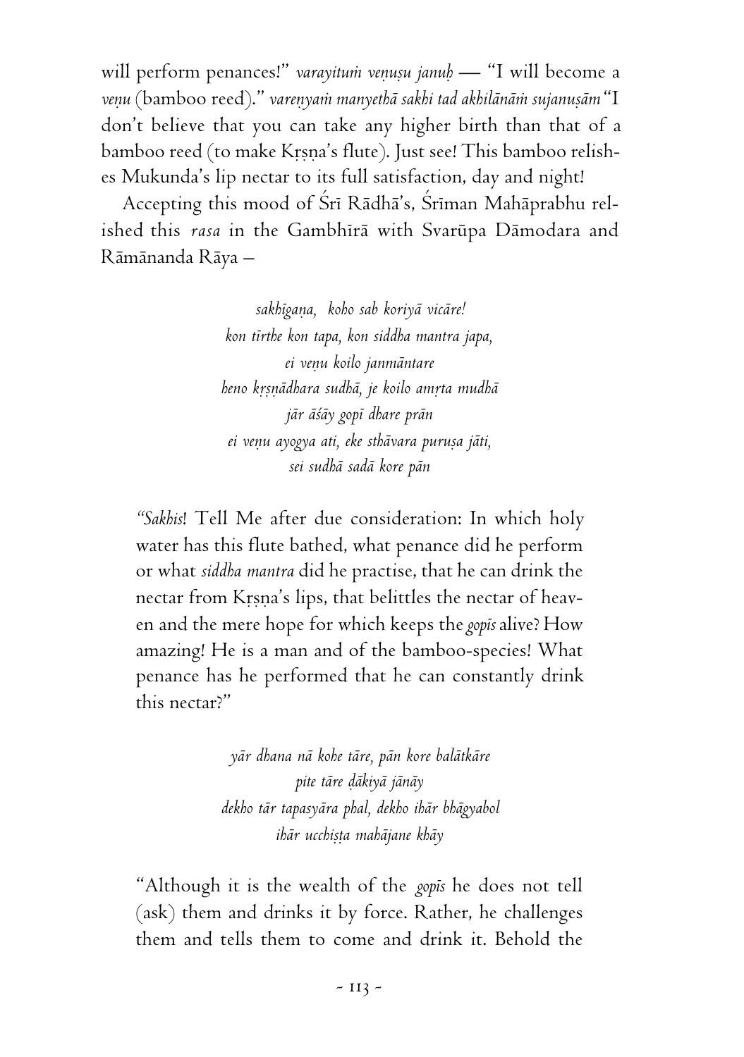will perform penances!" *varayituṁ veṇuṣu januḥ* — "I will become a *veṇu* (bamboo reed)." *vareṇyaṁ manyethā sakhi tad akhilānāṁ sujanuṣām* "I don't believe that you can take any higher birth than that of a bamboo reed (to make Kṛṣṇa's flute). Just see! This bamboo relishes Mukunda's lip nectar to its full satisfaction, day and night!

Accepting this mood of Śrī Rādhā's, Śrīman Mahāprabhu relished this *rasa* in the Gambhīrā with Svarūpa Dāmodara and Rāmānanda Rāya –

> *sakhīgaṇa, koho sab koriyā vicāre!*
> *kon tīrthe kon tapa, kon siddha mantra japa,*
> *ei veṇu koilo janmāntare*
> *heno kṛṣṇādhara sudhā, je koilo amṛta mudhā*
> *jār āśāy gopī dhare prān*
> *ei veṇu ayogya ati, eke sthāvara puruṣa jāti,*
> *sei sudhā sadā kore pān*

> *"Sakhis*! Tell Me after due consideration: In which holy water has this flute bathed, what penance did he perform or what *siddha mantra* did he practise, that he can drink the nectar from Kṛṣṇa's lips, that belittles the nectar of heaven and the mere hope for which keeps the *gopīs* alive? How amazing! He is a man and of the bamboo-species! What penance has he performed that he can constantly drink this nectar?"

> *yār dhana nā kohe tāre, pān kore balātkāre*
> *pite tāre ḍākiyā jānāy*
> *dekho tār tapasyāra phal, dekho ihār bhāgyabol*
> *ihār ucchiṣṭa mahājane khāy*

> "Although it is the wealth of the *gopīs* he does not tell (ask) them and drinks it by force. Rather, he challenges them and tells them to come and drink it. Behold the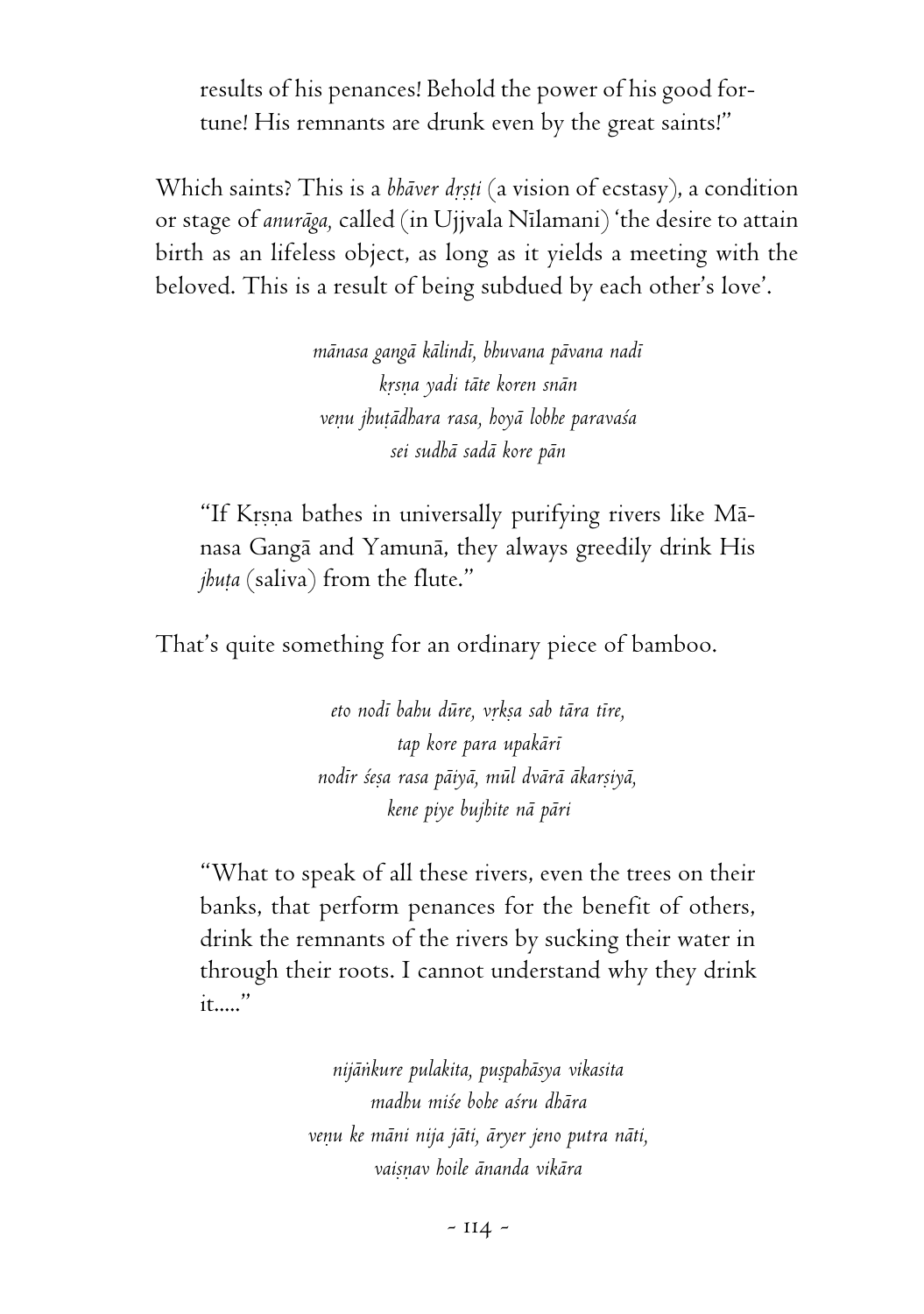results of his penances! Behold the power of his good fortune! His remnants are drunk even by the great saints!"

Which saints? This is a *bhāver dṛṣṭi* (a vision of ecstasy), a condition or stage of *anurāga,* called (in Ujjvala Nīlamani) 'the desire to attain birth as an lifeless object, as long as it yields a meeting with the beloved. This is a result of being subdued by each other's love'.

*mānasa gangā kālindī, bhuvana pāvana nadī*
*kṛṣṇa yadi tāte koren snān*
*veṇu jhuṭādhara rasa, hoyā lobhe paravaśa*
*sei sudhā sadā kore pān*

"If Kṛṣṇa bathes in universally purifying rivers like Mānasa Gangā and Yamunā, they always greedily drink His *jhuṭa* (saliva) from the flute."

That's quite something for an ordinary piece of bamboo.

*eto nodī bahu dūre, vṛkṣa sab tāra tīre,*
*tap kore para upakārī*
*nodīr śeṣa rasa pāiyā, mūl dvārā ākarṣiyā,*
*kene piye bujhite nā pāri*

"What to speak of all these rivers, even the trees on their banks, that perform penances for the benefit of others, drink the remnants of the rivers by sucking their water in through their roots. I cannot understand why they drink it....."

*nijāṅkure pulakita, puṣpahāsya vikasita*
*madhu miśe bohe aśru dhāra*
*veṇu ke māni nija jāti, āryer jeno putra nāti,*
*vaiṣṇav hoile ānanda vikāra*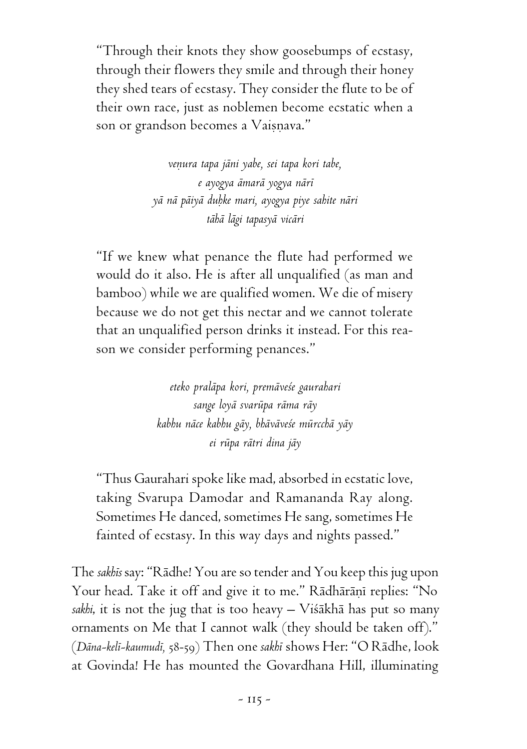"Through their knots they show goosebumps of ecstasy, through their flowers they smile and through their honey they shed tears of ecstasy. They consider the flute to be of their own race, just as noblemen become ecstatic when a son or grandson becomes a Vaiṣṇava."

> *veṇura tapa jāni yabe, sei tapa kori tabe,*
> *e ayogya āmarā yogya nārī*
> *yā nā pāiyā duḥke mari, ayogya piye sahite nāri*
> *tāhā lāgi tapasyā vicāri*

"If we knew what penance the flute had performed we would do it also. He is after all unqualified (as man and bamboo) while we are qualified women. We die of misery because we do not get this nectar and we cannot tolerate that an unqualified person drinks it instead. For this reason we consider performing penances."

> *eteko pralāpa kori, premāveśe gaurahari*
> *sange loyā svarūpa rāma rāy*
> *kabhu nāce kabhu gāy, bhāvāveśe mūrcchā yāy*
> *ei rūpa rātri dina jāy*

"Thus Gaurahari spoke like mad, absorbed in ecstatic love, taking Svarupa Damodar and Ramananda Ray along. Sometimes He danced, sometimes He sang, sometimes He fainted of ecstasy. In this way days and nights passed."

The *sakhīs* say: "Rādhe! You are so tender and You keep this jug upon Your head. Take it off and give it to me." Rādhārāṇī replies: "No *sakhi*, it is not the jug that is too heavy – Viśākhā has put so many ornaments on Me that I cannot walk (they should be taken off)." (*Dāna-kelī-kaumudī*, 58-59) Then one *sakhī* shows Her: "O Rādhe, look at Govinda! He has mounted the Govardhana Hill, illuminating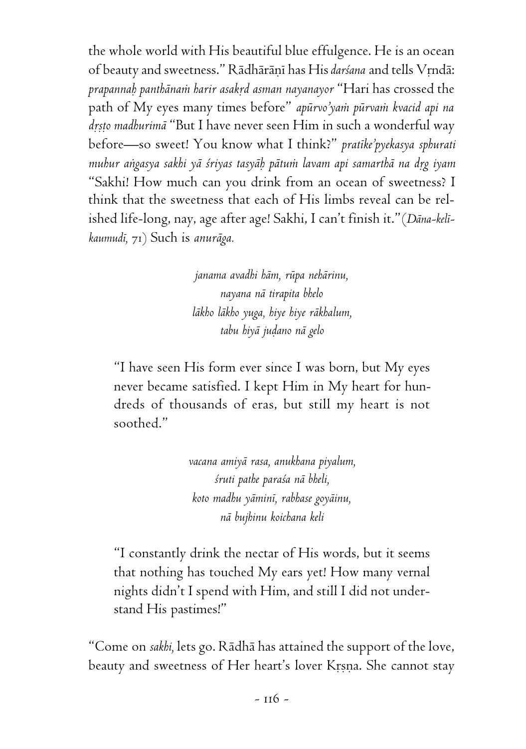the whole world with His beautiful blue effulgence. He is an ocean of beauty and sweetness." Rādhārāṇī has His *darśana* and tells Vṛndā: *prapannaḥ panthānaṁ harir asakṛd asman nayanayor* "Hari has crossed the path of My eyes many times before" *apūrvo'yaṁ pūrvaṁ kvacid api na dṛṣṭo madhurimā* "But I have never seen Him in such a wonderful way before—so sweet! You know what I think?" *pratīke'pyekasya sphurati muhur aṅgasya sakhi yā śriyas tasyāḥ pātuṁ lavam api samarthā na dṛg iyam* "Sakhi! How much can you drink from an ocean of sweetness? I think that the sweetness that each of His limbs reveal can be relished life-long, nay, age after age! Sakhi, I can't finish it."(*Dāna-kelī-kaumudī,* 71) Such is *anurāga.*

> *janama avadhi hām, rūpa nehārinu,*
> *nayana nā tirapita bhelo*
> *lākho lākho yuga, hiye hiye rākhalum,*
> *tabu hiyā juḍano nā gelo*

> "I have seen His form ever since I was born, but My eyes never became satisfied. I kept Him in My heart for hundreds of thousands of eras, but still my heart is not soothed."

> *vacana amiyā rasa, anukhana piyalum,*
> *śruti pathe paraśa nā bheli,*
> *koto madhu yāminī, rabhase goyāinu,*
> *nā bujhinu koichana keli*

> "I constantly drink the nectar of His words, but it seems that nothing has touched My ears yet! How many vernal nights didn't I spend with Him, and still I did not understand His pastimes!"

"Come on *sakhi,* lets go. Rādhā has attained the support of the love, beauty and sweetness of Her heart's lover Kṛṣṇa. She cannot stay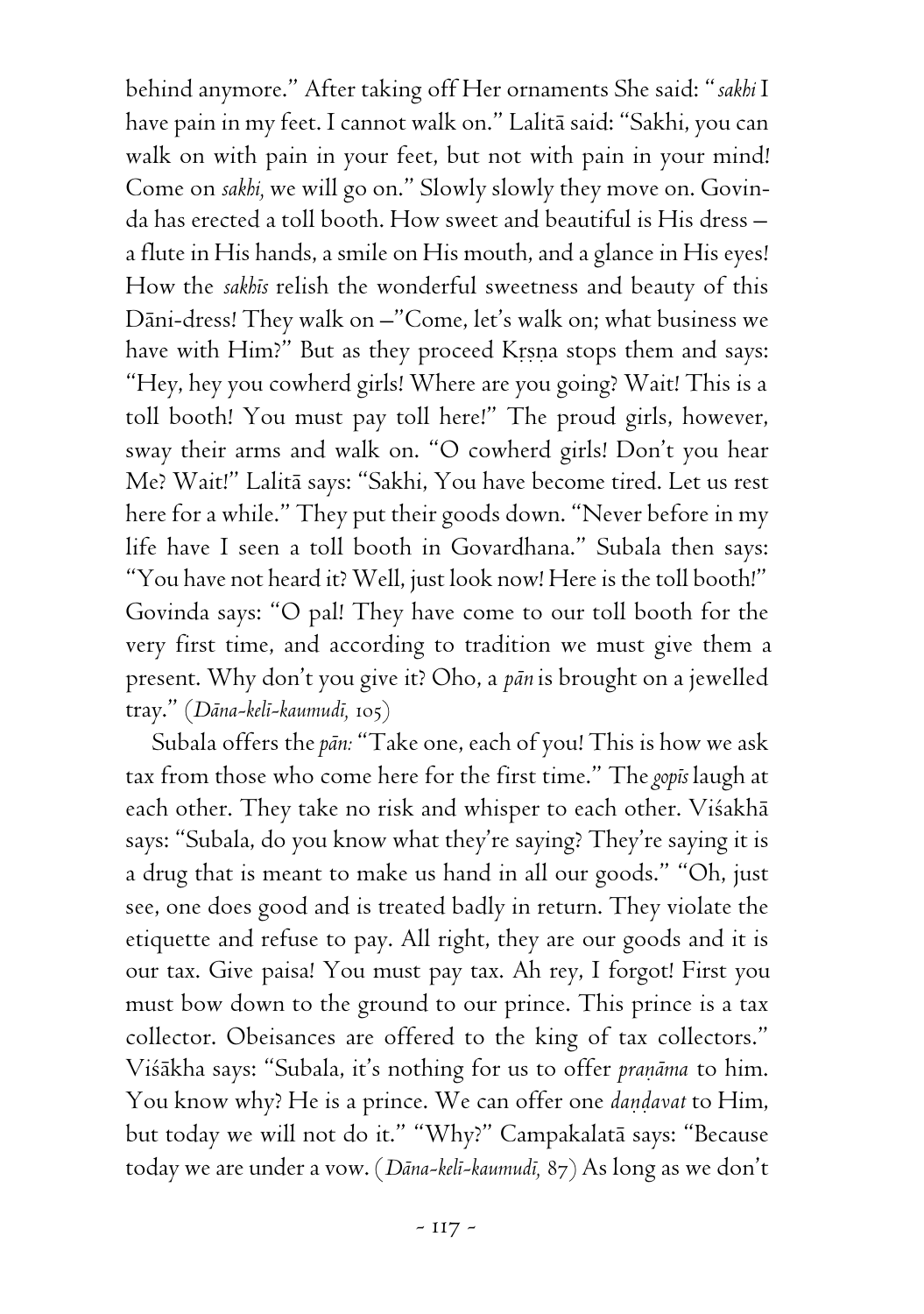behind anymore." After taking off Her ornaments She said: "*sakhi* I have pain in my feet. I cannot walk on." Lalitā said: "Sakhi, you can walk on with pain in your feet, but not with pain in your mind! Come on *sakhi*, we will go on." Slowly slowly they move on. Govinda has erected a toll booth. How sweet and beautiful is His dress – a flute in His hands, a smile on His mouth, and a glance in His eyes! How the *sakhīs* relish the wonderful sweetness and beauty of this Dāni-dress! They walk on –"Come, let's walk on; what business we have with Him?" But as they proceed Kṛṣṇa stops them and says: "Hey, hey you cowherd girls! Where are you going? Wait! This is a toll booth! You must pay toll here!" The proud girls, however, sway their arms and walk on. "O cowherd girls! Don't you hear Me? Wait!" Lalitā says: "Sakhi, You have become tired. Let us rest here for a while." They put their goods down. "Never before in my life have I seen a toll booth in Govardhana." Subala then says: "You have not heard it? Well, just look now! Here is the toll booth!" Govinda says: "O pal! They have come to our toll booth for the very first time, and according to tradition we must give them a present. Why don't you give it? Oho, a *pān* is brought on a jewelled tray." (*Dāna-kelī-kaumudī*, 105)

Subala offers the *pān:* "Take one, each of you! This is how we ask tax from those who come here for the first time." The *gopīs* laugh at each other. They take no risk and whisper to each other. Viśakhā says: "Subala, do you know what they're saying? They're saying it is a drug that is meant to make us hand in all our goods." "Oh, just see, one does good and is treated badly in return. They violate the etiquette and refuse to pay. All right, they are our goods and it is our tax. Give paisa! You must pay tax. Ah rey, I forgot! First you must bow down to the ground to our prince. This prince is a tax collector. Obeisances are offered to the king of tax collectors." Viśākha says: "Subala, it's nothing for us to offer *praṇāma* to him. You know why? He is a prince. We can offer one *daṇḍavat* to Him, but today we will not do it." "Why?" Campakalatā says: "Because today we are under a vow. (*Dāna-kelī-kaumudī*, 87) As long as we don't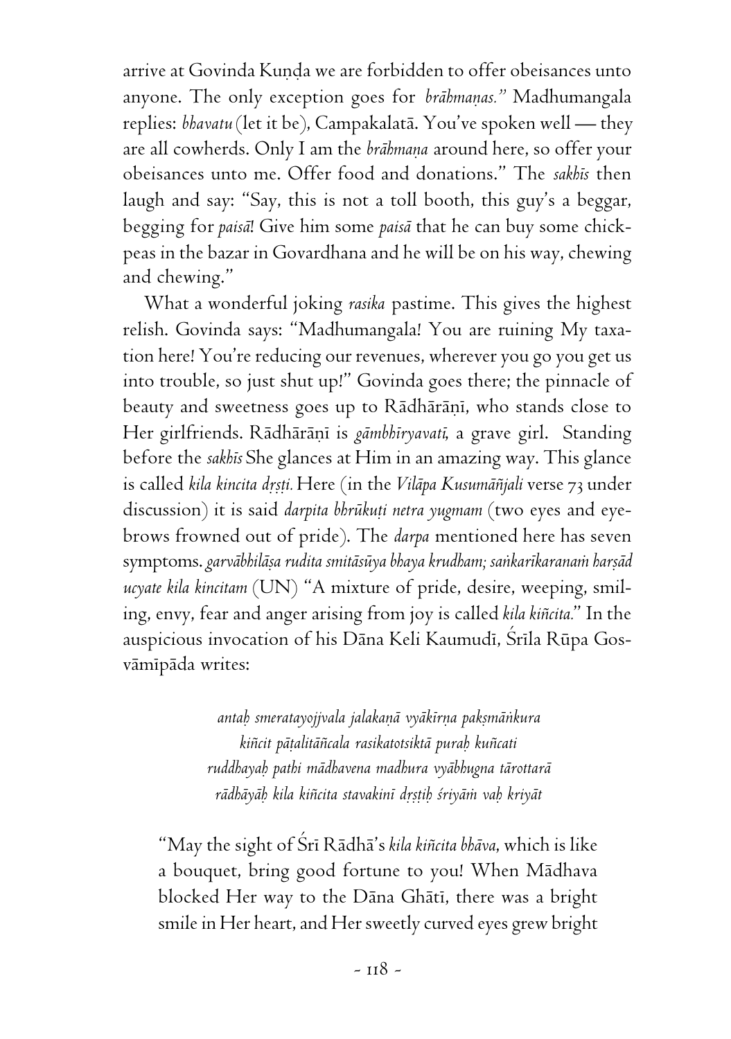arrive at Govinda Kuṇḍa we are forbidden to offer obeisances unto anyone. The only exception goes for *brāhmaṇas.*" Madhumangala replies: *bhavatu* (let it be), Campakalatā. You've spoken well — they are all cowherds. Only I am the *brāhmaṇa* around here, so offer your obeisances unto me. Offer food and donations." The *sakhīs* then laugh and say: "Say, this is not a toll booth, this guy's a beggar, begging for *paisā*! Give him some *paisā* that he can buy some chick-peas in the bazar in Govardhana and he will be on his way, chewing and chewing."

What a wonderful joking *rasika* pastime. This gives the highest relish. Govinda says: "Madhumangala! You are ruining My taxation here! You're reducing our revenues, wherever you go you get us into trouble, so just shut up!" Govinda goes there; the pinnacle of beauty and sweetness goes up to Rādhārāṇī, who stands close to Her girlfriends. Rādhārāṇī is *gāmbhīryavatī*, a grave girl. Standing before the *sakhīs* She glances at Him in an amazing way. This glance is called *kila kincita dṛṣṭi.* Here (in the *Vilāpa Kusumāñjali* verse 73 under discussion) it is said *darpita bhrūkuṭi netra yugmam* (two eyes and eyebrows frowned out of pride). The *darpa* mentioned here has seven symptoms. *garvābhilāṣa rudita smitāsūya bhaya krudham; saṅkarīkaranaṁ harṣād ucyate kila kincitam* (UN) "A mixture of pride, desire, weeping, smiling, envy, fear and anger arising from joy is called *kila kiñcita.*" In the auspicious invocation of his Dāna Keli Kaumudī, Śrīla Rūpa Gosvāmīpāda writes:

> *antaḥ smeratayojjvala jalakaṇā vyākīrṇa pakṣmāṅkura*
> *kiñcit pāṭalitāñcala rasikatotsiktā puraḥ kuñcati*
> *ruddhayaḥ pathi mādhavena madhura vyābhugna tārottarā*
> *rādhāyāḥ kila kiñcita stavakinī dṛṣṭiḥ śriyāṁ vaḥ kriyāt*

"May the sight of Śrī Rādhā's *kila kiñcita bhāva*, which is like a bouquet, bring good fortune to you! When Mādhava blocked Her way to the Dāna Ghāṭī, there was a bright smile in Her heart, and Her sweetly curved eyes grew bright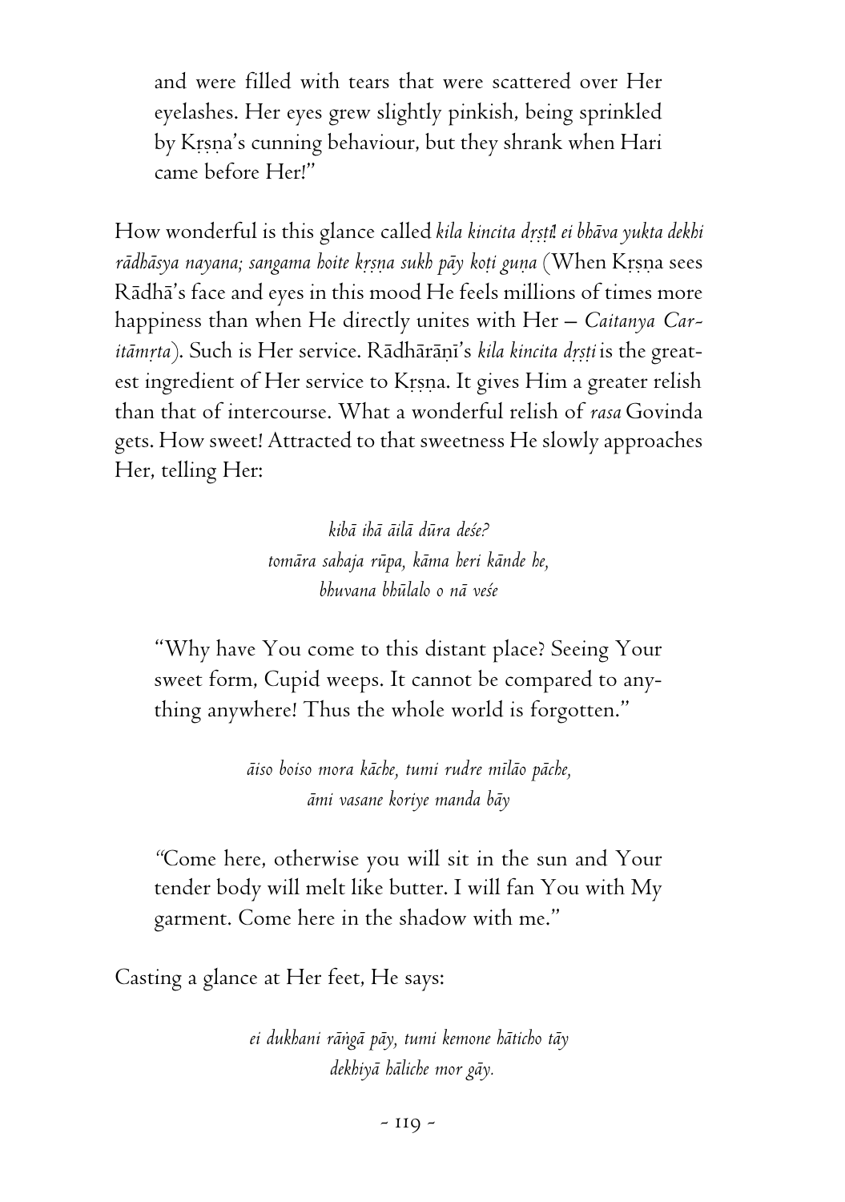and were filled with tears that were scattered over Her eyelashes. Her eyes grew slightly pinkish, being sprinkled by Kṛṣṇa's cunning behaviour, but they shrank when Hari came before Her!"

How wonderful is this glance called *kila kincita dṛṣṭi*! *ei bhāva yukta dekhi rādhāsya nayana; sangama hoite kṛṣṇa sukh pāy koṭi guṇa* (When Kṛṣṇa sees Rādhā's face and eyes in this mood He feels millions of times more happiness than when He directly unites with Her – *Caitanya Caritāmṛta*). Such is Her service. Rādhārāṇī's *kila kincita dṛṣṭi* is the greatest ingredient of Her service to Kṛṣṇa. It gives Him a greater relish than that of intercourse. What a wonderful relish of *rasa* Govinda gets. How sweet! Attracted to that sweetness He slowly approaches Her, telling Her:

*kibā ihā āilā dūra deśe?*
*tomāra sahaja rūpa, kāma heri kānde he,*
*bhuvana bhūlalo o nā veśe*

"Why have You come to this distant place? Seeing Your sweet form, Cupid weeps. It cannot be compared to anything anywhere! Thus the whole world is forgotten."

*āiso boiso mora kāche, tumi rudre mīlāo pāche,*
*āmi vasane koriye manda bāy*

"Come here, otherwise you will sit in the sun and Your tender body will melt like butter. I will fan You with My garment. Come here in the shadow with me."

Casting a glance at Her feet, He says:

*ei dukhani rāṅgā pāy, tumi kemone hāticho tāy*
*dekhiyā hāliche mor gāy.*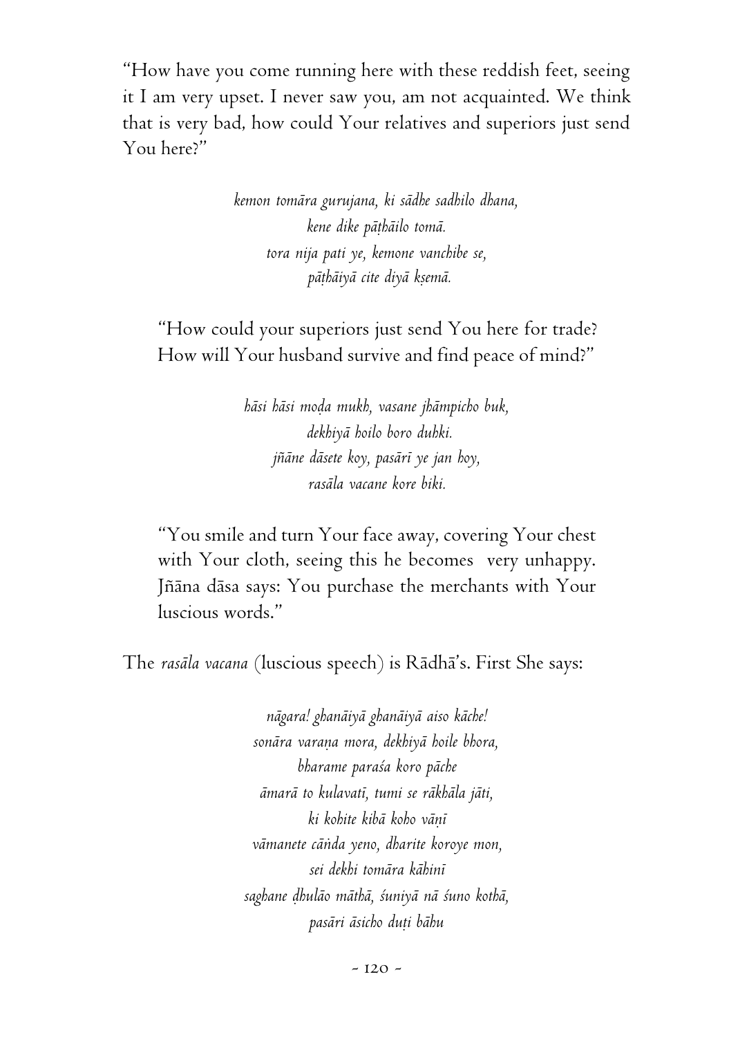"How have you come running here with these reddish feet, seeing it I am very upset. I never saw you, am not acquainted. We think that is very bad, how could Your relatives and superiors just send You here?"

> *kemon tomāra gurujana, ki sādhe sadhilo dhana,*
> *kene dike pāṭhāilo tomā.*
> *tora nija pati ye, kemone vanchibe se,*
> *pāṭhāiyā cite diyā kṣemā.*

"How could your superiors just send You here for trade? How will Your husband survive and find peace of mind?"

> *hāsi hāsi moḍa mukh, vasane jhāmpicho buk,*
> *dekhiyā hoilo boro duhki.*
> *jñāne dāsete koy, pasārī ye jan hoy,*
> *rasāla vacane kore biki.*

"You smile and turn Your face away, covering Your chest with Your cloth, seeing this he becomes very unhappy. Jñāna dāsa says: You purchase the merchants with Your luscious words."

The *rasāla vacana* (luscious speech) is Rādhā's. First She says:

> *nāgara! ghanāiyā ghanāiyā aiso kāche!*
> *sonāra varaṇa mora, dekhiyā hoile bhora,*
> *bharame paraśa koro pāche*
> *āmarā to kulavatī, tumi se rākhāla jāti,*
> *ki kohite kibā koho vāṇī*
> *vāmanete cāṅda yeno, dharite koroye mon,*
> *sei dekhi tomāra kāhinī*
> *saghane ḍhulāo māthā, śuniyā nā śuno kothā,*
> *pasāri āsicho duṭi bāhu*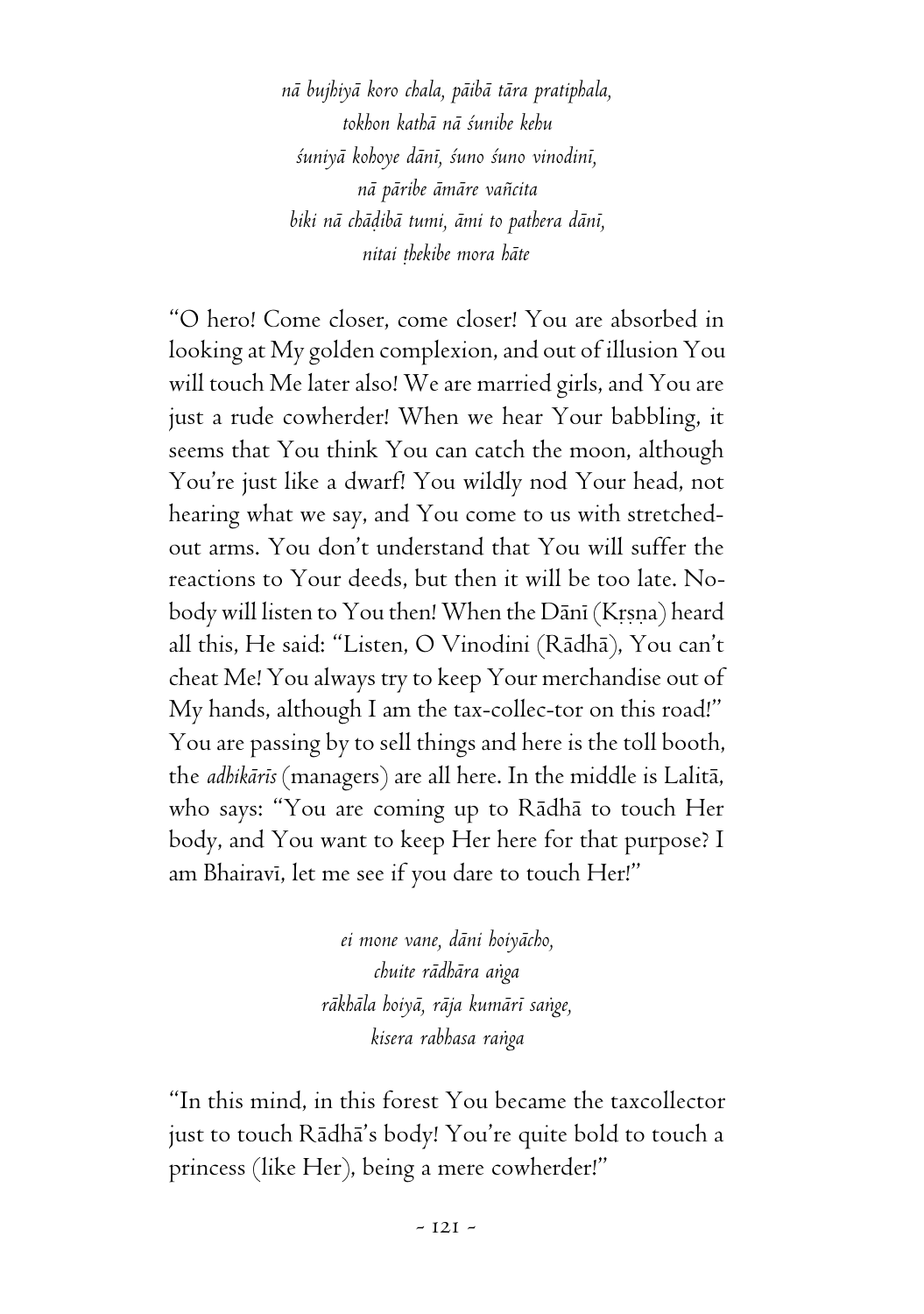*nā bujhiyā koro chala, pāibā tāra pratiphala,*
*tokhon kathā nā śunibe kehu*
*śuniyā kohoye dānī, śuno śuno vinodinī,*
*nā pāribe āmāre vañcita*
*biki nā chāḍibā tumi, āmi to pathera dānī,*
*nitai ṭhekibe mora hāte*

"O hero! Come closer, come closer! You are absorbed in looking at My golden complexion, and out of illusion You will touch Me later also! We are married girls, and You are just a rude cowherder! When we hear Your babbling, it seems that You think You can catch the moon, although You're just like a dwarf! You wildly nod Your head, not hearing what we say, and You come to us with stretched-out arms. You don't understand that You will suffer the reactions to Your deeds, but then it will be too late. Nobody will listen to You then! When the Dānī (Kṛṣṇa) heard all this, He said: "Listen, O Vinodini (Rādhā), You can't cheat Me! You always try to keep Your merchandise out of My hands, although I am the tax-collec-tor on this road!" You are passing by to sell things and here is the toll booth, the *adhikārīs* (managers) are all here. In the middle is Lalitā, who says: "You are coming up to Rādhā to touch Her body, and You want to keep Her here for that purpose? I am Bhairavī, let me see if you dare to touch Her!"

*ei mone vane, dāni hoiyācho,*
*chuite rādhāra aṅga*
*rākhāla hoiyā, rāja kumārī saṅge,*
*kisera rabhasa raṅga*

"In this mind, in this forest You became the taxcollector just to touch Rādhā's body! You're quite bold to touch a princess (like Her), being a mere cowherder!"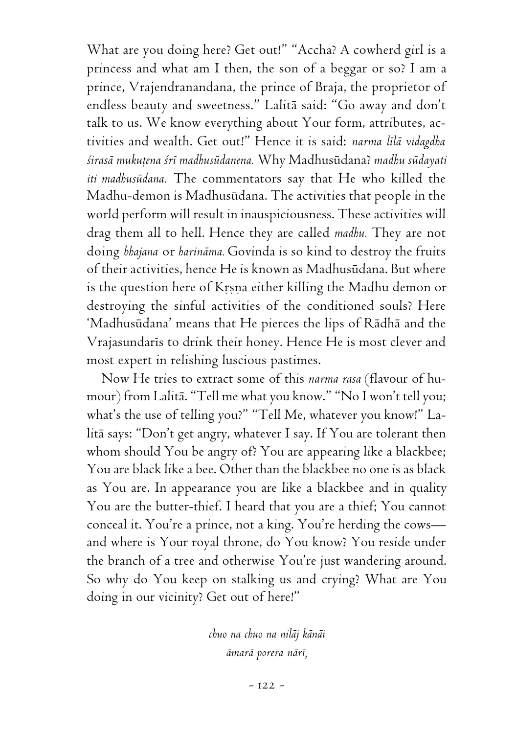What are you doing here? Get out!" "Accha? A cowherd girl is a princess and what am I then, the son of a beggar or so? I am a prince, Vrajendranandana, the prince of Braja, the proprietor of endless beauty and sweetness." Lalitā said: "Go away and don't talk to us. We know everything about Your form, attributes, activities and wealth. Get out!" Hence it is said: *narma līlā vidagdha śirasā mukuṭena śrī madhusūdanena.* Why Madhusūdana? *madhu sūdayati iti madhusūdana.* The commentators say that He who killed the Madhu-demon is Madhusūdana. The activities that people in the world perform will result in inauspiciousness. These activities will drag them all to hell. Hence they are called *madhu.* They are not doing *bhajana* or *harināma.* Govinda is so kind to destroy the fruits of their activities, hence He is known as Madhusūdana. But where is the question here of Kṛṣṇa either killing the Madhu demon or destroying the sinful activities of the conditioned souls? Here 'Madhusūdana' means that He pierces the lips of Rādhā and the Vrajasundarīs to drink their honey. Hence He is most clever and most expert in relishing luscious pastimes.

Now He tries to extract some of this *narma rasa* (flavour of humour) from Lalitā. "Tell me what you know." "No I won't tell you; what's the use of telling you?" "Tell Me, whatever you know!" Lalitā says: "Don't get angry, whatever I say. If You are tolerant then whom should You be angry of? You are appearing like a blackbee; You are black like a bee. Other than the blackbee no one is as black as You are. In appearance you are like a blackbee and in quality You are the butter-thief. I heard that you are a thief; You cannot conceal it. You're a prince, not a king. You're herding the cows—and where is Your royal throne, do You know? You reside under the branch of a tree and otherwise You're just wandering around. So why do You keep on stalking us and crying? What are You doing in our vicinity? Get out of here!"

*chuo na chuo na nilāj kānāi*
*āmarā porera nārī,*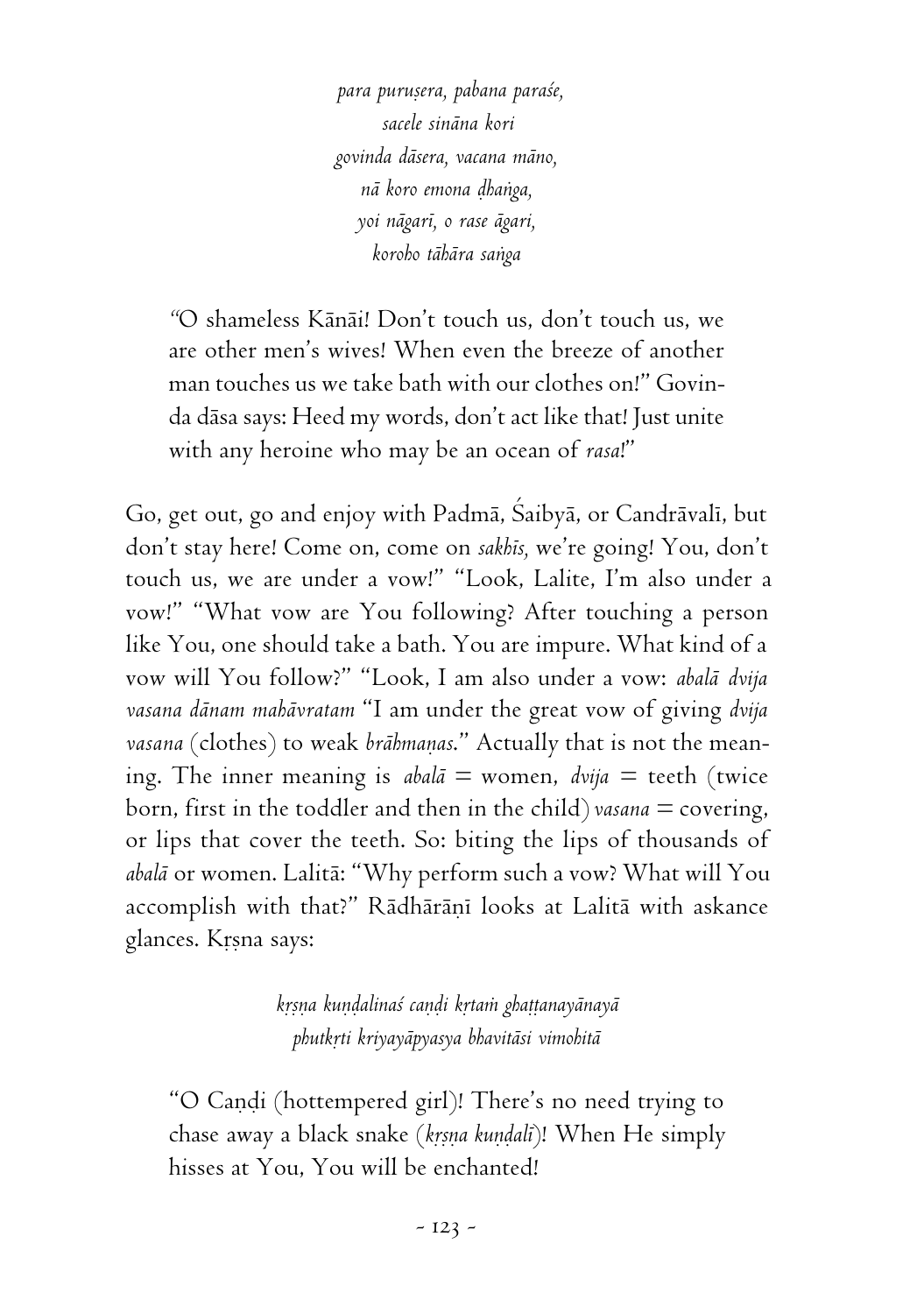*para puruṣera, pabana paraśe,*
*sacele sināna kori*
*govinda dāsera, vacana māno,*
*nā koro emona ḍhaṅga,*
*yoi nāgarī, o rase āgari,*
*koroho tāhāra saṅga*

> "O shameless Kānāi! Don't touch us, don't touch us, we are other men's wives! When even the breeze of another man touches us we take bath with our clothes on!" Govinda dāsa says: Heed my words, don't act like that! Just unite with any heroine who may be an ocean of *rasa*!"

Go, get out, go and enjoy with Padmā, Śaibyā, or Candrāvalī, but don't stay here! Come on, come on *sakhīs,* we're going! You, don't touch us, we are under a vow!" "Look, Lalite, I'm also under a vow!" "What vow are You following? After touching a person like You, one should take a bath. You are impure. What kind of a vow will You follow?" "Look, I am also under a vow: *abalā dvija vasana dānam mahāvratam* "I am under the great vow of giving *dvija vasana* (clothes) to weak *brāhmaṇas*." Actually that is not the meaning. The inner meaning is *abalā* = women, *dvija* = teeth (twice born, first in the toddler and then in the child) *vasana* = covering, or lips that cover the teeth. So: biting the lips of thousands of *abalā* or women. Lalitā: "Why perform such a vow? What will You accomplish with that?" Rādhārāṇī looks at Lalitā with askance glances. Kṛṣna says:

*kṛṣṇa kuṇḍalinaś caṇḍi kṛtaṁ ghaṭṭanayānayā*
*phutkṛti kriyayāpyasya bhavitāsi vimohitā*

> "O Caṇḍi (hottempered girl)! There's no need trying to chase away a black snake (*kṛṣṇa kuṇḍalī*)! When He simply hisses at You, You will be enchanted!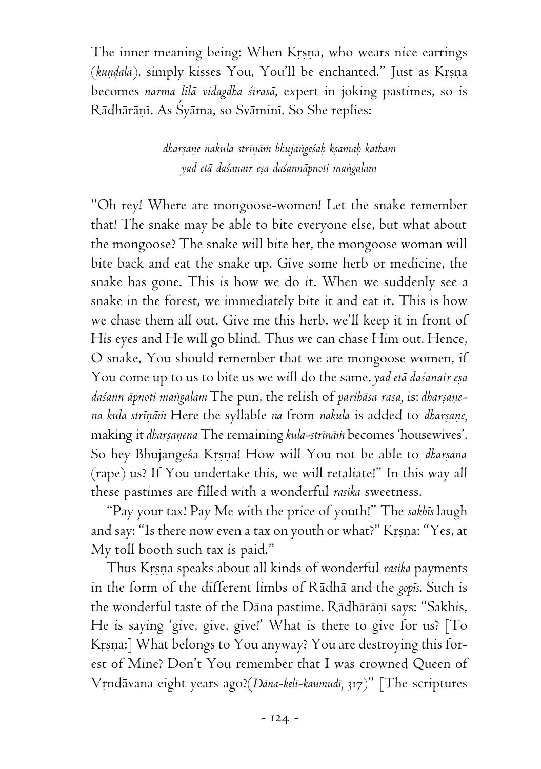The inner meaning being: When Kṛṣṇa, who wears nice earrings (*kuṇḍala*), simply kisses You, You'll be enchanted." Just as Kṛṣṇa becomes *narma līlā vidagdha śirasā*, expert in joking pastimes, so is Rādhārāṇī. As Śyāma, so Svāminī. So She replies:

> *dharṣaṇe nakula strīṇāṁ bhujaṅgeśaḥ kṣamaḥ katham*
> *yad etā daśanair eṣa daśannāpnoti maṅgalam*

"Oh rey! Where are mongoose-women! Let the snake remember that! The snake may be able to bite everyone else, but what about the mongoose? The snake will bite her, the mongoose woman will bite back and eat the snake up. Give some herb or medicine, the snake has gone. This is how we do it. When we suddenly see a snake in the forest, we immediately bite it and eat it. This is how we chase them all out. Give me this herb, we'll keep it in front of His eyes and He will go blind. Thus we can chase Him out. Hence, O snake, You should remember that we are mongoose women, if You come up to us to bite us we will do the same. *yad etā daśanair eṣa daśann āpnoti maṅgalam* The pun, the relish of *parihāsa rasa*, is: *dharṣaṇe-na kula strīṇāṁ* Here the syllable *na* from *nakula* is added to *dharṣaṇe*, making it *dharṣaṇena* The remaining *kula-strīnāṁ* becomes 'housewives'. So hey Bhujangeśa Kṛṣṇa! How will You not be able to *dharṣana* (rape) us? If You undertake this, we will retaliate!" In this way all these pastimes are filled with a wonderful *rasika* sweetness.

"Pay your tax! Pay Me with the price of youth!" The *sakhīs* laugh and say: "Is there now even a tax on youth or what?" Kṛṣṇa: "Yes, at My toll booth such tax is paid."

Thus Kṛṣṇa speaks about all kinds of wonderful *rasika* payments in the form of the different limbs of Rādhā and the *gopīs*. Such is the wonderful taste of the Dāna pastime. Rādhārāṇī says: "Sakhis, He is saying 'give, give, give!' What is there to give for us? [To Kṛṣṇa:] What belongs to You anyway? You are destroying this forest of Mine? Don't You remember that I was crowned Queen of Vṛndāvana eight years ago?(*Dāna-kelī-kaumudī*, 317)" [The scriptures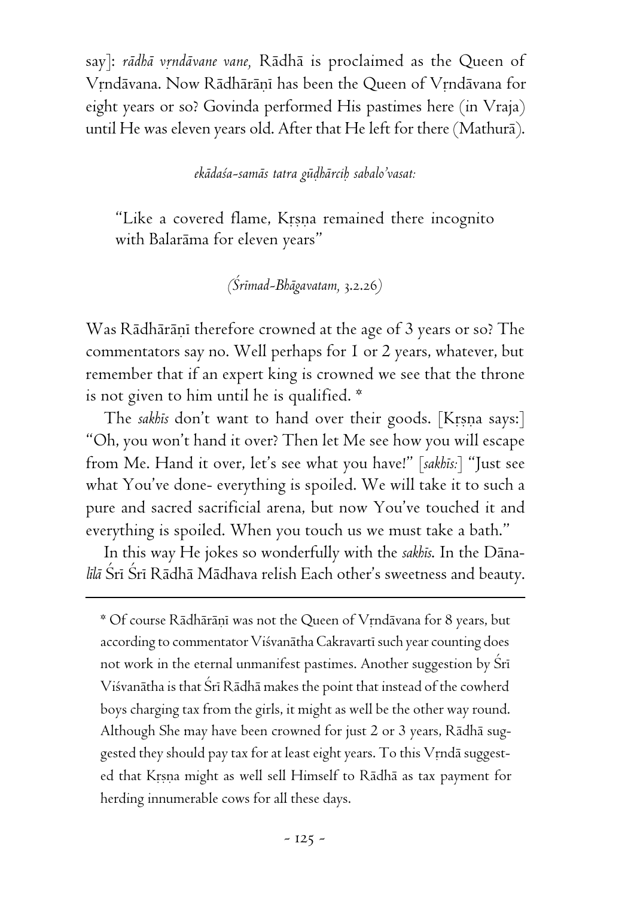say]: *rādhā vṛndāvane vane,* Rādhā is proclaimed as the Queen of Vṛndāvana. Now Rādhārāṇī has been the Queen of Vṛndāvana for eight years or so? Govinda performed His pastimes here (in Vraja) until He was eleven years old. After that He left for there (Mathurā).

*ekādaśa-samās tatra gūḍhārciḥ sabalo'vasat:*

> "Like a covered flame, Kṛṣṇa remained there incognito with Balarāma for eleven years"
>
> *(Śrīmad-Bhāgavatam, 3.2.26)*

Was Rādhārāṇī therefore crowned at the age of 3 years or so? The commentators say no. Well perhaps for 1 or 2 years, whatever, but remember that if an expert king is crowned we see that the throne is not given to him until he is qualified. *

The *sakhīs* don't want to hand over their goods. [Kṛṣṇa says:] "Oh, you won't hand it over? Then let Me see how you will escape from Me. Hand it over, let's see what you have!" [*sakhīs:*] "Just see what You've done- everything is spoiled. We will take it to such a pure and sacred sacrificial arena, but now You've touched it and everything is spoiled. When you touch us we must take a bath."

In this way He jokes so wonderfully with the *sakhīs*. In the Dāna-*līlā* Śrī Śrī Rādhā Mādhava relish Each other's sweetness and beauty.

---

* Of course Rādhārāṇī was not the Queen of Vṛndāvana for 8 years, but according to commentator Viśvanātha Cakravartī such year counting does not work in the eternal unmanifest pastimes. Another suggestion by Śrī Viśvanātha is that Śrī Rādhā makes the point that instead of the cowherd boys charging tax from the girls, it might as well be the other way round. Although She may have been crowned for just 2 or 3 years, Rādhā suggested they should pay tax for at least eight years. To this Vṛndā suggested that Kṛṣṇa might as well sell Himself to Rādhā as tax payment for herding innumerable cows for all these days.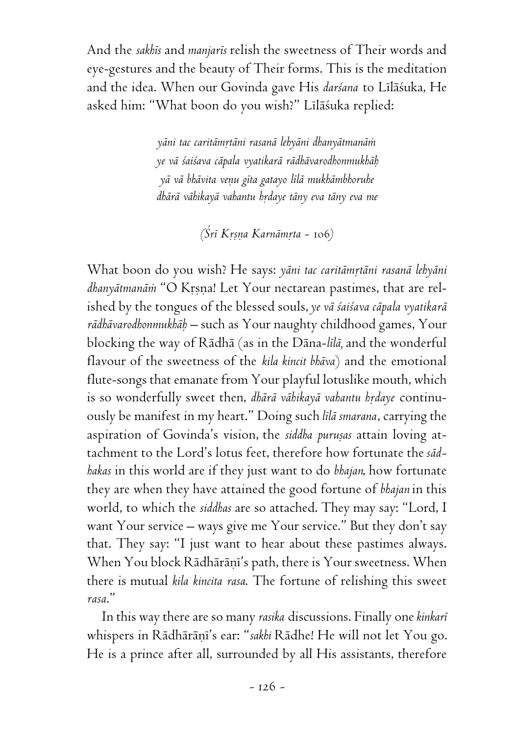And the *sakhīs* and *manjarīs* relish the sweetness of Their words and eye-gestures and the beauty of Their forms. This is the meditation and the idea. When our Govinda gave His *darśana* to Līlāśuka, He asked him: "What boon do you wish?" Līlāśuka replied:

> *yāni tac caritāmṛtāni rasanā lehyāni dhanyātmanāṁ*
> *ye vā śaiśava cāpala vyatikarā rādhāvarodhonmukhāḥ*
> *yā vā bhāvita veṇu gīta gatayo līlā mukhāmbhoruhe*
> *dhārā vāhikayā vahantu hṛdaye tāny eva tāny eva me*
>
> *(Śrī Kṛṣṇa Karnāmṛta* - 106)

What boon do you wish? He says: *yāni tac caritāmṛtāni rasanā lehyāni dhanyātmanāṁ* "O Kṛṣṇa! Let Your nectarean pastimes, that are relished by the tongues of the blessed souls, *ye vā śaiśava cāpala vyatikarā rādhāvarodhonmukhāḥ* – such as Your naughty childhood games, Your blocking the way of Rādhā (as in the Dāna-*līlā*, and the wonderful flavour of the sweetness of the *kila kincit bhāva*) and the emotional flute-songs that emanate from Your playful lotuslike mouth, which is so wonderfully sweet then, *dhārā vāhikayā vahantu hṛdaye* continuously be manifest in my heart." Doing such *līlā smarana*, carrying the aspiration of Govinda's vision, the *siddha puruṣas* attain loving attachment to the Lord's lotus feet, therefore how fortunate the *sādhakas* in this world are if they just want to do *bhajan*, how fortunate they are when they have attained the good fortune of *bhajan* in this world, to which the *siddhas* are so attached. They may say: "Lord, I want Your service – ways give me Your service." But they don't say that. They say: "I just want to hear about these pastimes always. When You block Rādhārāṇī's path, there is Your sweetness. When there is mutual *kila kincita rasa*. The fortune of relishing this sweet *rasa*."

In this way there are so many *rasika* discussions. Finally one *kinkarī* whispers in Rādhārāṇī's ear: "*sakhi* Rādhe! He will not let You go. He is a prince after all, surrounded by all His assistants, therefore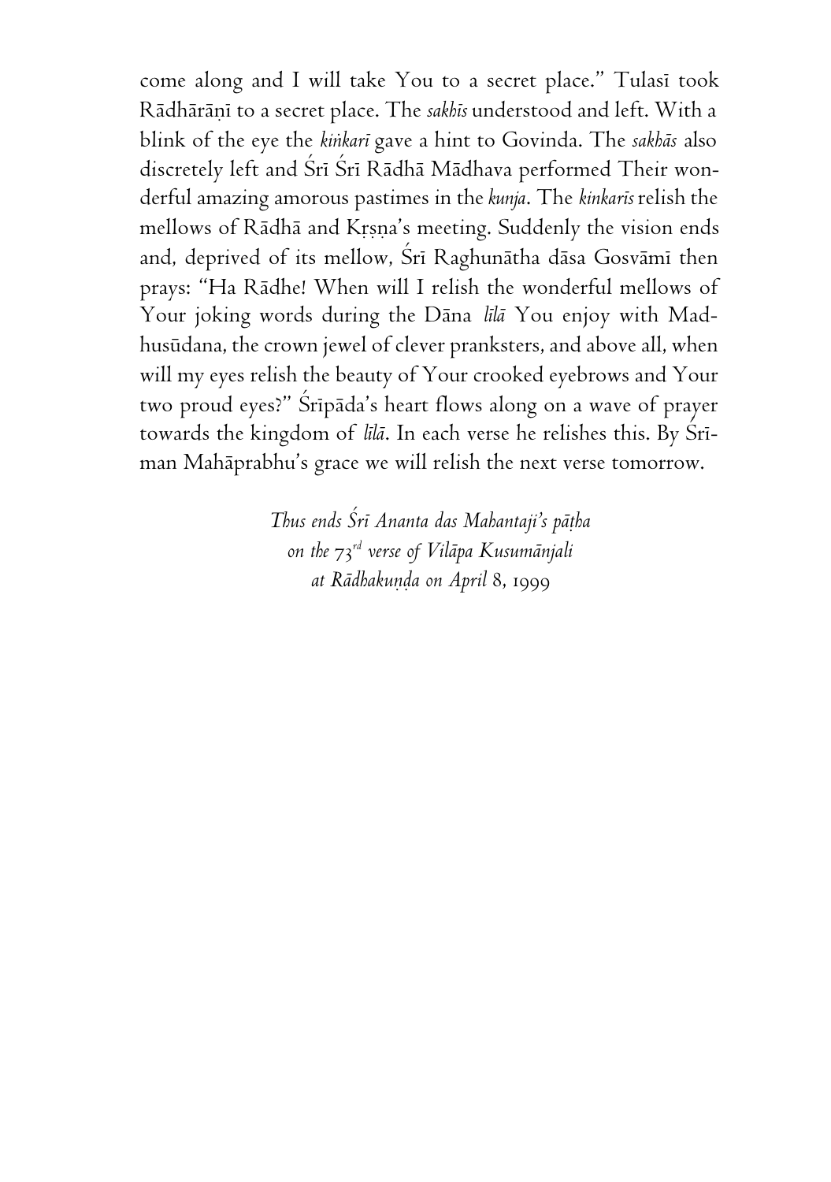come along and I will take You to a secret place." Tulasī took Rādhārāṇī to a secret place. The *sakhīs* understood and left. With a blink of the eye the *kiṅkarī* gave a hint to Govinda. The *sakhās* also discretely left and Śrī Śrī Rādhā Mādhava performed Their wonderful amazing amorous pastimes in the *kunja*. The *kinkarīs* relish the mellows of Rādhā and Kṛṣṇa's meeting. Suddenly the vision ends and, deprived of its mellow, Śrī Raghunātha dāsa Gosvāmī then prays: "Ha Rādhe! When will I relish the wonderful mellows of Your joking words during the Dāna *līlā* You enjoy with Madhusūdana, the crown jewel of clever pranksters, and above all, when will my eyes relish the beauty of Your crooked eyebrows and Your two proud eyes?" Śrīpāda's heart flows along on a wave of prayer towards the kingdom of *līlā*. In each verse he relishes this. By Śrīman Mahāprabhu's grace we will relish the next verse tomorrow.

*Thus ends Śrī Ananta das Mahantaji's pāṭha*
*on the 73rd verse of Vilāpa Kusumānjali*
*at Rādhakuṇḍa on April 8, 1999*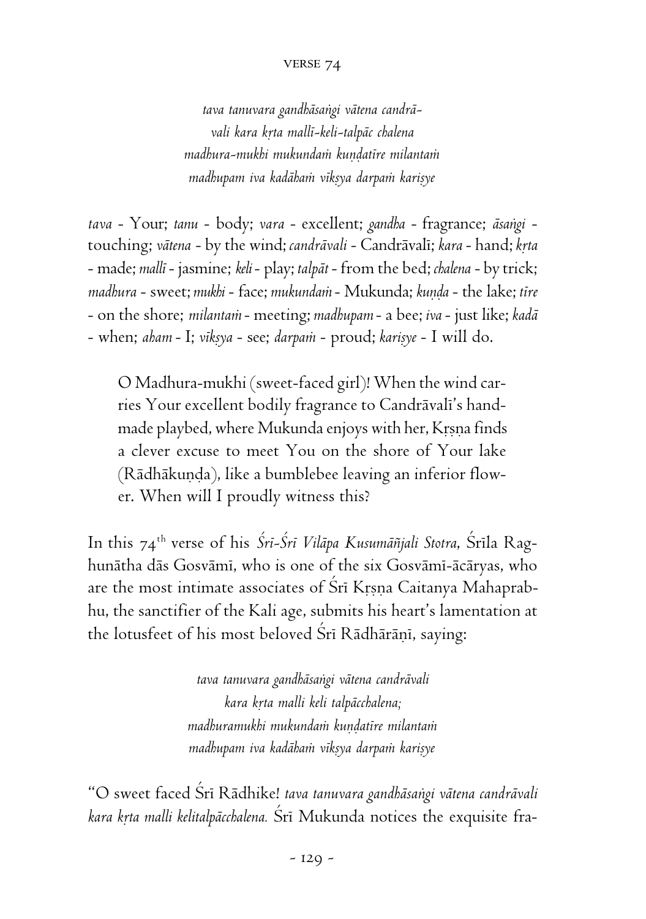*tava tanuvara gandhāsaṅgi vātena candrā-*
*vali kara kṛta mallī-keli-talpāc chalena*
*madhura-mukhi mukundaṁ kuṇḍatīre milantaṁ*
*madhupam iva kadāhaṁ vīkṣya darpaṁ kariṣye*

*tava* - Your; *tanu* - body; *vara* - excellent; *gandha* - fragrance; *āsaṅgi* - touching; *vātena* - by the wind; *candrāvali* - Candrāvalī; *kara* - hand; *kṛta* - made; *mallī* - jasmine; *keli* - play; *talpāt* - from the bed; *chalena* - by trick; *madhura* - sweet; *mukhi* - face; *mukundaṁ* - Mukunda; *kuṇḍa* - the lake; *tīre* - on the shore; *milantaṁ* - meeting; *madhupam* - a bee; *iva* - just like; *kadā* - when; *aham* - I; *vīkṣya* - see; *darpaṁ* - proud; *kariṣye* - I will do.

> O Madhura-mukhi (sweet-faced girl)! When the wind carries Your excellent bodily fragrance to Candrāvalī's handmade playbed, where Mukunda enjoys with her, Kṛṣṇa finds a clever excuse to meet You on the shore of Your lake (Rādhākuṇḍa), like a bumblebee leaving an inferior flower. When will I proudly witness this?

In this 74th verse of his *Śrī-Śrī Vilāpa Kusumāñjali Stotra,* Śrīla Raghunātha dās Gosvāmī, who is one of the six Gosvāmī-ācāryas, who are the most intimate associates of Śrī Kṛṣṇa Caitanya Mahaprabhu, the sanctifier of the Kali age, submits his heart's lamentation at the lotusfeet of his most beloved Śrī Rādhārāṇī, saying:

*tava tanuvara gandhāsaṅgi vātena candrāvali*
*kara kṛta malli keli talpācchalena;*
*madhuramukhi mukundaṁ kuṇḍatīre milantaṁ*
*madhupam iva kadāhaṁ vīkṣya darpaṁ kariṣye*

"O sweet faced Śrī Rādhike! *tava tanuvara gandhāsaṅgi vātena candrāvali kara kṛta malli kelitalpācchalena.* Śrī Mukunda notices the exquisite fra-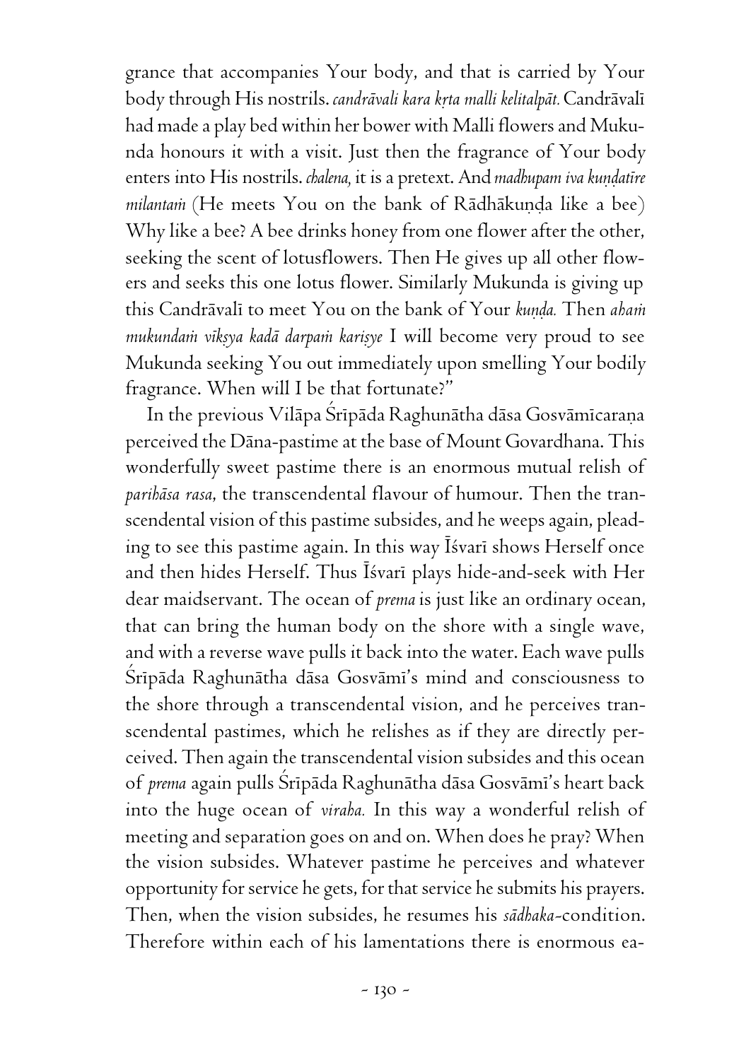grance that accompanies Your body, and that is carried by Your body through His nostrils. *candrāvali kara kṛta malli kelitalpāt.* Candrāvalī had made a play bed within her bower with Malli flowers and Mukunda honours it with a visit. Just then the fragrance of Your body enters into His nostrils. *chalena,* it is a pretext. And *madhupam iva kuṇḍatīre milantaṁ* (He meets You on the bank of Rādhākuṇḍa like a bee) Why like a bee? A bee drinks honey from one flower after the other, seeking the scent of lotusflowers. Then He gives up all other flowers and seeks this one lotus flower. Similarly Mukunda is giving up this Candrāvalī to meet You on the bank of Your *kuṇḍa.* Then *ahaṁ mukundaṁ vīkṣya kadā darpaṁ kariṣye* I will become very proud to see Mukunda seeking You out immediately upon smelling Your bodily fragrance. When will I be that fortunate?"

In the previous Vilāpa Śrīpāda Raghunātha dāsa Gosvāmīcaraṇa perceived the Dāna-pastime at the base of Mount Govardhana. This wonderfully sweet pastime there is an enormous mutual relish of *parihāsa rasa,* the transcendental flavour of humour. Then the transcendental vision of this pastime subsides, and he weeps again, pleading to see this pastime again. In this way Īśvarī shows Herself once and then hides Herself. Thus Īśvarī plays hide-and-seek with Her dear maidservant. The ocean of *prema* is just like an ordinary ocean, that can bring the human body on the shore with a single wave, and with a reverse wave pulls it back into the water. Each wave pulls Śrīpāda Raghunātha dāsa Gosvāmī's mind and consciousness to the shore through a transcendental vision, and he perceives transcendental pastimes, which he relishes as if they are directly perceived. Then again the transcendental vision subsides and this ocean of *prema* again pulls Śrīpāda Raghunātha dāsa Gosvāmī's heart back into the huge ocean of *viraha.* In this way a wonderful relish of meeting and separation goes on and on. When does he pray? When the vision subsides. Whatever pastime he perceives and whatever opportunity for service he gets, for that service he submits his prayers. Then, when the vision subsides, he resumes his *sādhaka*-condition. Therefore within each of his lamentations there is enormous ea-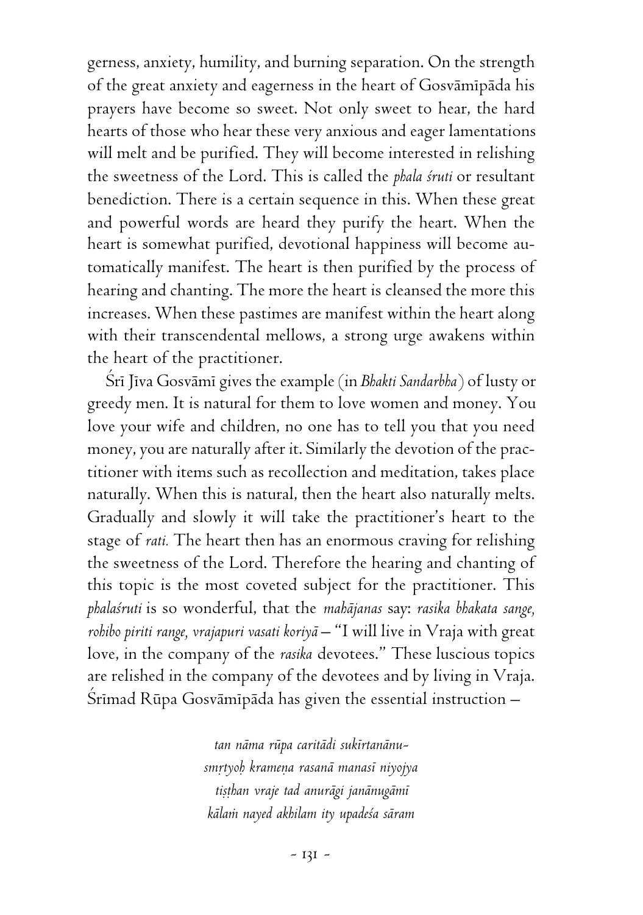gerness, anxiety, humility, and burning separation. On the strength of the great anxiety and eagerness in the heart of Gosvāmīpāda his prayers have become so sweet. Not only sweet to hear, the hard hearts of those who hear these very anxious and eager lamentations will melt and be purified. They will become interested in relishing the sweetness of the Lord. This is called the *phala śruti* or resultant benediction. There is a certain sequence in this. When these great and powerful words are heard they purify the heart. When the heart is somewhat purified, devotional happiness will become automatically manifest. The heart is then purified by the process of hearing and chanting. The more the heart is cleansed the more this increases. When these pastimes are manifest within the heart along with their transcendental mellows, a strong urge awakens within the heart of the practitioner.

Śrī Jīva Gosvāmī gives the example (in *Bhakti Sandarbha*) of lusty or greedy men. It is natural for them to love women and money. You love your wife and children, no one has to tell you that you need money, you are naturally after it. Similarly the devotion of the practitioner with items such as recollection and meditation, takes place naturally. When this is natural, then the heart also naturally melts. Gradually and slowly it will take the practitioner's heart to the stage of *rati.* The heart then has an enormous craving for relishing the sweetness of the Lord. Therefore the hearing and chanting of this topic is the most coveted subject for the practitioner. This *phalaśruti* is so wonderful, that the *mahājanas* say: *rasika bhakata sange, rohibo piriti range, vrajapuri vasati koriyā* – "I will live in Vraja with great love, in the company of the *rasika* devotees." These luscious topics are relished in the company of the devotees and by living in Vraja. Śrīmad Rūpa Gosvāmīpāda has given the essential instruction –

*tan nāma rūpa caritādi sukīrtanānu-*
*smṛtyoḥ krameṇa rasanā manasī niyojya*
*tiṣṭhan vraje tad anurāgi janānugāmī*
*kālaṁ nayed akhilam ity upadeśa sāram*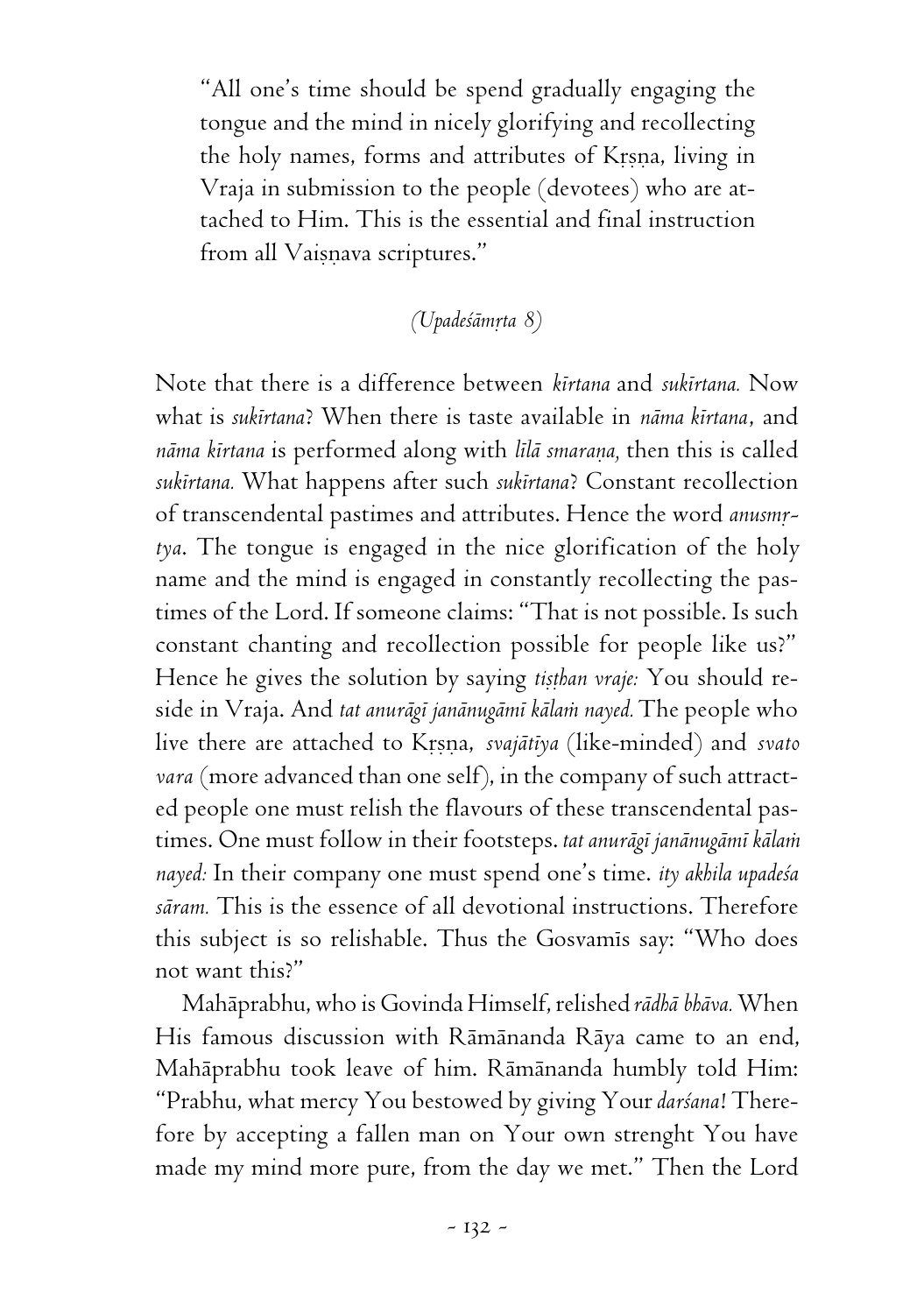> "All one's time should be spend gradually engaging the tongue and the mind in nicely glorifying and recollecting the holy names, forms and attributes of Kṛṣṇa, living in Vraja in submission to the people (devotees) who are attached to Him. This is the essential and final instruction from all Vaiṣṇava scriptures."
>
> *(Upadeśāmṛta 8)*

Note that there is a difference between *kīrtana* and *sukīrtana.* Now what is *sukīrtana*? When there is taste available in *nāma kīrtana*, and *nāma kīrtana* is performed along with *līlā smaraṇa,* then this is called *sukīrtana.* What happens after such *sukīrtana*? Constant recollection of transcendental pastimes and attributes. Hence the word *anusmṛtya*. The tongue is engaged in the nice glorification of the holy name and the mind is engaged in constantly recollecting the pastimes of the Lord. If someone claims: "That is not possible. Is such constant chanting and recollection possible for people like us?" Hence he gives the solution by saying *tiṣṭhan vraje:* You should reside in Vraja. And *tat anurāgī janānugāmī kālaṁ nayed.* The people who live there are attached to Kṛṣṇa, *svajātīya* (like-minded) and *svato vara* (more advanced than one self), in the company of such attracted people one must relish the flavours of these transcendental pastimes. One must follow in their footsteps. *tat anurāgī janānugāmī kālaṁ nayed:* In their company one must spend one's time. *ity akhila upadeśa sāram.* This is the essence of all devotional instructions. Therefore this subject is so relishable. Thus the Gosvamīs say: "Who does not want this?"

Mahāprabhu, who is Govinda Himself, relished *rādhā bhāva.* When His famous discussion with Rāmānanda Rāya came to an end, Mahāprabhu took leave of him. Rāmānanda humbly told Him: "Prabhu, what mercy You bestowed by giving Your *darśana*! Therefore by accepting a fallen man on Your own strenght You have made my mind more pure, from the day we met." Then the Lord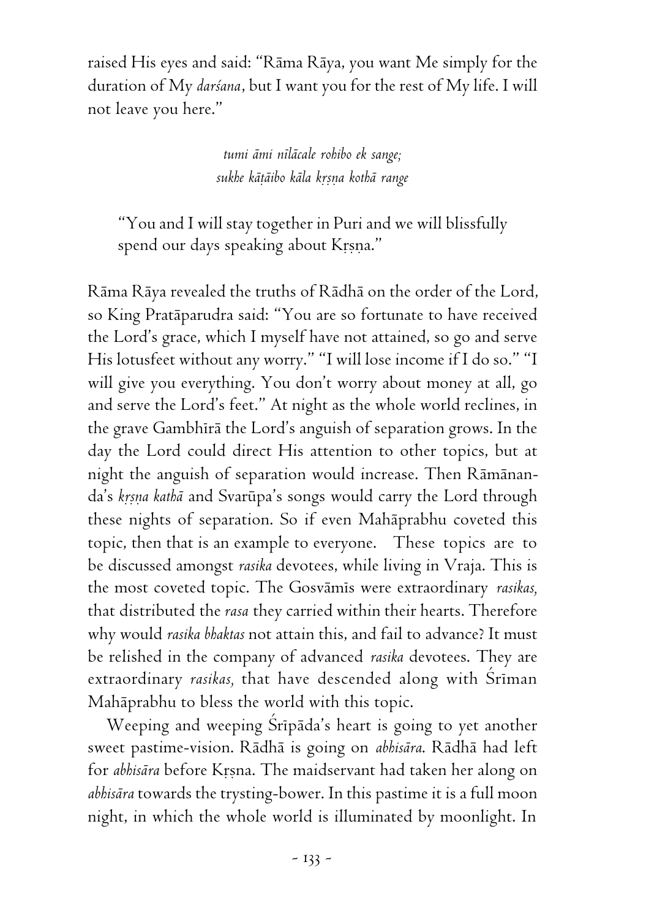raised His eyes and said: "Rāma Rāya, you want Me simply for the duration of My *darśana*, but I want you for the rest of My life. I will not leave you here."

> *tumi āmi nīlācale rohibo ek sange;*
> *sukhe kāṭāibo kāla kṛṣṇa kothā range*

> "You and I will stay together in Puri and we will blissfully spend our days speaking about Kṛṣṇa."

Rāma Rāya revealed the truths of Rādhā on the order of the Lord, so King Pratāparudra said: "You are so fortunate to have received the Lord's grace, which I myself have not attained, so go and serve His lotusfeet without any worry." "I will lose income if I do so." "I will give you everything. You don't worry about money at all, go and serve the Lord's feet." At night as the whole world reclines, in the grave Gambhīrā the Lord's anguish of separation grows. In the day the Lord could direct His attention to other topics, but at night the anguish of separation would increase. Then Rāmānanda's *kṛṣṇa kathā* and Svarūpa's songs would carry the Lord through these nights of separation. So if even Mahāprabhu coveted this topic, then that is an example to everyone. These topics are to be discussed amongst *rasika* devotees, while living in Vraja. This is the most coveted topic. The Gosvāmīs were extraordinary *rasikas,* that distributed the *rasa* they carried within their hearts. Therefore why would *rasika bhaktas* not attain this, and fail to advance? It must be relished in the company of advanced *rasika* devotees. They are extraordinary *rasikas,* that have descended along with Śrīman Mahāprabhu to bless the world with this topic.

Weeping and weeping Śrīpāda's heart is going to yet another sweet pastime-vision. Rādhā is going on *abhisāra*. Rādhā had left for *abhisāra* before Kṛṣṇa. The maidservant had taken her along on *abhisāra* towards the trysting-bower. In this pastime it is a full moon night, in which the whole world is illuminated by moonlight. In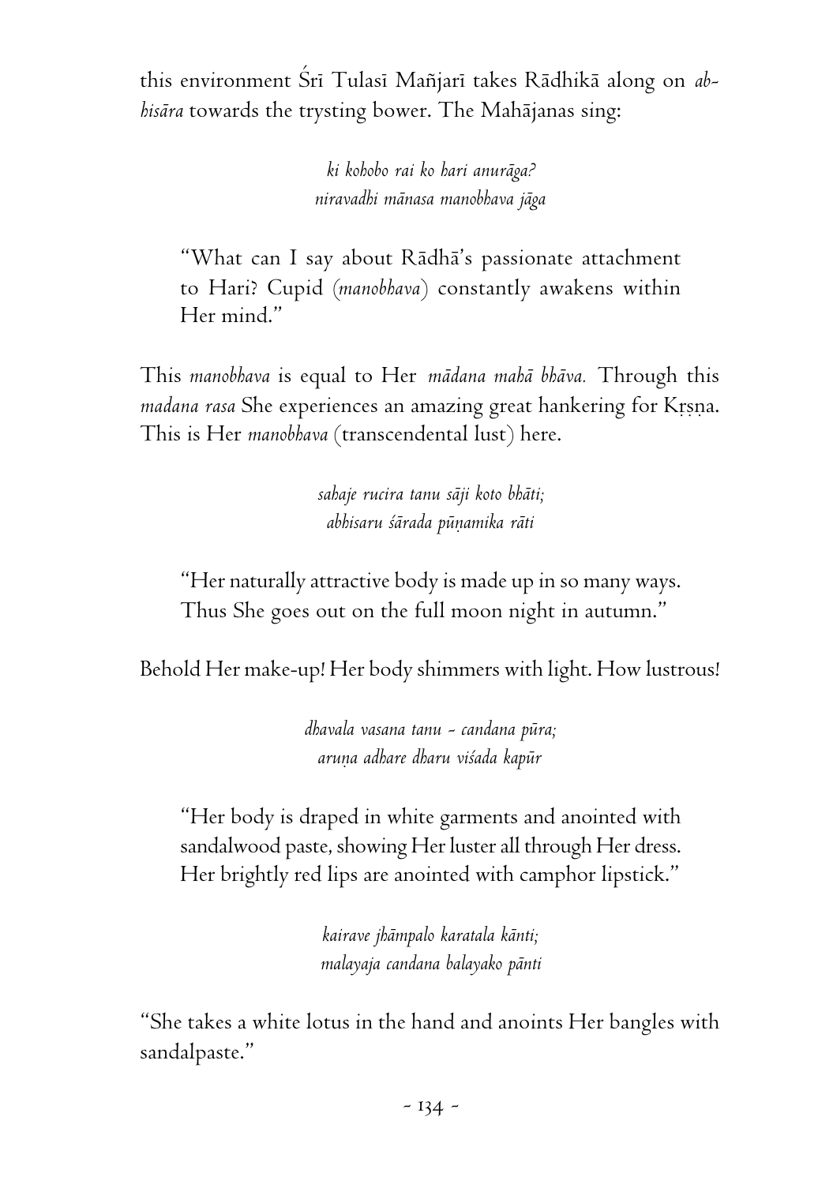this environment Śrī Tulasī Mañjarī takes Rādhikā along on *abhisāra* towards the trysting bower. The Mahājanas sing:

> *ki kohobo rai ko hari anurāga?*
> *niravadhi mānasa manobhava jāga*

> "What can I say about Rādhā's passionate attachment to Hari? Cupid (*manobhava*) constantly awakens within Her mind."

This *manobhava* is equal to Her *mādana mahā bhāva.* Through this *madana rasa* She experiences an amazing great hankering for Kṛṣṇa. This is Her *manobhava* (transcendental lust) here.

> *sahaje rucira tanu sāji koto bhāti;*
> *abhisaru śārada pūṇamika rāti*

> "Her naturally attractive body is made up in so many ways. Thus She goes out on the full moon night in autumn."

Behold Her make-up! Her body shimmers with light. How lustrous!

> *dhavala vasana tanu - candana pūra;*
> *aruṇa adhare dharu viśada kapūr*

> "Her body is draped in white garments and anointed with sandalwood paste, showing Her luster all through Her dress. Her brightly red lips are anointed with camphor lipstick."

> *kairave jhāmpalo karatala kānti;*
> *malayaja candana balayako pānti*

"She takes a white lotus in the hand and anoints Her bangles with sandalpaste."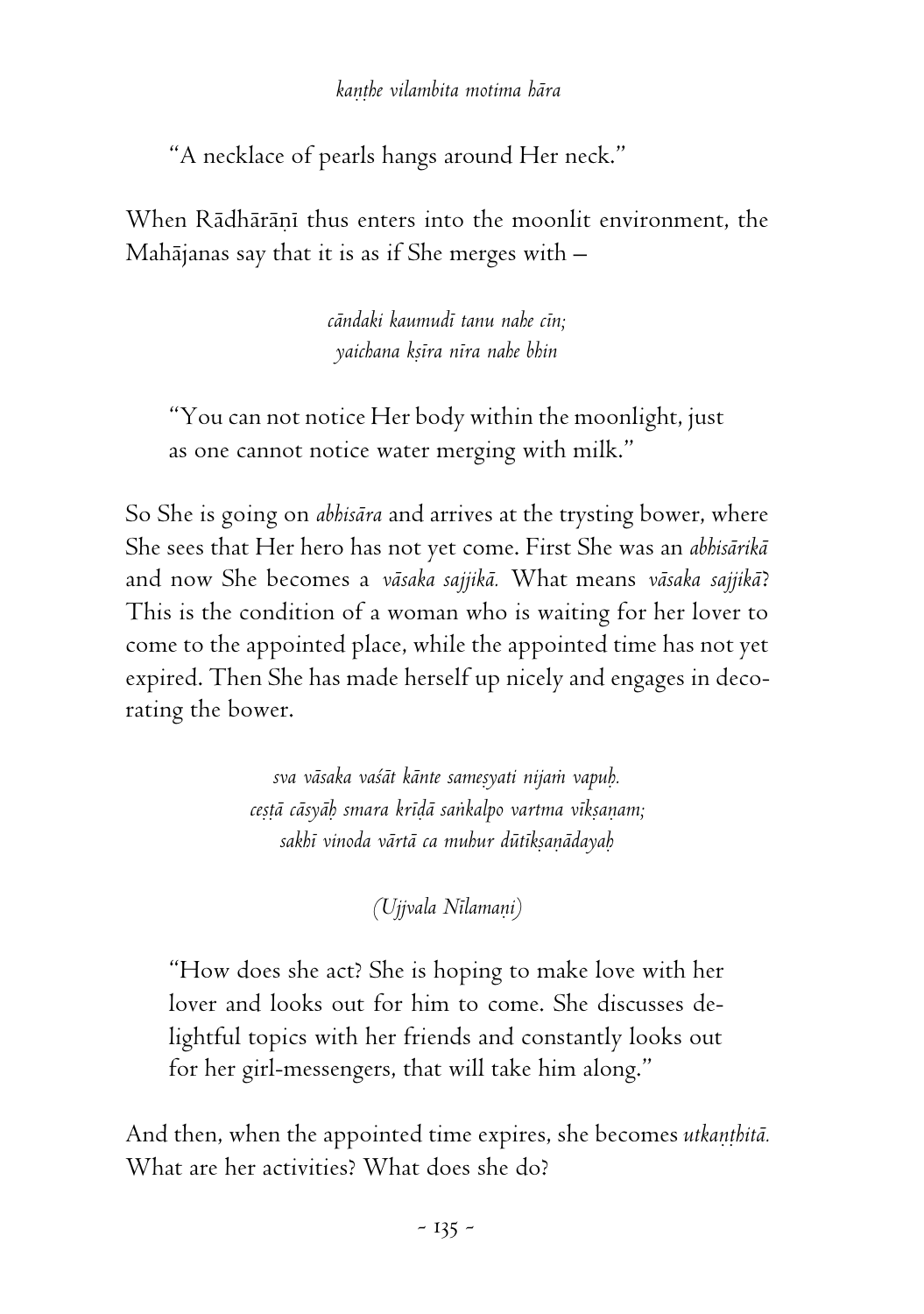*kaṇṭhe vilambita motima hāra*

"A necklace of pearls hangs around Her neck."

When Rādhārāṇī thus enters into the moonlit environment, the Mahājanas say that it is as if She merges with –

*cāndaki kaumudī tanu nahe cīn;*
*yaichana kṣīra nīra nahe bhin*

"You can not notice Her body within the moonlight, just as one cannot notice water merging with milk."

So She is going on *abhisāra* and arrives at the trysting bower, where She sees that Her hero has not yet come. First She was an *abhisārikā* and now She becomes a *vāsaka sajjikā.* What means *vāsaka sajjikā*? This is the condition of a woman who is waiting for her lover to come to the appointed place, while the appointed time has not yet expired. Then She has made herself up nicely and engages in decorating the bower.

*sva vāsaka vaśāt kānte sameṣyati nijaṁ vapuḥ.*
*ceṣṭā cāsyāḥ smara krīḍā saṅkalpo vartma vīkṣaṇam;*
*sakhī vinoda vārtā ca muhur dūtīkṣaṇādayaḥ*

*(Ujjvala Nīlamaṇi)*

"How does she act? She is hoping to make love with her lover and looks out for him to come. She discusses delightful topics with her friends and constantly looks out for her girl-messengers, that will take him along."

And then, when the appointed time expires, she becomes *utkaṇṭhitā.* What are her activities? What does she do?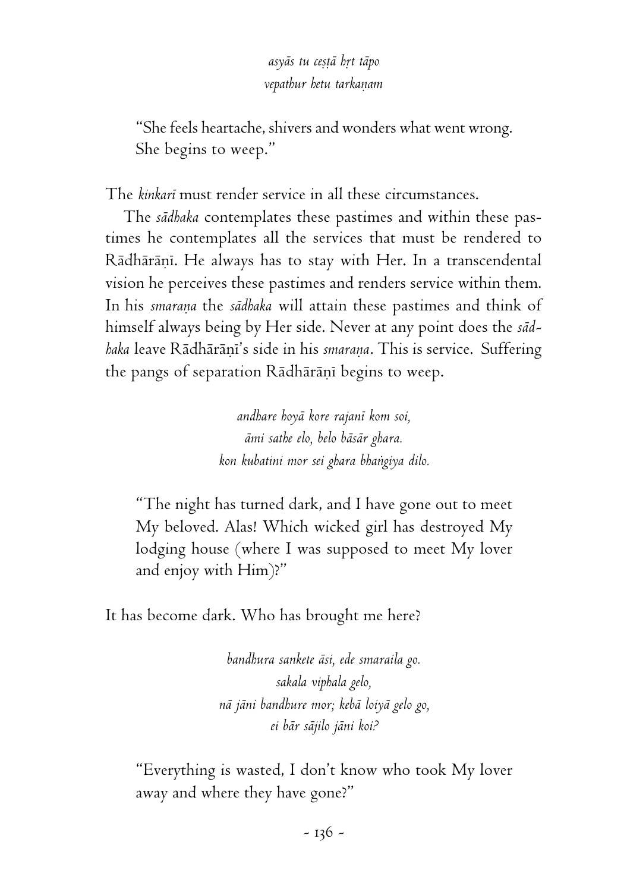*asyās tu ceṣṭā hṛt tāpo*
*vepathur hetu tarkaṇam*

> "She feels heartache, shivers and wonders what went wrong. She begins to weep."

The *kinkarī* must render service in all these circumstances.

The *sādhaka* contemplates these pastimes and within these pastimes he contemplates all the services that must be rendered to Rādhārāṇī. He always has to stay with Her. In a transcendental vision he perceives these pastimes and renders service within them. In his *smaraṇa* the *sādhaka* will attain these pastimes and think of himself always being by Her side. Never at any point does the *sādhaka* leave Rādhārāṇī's side in his *smaraṇa*. This is service. Suffering the pangs of separation Rādhārāṇī begins to weep.

*andhare hoyā kore rajanī kom soi,*
*āmi sathe elo, belo bāsār ghara.*
*kon kubatini mor sei ghara bhaṅgiya dilo.*

> "The night has turned dark, and I have gone out to meet My beloved. Alas! Which wicked girl has destroyed My lodging house (where I was supposed to meet My lover and enjoy with Him)?"

It has become dark. Who has brought me here?

*bandhura sankete āsi, ede smaraila go.*
*sakala viphala gelo,*
*nā jāni bandhure mor; kebā loiyā gelo go,*
*ei bār sājilo jāni koi?*

> "Everything is wasted, I don't know who took My lover away and where they have gone?"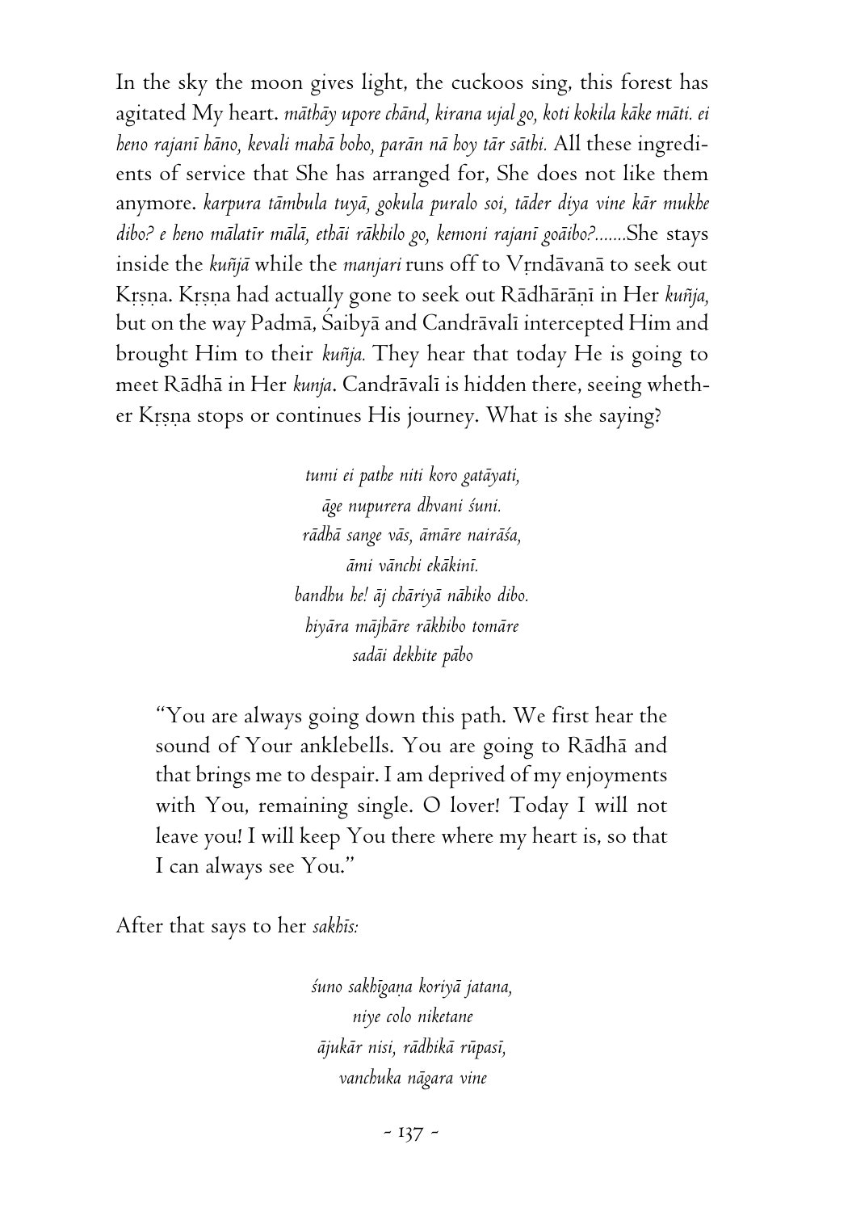In the sky the moon gives light, the cuckoos sing, this forest has agitated My heart. *māthāy upore chānd, kirana ujal go, koti kokila kāke māti. ei heno rajanī hāno, kevali mahā boho, parān nā hoy tār sāthi.* All these ingredients of service that She has arranged for, She does not like them anymore. *karpura tāmbula tuyā, gokula puralo soi, tāder diya vine kār mukhe dibo? e heno mālatīr mālā, ethāi rākhilo go, kemoni rajanī goāibo?.......*She stays inside the *kuñjā* while the *manjari* runs off to Vṛndāvanā to seek out Kṛṣṇa. Kṛṣṇa had actually gone to seek out Rādhārāṇī in Her *kuñja,* but on the way Padmā, Śaibyā and Candrāvalī intercepted Him and brought Him to their *kuñja.* They hear that today He is going to meet Rādhā in Her *kunja*. Candrāvalī is hidden there, seeing whether Kṛṣṇa stops or continues His journey. What is she saying?

*tumi ei pathe niti koro gatāyati,*
*āge nupurera dhvani śuni.*
*rādhā sange vās, āmāre nairāśa,*
*āmi vānchi ekākinī.*
*bandhu he! āj chāriyā nāhiko dibo.*
*hiyāra mājhāre rākhibo tomāre*
*sadāi dekhite pābo*

> "You are always going down this path. We first hear the sound of Your anklebells. You are going to Rādhā and that brings me to despair. I am deprived of my enjoyments with You, remaining single. O lover! Today I will not leave you! I will keep You there where my heart is, so that I can always see You."

After that says to her *sakhīs:*

*śuno sakhīgaṇa koriyā jatana,*
*niye colo niketane*
*ājukār nisi, rādhikā rūpasī,*
*vanchuka nāgara vine*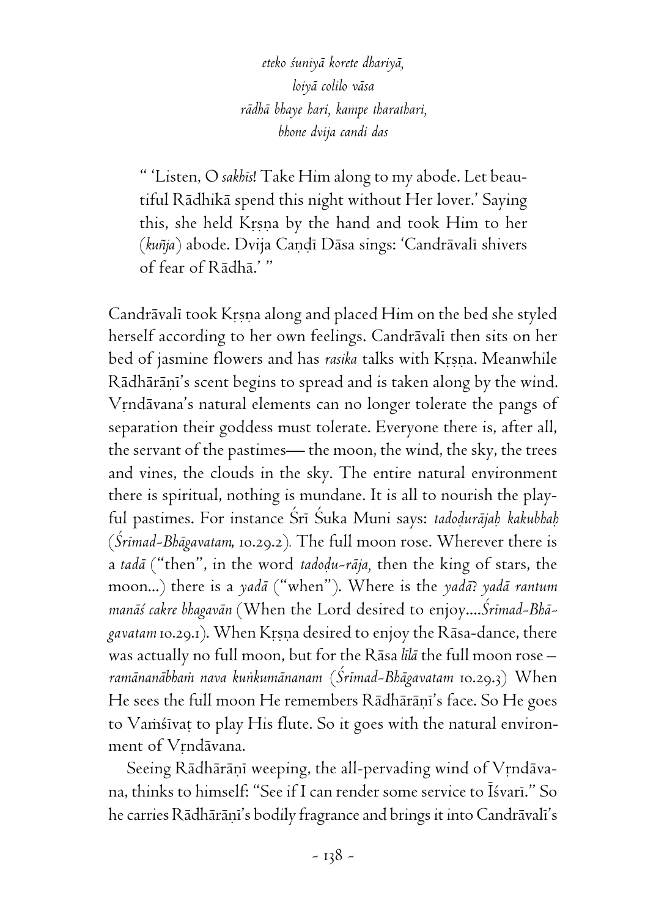*eteko śuniyā korete dhariyā,*
*loiyā colilo vāsa*
*rādhā bhaye hari, kampe tharathari,*
*bhone dvija candi das*

> " 'Listen, O *sakhīs*! Take Him along to my abode. Let beautiful Rādhikā spend this night without Her lover.' Saying this, she held Kṛṣṇa by the hand and took Him to her (*kuñja*) abode. Dvija Caṇḍī Dāsa sings: 'Candrāvalī shivers of fear of Rādhā.' "

Candrāvalī took Kṛṣṇa along and placed Him on the bed she styled herself according to her own feelings. Candrāvalī then sits on her bed of jasmine flowers and has *rasika* talks with Kṛṣṇa. Meanwhile Rādhārāṇī's scent begins to spread and is taken along by the wind. Vṛndāvana's natural elements can no longer tolerate the pangs of separation their goddess must tolerate. Everyone there is, after all, the servant of the pastimes— the moon, the wind, the sky, the trees and vines, the clouds in the sky. The entire natural environment there is spiritual, nothing is mundane. It is all to nourish the playful pastimes. For instance Śrī Śuka Muni says: *tadoḍurājaḥ kakubhaḥ* (*Śrīmad-Bhāgavatam*, 10.29.2). The full moon rose. Wherever there is a *tadā* ("then", in the word *tadoḍu-rāja*, then the king of stars, the moon...) there is a *yadā* ("when"). Where is the *yadā*? *yadā rantum manāś cakre bhagavān* (When the Lord desired to enjoy....*Śrīmad-Bhāgavatam* 10.29.1). When Kṛṣṇa desired to enjoy the Rāsa-dance, there was actually no full moon, but for the Rāsa *līlā* the full moon rose – *ramānanābhaṁ nava kuṅkumānanam* (*Śrīmad-Bhāgavatam* 10.29.3) When He sees the full moon He remembers Rādhārāṇī's face. So He goes to Vaṁśīvaṭ to play His flute. So it goes with the natural environment of Vṛndāvana.

Seeing Rādhārāṇī weeping, the all-pervading wind of Vṛndāvana, thinks to himself: "See if I can render some service to Īśvarī." So he carries Rādhārāṇī's bodily fragrance and brings it into Candrāvalī's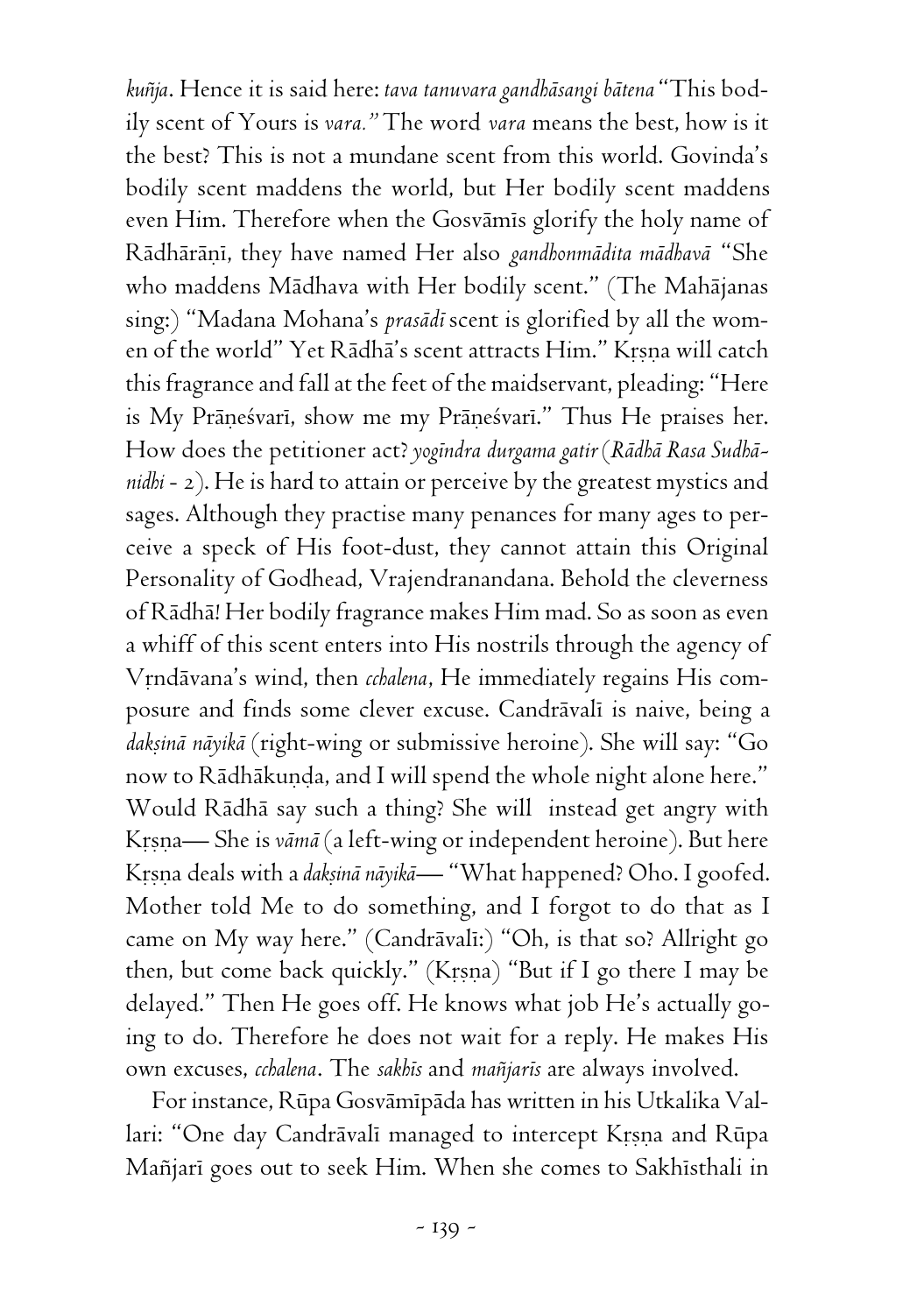*kuñja*. Hence it is said here: *tava tanuvara gandhāsangi bātena* "This bodily scent of Yours is *vara."* The word *vara* means the best, how is it the best? This is not a mundane scent from this world. Govinda's bodily scent maddens the world, but Her bodily scent maddens even Him. Therefore when the Gosvāmīs glorify the holy name of Rādhārāṇī, they have named Her also *gandhonmādita mādhavā* "She who maddens Mādhava with Her bodily scent." (The Mahājanas sing:) "Madana Mohana's *prasādī* scent is glorified by all the women of the world" Yet Rādhā's scent attracts Him." Kṛṣṇa will catch this fragrance and fall at the feet of the maidservant, pleading: "Here is My Prāṇeśvarī, show me my Prāṇeśvarī." Thus He praises her. How does the petitioner act? *yogīndra durgama gatir* (*Rādhā Rasa Sudhānidhi* - 2). He is hard to attain or perceive by the greatest mystics and sages. Although they practise many penances for many ages to perceive a speck of His foot-dust, they cannot attain this Original Personality of Godhead, Vrajendranandana. Behold the cleverness of Rādhā! Her bodily fragrance makes Him mad. So as soon as even a whiff of this scent enters into His nostrils through the agency of Vṛndāvana's wind, then *cchalena*, He immediately regains His composure and finds some clever excuse. Candrāvalī is naive, being a *dakṣinā nāyikā* (right-wing or submissive heroine). She will say: "Go now to Rādhākuṇḍa, and I will spend the whole night alone here." Would Rādhā say such a thing? She will instead get angry with Kṛṣṇa— She is *vāmā* (a left-wing or independent heroine). But here Kṛṣṇa deals with a *dakṣinā nāyikā*— "What happened? Oho. I goofed. Mother told Me to do something, and I forgot to do that as I came on My way here." (Candrāvalī:) "Oh, is that so? Allright go then, but come back quickly." (Kṛṣṇa) "But if I go there I may be delayed." Then He goes off. He knows what job He's actually going to do. Therefore he does not wait for a reply. He makes His own excuses, *cchalena*. The *sakhīs* and *mañjarīs* are always involved.

For instance, Rūpa Gosvāmīpāda has written in his Utkalika Vallari: "One day Candrāvalī managed to intercept Kṛṣṇa and Rūpa Mañjarī goes out to seek Him. When she comes to Sakhīsthali in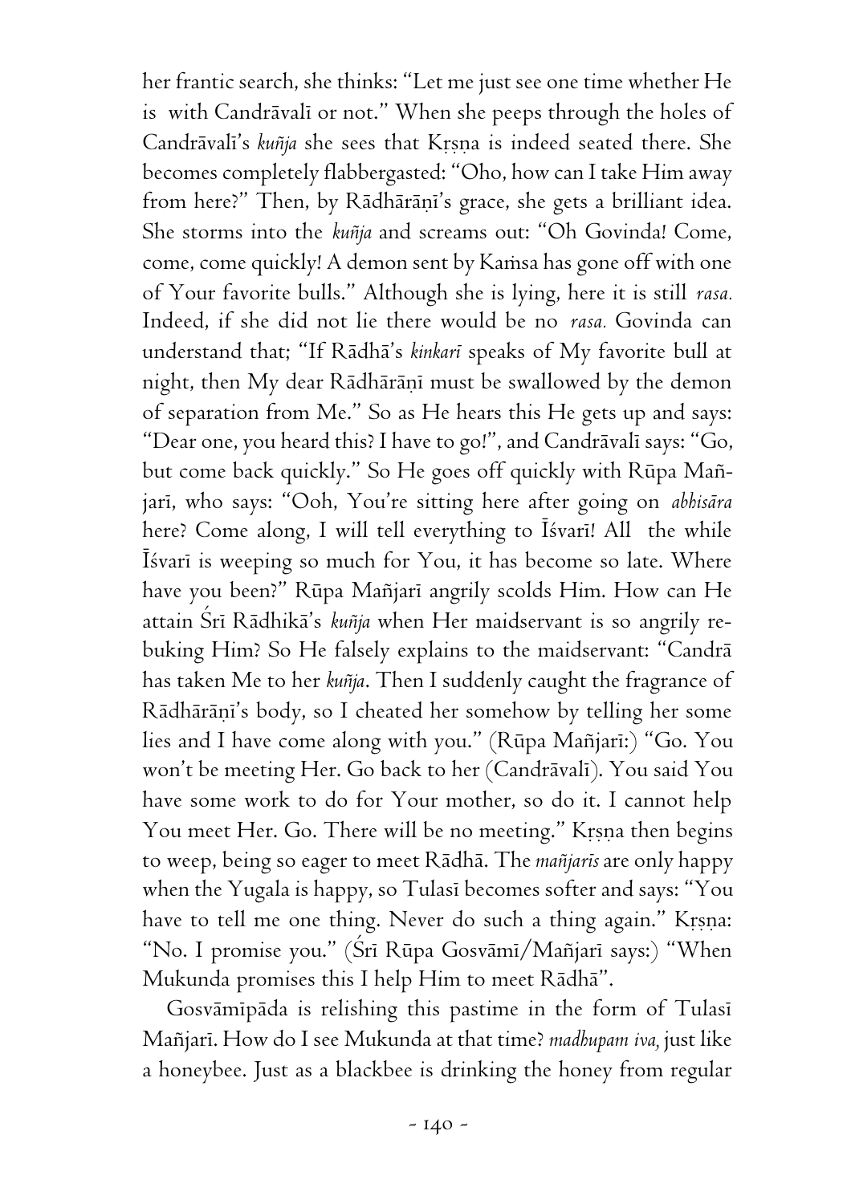her frantic search, she thinks: "Let me just see one time whether He is with Candrāvalī or not." When she peeps through the holes of Candrāvalī's *kuñja* she sees that Kṛṣṇa is indeed seated there. She becomes completely flabbergasted: "Oho, how can I take Him away from here?" Then, by Rādhārāṇī's grace, she gets a brilliant idea. She storms into the *kuñja* and screams out: "Oh Govinda! Come, come, come quickly! A demon sent by Kaṁsa has gone off with one of Your favorite bulls." Although she is lying, here it is still *rasa.* Indeed, if she did not lie there would be no *rasa.* Govinda can understand that; "If Rādhā's *kinkarī* speaks of My favorite bull at night, then My dear Rādhārāṇī must be swallowed by the demon of separation from Me." So as He hears this He gets up and says: "Dear one, you heard this? I have to go!", and Candrāvalī says: "Go, but come back quickly." So He goes off quickly with Rūpa Mañjarī, who says: "Ooh, You're sitting here after going on *abhisāra* here? Come along, I will tell everything to Īśvarī! All the while Īśvarī is weeping so much for You, it has become so late. Where have you been?" Rūpa Mañjarī angrily scolds Him. How can He attain Śrī Rādhikā's *kuñja* when Her maidservant is so angrily rebuking Him? So He falsely explains to the maidservant: "Candrā has taken Me to her *kuñja*. Then I suddenly caught the fragrance of Rādhārāṇī's body, so I cheated her somehow by telling her some lies and I have come along with you." (Rūpa Mañjarī:) "Go. You won't be meeting Her. Go back to her (Candrāvalī). You said You have some work to do for Your mother, so do it. I cannot help You meet Her. Go. There will be no meeting." Kṛṣṇa then begins to weep, being so eager to meet Rādhā. The *mañjarīs* are only happy when the Yugala is happy, so Tulasī becomes softer and says: "You have to tell me one thing. Never do such a thing again." Kṛṣṇa: "No. I promise you." (Śrī Rūpa Gosvāmī/Mañjarī says:) "When Mukunda promises this I help Him to meet Rādhā".

Gosvāmīpāda is relishing this pastime in the form of Tulasī Mañjarī. How do I see Mukunda at that time? *madhupam iva,* just like a honeybee. Just as a blackbee is drinking the honey from regular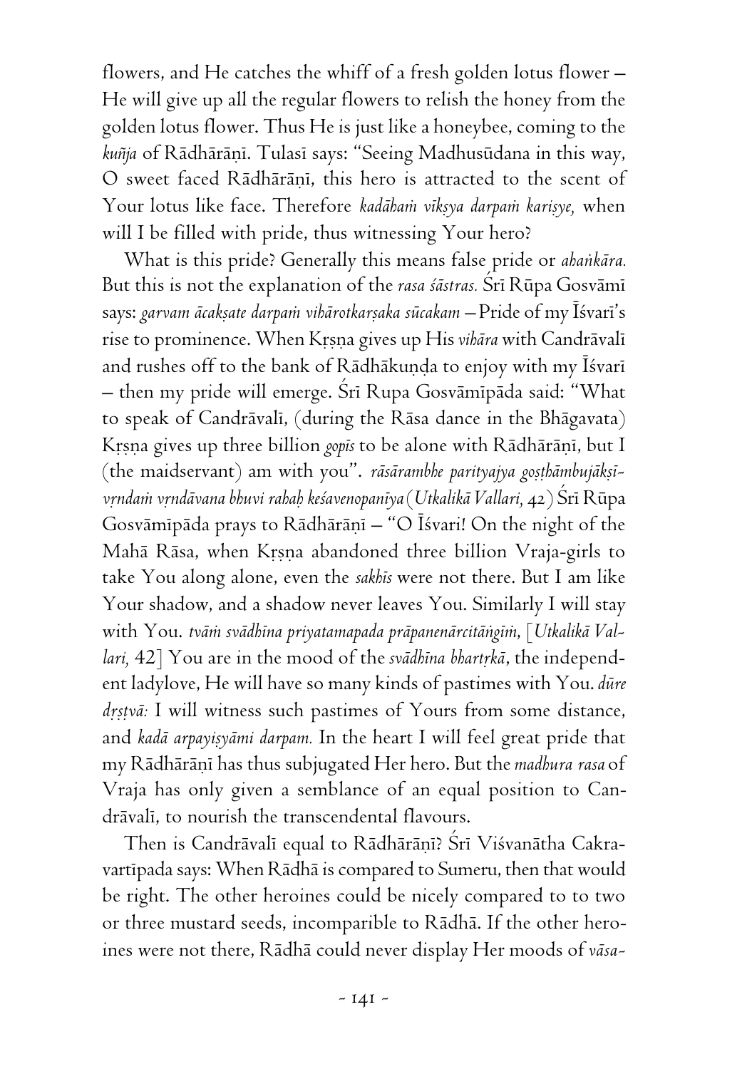flowers, and He catches the whiff of a fresh golden lotus flower – He will give up all the regular flowers to relish the honey from the golden lotus flower. Thus He is just like a honeybee, coming to the *kuñja* of Rādhārāṇī. Tulasī says: "Seeing Madhusūdana in this way, O sweet faced Rādhārāṇī, this hero is attracted to the scent of Your lotus like face. Therefore *kadāhaṁ vīkṣya darpaṁ kariṣye,* when will I be filled with pride, thus witnessing Your hero?

What is this pride? Generally this means false pride or *ahaṅkāra.* But this is not the explanation of the *rasa śāstras.* Śrī Rūpa Gosvāmī says: *garvam ācakṣate darpaṁ vihārotkarṣaka sūcakam* – Pride of my Īśvarī's rise to prominence. When Kṛṣṇa gives up His *vihāra* with Candrāvalī and rushes off to the bank of Rādhākuṇḍa to enjoy with my Īśvarī – then my pride will emerge. Śrī Rupa Gosvāmīpāda said: "What to speak of Candrāvalī, (during the Rāsa dance in the Bhāgavata) Kṛṣṇa gives up three billion *gopīs* to be alone with Rādhārāṇī, but I (the maidservant) am with you". *rāsārambhe parityajya goṣṭhāmbujākṣī-vṛndaṁ vṛndāvana bhuvi rahaḥ keśavenopanīya* (*Utkalikā Vallari,* 42) Śrī Rūpa Gosvāmīpāda prays to Rādhārāṇī – "O Īśvari! On the night of the Mahā Rāsa, when Kṛṣṇa abandoned three billion Vraja-girls to take You along alone, even the *sakhīs* were not there. But I am like Your shadow, and a shadow never leaves You. Similarly I will stay with You. *tvāṁ svādhīna priyatamapada prāpanenārcitāṅgīṁ,* [*Utkalikā Vallari,* 42] You are in the mood of the *svādhīna bhartṛkā*, the independent ladylove, He will have so many kinds of pastimes with You. *dūre dṛṣṭvā:* I will witness such pastimes of Yours from some distance, and *kadā arpayiṣyāmi darpam.* In the heart I will feel great pride that my Rādhārāṇī has thus subjugated Her hero. But the *madhura rasa* of Vraja has only given a semblance of an equal position to Candrāvalī, to nourish the transcendental flavours.

Then is Candrāvalī equal to Rādhārāṇī? Śrī Viśvanātha Cakravartīpada says: When Rādhā is compared to Sumeru, then that would be right. The other heroines could be nicely compared to to two or three mustard seeds, incomparible to Rādhā. If the other heroines were not there, Rādhā could never display Her moods of *vāsa-*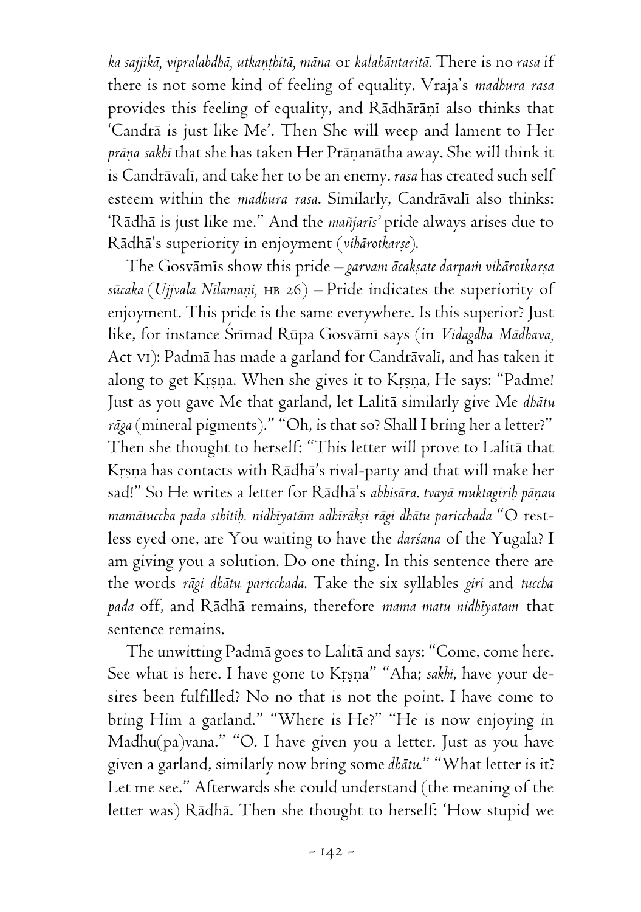*ka sajjikā, vipralabdhā, utkaṇṭhitā, māna* or *kalahāntaritā.* There is no *rasa* if there is not some kind of feeling of equality. Vraja's *madhura rasa* provides this feeling of equality, and Rādhārāṇī also thinks that 'Candrā is just like Me'. Then She will weep and lament to Her *prāṇa sakhī* that she has taken Her Prāṇanātha away. She will think it is Candrāvalī, and take her to be an enemy. *rasa* has created such self esteem within the *madhura rasa*. Similarly, Candrāvalī also thinks: 'Rādhā is just like me." And the *mañjarīs'* pride always arises due to Rādhā's superiority in enjoyment (*vihārotkarṣe*).

The Gosvāmīs show this pride — *garvam ācakṣate darpaṁ vihārotkarṣa sūcaka* (*Ujjvala Nīlamaṇi,* HB 26) — Pride indicates the superiority of enjoyment. This pride is the same everywhere. Is this superior? Just like, for instance Śrīmad Rūpa Gosvāmī says (in *Vidagdha Mādhava,* Act VI): Padmā has made a garland for Candrāvalī, and has taken it along to get Kṛṣṇa. When she gives it to Kṛṣṇa, He says: "Padme! Just as you gave Me that garland, let Lalitā similarly give Me *dhātu rāga* (mineral pigments)." "Oh, is that so? Shall I bring her a letter?" Then she thought to herself: "This letter will prove to Lalitā that Kṛṣṇa has contacts with Rādhā's rival-party and that will make her sad!" So He writes a letter for Rādhā's *abhisāra. tvayā muktagiriḥ pāṇau mamātuccha pada sthitiḥ. nidhīyatām adhīrākṣi rāgi dhātu paricchada* "O restless eyed one, are You waiting to have the *darśana* of the Yugala? I am giving you a solution. Do one thing. In this sentence there are the words *rāgi dhātu paricchada*. Take the six syllables *giri* and *tuccha pada* off, and Rādhā remains, therefore *mama matu nidhīyatam* that sentence remains.

The unwitting Padmā goes to Lalitā and says: "Come, come here. See what is here. I have gone to Kṛṣṇa" "Aha; *sakhi*, have your desires been fulfilled? No no that is not the point. I have come to bring Him a garland." "Where is He?" "He is now enjoying in Madhu(pa)vana." "O. I have given you a letter. Just as you have given a garland, similarly now bring some *dhātu*." "What letter is it? Let me see." Afterwards she could understand (the meaning of the letter was) Rādhā. Then she thought to herself: 'How stupid we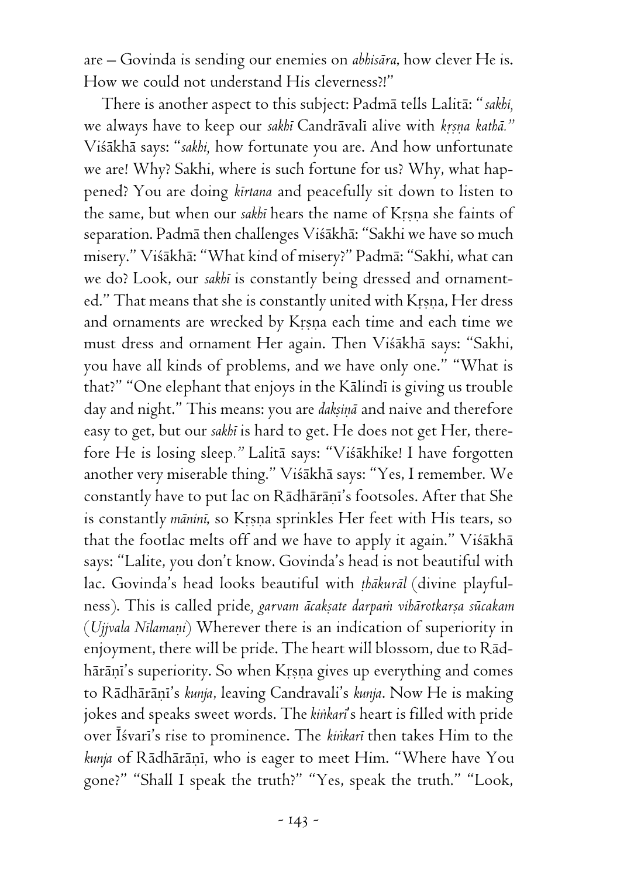are – Govinda is sending our enemies on *abhisāra*, how clever He is. How we could not understand His cleverness?!"

There is another aspect to this subject: Padmā tells Lalitā: "*sakhi*, we always have to keep our *sakhī* Candrāvalī alive with *kṛṣṇa kathā*." Viśākhā says: "*sakhi*, how fortunate you are. And how unfortunate we are! Why? Sakhi, where is such fortune for us? Why, what happened? You are doing *kīrtana* and peacefully sit down to listen to the same, but when our *sakhī* hears the name of Kṛṣṇa she faints of separation. Padmā then challenges Viśākhā: "Sakhi we have so much misery." Viśākhā: "What kind of misery?" Padmā: "Sakhi, what can we do? Look, our *sakhī* is constantly being dressed and ornamented." That means that she is constantly united with Kṛṣṇa, Her dress and ornaments are wrecked by Kṛṣṇa each time and each time we must dress and ornament Her again. Then Viśākhā says: "Sakhi, you have all kinds of problems, and we have only one." "What is that?" "One elephant that enjoys in the Kālindī is giving us trouble day and night." This means: you are *dakṣiṇā* and naive and therefore easy to get, but our *sakhī* is hard to get. He does not get Her, therefore He is losing sleep." Lalitā says: "Viśākhike! I have forgotten another very miserable thing." Viśākhā says: "Yes, I remember. We constantly have to put lac on Rādhārāṇī's footsoles. After that She is constantly *māninī*, so Kṛṣṇa sprinkles Her feet with His tears, so that the footlac melts off and we have to apply it again." Viśākhā says: "Lalite, you don't know. Govinda's head is not beautiful with lac. Govinda's head looks beautiful with *ṭhākurāl* (divine playfulness). This is called pride, *garvam ācakṣate darpaṁ vihārotkarṣa sūcakam* (*Ujjvala Nīlamaṇi*) Wherever there is an indication of superiority in enjoyment, there will be pride. The heart will blossom, due to Rādhārāṇī's superiority. So when Kṛṣṇa gives up everything and comes to Rādhārāṇī's *kunja*, leaving Candravali's *kunja*. Now He is making jokes and speaks sweet words. The *kiṅkarī*'s heart is filled with pride over Īśvarī's rise to prominence. The *kiṅkarī* then takes Him to the *kunja* of Rādhārāṇī, who is eager to meet Him. "Where have You gone?" "Shall I speak the truth?" "Yes, speak the truth." "Look,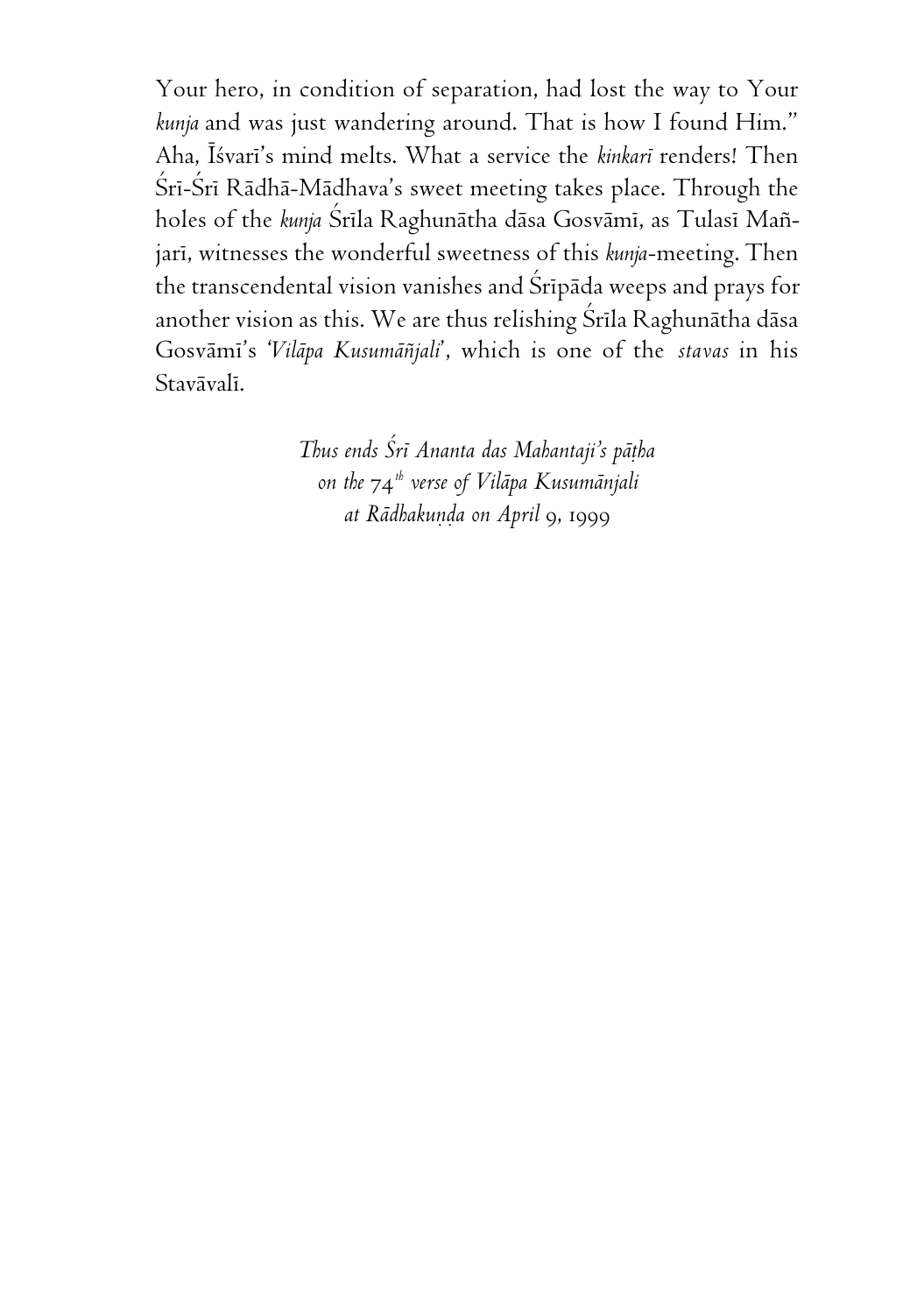Your hero, in condition of separation, had lost the way to Your *kunja* and was just wandering around. That is how I found Him." Aha, Īśvarī's mind melts. What a service the *kinkarī* renders! Then Śrī-Śrī Rādhā-Mādhava's sweet meeting takes place. Through the holes of the *kunja* Śrīla Raghunātha dāsa Gosvāmī, as Tulasī Mañjarī, witnesses the wonderful sweetness of this *kunja*-meeting. Then the transcendental vision vanishes and Śrīpāda weeps and prays for another vision as this. We are thus relishing Śrīla Raghunātha dāsa Gosvāmī's *'Vilāpa Kusumāñjali'*, which is one of the *stavas* in his Stavāvalī.

*Thus ends Śrī Ananta das Mahantaji's pāṭha*
*on the 74th verse of Vilāpa Kusumānjali*
*at Rādhakuṇḍa on April 9, 1999*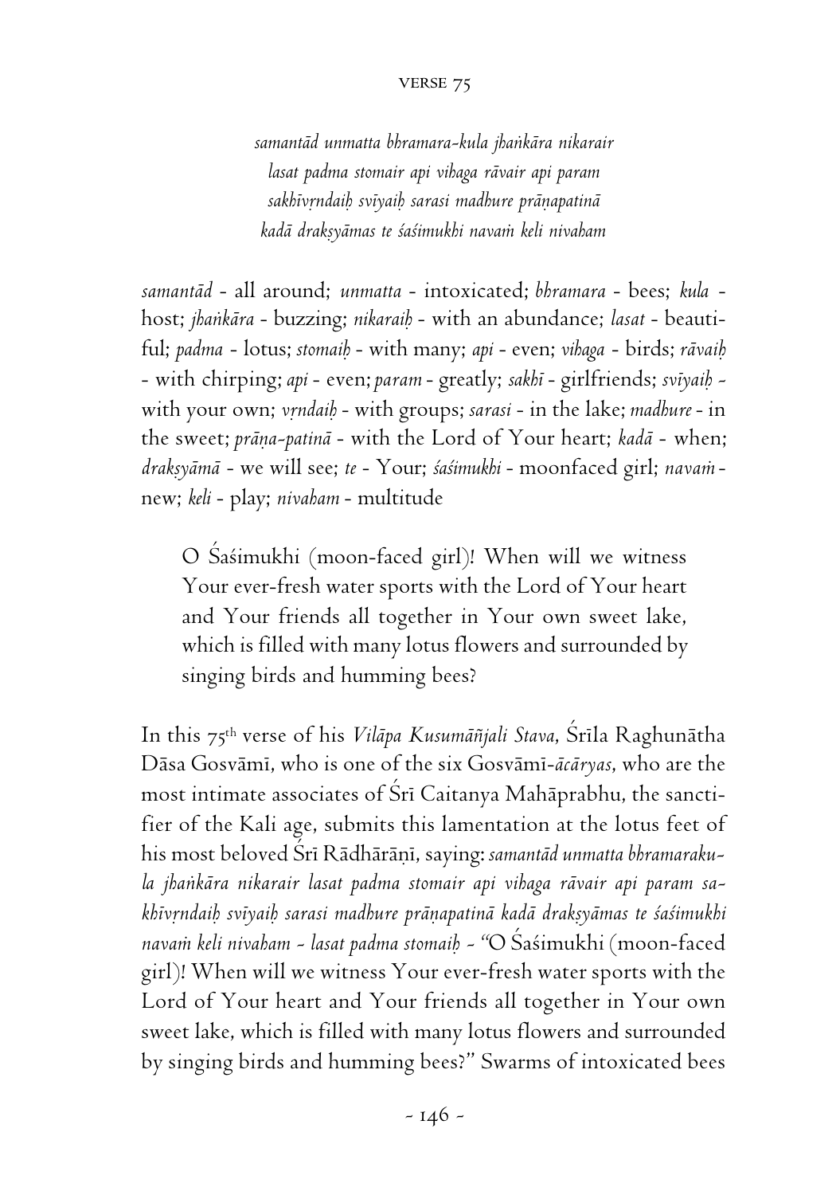## VERSE 75

*samantād unmatta bhramara-kula jhaṅkāra nikarair*
*lasat padma stomair api vihaga rāvair api param*
*sakhīvṛndaiḥ svīyaiḥ sarasi madhure prāṇapatinā*
*kadā drakṣyāmas te śaśimukhi navaṁ keli nivaham*

*samantād* - all around; *unmatta* - intoxicated; *bhramara* - bees; *kula* - host; *jhaṅkāra* - buzzing; *nikaraiḥ* - with an abundance; *lasat* - beautiful; *padma* - lotus; *stomaiḥ* - with many; *api* - even; *vihaga* - birds; *rāvaiḥ* - with chirping; *api* - even; *param* - greatly; *sakhī* - girlfriends; *svīyaiḥ* - with your own; *vṛndaiḥ* - with groups; *sarasi* - in the lake; *madhure* - in the sweet; *prāṇa-patinā* - with the Lord of Your heart; *kadā* - when; *drakṣyāmā* - we will see; *te* - Your; *śaśimukhi* - moonfaced girl; *navaṁ* - new; *keli* - play; *nivaham* - multitude

> O Śaśimukhi (moon-faced girl)! When will we witness Your ever-fresh water sports with the Lord of Your heart and Your friends all together in Your own sweet lake, which is filled with many lotus flowers and surrounded by singing birds and humming bees?

In this 75th verse of his *Vilāpa Kusumāñjali Stava*, Śrīla Raghunātha Dāsa Gosvāmī, who is one of the six Gosvāmī-*ācāryas*, who are the most intimate associates of Śrī Caitanya Mahāprabhu, the sanctifier of the Kali age, submits this lamentation at the lotus feet of his most beloved Śrī Rādhārāṇī, saying: *samantād unmatta bhramarakula jhaṅkāra nikarair lasat padma stomair api vihaga rāvair api param sakhīvṛndaiḥ svīyaiḥ sarasi madhure prāṇapatinā kadā drakṣyāmas te śaśimukhi navaṁ keli nivaham - lasat padma stomaiḥ* - "O Śaśimukhi (moon-faced girl)! When will we witness Your ever-fresh water sports with the Lord of Your heart and Your friends all together in Your own sweet lake, which is filled with many lotus flowers and surrounded by singing birds and humming bees?" Swarms of intoxicated bees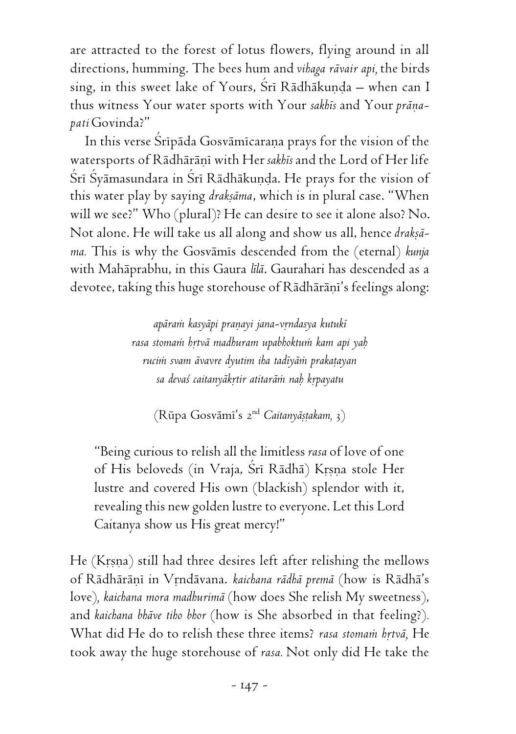are attracted to the forest of lotus flowers, flying around in all directions, humming. The bees hum and *vihaga rāvair api,* the birds sing, in this sweet lake of Yours, Śrī Rādhākuṇḍa – when can I thus witness Your water sports with Your *sakhīs* and Your *prāṇapati* Govinda?"

In this verse Śrīpāda Gosvāmīcaraṇa prays for the vision of the watersports of Rādhārāṇī with Her *sakhīs* and the Lord of Her life Śrī Śyāmasundara in Śrī Rādhākuṇḍa. He prays for the vision of this water play by saying *drakṣāma*, which is in plural case. "When will we see?" Who (plural)? He can desire to see it alone also? No. Not alone. He will take us all along and show us all, hence *drakṣāma.* This is why the Gosvāmīs descended from the (eternal) *kunja* with Mahāprabhu, in this Gaura *līlā*. Gaurahari has descended as a devotee, taking this huge storehouse of Rādhārāṇī's feelings along:

> *apāraṁ kasyāpi praṇayi jana-vṛndasya kutukī*
> *rasa stomaṁ hṛtvā madhuram upabhoktuṁ kam api yaḥ*
> *ruciṁ svam āvavre dyutim iha tadīyāṁ prakaṭayan*
> *sa devaś caitanyākṛtir atitarāṁ naḥ kṛpayatu*
>
> (Rūpa Gosvāmī's 2nd *Caitanyāṣṭakam, 3*)

> "Being curious to relish all the limitless *rasa* of love of one of His beloveds (in Vraja, Śrī Rādhā) Kṛṣṇa stole Her lustre and covered His own (blackish) splendor with it, revealing this new golden lustre to everyone. Let this Lord Caitanya show us His great mercy!"

He (Kṛṣṇa) still had three desires left after relishing the mellows of Rādhārāṇī in Vṛndāvana. *kaichana rādhā premā* (how is Rādhā's love)*, kaichana mora madhurimā* (how does She relish My sweetness), and *kaichana bhāve tiho bhor* (how is She absorbed in that feeling?)*.* What did He do to relish these three items? *rasa stomaṁ hṛtvā,* He took away the huge storehouse of *rasa.* Not only did He take the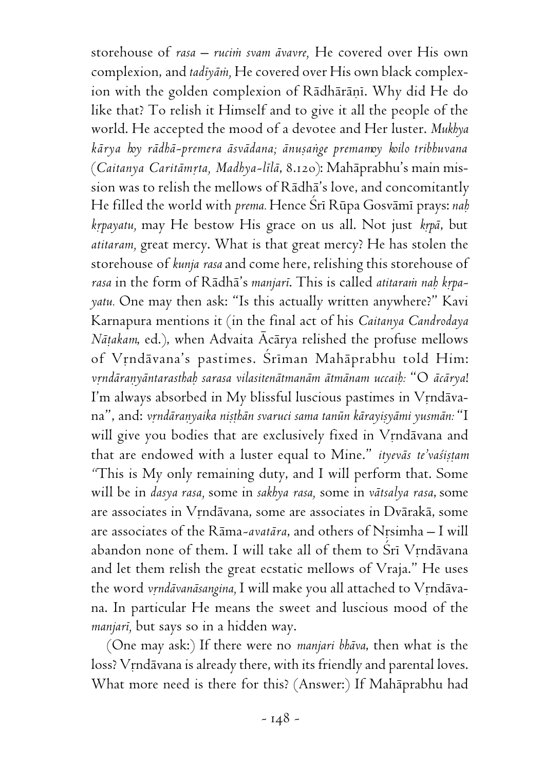storehouse of *rasa* – *ruciṁ svam āvavre,* He covered over His own complexion, and *tadīyāṁ,* He covered over His own black complexion with the golden complexion of Rādhārāṇī. Why did He do like that? To relish it Himself and to give it all the people of the world. He accepted the mood of a devotee and Her luster. *Mukhya kārya hoy rādhā-premera āsvādana; ānuṣaṅge premamoy koilo tribhuvana* (*Caitanya Caritāmṛta, Madhya-līlā,* 8.120): Mahāprabhu's main mission was to relish the mellows of Rādhā's love, and concomitantly He filled the world with *prema.* Hence Śrī Rūpa Gosvāmī prays: *naḥ kṛpayatu,* may He bestow His grace on us all. Not just *kṛpā,* but *atitaram,* great mercy. What is that great mercy? He has stolen the storehouse of *kunja rasa* and come here, relishing this storehouse of *rasa* in the form of Rādhā's *manjarī.* This is called *atitaraṁ naḥ kṛpayatu.* One may then ask: "Is this actually written anywhere?" Kavi Karnapura mentions it (in the final act of his *Caitanya Candrodaya Nāṭakam,* ed.), when Advaita Ācārya relished the profuse mellows of Vṛndāvana's pastimes. Śrīman Mahāprabhu told Him: *vṛndāraṇyāntarasthaḥ sarasa vilasitenātmanām ātmānam uccaiḥ:* "O *ācārya*! I'm always absorbed in My blissful luscious pastimes in Vṛndāvana", and: *vṛndāraṇyaika niṣṭhān svaruci sama tanūn kārayiṣyāmi yusmān:* "I will give you bodies that are exclusively fixed in Vṛndāvana and that are endowed with a luster equal to Mine." *ityevās te'vaśiṣṭam* "This is My only remaining duty, and I will perform that. Some will be in *dasya rasa,* some in *sakhya rasa,* some in *vātsalya rasa,* some are associates in Vṛndāvana, some are associates in Dvārakā, some are associates of the Rāma-*avatāra,* and others of Nṛsimha – I will abandon none of them. I will take all of them to Śrī Vṛndāvana and let them relish the great ecstatic mellows of Vraja." He uses the word *vṛndāvanāsangina,* I will make you all attached to Vṛndāvana. In particular He means the sweet and luscious mood of the *manjarī,* but says so in a hidden way.

(One may ask:) If there were no *manjari bhāva,* then what is the loss? Vṛndāvana is already there, with its friendly and parental loves. What more need is there for this? (Answer:) If Mahāprabhu had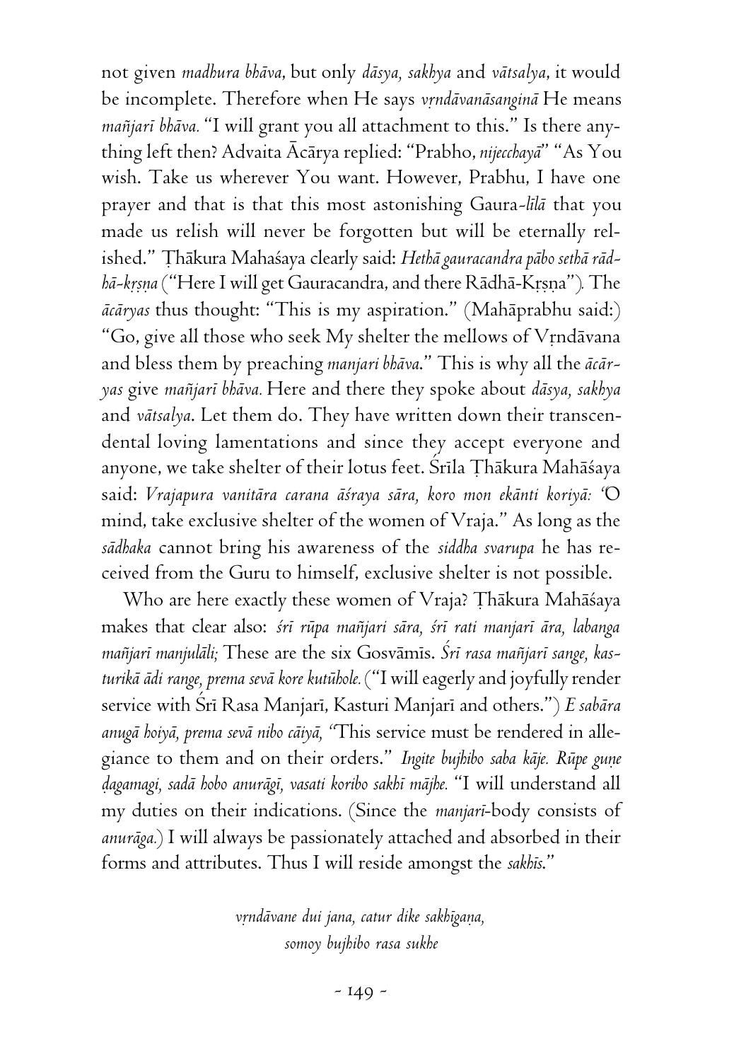not given *madhura bhāva*, but only *dāsya, sakhya* and *vātsalya*, it would be incomplete. Therefore when He says *vṛndāvanāsanginā* He means *mañjarī bhāva.* "I will grant you all attachment to this." Is there anything left then? Advaita Ācārya replied: "Prabho, *nijecchayā*" "As You wish. Take us wherever You want. However, Prabhu, I have one prayer and that is that this most astonishing Gaura-*līlā* that you made us relish will never be forgotten but will be eternally relished." Ṭhākura Mahaśaya clearly said: *Hethā gauracandra pābo sethā rādhā-kṛṣṇa* ("Here I will get Gauracandra, and there Rādhā-Kṛṣṇa"). The *ācāryas* thus thought: "This is my aspiration." (Mahāprabhu said:) "Go, give all those who seek My shelter the mellows of Vṛndāvana and bless them by preaching *manjari bhāva*." This is why all the *ācāryas* give *mañjarī bhāva.* Here and there they spoke about *dāsya, sakhya* and *vātsalya*. Let them do. They have written down their transcendental loving lamentations and since they accept everyone and anyone, we take shelter of their lotus feet. Śrīla Ṭhākura Mahāśaya said: *Vrajapura vanitāra carana āśraya sāra, koro mon ekānti koriyā: "*O mind, take exclusive shelter of the women of Vraja." As long as the *sādhaka* cannot bring his awareness of the *siddha svarupa* he has received from the Guru to himself, exclusive shelter is not possible.

Who are here exactly these women of Vraja? Ṭhākura Mahāśaya makes that clear also: *śrī rūpa mañjari sāra, śrī rati manjarī āra, labanga mañjarī manjulāli;* These are the six Gosvāmīs. *Śrī rasa mañjarī sange, kasturikā ādi range, prema sevā kore kutūhole.* ("I will eagerly and joyfully render service with Śrī Rasa Manjarī, Kasturi Manjarī and others.") *E sabāra anugā hoiyā, prema sevā nibo cāiyā, "*This service must be rendered in allegiance to them and on their orders." *Ingite bujhibo saba kāje. Rūpe guṇe ḍagamagi, sadā hobo anurāgī, vasati koribo sakhī mājhe.* "I will understand all my duties on their indications. (Since the *manjarī*-body consists of *anurāga.*) I will always be passionately attached and absorbed in their forms and attributes. Thus I will reside amongst the *sakhīs.*"

*vṛndāvane dui jana, catur dike sakhīgaṇa,*
*somoy bujhibo rasa sukhe*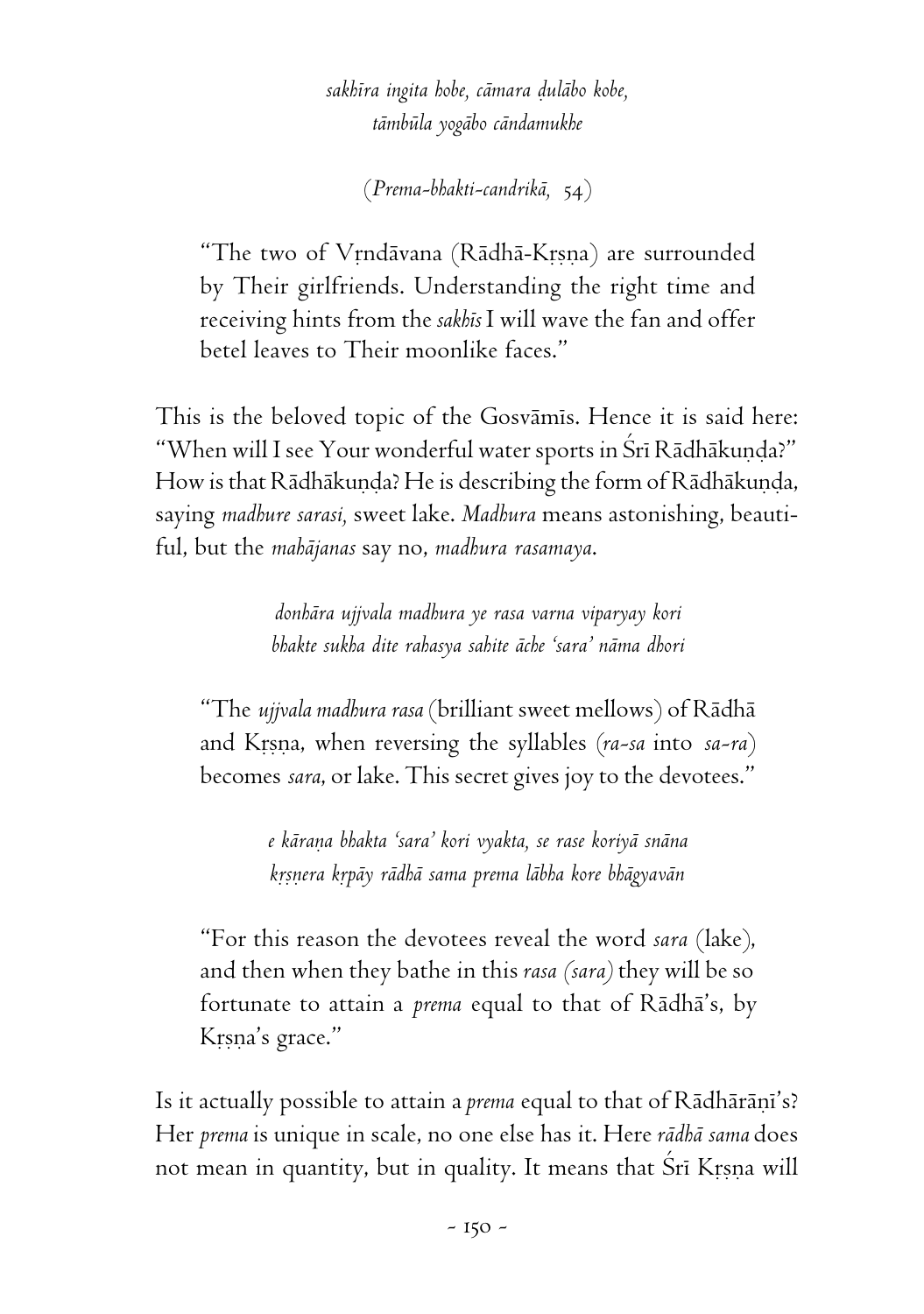*sakhīra ingita hobe, cāmara ḍulābo kobe,*
*tāmbūla yogābo cāndamukhe*

(*Prema-bhakti-candrikā,* 54)

> "The two of Vṛndāvana (Rādhā-Kṛṣṇa) are surrounded by Their girlfriends. Understanding the right time and receiving hints from the *sakhīs* I will wave the fan and offer betel leaves to Their moonlike faces."

This is the beloved topic of the Gosvāmīs. Hence it is said here: "When will I see Your wonderful water sports in Śrī Rādhākuṇḍa?" How is that Rādhākuṇḍa? He is describing the form of Rādhākuṇḍa, saying *madhure sarasi,* sweet lake. *Madhura* means astonishing, beautiful, but the *mahājanas* say no, *madhura rasamaya*.

*donhāra ujjvala madhura ye rasa varna viparyay kori*
*bhakte sukha dite rahasya sahite āche 'sara' nāma dhori*

> "The *ujjvala madhura rasa* (brilliant sweet mellows) of Rādhā and Kṛṣṇa, when reversing the syllables (*ra-sa* into *sa-ra*) becomes *sara,* or lake. This secret gives joy to the devotees."

*e kāraṇa bhakta 'sara' kori vyakta, se rase koriyā snāna*
*kṛṣṇera kṛpāy rādhā sama prema lābha kore bhāgyavān*

> "For this reason the devotees reveal the word *sara* (lake), and then when they bathe in this *rasa (sara)* they will be so fortunate to attain a *prema* equal to that of Rādhā's, by Kṛṣṇa's grace."

Is it actually possible to attain a *prema* equal to that of Rādhārāṇī's? Her *prema* is unique in scale, no one else has it. Here *rādhā sama* does not mean in quantity, but in quality. It means that Śrī Kṛṣṇa will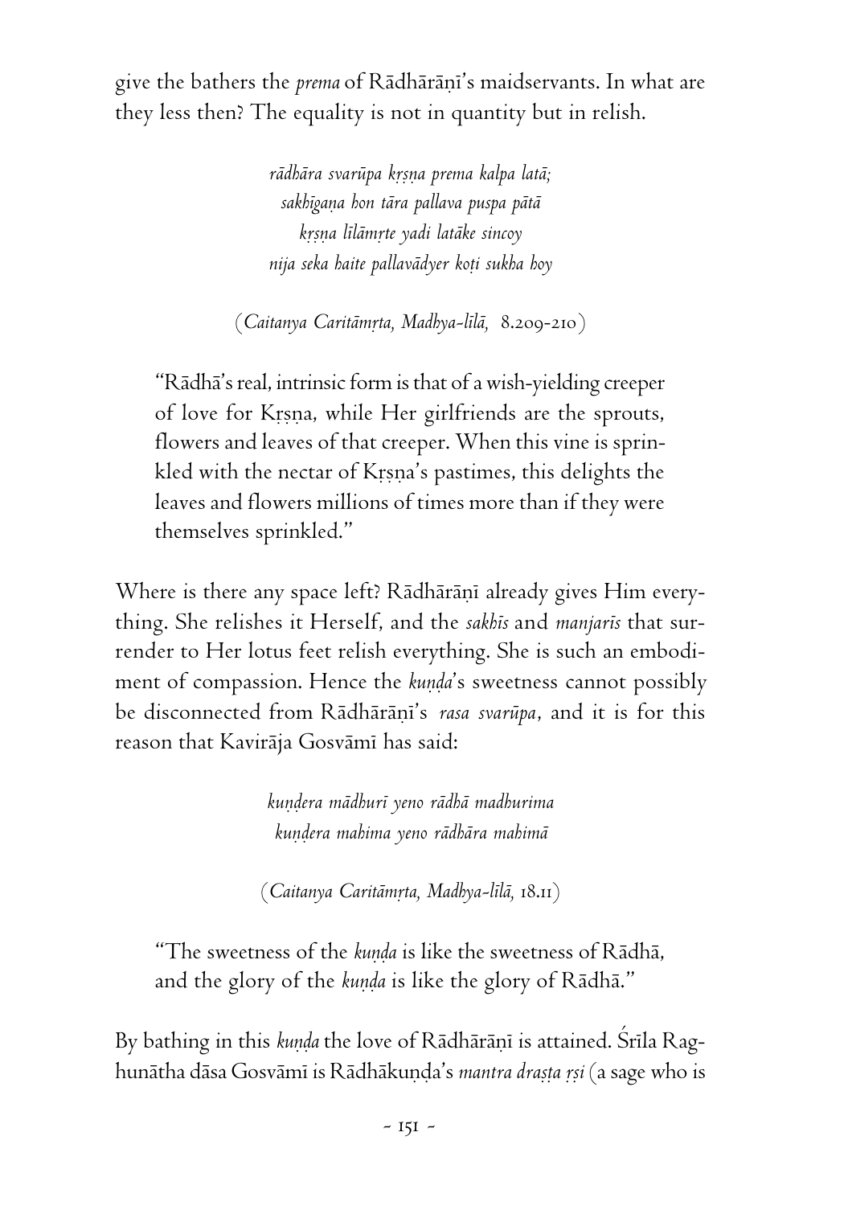give the bathers the *prema* of Rādhārāṇī's maidservants. In what are they less then? The equality is not in quantity but in relish.

> *rādhāra svarūpa kṛṣṇa prema kalpa latā;*
> *sakhīgaṇa hon tāra pallava puṣpa pātā*
> *kṛṣṇa līlāmṛte yadi latāke sincoy*
> *nija seka haite pallavādyer koṭi sukha hoy*
>
> (*Caitanya Caritāmṛta, Madhya-līlā,* 8.209-210)

> "Rādhā's real, intrinsic form is that of a wish-yielding creeper of love for Kṛṣṇa, while Her girlfriends are the sprouts, flowers and leaves of that creeper. When this vine is sprinkled with the nectar of Kṛṣṇa's pastimes, this delights the leaves and flowers millions of times more than if they were themselves sprinkled."

Where is there any space left? Rādhārāṇī already gives Him everything. She relishes it Herself, and the *sakhīs* and *manjarīs* that surrender to Her lotus feet relish everything. She is such an embodiment of compassion. Hence the *kuṇḍa*'s sweetness cannot possibly be disconnected from Rādhārāṇī's *rasa svarūpa*, and it is for this reason that Kavirāja Gosvāmī has said:

> *kuṇḍera mādhurī yeno rādhā madhurima*
> *kuṇḍera mahima yeno rādhāra mahimā*
>
> (*Caitanya Caritāmṛta, Madhya-līlā,* 18.11)

> "The sweetness of the *kuṇḍa* is like the sweetness of Rādhā, and the glory of the *kuṇḍa* is like the glory of Rādhā."

By bathing in this *kuṇḍa* the love of Rādhārāṇī is attained. Śrīla Raghunātha dāsa Gosvāmī is Rādhākuṇḍa's *mantra draṣṭa ṛṣi* (a sage who is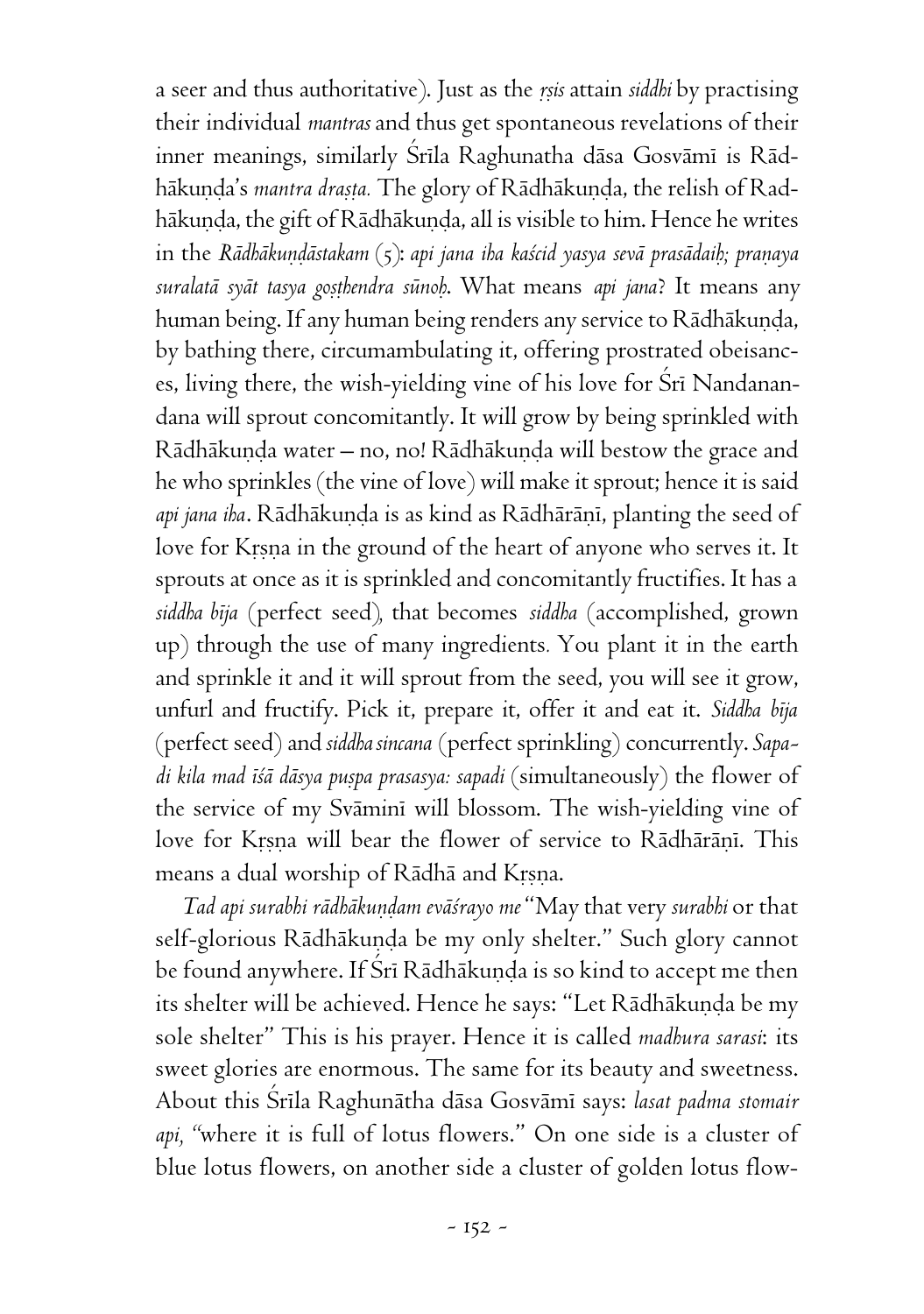a seer and thus authoritative). Just as the *ṛṣis* attain *siddhi* by practising their individual *mantras* and thus get spontaneous revelations of their inner meanings, similarly Śrīla Raghunatha dāsa Gosvāmī is Rādhākuṇḍa's *mantra draṣṭa.* The glory of Rādhākuṇḍa, the relish of Radhākuṇḍa, the gift of Rādhākuṇḍa, all is visible to him. Hence he writes in the *Rādhākuṇḍāstakam* (5): *api jana iha kaścid yasya sevā prasādaiḥ; praṇaya suralatā syāt tasya goṣṭhendra sūnoḥ.* What means *api jana*? It means any human being. If any human being renders any service to Rādhākuṇḍa, by bathing there, circumambulating it, offering prostrated obeisances, living there, the wish-yielding vine of his love for Śrī Nandanandana will sprout concomitantly. It will grow by being sprinkled with Rādhākuṇḍa water – no, no! Rādhākuṇḍa will bestow the grace and he who sprinkles (the vine of love) will make it sprout; hence it is said *api jana iha*. Rādhākuṇḍa is as kind as Rādhārāṇī, planting the seed of love for Kṛṣṇa in the ground of the heart of anyone who serves it. It sprouts at once as it is sprinkled and concomitantly fructifies. It has a *siddha bīja* (perfect seed), that becomes *siddha* (accomplished, grown up) through the use of many ingredients. You plant it in the earth and sprinkle it and it will sprout from the seed, you will see it grow, unfurl and fructify. Pick it, prepare it, offer it and eat it. *Siddha bīja* (perfect seed) and *siddha sincana* (perfect sprinkling) concurrently. *Sapadi kila mad īśā dāsya puṣpa prasasya: sapadi* (simultaneously) the flower of the service of my Svāminī will blossom. The wish-yielding vine of love for Kṛṣṇa will bear the flower of service to Rādhārāṇī. This means a dual worship of Rādhā and Kṛṣṇa.

*Tad api surabhi rādhākuṇḍam evāśrayo me* "May that very *surabhi* or that self-glorious Rādhākuṇḍa be my only shelter." Such glory cannot be found anywhere. If Śrī Rādhākuṇḍa is so kind to accept me then its shelter will be achieved. Hence he says: "Let Rādhākuṇḍa be my sole shelter" This is his prayer. Hence it is called *madhura sarasi*: its sweet glories are enormous. The same for its beauty and sweetness. About this Śrīla Raghunātha dāsa Gosvāmī says: *lasat padma stomair api,* "where it is full of lotus flowers." On one side is a cluster of blue lotus flowers, on another side a cluster of golden lotus flow-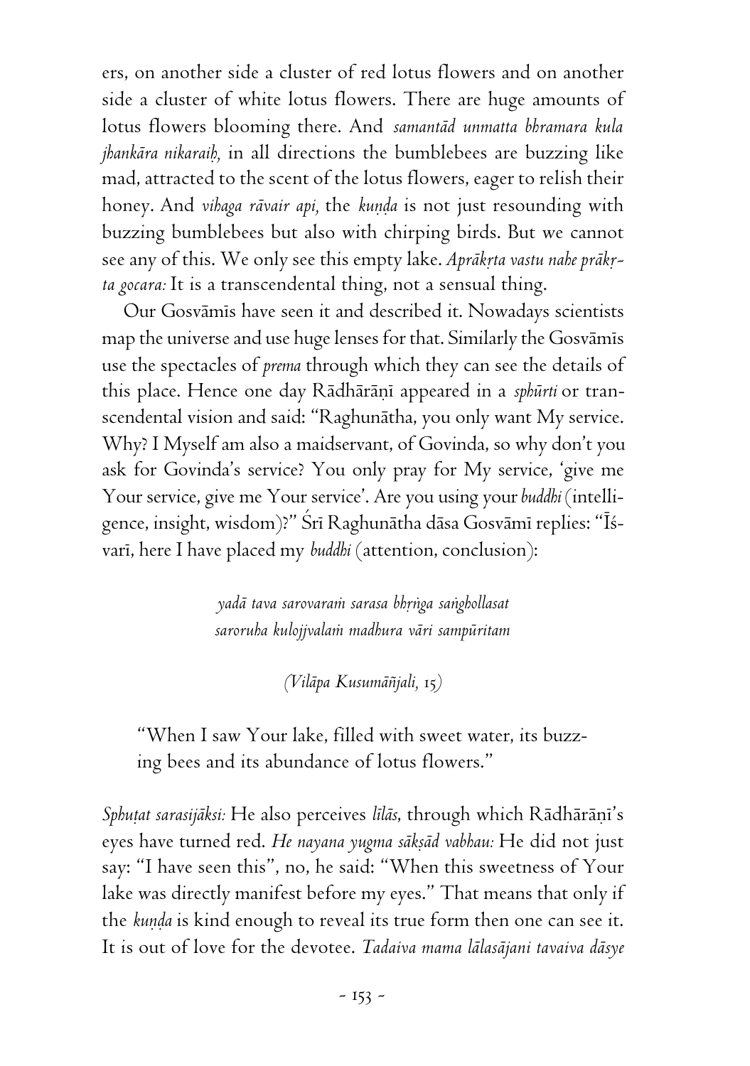ers, on another side a cluster of red lotus flowers and on another side a cluster of white lotus flowers. There are huge amounts of lotus flowers blooming there. And *samantād unmatta bhramara kula jhankāra nikaraiḥ,* in all directions the bumblebees are buzzing like mad, attracted to the scent of the lotus flowers, eager to relish their honey. And *vihaga rāvair api,* the *kuṇḍa* is not just resounding with buzzing bumblebees but also with chirping birds. But we cannot see any of this. We only see this empty lake. *Aprākṛta vastu nahe prākṛta gocara:* It is a transcendental thing, not a sensual thing.

Our Gosvāmīs have seen it and described it. Nowadays scientists map the universe and use huge lenses for that. Similarly the Gosvāmīs use the spectacles of *prema* through which they can see the details of this place. Hence one day Rādhārāṇī appeared in a *sphūrti* or transcendental vision and said: "Raghunātha, you only want My service. Why? I Myself am also a maidservant, of Govinda, so why don't you ask for Govinda's service? You only pray for My service, 'give me Your service, give me Your service'. Are you using your *buddhi* (intelligence, insight, wisdom)?" Śrī Raghunātha dāsa Gosvāmī replies: "Īśvarī, here I have placed my *buddhi* (attention, conclusion):

> *yadā tava sarovaraṁ sarasa bhṛṅga saṅghollasat*
> *saroruha kulojjvalaṁ madhura vāri sampūritam*
>
> *(Vilāpa Kusumāñjali, 15)*

> "When I saw Your lake, filled with sweet water, its buzzing bees and its abundance of lotus flowers."

*Sphuṭat sarasijākṣi:* He also perceives *līlās,* through which Rādhārāṇī's eyes have turned red. *He nayana yugma sākṣād vabhau:* He did not just say: "I have seen this", no, he said: "When this sweetness of Your lake was directly manifest before my eyes." That means that only if the *kuṇḍa* is kind enough to reveal its true form then one can see it. It is out of love for the devotee. *Tadaiva mama lālasājani tavaiva dāsye*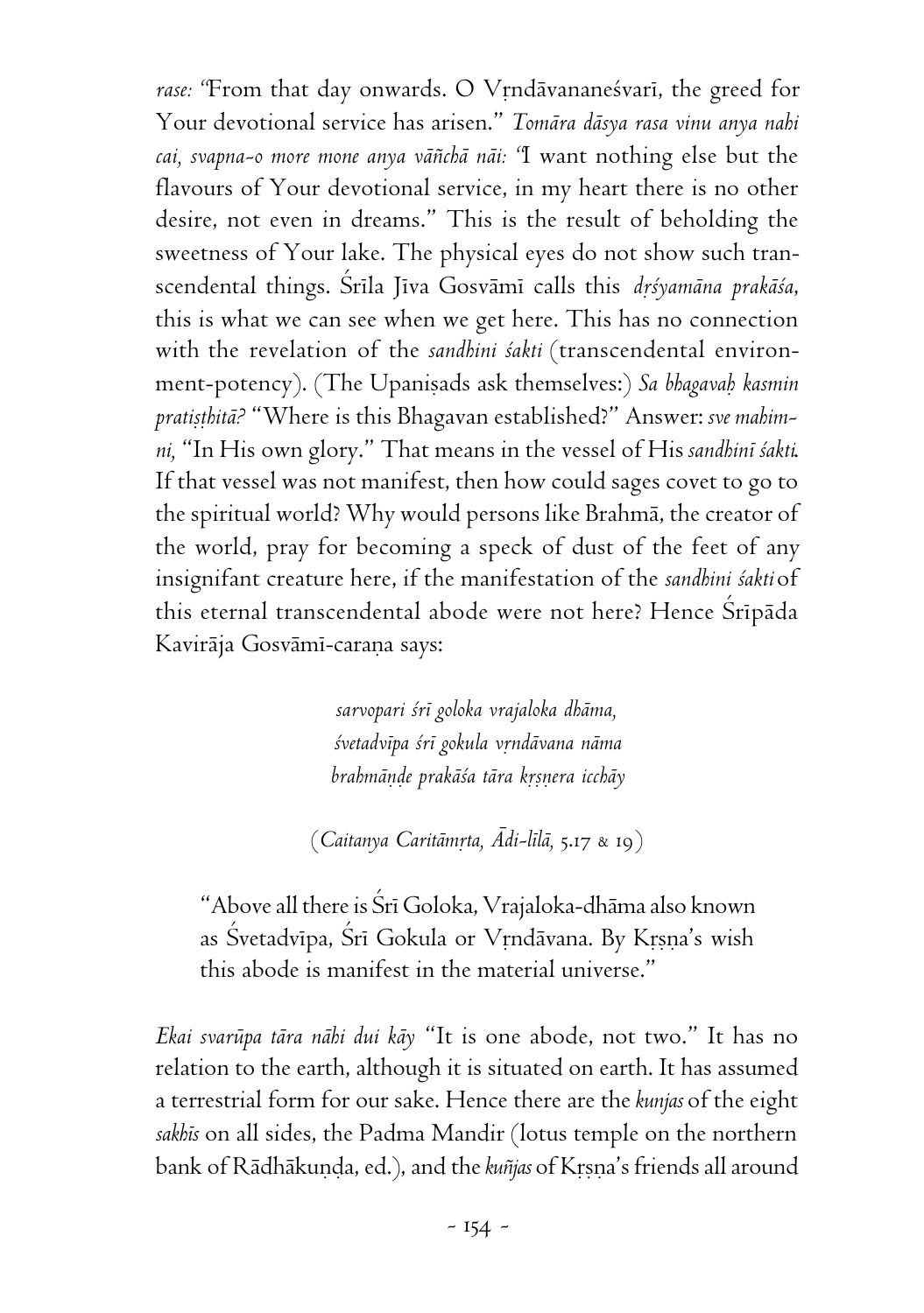*rase:* "From that day onwards. O Vṛndāvananeśvarī, the greed for Your devotional service has arisen." *Tomāra dāsya rasa vinu anya nahi cai, svapna-o more mone anya vāñchā nāi:* "I want nothing else but the flavours of Your devotional service, in my heart there is no other desire, not even in dreams." This is the result of beholding the sweetness of Your lake. The physical eyes do not show such transcendental things. Śrīla Jīva Gosvāmī calls this *dṛśyamāna prakāśa*, this is what we can see when we get here. This has no connection with the revelation of the *sandhini śakti* (transcendental environment-potency). (The Upaniṣads ask themselves:) *Sa bhagavaḥ kasmin pratiṣṭhitā?* "Where is this Bhagavan established?" Answer: *sve mahimni,* "In His own glory." That means in the vessel of His *sandhinī śakti*. If that vessel was not manifest, then how could sages covet to go to the spiritual world? Why would persons like Brahmā, the creator of the world, pray for becoming a speck of dust of the feet of any insignifant creature here, if the manifestation of the *sandhini śakti* of this eternal transcendental abode were not here? Hence Śrīpāda Kavirāja Gosvāmī-caraṇa says:

> *sarvopari śrī goloka vrajaloka dhāma,*
> *śvetadvīpa śrī gokula vṛndāvana nāma*
> *brahmāṇḍe prakāśa tāra kṛṣṇera icchāy*
>
> (*Caitanya Caritāmṛta, Ādi-līlā,* 5.17 & 19)

> "Above all there is Śrī Goloka, Vrajaloka-dhāma also known as Śvetadvīpa, Śrī Gokula or Vṛndāvana. By Kṛṣṇa's wish this abode is manifest in the material universe."

*Ekai svarūpa tāra nāhi dui kāy* "It is one abode, not two." It has no relation to the earth, although it is situated on earth. It has assumed a terrestrial form for our sake. Hence there are the *kunjas* of the eight *sakhīs* on all sides, the Padma Mandir (lotus temple on the northern bank of Rādhākuṇḍa, ed.), and the *kuñjas* of Kṛṣṇa's friends all around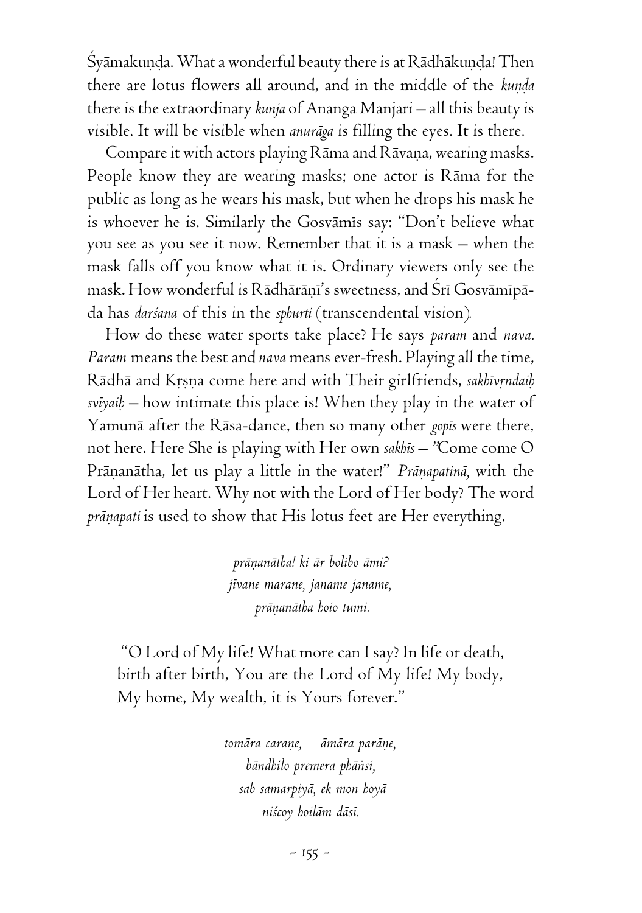Śyāmakuṇḍa. What a wonderful beauty there is at Rādhākuṇḍa! Then there are lotus flowers all around, and in the middle of the *kuṇḍa* there is the extraordinary *kunja* of Ananga Manjari – all this beauty is visible. It will be visible when *anurāga* is filling the eyes. It is there.

Compare it with actors playing Rāma and Rāvaṇa, wearing masks. People know they are wearing masks; one actor is Rāma for the public as long as he wears his mask, but when he drops his mask he is whoever he is. Similarly the Gosvāmīs say: "Don't believe what you see as you see it now. Remember that it is a mask – when the mask falls off you know what it is. Ordinary viewers only see the mask. How wonderful is Rādhārāṇī's sweetness, and Śrī Gosvāmīpāda has *darśana* of this in the *sphurti* (transcendental vision).

How do these water sports take place? He says *param* and *nava. Param* means the best and *nava* means ever-fresh. Playing all the time, Rādhā and Kṛṣṇa come here and with Their girlfriends, *sakhīvṛndaiḥ svīyaiḥ* – how intimate this place is! When they play in the water of Yamunā after the Rāsa-dance, then so many other *gopīs* were there, not here. Here She is playing with Her own *sakhīs* – "Come come O Prāṇanātha, let us play a little in the water!" *Prāṇapatinā,* with the Lord of Her heart. Why not with the Lord of Her body? The word *prāṇapati* is used to show that His lotus feet are Her everything.

*prāṇanātha! ki ār bolibo āmi?*
*jīvane marane, janame janame,*
*prāṇanātha hoio tumi.*

"O Lord of My life! What more can I say? In life or death, birth after birth, You are the Lord of My life! My body, My home, My wealth, it is Yours forever."

*tomāra caraṇe, āmāra parāṇe,*
*bāndhilo premera phāṅsi,*
*sab samarpiyā, ek mon hoyā*
*niścoy hoilām dāsī.*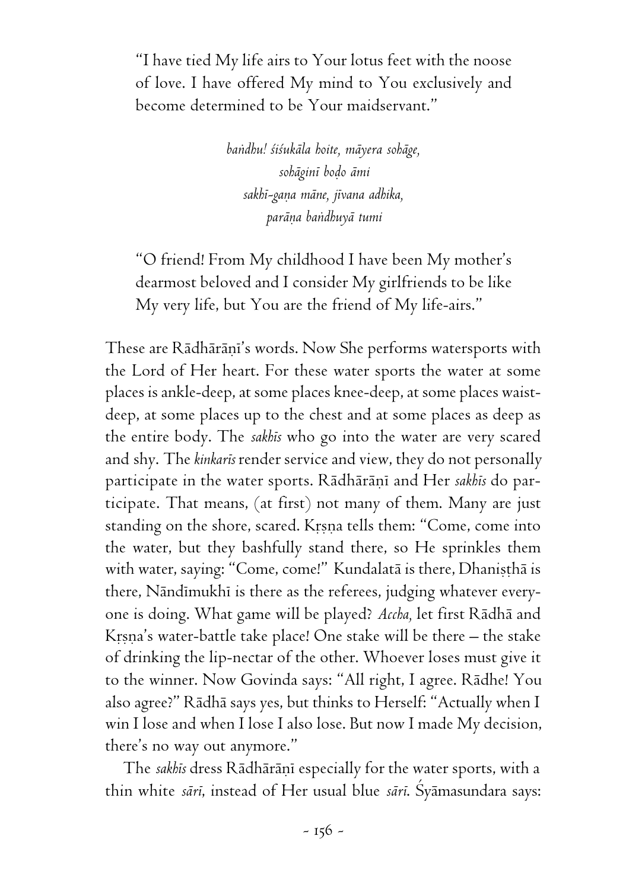"I have tied My life airs to Your lotus feet with the noose of love. I have offered My mind to You exclusively and become determined to be Your maidservant."

*baṅdhu! śiśukāla hoite, māyera sohāge,*  
*sohāginī boḍo āmi*  
*sakhī-gaṇa māne, jīvana adhika,*  
*parāṇa baṅdhuyā tumi*

"O friend! From My childhood I have been My mother's dearmost beloved and I consider My girlfriends to be like My very life, but You are the friend of My life-airs."

These are Rādhārāṇī's words. Now She performs watersports with the Lord of Her heart. For these water sports the water at some places is ankle-deep, at some places knee-deep, at some places waist-deep, at some places up to the chest and at some places as deep as the entire body. The *sakhīs* who go into the water are very scared and shy. The *kinkarīs* render service and view, they do not personally participate in the water sports. Rādhārāṇī and Her *sakhīs* do participate. That means, (at first) not many of them. Many are just standing on the shore, scared. Kṛṣṇa tells them: "Come, come into the water, but they bashfully stand there, so He sprinkles them with water, saying: "Come, come!" Kundalatā is there, Dhaniṣṭhā is there, Nāndīmukhī is there as the referees, judging whatever everyone is doing. What game will be played? *Accha,* let first Rādhā and Kṛṣṇa's water-battle take place! One stake will be there – the stake of drinking the lip-nectar of the other. Whoever loses must give it to the winner. Now Govinda says: "All right, I agree. Rādhe! You also agree?" Rādhā says yes, but thinks to Herself: "Actually when I win I lose and when I lose I also lose. But now I made My decision, there's no way out anymore."

The *sakhīs* dress Rādhārāṇī especially for the water sports, with a thin white *sārī,* instead of Her usual blue *sārī.* Śyāmasundara says: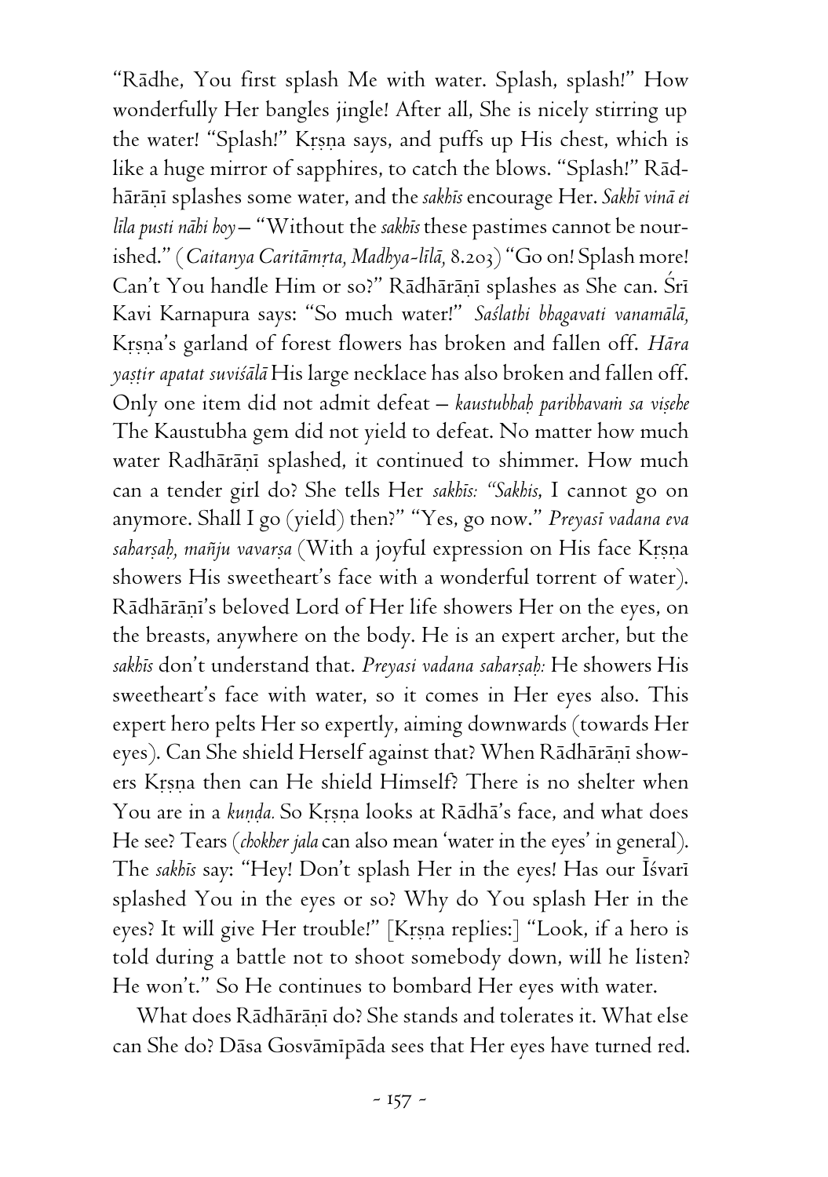"Rādhe, You first splash Me with water. Splash, splash!" How wonderfully Her bangles jingle! After all, She is nicely stirring up the water! "Splash!" Kṛṣṇa says, and puffs up His chest, which is like a huge mirror of sapphires, to catch the blows. "Splash!" Rādhārāṇī splashes some water, and the *sakhīs* encourage Her. *Sakhī vinā ei līla pusti nāhi hoy* – "Without the *sakhīs* these pastimes cannot be nourished." (*Caitanya Caritāmṛta, Madhya-līlā,* 8.203) "Go on! Splash more! Can't You handle Him or so?" Rādhārāṇī splashes as She can. Śrī Kavi Karnapura says: "So much water!" *Saślathi bhagavati vanamālā,* Kṛṣṇa's garland of forest flowers has broken and fallen off. *Hāra yaṣṭir apatat suviśālā* His large necklace has also broken and fallen off. Only one item did not admit defeat – *kaustubhaḥ paribhavaṁ sa viṣehe* The Kaustubha gem did not yield to defeat. No matter how much water Radhārāṇī splashed, it continued to shimmer. How much can a tender girl do? She tells Her *sakhīs: "Sakhis,* I cannot go on anymore. Shall I go (yield) then?" "Yes, go now." *Preyasī vadana eva saharṣaḥ, mañju vavarṣa* (With a joyful expression on His face Kṛṣṇa showers His sweetheart's face with a wonderful torrent of water). Rādhārāṇī's beloved Lord of Her life showers Her on the eyes, on the breasts, anywhere on the body. He is an expert archer, but the *sakhīs* don't understand that. *Preyasi vadana saharṣaḥ:* He showers His sweetheart's face with water, so it comes in Her eyes also. This expert hero pelts Her so expertly, aiming downwards (towards Her eyes). Can She shield Herself against that? When Rādhārāṇī showers Kṛṣṇa then can He shield Himself? There is no shelter when You are in a *kuṇḍa.* So Kṛṣṇa looks at Rādhā's face, and what does He see? Tears (*chokher jala* can also mean 'water in the eyes' in general). The *sakhīs* say: "Hey! Don't splash Her in the eyes! Has our Īśvarī splashed You in the eyes or so? Why do You splash Her in the eyes? It will give Her trouble!" [Kṛṣṇa replies:] "Look, if a hero is told during a battle not to shoot somebody down, will he listen? He won't." So He continues to bombard Her eyes with water.

What does Rādhārāṇī do? She stands and tolerates it. What else can She do? Dāsa Gosvāmīpāda sees that Her eyes have turned red.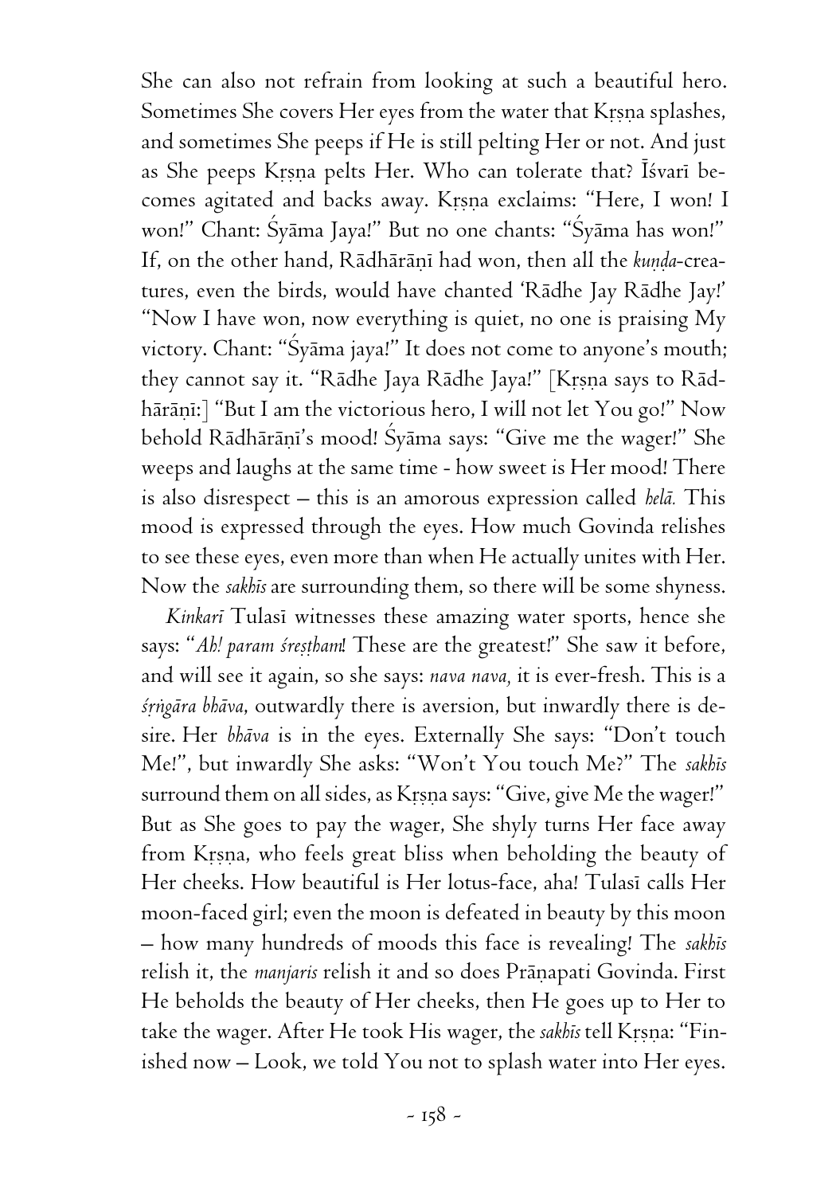She can also not refrain from looking at such a beautiful hero. Sometimes She covers Her eyes from the water that Kṛṣṇa splashes, and sometimes She peeps if He is still pelting Her or not. And just as She peeps Kṛṣṇa pelts Her. Who can tolerate that? Īśvarī becomes agitated and backs away. Kṛṣṇa exclaims: "Here, I won! I won!" Chant: Śyāma Jaya!" But no one chants: "Śyāma has won!" If, on the other hand, Rādhārāṇī had won, then all the *kuṇḍa*-creatures, even the birds, would have chanted 'Rādhe Jay Rādhe Jay!' "Now I have won, now everything is quiet, no one is praising My victory. Chant: "Śyāma jaya!" It does not come to anyone's mouth; they cannot say it. "Rādhe Jaya Rādhe Jaya!" [Kṛṣṇa says to Rādhārāṇī:] "But I am the victorious hero, I will not let You go!" Now behold Rādhārāṇī's mood! Śyāma says: "Give me the wager!" She weeps and laughs at the same time - how sweet is Her mood! There is also disrespect – this is an amorous expression called *helā.* This mood is expressed through the eyes. How much Govinda relishes to see these eyes, even more than when He actually unites with Her. Now the *sakhīs* are surrounding them, so there will be some shyness.

*Kinkarī* Tulasī witnesses these amazing water sports, hence she says: "*Ah! param śreṣṭham*! These are the greatest!" She saw it before, and will see it again, so she says: *nava nava,* it is ever-fresh. This is a *śṛṅgāra bhāva,* outwardly there is aversion, but inwardly there is desire. Her *bhāva* is in the eyes. Externally She says: "Don't touch Me!", but inwardly She asks: "Won't You touch Me?" The *sakhīs* surround them on all sides, as Kṛṣṇa says: "Give, give Me the wager!" But as She goes to pay the wager, She shyly turns Her face away from Kṛṣṇa, who feels great bliss when beholding the beauty of Her cheeks. How beautiful is Her lotus-face, aha! Tulasī calls Her moon-faced girl; even the moon is defeated in beauty by this moon – how many hundreds of moods this face is revealing! The *sakhīs* relish it, the *manjaris* relish it and so does Prāṇapati Govinda. First He beholds the beauty of Her cheeks, then He goes up to Her to take the wager. After He took His wager, the *sakhīs* tell Kṛṣṇa: "Finished now – Look, we told You not to splash water into Her eyes.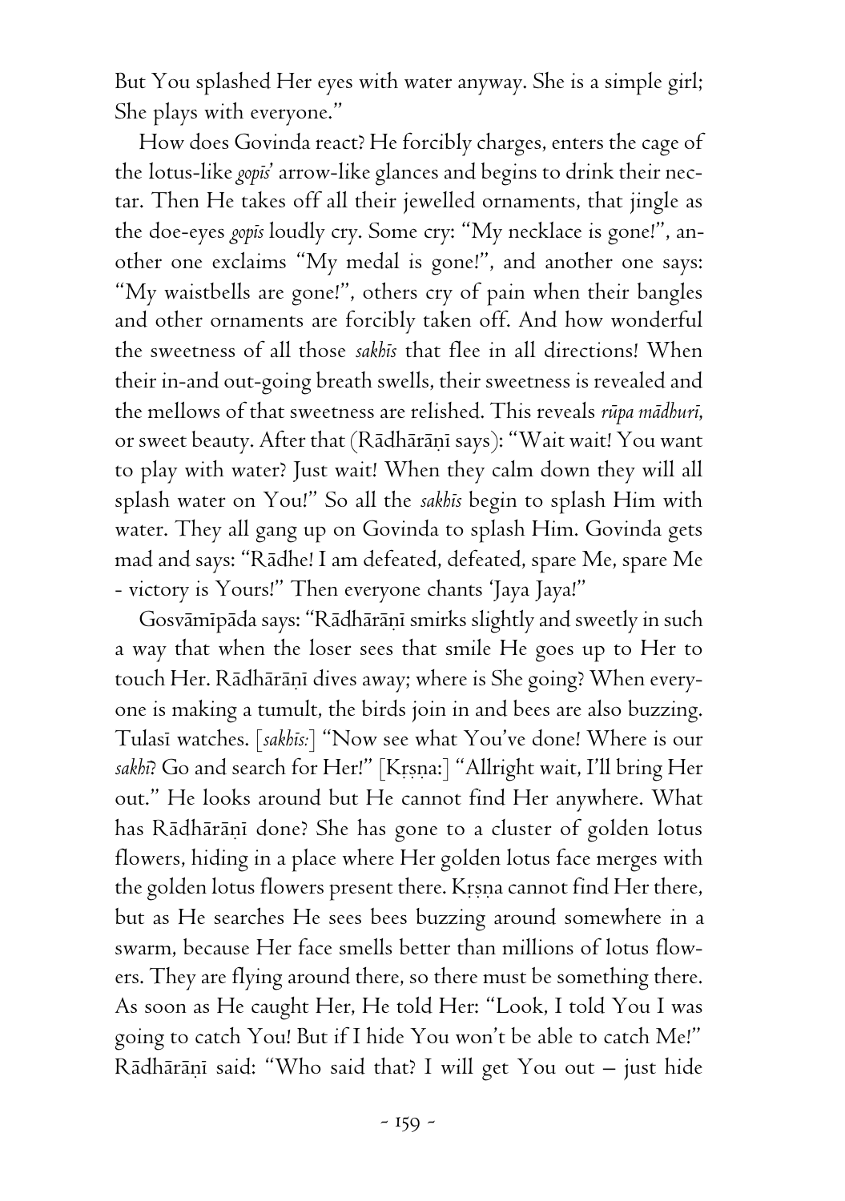But You splashed Her eyes with water anyway. She is a simple girl; She plays with everyone."

How does Govinda react? He forcibly charges, enters the cage of the lotus-like *gopīs'* arrow-like glances and begins to drink their nectar. Then He takes off all their jewelled ornaments, that jingle as the doe-eyes *gopīs* loudly cry. Some cry: "My necklace is gone!", another one exclaims "My medal is gone!", and another one says: "My waistbells are gone!", others cry of pain when their bangles and other ornaments are forcibly taken off. And how wonderful the sweetness of all those *sakhīs* that flee in all directions! When their in-and out-going breath swells, their sweetness is revealed and the mellows of that sweetness are relished. This reveals *rūpa mādhurī*, or sweet beauty. After that (Rādhārāṇī says): "Wait wait! You want to play with water? Just wait! When they calm down they will all splash water on You!" So all the *sakhīs* begin to splash Him with water. They all gang up on Govinda to splash Him. Govinda gets mad and says: "Rādhe! I am defeated, defeated, spare Me, spare Me - victory is Yours!" Then everyone chants 'Jaya Jaya!"

Gosvāmīpāda says: "Rādhārāṇī smirks slightly and sweetly in such a way that when the loser sees that smile He goes up to Her to touch Her. Rādhārāṇī dives away; where is She going? When everyone is making a tumult, the birds join in and bees are also buzzing. Tulasī watches. [*sakhīs:*] "Now see what You've done! Where is our *sakhī*? Go and search for Her!" [Kṛṣṇa:] "Allright wait, I'll bring Her out." He looks around but He cannot find Her anywhere. What has Rādhārāṇī done? She has gone to a cluster of golden lotus flowers, hiding in a place where Her golden lotus face merges with the golden lotus flowers present there. Kṛṣṇa cannot find Her there, but as He searches He sees bees buzzing around somewhere in a swarm, because Her face smells better than millions of lotus flowers. They are flying around there, so there must be something there. As soon as He caught Her, He told Her: "Look, I told You I was going to catch You! But if I hide You won't be able to catch Me!" Rādhārāṇī said: "Who said that? I will get You out – just hide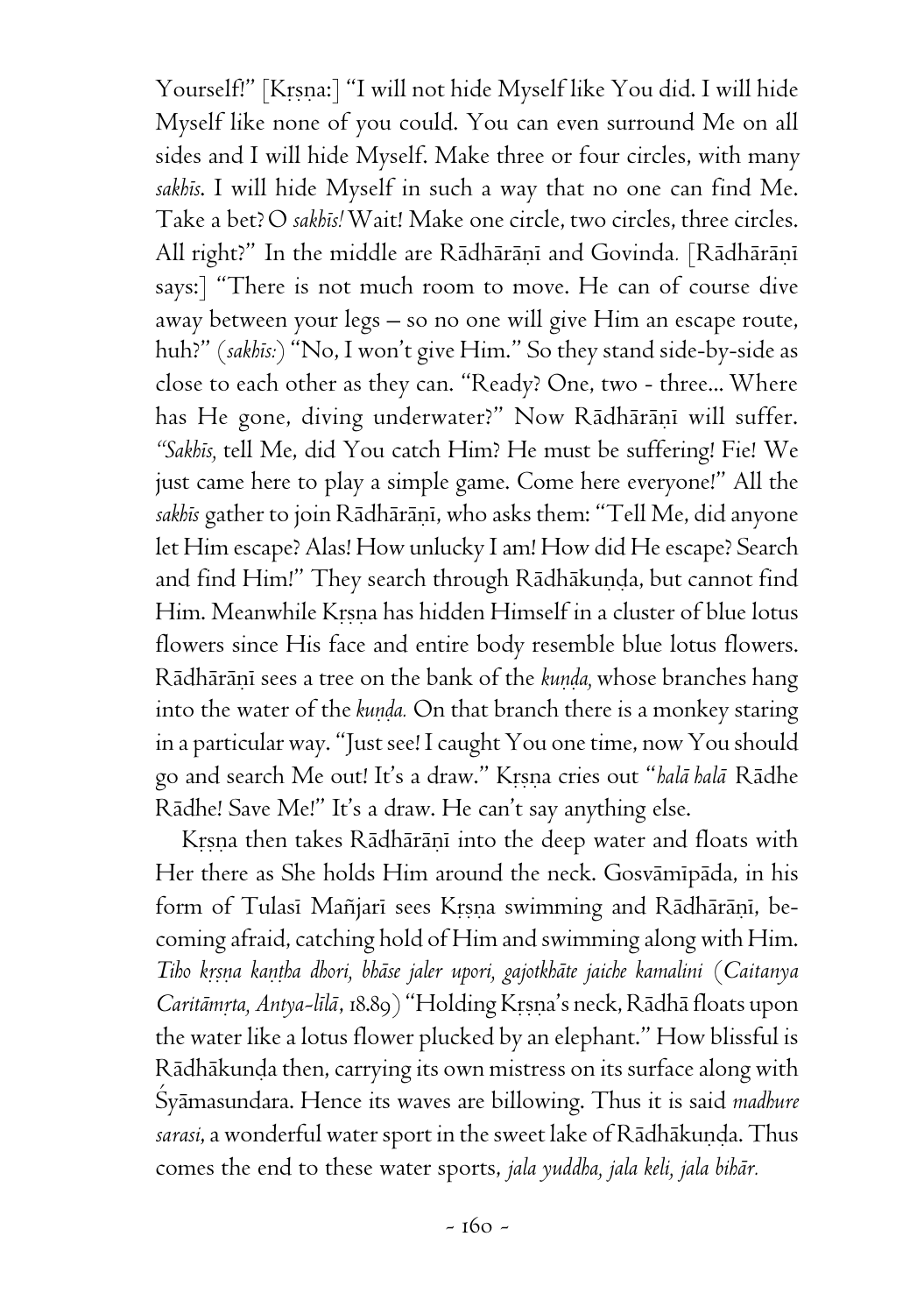Yourself!" [Kṛṣṇa:] "I will not hide Myself like You did. I will hide Myself like none of you could. You can even surround Me on all sides and I will hide Myself. Make three or four circles, with many *sakhīs*. I will hide Myself in such a way that no one can find Me. Take a bet? O *sakhīs!* Wait! Make one circle, two circles, three circles. All right?" In the middle are Rādhārāṇī and Govinda. [Rādhārāṇī says:] "There is not much room to move. He can of course dive away between your legs – so no one will give Him an escape route, huh?" (*sakhīs:*) "No, I won't give Him." So they stand side-by-side as close to each other as they can. "Ready? One, two - three... Where has He gone, diving underwater?" Now Rādhārāṇī will suffer. "*Sakhīs,* tell Me, did You catch Him? He must be suffering! Fie! We just came here to play a simple game. Come here everyone!" All the *sakhīs* gather to join Rādhārāṇī, who asks them: "Tell Me, did anyone let Him escape? Alas! How unlucky I am! How did He escape? Search and find Him!" They search through Rādhākuṇḍa, but cannot find Him. Meanwhile Kṛṣṇa has hidden Himself in a cluster of blue lotus flowers since His face and entire body resemble blue lotus flowers. Rādhārāṇī sees a tree on the bank of the *kuṇḍa,* whose branches hang into the water of the *kuṇḍa.* On that branch there is a monkey staring in a particular way. "Just see! I caught You one time, now You should go and search Me out! It's a draw." Kṛṣṇa cries out "*halā halā* Rādhe Rādhe! Save Me!" It's a draw. He can't say anything else.

Kṛṣṇa then takes Rādhārāṇī into the deep water and floats with Her there as She holds Him around the neck. Gosvāmīpāda, in his form of Tulasī Mañjarī sees Kṛṣṇa swimming and Rādhārāṇī, becoming afraid, catching hold of Him and swimming along with Him. *Tiho kṛṣṇa kaṇṭha dhori, bhāse jaler upori, gajotkhāte jaiche kamalini* (*Caitanya Caritāmṛta, Antya-līlā*, 18.89) "Holding Kṛṣṇa's neck, Rādhā floats upon the water like a lotus flower plucked by an elephant." How blissful is Rādhākuṇḍa then, carrying its own mistress on its surface along with Śyāmasundara. Hence its waves are billowing. Thus it is said *madhure sarasi*, a wonderful water sport in the sweet lake of Rādhākuṇḍa. Thus comes the end to these water sports, *jala yuddha, jala keli, jala bihār.*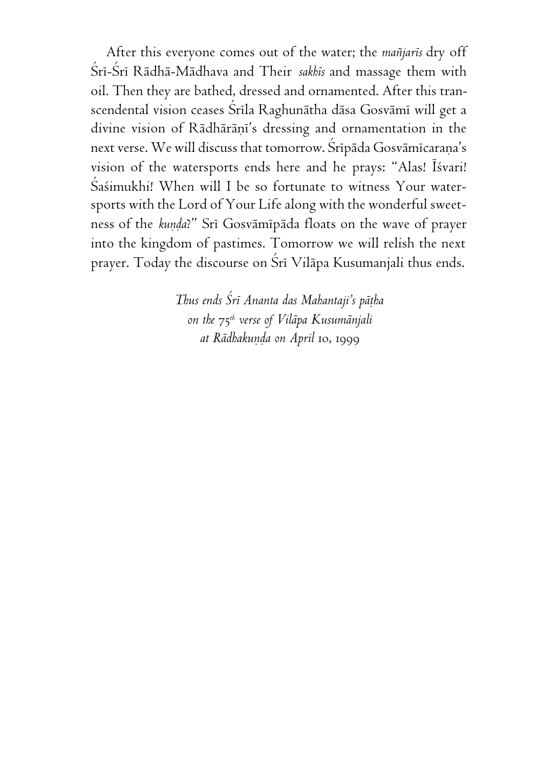After this everyone comes out of the water; the *mañjarīs* dry off Śrī-Śrī Rādhā-Mādhava and Their *sakhīs* and massage them with oil. Then they are bathed, dressed and ornamented. After this transcendental vision ceases Śrīla Raghunātha dāsa Gosvāmī will get a divine vision of Rādhārāṇī's dressing and ornamentation in the next verse. We will discuss that tomorrow. Śrīpāda Gosvāmīcaraṇa's vision of the watersports ends here and he prays: "Alas! Īśvari! Śaśimukhi! When will I be so fortunate to witness Your watersports with the Lord of Your Life along with the wonderful sweetness of the *kuṇḍa*?" Srī Gosvāmīpāda floats on the wave of prayer into the kingdom of pastimes. Tomorrow we will relish the next prayer. Today the discourse on Śrī Vilāpa Kusumanjali thus ends.

*Thus ends Śrī Ananta das Mahantaji's pāṭha*
*on the 75th verse of Vilāpa Kusumānjali*
*at Rādhakuṇḍa on April 10, 1999*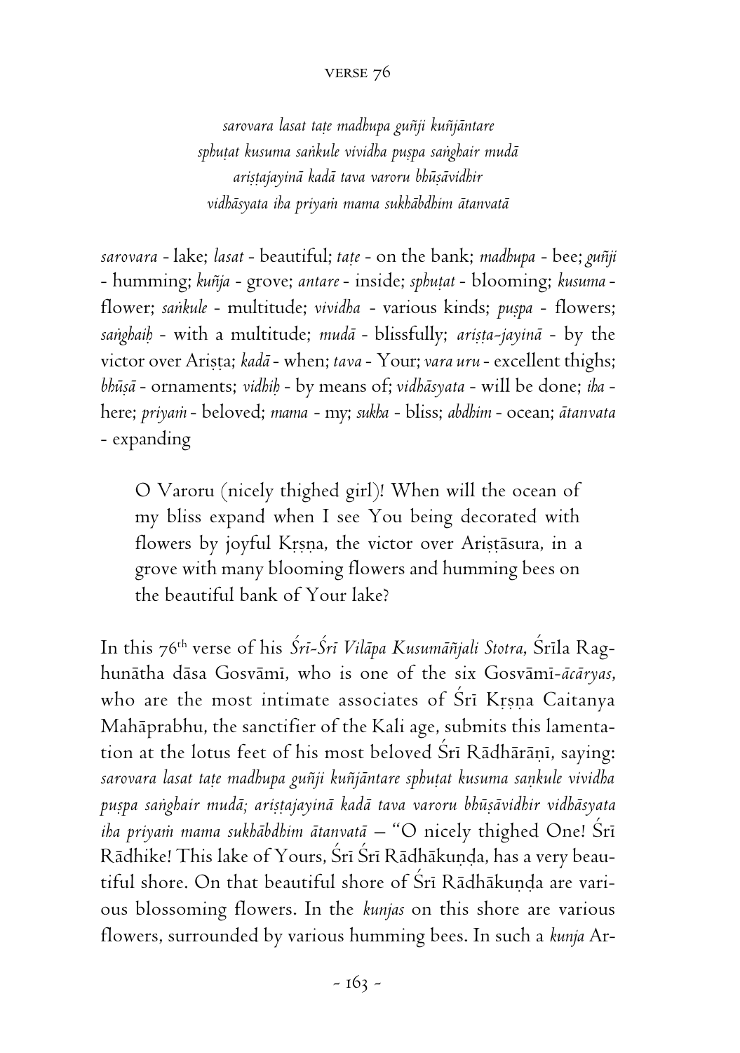## VERSE 76

*sarovara lasat taṭe madhupa guñji kuñjāntare*
*sphuṭat kusuma saṅkule vividha puṣpa saṅghair mudā*
*ariṣṭajayinā kadā tava varoru bhūṣāvidhir*
*vidhāsyata iha priyaṁ mama sukhābdhim ātanvatā*

*sarovara* - lake; *lasat* - beautiful; *taṭe* - on the bank; *madhupa* - bee; *guñji* - humming; *kuñja* - grove; *antare* - inside; *sphuṭat* - blooming; *kusuma* - flower; *saṅkule* - multitude; *vividha* - various kinds; *puṣpa* - flowers; *saṅghaiḥ* - with a multitude; *mudā* - blissfully; *ariṣṭa-jayinā* - by the victor over Ariṣṭa; *kadā* - when; *tava* - Your; *vara uru* - excellent thighs; *bhūṣā* - ornaments; *vidhiḥ* - by means of; *vidhāsyata* - will be done; *iha* - here; *priyaṁ* - beloved; *mama* - my; *sukha* - bliss; *abdhim* - ocean; *ātanvata* - expanding

> O Varoru (nicely thighed girl)! When will the ocean of my bliss expand when I see You being decorated with flowers by joyful Kṛṣṇa, the victor over Ariṣṭāsura, in a grove with many blooming flowers and humming bees on the beautiful bank of Your lake?

In this 76th verse of his *Śrī-Śrī Vilāpa Kusumāñjali Stotra*, Śrīla Raghunātha dāsa Gosvāmī, who is one of the six Gosvāmī-*ācāryas*, who are the most intimate associates of Śrī Kṛṣṇa Caitanya Mahāprabhu, the sanctifier of the Kali age, submits this lamentation at the lotus feet of his most beloved Śrī Rādhārāṇī, saying: *sarovara lasat taṭe madhupa guñji kuñjāntare sphuṭat kusuma saṇkule vividha puṣpa saṅghair mudā; ariṣṭajayinā kadā tava varoru bhūṣāvidhir vidhāsyata iha priyaṁ mama sukhābdhim ātanvatā* – "O nicely thighed One! Śrī Rādhike! This lake of Yours, Śrī Śrī Rādhākuṇḍa, has a very beautiful shore. On that beautiful shore of Śrī Rādhākuṇḍa are various blossoming flowers. In the *kunjas* on this shore are various flowers, surrounded by various humming bees. In such a *kunja* Ar-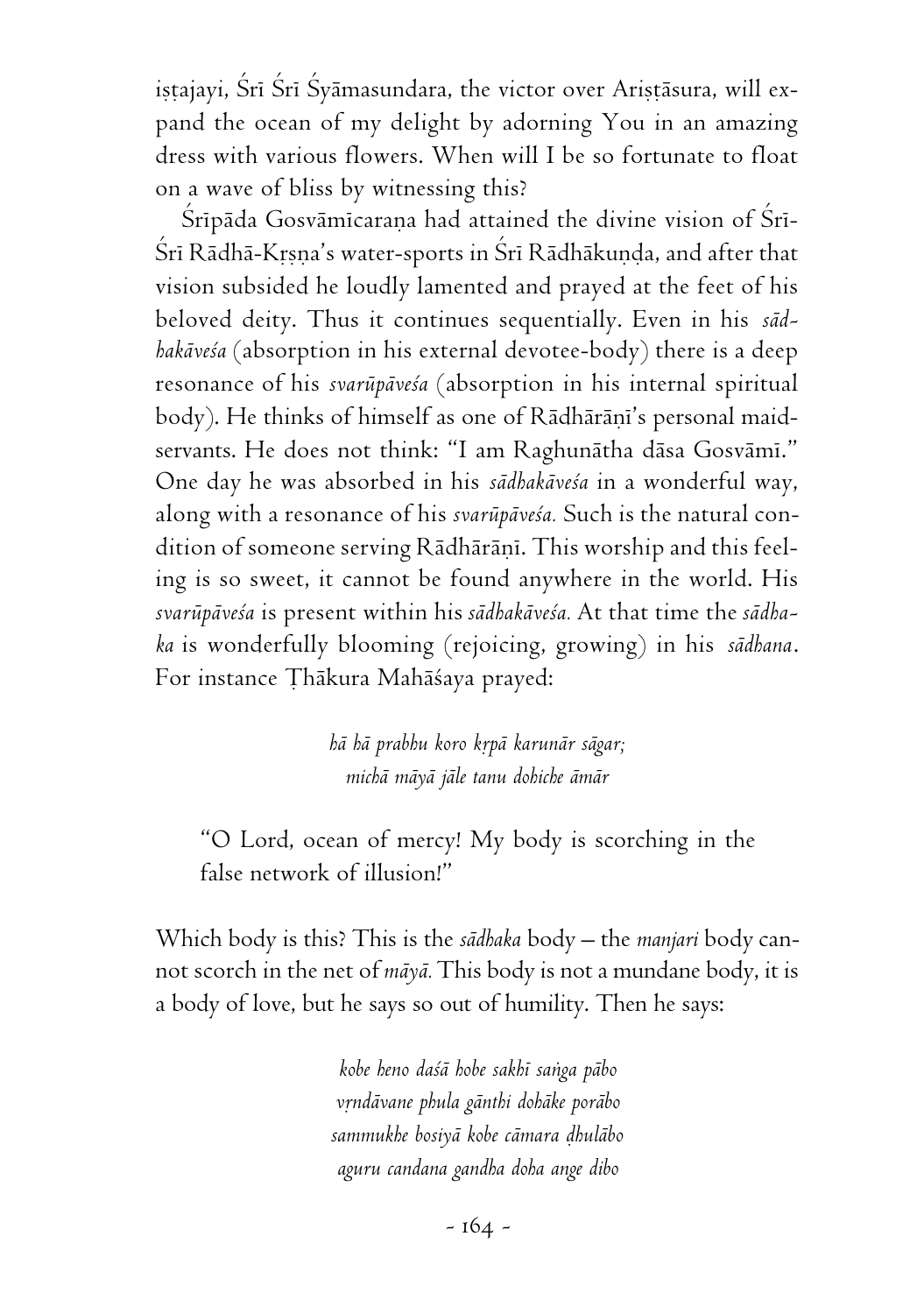iṣṭajayi, Śrī Śrī Śyāmasundara, the victor over Ariṣṭāsura, will expand the ocean of my delight by adorning You in an amazing dress with various flowers. When will I be so fortunate to float on a wave of bliss by witnessing this?

Śrīpāda Gosvāmīcaraṇa had attained the divine vision of Śrī-Śrī Rādhā-Kṛṣṇa's water-sports in Śrī Rādhākuṇḍa, and after that vision subsided he loudly lamented and prayed at the feet of his beloved deity. Thus it continues sequentially. Even in his *sādhakāveśa* (absorption in his external devotee-body) there is a deep resonance of his *svarūpāveśa* (absorption in his internal spiritual body). He thinks of himself as one of Rādhārāṇī's personal maidservants. He does not think: "I am Raghunātha dāsa Gosvāmī." One day he was absorbed in his *sādhakāveśa* in a wonderful way, along with a resonance of his *svarūpāveśa.* Such is the natural condition of someone serving Rādhārāṇī. This worship and this feeling is so sweet, it cannot be found anywhere in the world. His *svarūpāveśa* is present within his *sādhakāveśa.* At that time the *sādhaka* is wonderfully blooming (rejoicing, growing) in his *sādhana*. For instance Ṭhākura Mahāśaya prayed:

> *hā hā prabhu koro kṛpā karunār sāgar;*
> *michā māyā jāle tanu dohiche āmār*

> "O Lord, ocean of mercy! My body is scorching in the false network of illusion!"

Which body is this? This is the *sādhaka* body – the *manjari* body cannot scorch in the net of *māyā.* This body is not a mundane body, it is a body of love, but he says so out of humility. Then he says:

> *kobe heno daśā hobe sakhī saṅga pābo*
> *vṛndāvane phula gānthi dohāke porābo*
> *sammukhe bosiyā kobe cāmara ḍhulābo*
> *aguru candana gandha doha ange dibo*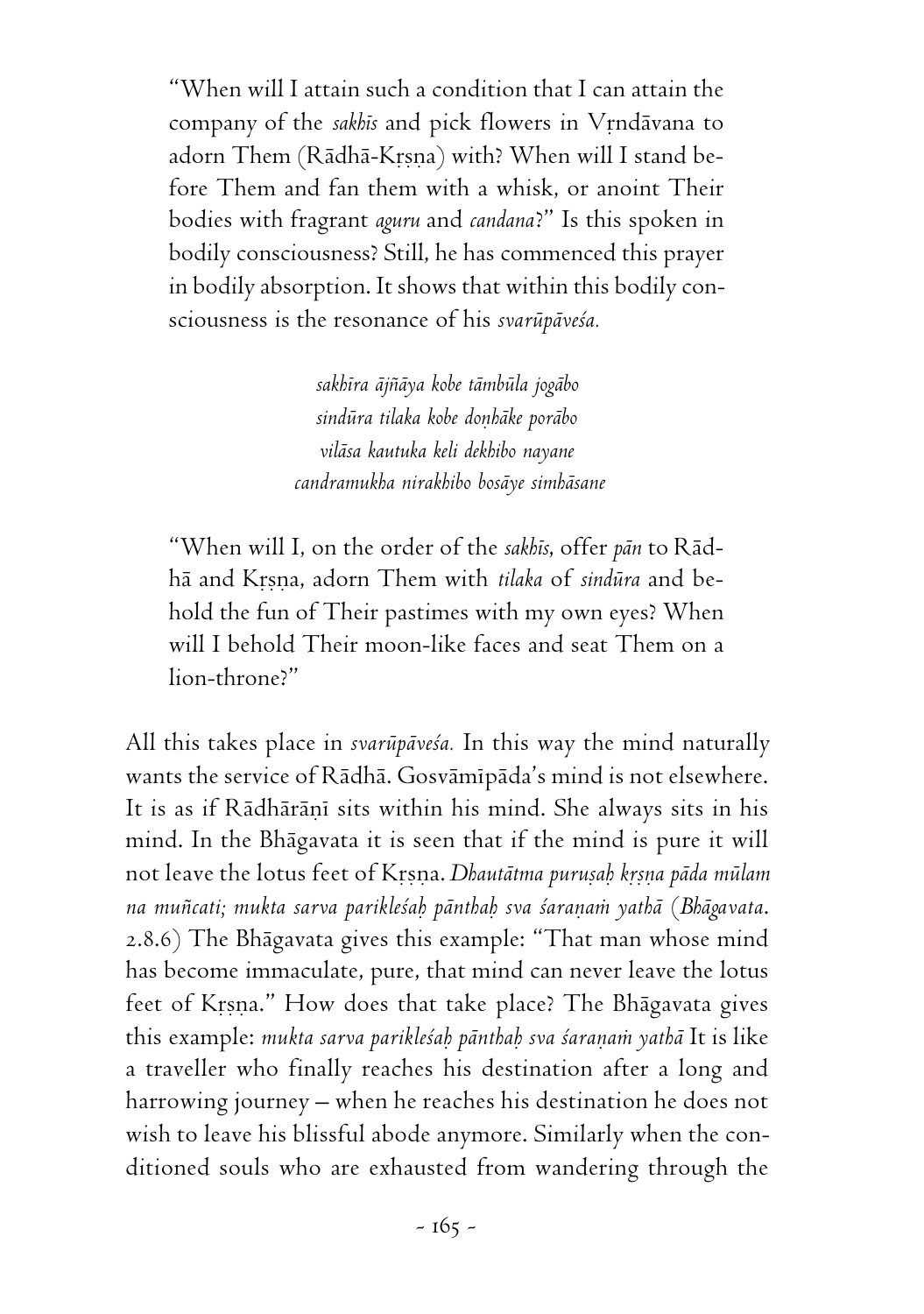"When will I attain such a condition that I can attain the company of the *sakhīs* and pick flowers in Vṛndāvana to adorn Them (Rādhā-Kṛṣṇa) with? When will I stand before Them and fan them with a whisk, or anoint Their bodies with fragrant *aguru* and *candana*?" Is this spoken in bodily consciousness? Still, he has commenced this prayer in bodily absorption. It shows that within this bodily consciousness is the resonance of his *svarūpāveśa.*

> *sakhīra ājñāya kobe tāmbūla jogābo*
> *sindūra tilaka kobe doṇhāke porābo*
> *vilāsa kautuka keli dekhibo nayane*
> *candramukha nirakhibo bosāye simhāsane*

"When will I, on the order of the *sakhīs*, offer *pān* to Rādhā and Kṛṣṇa, adorn Them with *tilaka* of *sindūra* and behold the fun of Their pastimes with my own eyes? When will I behold Their moon-like faces and seat Them on a lion-throne?"

All this takes place in *svarūpāveśa.* In this way the mind naturally wants the service of Rādhā. Gosvāmīpāda's mind is not elsewhere. It is as if Rādhārāṇī sits within his mind. She always sits in his mind. In the Bhāgavata it is seen that if the mind is pure it will not leave the lotus feet of Kṛṣṇa. *Dhautātma puruṣaḥ kṛṣṇa pāda mūlam na muñcati; mukta sarva parikleśaḥ pānthaḥ sva śaraṇaṁ yathā* (*Bhāgavata*. 2.8.6) The Bhāgavata gives this example: "That man whose mind has become immaculate, pure, that mind can never leave the lotus feet of Kṛṣṇa." How does that take place? The Bhāgavata gives this example: *mukta sarva parikleśaḥ pānthaḥ sva śaraṇaṁ yathā* It is like a traveller who finally reaches his destination after a long and harrowing journey – when he reaches his destination he does not wish to leave his blissful abode anymore. Similarly when the conditioned souls who are exhausted from wandering through the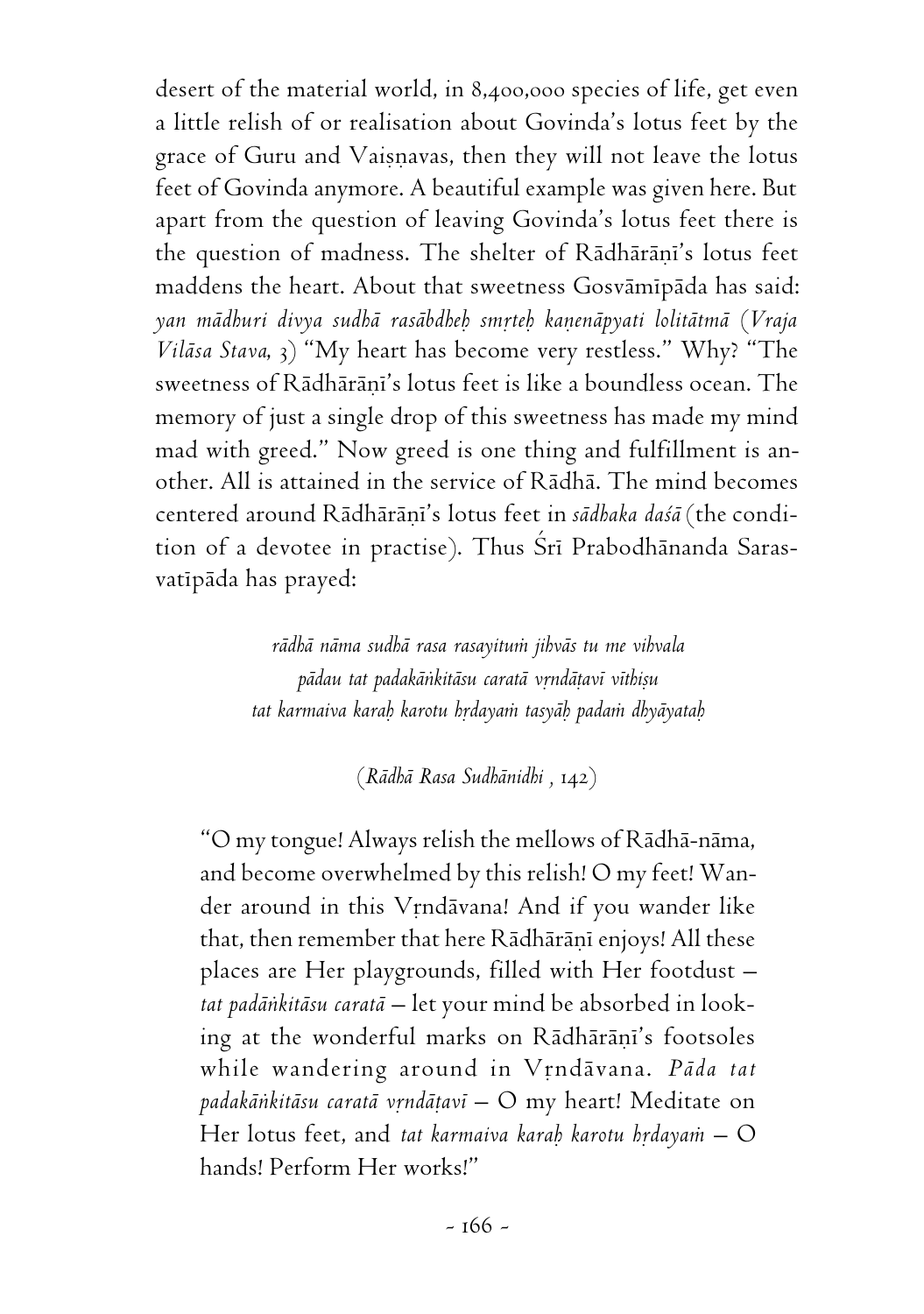desert of the material world, in 8,400,000 species of life, get even a little relish of or realisation about Govinda's lotus feet by the grace of Guru and Vaiṣṇavas, then they will not leave the lotus feet of Govinda anymore. A beautiful example was given here. But apart from the question of leaving Govinda's lotus feet there is the question of madness. The shelter of Rādhārāṇī's lotus feet maddens the heart. About that sweetness Gosvāmīpāda has said: *yan mādhuri divya sudhā rasābdheḥ smṛteḥ kaṇenāpyati lolitātmā* (*Vraja Vilāsa Stava*, 3) "My heart has become very restless." Why? "The sweetness of Rādhārāṇī's lotus feet is like a boundless ocean. The memory of just a single drop of this sweetness has made my mind mad with greed." Now greed is one thing and fulfillment is another. All is attained in the service of Rādhā. The mind becomes centered around Rādhārāṇī's lotus feet in *sādhaka daśā* (the condition of a devotee in practise). Thus Śrī Prabodhānanda Sarasvatīpāda has prayed:

> *rādhā nāma sudhā rasa rasayituṁ jihvās tu me vihvala*
> *pādau tat padakāṅkitāsu caratā vṛndāṭavī vīthiṣu*
> *tat karmaiva karaḥ karotu hṛdayaṁ tasyāḥ padaṁ dhyāyataḥ*
>
> (*Rādhā Rasa Sudhānidhi* , 142)

"O my tongue! Always relish the mellows of Rādhā-nāma, and become overwhelmed by this relish! O my feet! Wander around in this Vṛndāvana! And if you wander like that, then remember that here Rādhārāṇī enjoys! All these places are Her playgrounds, filled with Her footdust – *tat padāṅkitāsu caratā* – let your mind be absorbed in looking at the wonderful marks on Rādhārāṇī's footsoles while wandering around in Vṛndāvana. *Pāda tat padakāṅkitāsu caratā vṛndāṭavī* – O my heart! Meditate on Her lotus feet, and *tat karmaiva karaḥ karotu hṛdayaṁ* – O hands! Perform Her works!"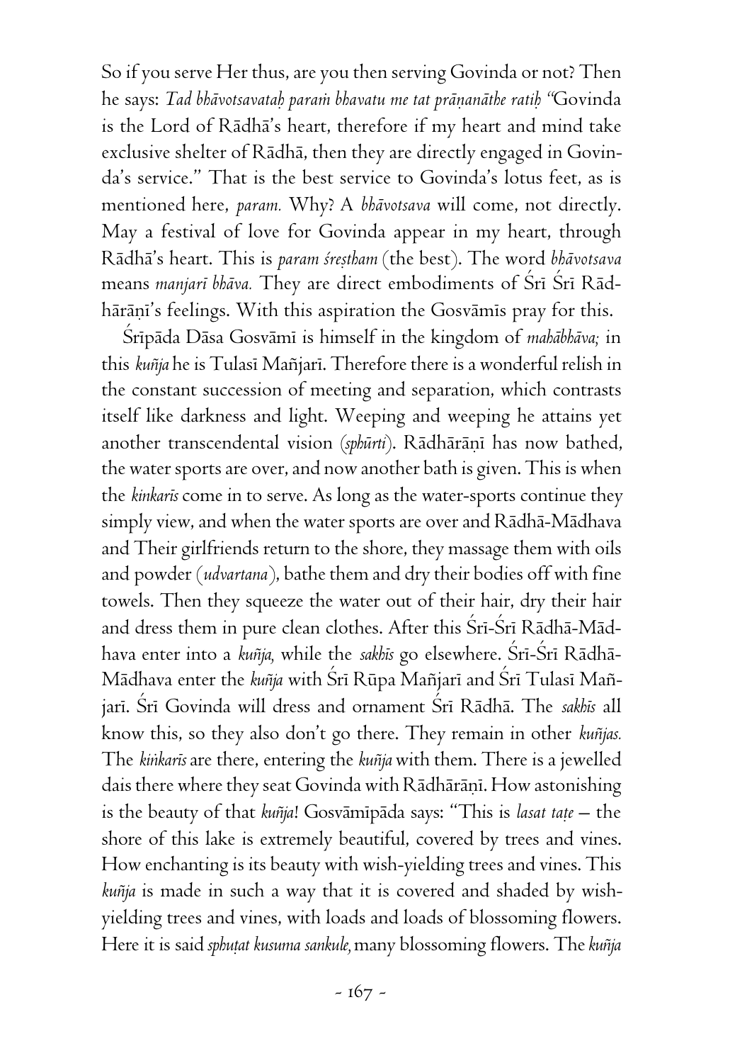So if you serve Her thus, are you then serving Govinda or not? Then he says: *Tad bhāvotsavataḥ paraṁ bhavatu me tat prāṇanāthe ratiḥ* "Govinda is the Lord of Rādhā's heart, therefore if my heart and mind take exclusive shelter of Rādhā, then they are directly engaged in Govinda's service." That is the best service to Govinda's lotus feet, as is mentioned here, *param.* Why? A *bhāvotsava* will come, not directly. May a festival of love for Govinda appear in my heart, through Rādhā's heart. This is *param śreṣṭham* (the best). The word *bhāvotsava* means *manjarī bhāva.* They are direct embodiments of Śrī Śrī Rādhārāṇī's feelings. With this aspiration the Gosvāmīs pray for this.

Śrīpāda Dāsa Gosvāmī is himself in the kingdom of *mahābhāva;* in this *kuñja* he is Tulasī Mañjarī. Therefore there is a wonderful relish in the constant succession of meeting and separation, which contrasts itself like darkness and light. Weeping and weeping he attains yet another transcendental vision (*sphūrti*). Rādhārāṇī has now bathed, the water sports are over, and now another bath is given. This is when the *kinkarīs* come in to serve. As long as the water-sports continue they simply view, and when the water sports are over and Rādhā-Mādhava and Their girlfriends return to the shore, they massage them with oils and powder (*udvartana*), bathe them and dry their bodies off with fine towels. Then they squeeze the water out of their hair, dry their hair and dress them in pure clean clothes. After this Śrī-Śrī Rādhā-Mādhava enter into a *kuñja,* while the *sakhīs* go elsewhere. Śrī-Śrī Rādhā-Mādhava enter the *kuñja* with Śrī Rūpa Mañjarī and Śrī Tulasī Mañjarī. Śrī Govinda will dress and ornament Śrī Rādhā. The *sakhīs* all know this, so they also don't go there. They remain in other *kuñjas.* The *kiṅkarīs* are there, entering the *kuñja* with them. There is a jewelled dais there where they seat Govinda with Rādhārāṇī. How astonishing is the beauty of that *kuñja*! Gosvāmīpāda says: "This is *lasat taṭe* – the shore of this lake is extremely beautiful, covered by trees and vines. How enchanting is its beauty with wish-yielding trees and vines. This *kuñja* is made in such a way that it is covered and shaded by wish-yielding trees and vines, with loads and loads of blossoming flowers. Here it is said *sphuṭat kusuma sankule,* many blossoming flowers. The *kuñja*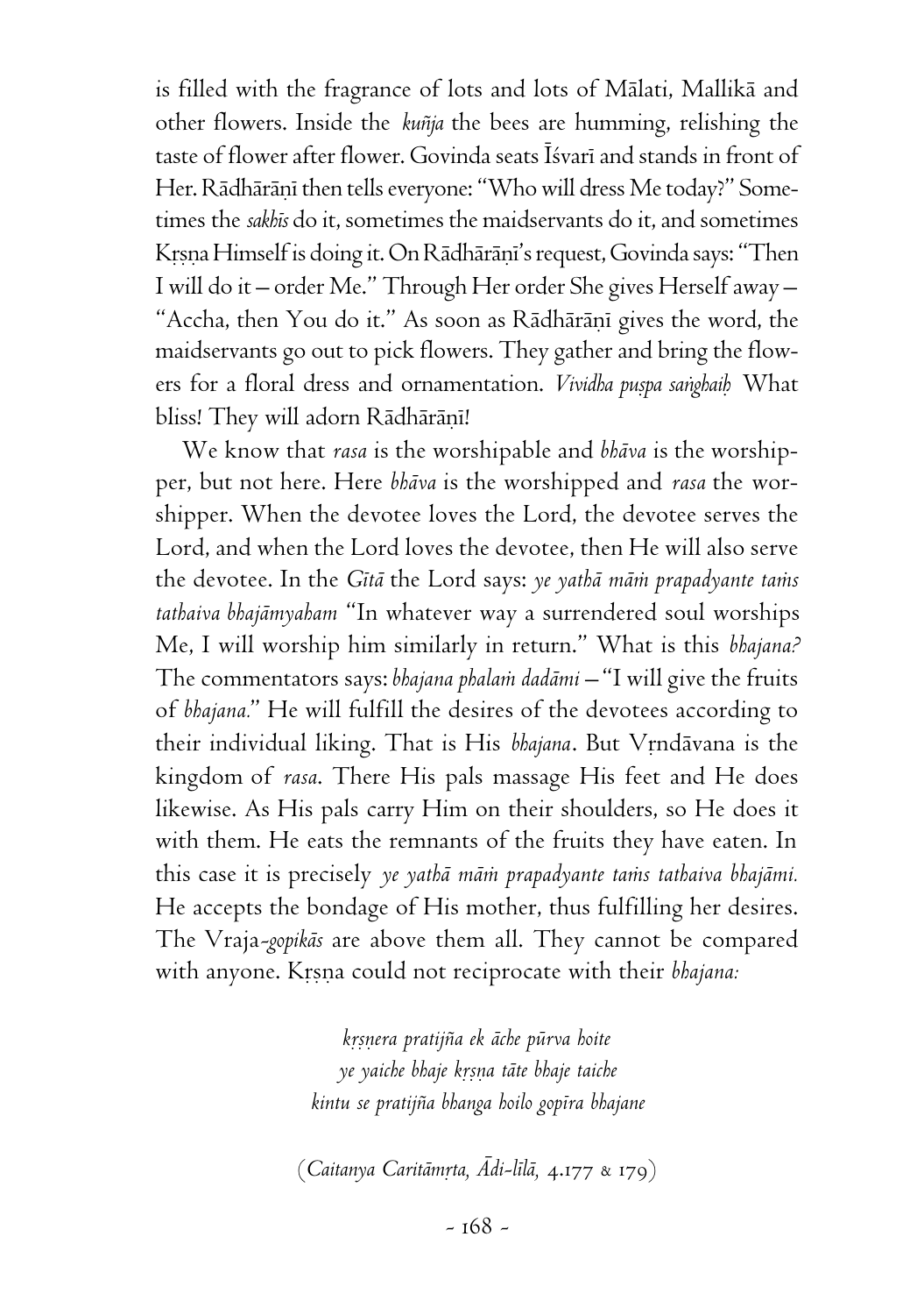is filled with the fragrance of lots and lots of Mālati, Mallikā and other flowers. Inside the *kuñja* the bees are humming, relishing the taste of flower after flower. Govinda seats Īśvarī and stands in front of Her. Rādhārāṇī then tells everyone: "Who will dress Me today?" Sometimes the *sakhīs* do it, sometimes the maidservants do it, and sometimes Kṛṣṇa Himself is doing it. On Rādhārāṇī's request, Govinda says: "Then I will do it – order Me." Through Her order She gives Herself away – "Accha, then You do it." As soon as Rādhārāṇī gives the word, the maidservants go out to pick flowers. They gather and bring the flowers for a floral dress and ornamentation. *Vividha puṣpa saṅghaiḥ* What bliss! They will adorn Rādhārāṇī!

We know that *rasa* is the worshipable and *bhāva* is the worshipper, but not here. Here *bhāva* is the worshipped and *rasa* the worshipper. When the devotee loves the Lord, the devotee serves the Lord, and when the Lord loves the devotee, then He will also serve the devotee. In the *Gītā* the Lord says: *ye yathā māṁ prapadyante taṁs tathaiva bhajāmyaham* "In whatever way a surrendered soul worships Me, I will worship him similarly in return." What is this *bhajana?* The commentators says: *bhajana phalaṁ dadāmi* – "I will give the fruits of *bhajana.*" He will fulfill the desires of the devotees according to their individual liking. That is His *bhajana*. But Vṛndāvana is the kingdom of *rasa*. There His pals massage His feet and He does likewise. As His pals carry Him on their shoulders, so He does it with them. He eats the remnants of the fruits they have eaten. In this case it is precisely *ye yathā māṁ prapadyante taṁs tathaiva bhajāmi.* He accepts the bondage of His mother, thus fulfilling her desires. The Vraja-*gopikās* are above them all. They cannot be compared with anyone. Kṛṣṇa could not reciprocate with their *bhajana:*

*kṛṣṇera pratijña ek āche pūrva hoite*
*ye yaiche bhaje kṛṣṇa tāte bhaje taiche*
*kintu se pratijña bhanga hoilo gopīra bhajane*

(*Caitanya Caritāmṛta, Ādi-līlā,* 4.177 & 179)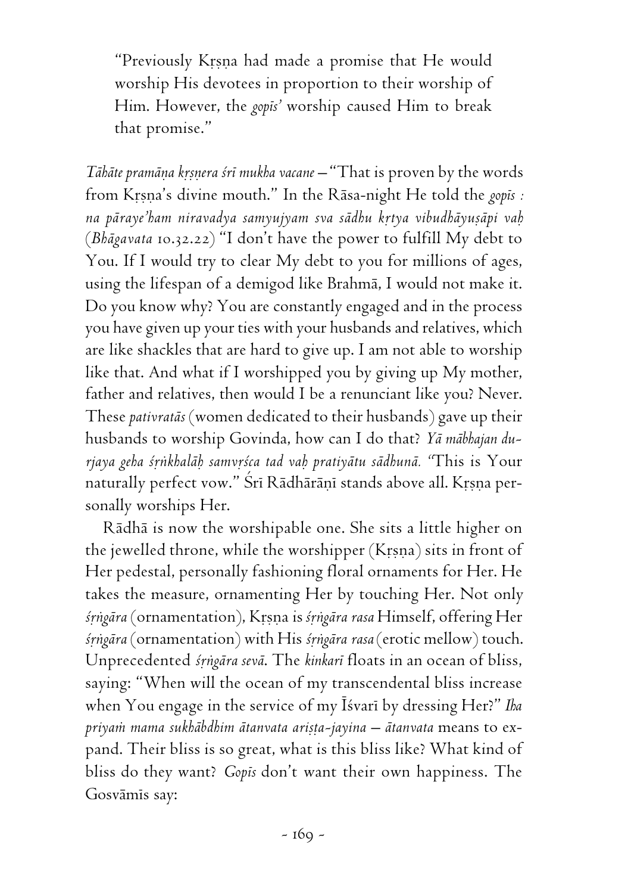"Previously Kṛṣṇa had made a promise that He would worship His devotees in proportion to their worship of Him. However, the *gopīs'* worship caused Him to break that promise."

*Tāhāte pramāṇa kṛṣṇera śrī mukha vacane* – "That is proven by the words from Kṛṣṇa's divine mouth." In the Rāsa-night He told the *gopīs : na pāraye'ham niravadya samyujyam sva sādhu kṛtya vibudhāyuṣāpi vaḥ* (*Bhāgavata* 10.32.22) "I don't have the power to fulfill My debt to You. If I would try to clear My debt to you for millions of ages, using the lifespan of a demigod like Brahmā, I would not make it. Do you know why? You are constantly engaged and in the process you have given up your ties with your husbands and relatives, which are like shackles that are hard to give up. I am not able to worship like that. And what if I worshipped you by giving up My mother, father and relatives, then would I be a renunciant like you? Never. These *pativratās* (women dedicated to their husbands) gave up their husbands to worship Govinda, how can I do that? *Yā mābhajan durjaya geha śṛṅkhalāḥ samvṛśca tad vaḥ pratiyātu sādhunā.* "This is Your naturally perfect vow." Śrī Rādhārāṇī stands above all. Kṛṣṇa personally worships Her.

Rādhā is now the worshipable one. She sits a little higher on the jewelled throne, while the worshipper (Kṛṣṇa) sits in front of Her pedestal, personally fashioning floral ornaments for Her. He takes the measure, ornamenting Her by touching Her. Not only *śṛṅgāra* (ornamentation), Kṛṣṇa is *śṛṅgāra rasa* Himself, offering Her *śṛṅgāra* (ornamentation) with His *śṛṅgāra rasa* (erotic mellow) touch. Unprecedented *śṛṅgāra sevā*. The *kinkarī* floats in an ocean of bliss, saying: "When will the ocean of my transcendental bliss increase when You engage in the service of my Īśvarī by dressing Her?" *Iha priyaṁ mama sukhābdhim ātanvata ariṣṭa-jayina* – *ātanvata* means to expand. Their bliss is so great, what is this bliss like? What kind of bliss do they want? *Gopīs* don't want their own happiness. The Gosvāmīs say: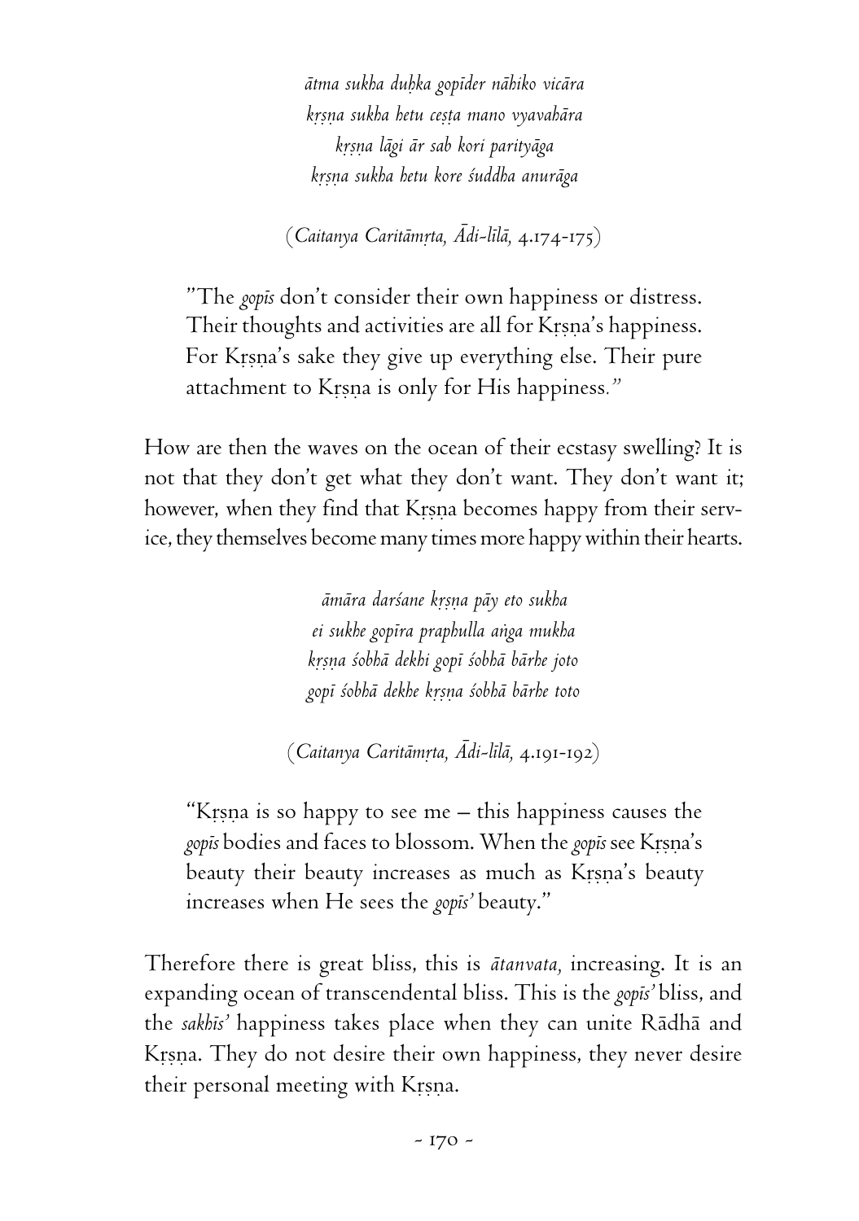*ātma sukha duḥka gopīder nāhiko vicāra*
*kṛṣṇa sukha hetu ceṣṭa mano vyavahāra*
*kṛṣṇa lāgi ār sab kori parityāga*
*kṛṣṇa sukha hetu kore śuddha anurāga*

(*Caitanya Caritāmṛta, Ādi-līlā,* 4.174-175)

> "The *gopīs* don't consider their own happiness or distress. Their thoughts and activities are all for Kṛṣṇa's happiness. For Kṛṣṇa's sake they give up everything else. Their pure attachment to Kṛṣṇa is only for His happiness."

How are then the waves on the ocean of their ecstasy swelling? It is not that they don't get what they don't want. They don't want it; however, when they find that Kṛṣṇa becomes happy from their service, they themselves become many times more happy within their hearts.

*āmāra darśane kṛṣṇa pāy eto sukha*
*ei sukhe gopīra praphulla aṅga mukha*
*kṛṣṇa śobhā dekhi gopī śobhā bārhe joto*
*gopī śobhā dekhe kṛṣṇa śobhā bārhe toto*

(*Caitanya Caritāmṛta, Ādi-līlā,* 4.191-192)

> "Kṛṣṇa is so happy to see me – this happiness causes the *gopīs* bodies and faces to blossom. When the *gopīs* see Kṛṣṇa's beauty their beauty increases as much as Kṛṣṇa's beauty increases when He sees the *gopīs'* beauty."

Therefore there is great bliss, this is *ātanvata,* increasing. It is an expanding ocean of transcendental bliss. This is the *gopīs'* bliss, and the *sakhīs'* happiness takes place when they can unite Rādhā and Kṛṣṇa. They do not desire their own happiness, they never desire their personal meeting with Kṛṣṇa.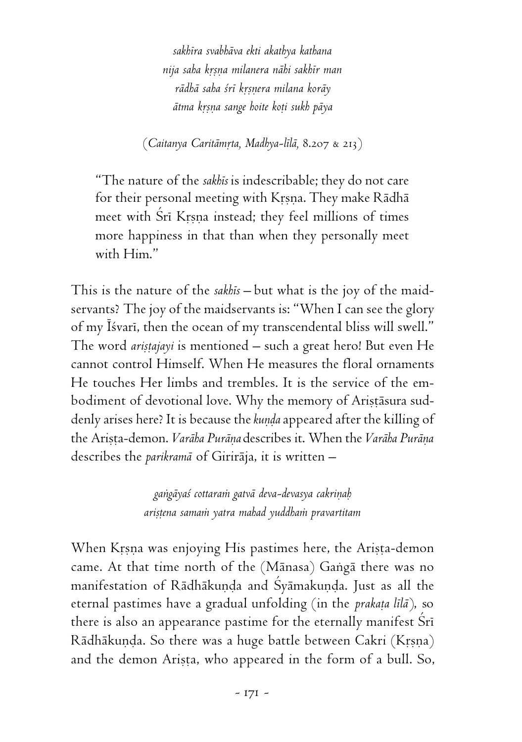*sakhīra svabhāva ekti akathya kathana*
*nija saha kṛṣṇa milanera nāhi sakhīr man*
*rādhā saha śrī kṛṣṇera milana korāy*
*ātma kṛṣṇa sange hoite koṭi sukh pāya*

(*Caitanya Caritāmṛta, Madhya-līlā,* 8.207 & 213)

> "The nature of the *sakhīs* is indescribable; they do not care for their personal meeting with Kṛṣṇa. They make Rādhā meet with Śrī Kṛṣṇa instead; they feel millions of times more happiness in that than when they personally meet with Him."

This is the nature of the *sakhīs* – but what is the joy of the maidservants? The joy of the maidservants is: "When I can see the glory of my Īśvarī, then the ocean of my transcendental bliss will swell." The word *ariṣṭajayi* is mentioned – such a great hero! But even He cannot control Himself. When He measures the floral ornaments He touches Her limbs and trembles. It is the service of the embodiment of devotional love. Why the memory of Ariṣṭāsura suddenly arises here? It is because the *kuṇḍa* appeared after the killing of the Ariṣṭa-demon. *Varāha Purāṇa* describes it. When the *Varāha Purāṇa* describes the *parikramā* of Girirāja, it is written –

*gaṅgāyaś cottaraṁ gatvā deva-devasya cakriṇaḥ*
*ariṣṭena samaṁ yatra mahad yuddhaṁ pravartitam*

When Kṛṣṇa was enjoying His pastimes here, the Ariṣṭa-demon came. At that time north of the (Mānasa) Gaṅgā there was no manifestation of Rādhākuṇḍa and Śyāmakuṇḍa. Just as all the eternal pastimes have a gradual unfolding (in the *prakaṭa līlā*), so there is also an appearance pastime for the eternally manifest Śrī Rādhākuṇḍa. So there was a huge battle between Cakri (Kṛṣṇa) and the demon Ariṣṭa, who appeared in the form of a bull. So,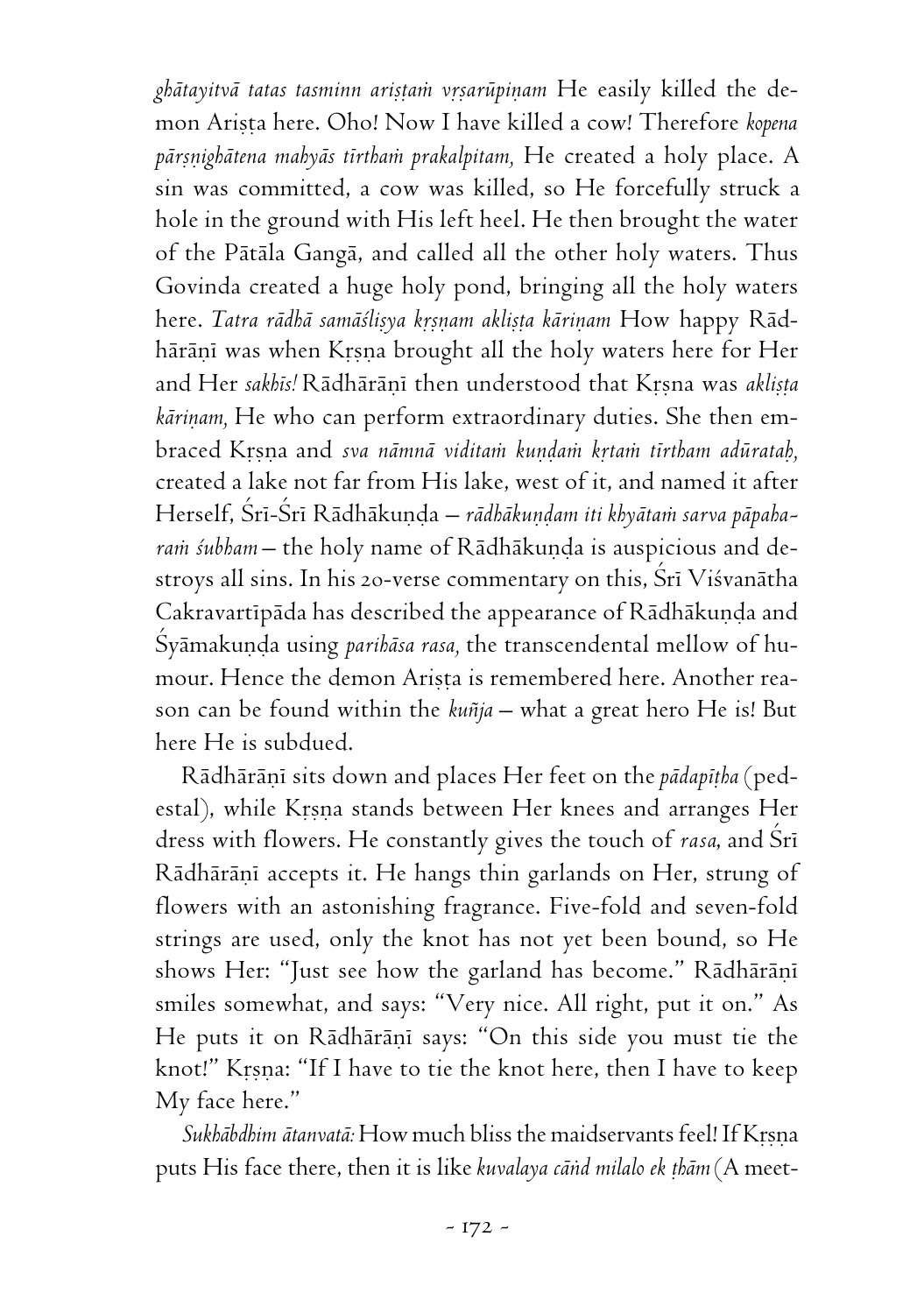*ghātayitvā tatas tasminn ariṣṭaṁ vṛṣarūpiṇam* He easily killed the demon Ariṣṭa here. Oho! Now I have killed a cow! Therefore *kopena pārṣṇighātena mahyās tīrthaṁ prakalpitam,* He created a holy place. A sin was committed, a cow was killed, so He forcefully struck a hole in the ground with His left heel. He then brought the water of the Pātāla Gangā, and called all the other holy waters. Thus Govinda created a huge holy pond, bringing all the holy waters here. *Tatra rādhā samāśliṣya kṛṣṇam akliṣṭa kāriṇam* How happy Rādhārāṇī was when Kṛṣṇa brought all the holy waters here for Her and Her *sakhīs!* Rādhārāṇī then understood that Kṛṣna was *akliṣṭa kāriṇam,* He who can perform extraordinary duties. She then embraced Kṛṣṇa and *sva nāmnā viditaṁ kuṇḍaṁ kṛtaṁ tīrtham adūrataḥ,* created a lake not far from His lake, west of it, and named it after Herself, Śrī-Śrī Rādhākuṇḍa – *rādhākuṇḍam iti khyātaṁ sarva pāpaharaṁ śubham* – the holy name of Rādhākuṇḍa is auspicious and destroys all sins. In his 20-verse commentary on this, Śrī Viśvanātha Cakravartīpāda has described the appearance of Rādhākuṇḍa and Śyāmakuṇḍa using *parihāsa rasa,* the transcendental mellow of humour. Hence the demon Ariṣṭa is remembered here. Another reason can be found within the *kuñja* – what a great hero He is! But here He is subdued.

Rādhārāṇī sits down and places Her feet on the *pādapīṭha* (pedestal), while Kṛṣṇa stands between Her knees and arranges Her dress with flowers. He constantly gives the touch of *rasa,* and Śrī Rādhārāṇī accepts it. He hangs thin garlands on Her, strung of flowers with an astonishing fragrance. Five-fold and seven-fold strings are used, only the knot has not yet been bound, so He shows Her: "Just see how the garland has become." Rādhārāṇī smiles somewhat, and says: "Very nice. All right, put it on." As He puts it on Rādhārāṇī says: "On this side you must tie the knot!" Kṛṣṇa: "If I have to tie the knot here, then I have to keep My face here."

*Sukhābdhim ātanvatā:* How much bliss the maidservants feel! If Kṛṣṇa puts His face there, then it is like *kuvalaya cāṅd milalo ek ṭhām* (A meet-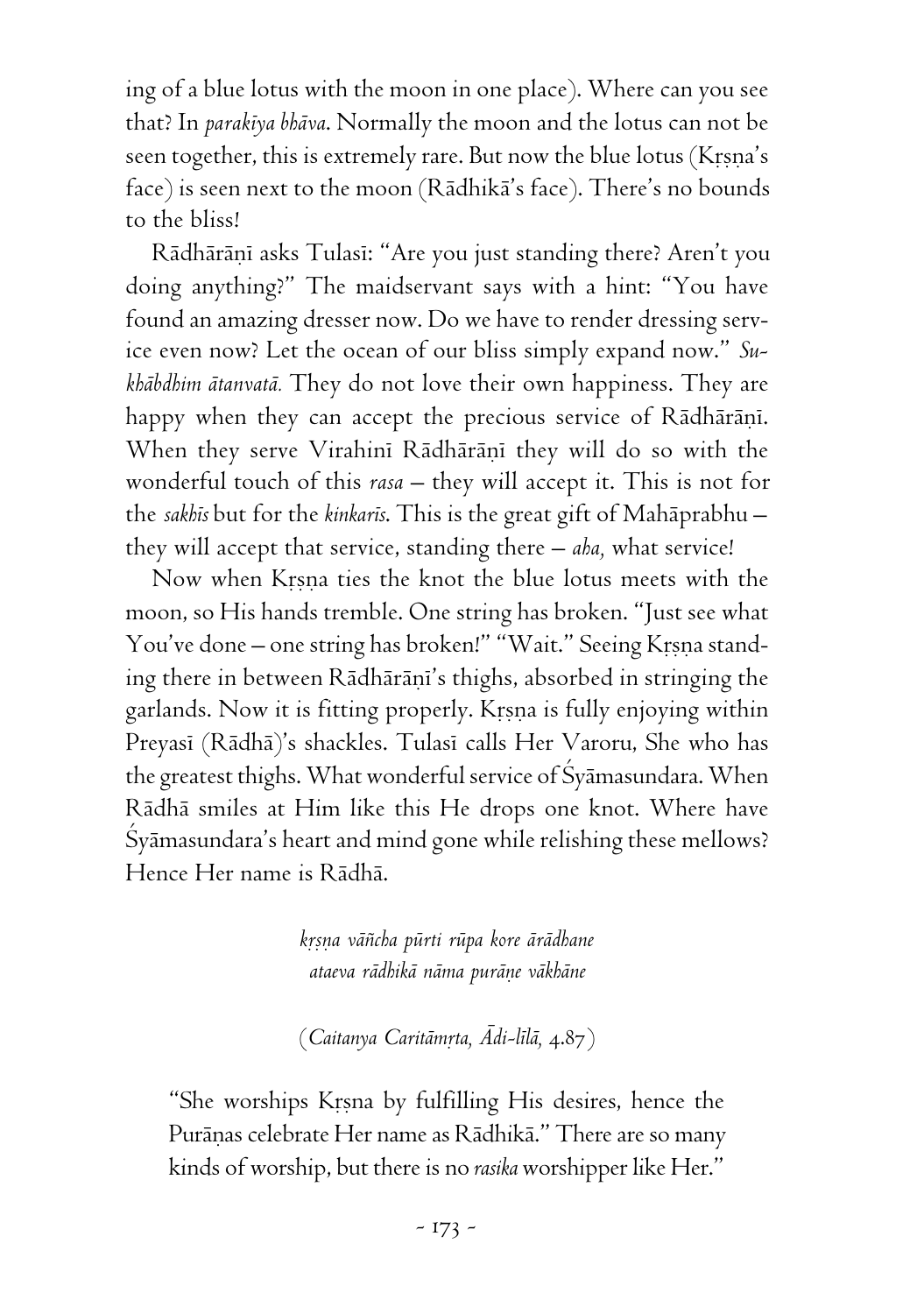ing of a blue lotus with the moon in one place). Where can you see that? In *parakīya bhāva*. Normally the moon and the lotus can not be seen together, this is extremely rare. But now the blue lotus (Kṛṣṇa's face) is seen next to the moon (Rādhikā's face). There's no bounds to the bliss!

Rādhārāṇī asks Tulasī: "Are you just standing there? Aren't you doing anything?" The maidservant says with a hint: "You have found an amazing dresser now. Do we have to render dressing service even now? Let the ocean of our bliss simply expand now." *Sukhābdhim ātanvatā.* They do not love their own happiness. They are happy when they can accept the precious service of Rādhārāṇī. When they serve Virahinī Rādhārāṇī they will do so with the wonderful touch of this *rasa* – they will accept it. This is not for the *sakhīs* but for the *kinkarīs*. This is the great gift of Mahāprabhu – they will accept that service, standing there – *aha,* what service!

Now when Kṛṣṇa ties the knot the blue lotus meets with the moon, so His hands tremble. One string has broken. "Just see what You've done – one string has broken!" "Wait." Seeing Kṛṣṇa standing there in between Rādhārāṇī's thighs, absorbed in stringing the garlands. Now it is fitting properly. Kṛṣṇa is fully enjoying within Preyasī (Rādhā)'s shackles. Tulasī calls Her Varoru, She who has the greatest thighs. What wonderful service of Śyāmasundara. When Rādhā smiles at Him like this He drops one knot. Where have Śyāmasundara's heart and mind gone while relishing these mellows? Hence Her name is Rādhā.

> *kṛṣṇa vāñcha pūrti rūpa kore ārādhane*
> *ataeva rādhikā nāma purāṇe vākhāne*
>
> (*Caitanya Caritāmṛta, Ādi-līlā,* 4.87)

"She worships Kṛṣṇa by fulfilling His desires, hence the Purāṇas celebrate Her name as Rādhikā." There are so many kinds of worship, but there is no *rasika* worshipper like Her."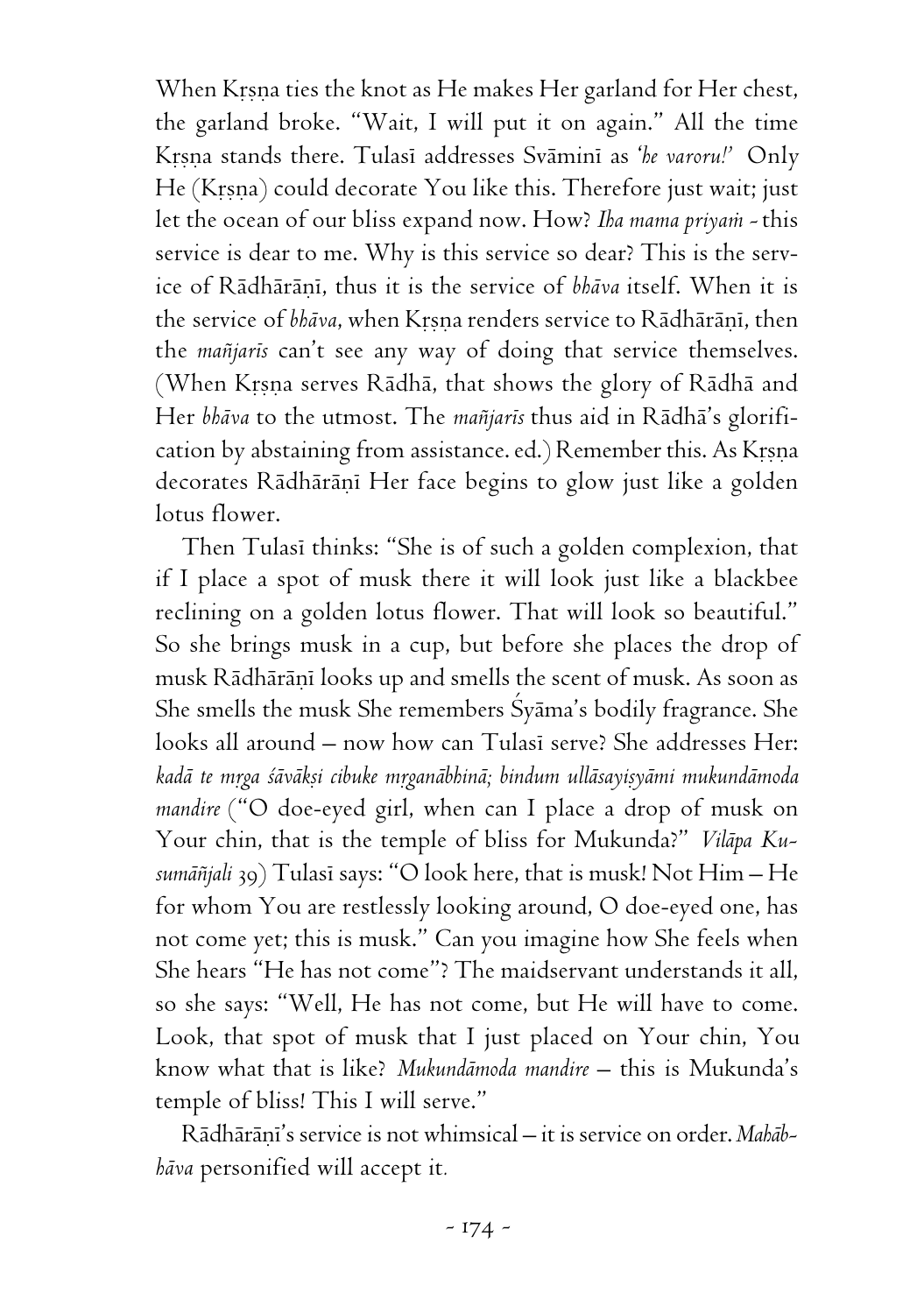When Kṛṣṇa ties the knot as He makes Her garland for Her chest, the garland broke. "Wait, I will put it on again." All the time Kṛṣṇa stands there. Tulasī addresses Svāminī as *'he varoru!'* Only He (Kṛṣṇa) could decorate You like this. Therefore just wait; just let the ocean of our bliss expand now. How? *Iha mama priyaṁ* - this service is dear to me. Why is this service so dear? This is the service of Rādhārāṇī, thus it is the service of *bhāva* itself. When it is the service of *bhāva*, when Kṛṣṇa renders service to Rādhārāṇī, then the *mañjarīs* can't see any way of doing that service themselves. (When Kṛṣṇa serves Rādhā, that shows the glory of Rādhā and Her *bhāva* to the utmost. The *mañjarīs* thus aid in Rādhā's glorification by abstaining from assistance. ed.) Remember this. As Kṛṣṇa decorates Rādhārāṇī Her face begins to glow just like a golden lotus flower.

Then Tulasī thinks: "She is of such a golden complexion, that if I place a spot of musk there it will look just like a blackbee reclining on a golden lotus flower. That will look so beautiful." So she brings musk in a cup, but before she places the drop of musk Rādhārāṇī looks up and smells the scent of musk. As soon as She smells the musk She remembers Śyāma's bodily fragrance. She looks all around – now how can Tulasī serve? She addresses Her: *kadā te mṛga śāvākṣi cibuke mṛganābhinā; bindum ullāsayiṣyāmi mukundāmoda mandire* ("O doe-eyed girl, when can I place a drop of musk on Your chin, that is the temple of bliss for Mukunda?" *Vilāpa Kusumāñjali* 39) Tulasī says: "O look here, that is musk! Not Him – He for whom You are restlessly looking around, O doe-eyed one, has not come yet; this is musk." Can you imagine how She feels when She hears "He has not come"? The maidservant understands it all, so she says: "Well, He has not come, but He will have to come. Look, that spot of musk that I just placed on Your chin, You know what that is like? *Mukundāmoda mandire* – this is Mukunda's temple of bliss! This I will serve."

Rādhārāṇī's service is not whimsical – it is service on order. *Mahābhāva* personified will accept it.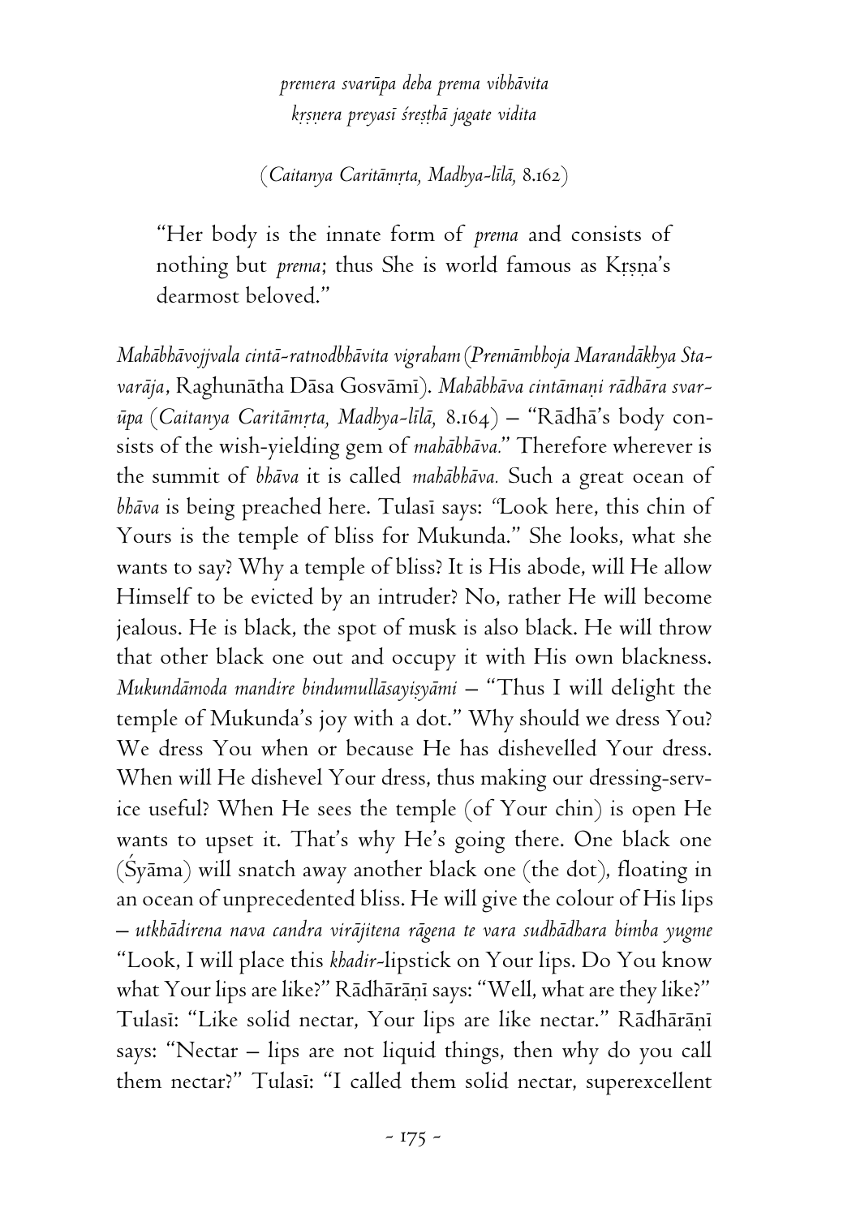*premera svarūpa deha prema vibhāvita*
*kṛṣṇera preyasī śreṣṭhā jagate vidita*

(*Caitanya Caritāmṛta, Madhya-līlā,* 8.162)

> "Her body is the innate form of *prema* and consists of nothing but *prema*; thus She is world famous as Kṛṣṇa's dearmost beloved."

*Mahābhāvojjvala cintā-ratnodbhāvita vigraham* (*Premāmbhoja Marandākhya Stavarāja*, Raghunātha Dāsa Gosvāmī). *Mahābhāva cintāmaṇi rādhāra svarūpa* (*Caitanya Caritāmṛta, Madhya-līlā,* 8.164) – "Rādhā's body consists of the wish-yielding gem of *mahābhāva.*" Therefore wherever is the summit of *bhāva* it is called *mahābhāva.* Such a great ocean of *bhāva* is being preached here. Tulasī says: "Look here, this chin of Yours is the temple of bliss for Mukunda." She looks, what she wants to say? Why a temple of bliss? It is His abode, will He allow Himself to be evicted by an intruder? No, rather He will become jealous. He is black, the spot of musk is also black. He will throw that other black one out and occupy it with His own blackness. *Mukundāmoda mandire bindumullāsayiṣyāmi* – "Thus I will delight the temple of Mukunda's joy with a dot." Why should we dress You? We dress You when or because He has dishevelled Your dress. When will He dishevel Your dress, thus making our dressing-service useful? When He sees the temple (of Your chin) is open He wants to upset it. That's why He's going there. One black one (Śyāma) will snatch away another black one (the dot), floating in an ocean of unprecedented bliss. He will give the colour of His lips – *utkhādirena nava candra virājitena rāgena te vara sudhādhara bimba yugme* "Look, I will place this *khadir*-lipstick on Your lips. Do You know what Your lips are like?" Rādhārāṇī says: "Well, what are they like?" Tulasī: "Like solid nectar, Your lips are like nectar." Rādhārāṇī says: "Nectar – lips are not liquid things, then why do you call them nectar?" Tulasī: "I called them solid nectar, superexcellent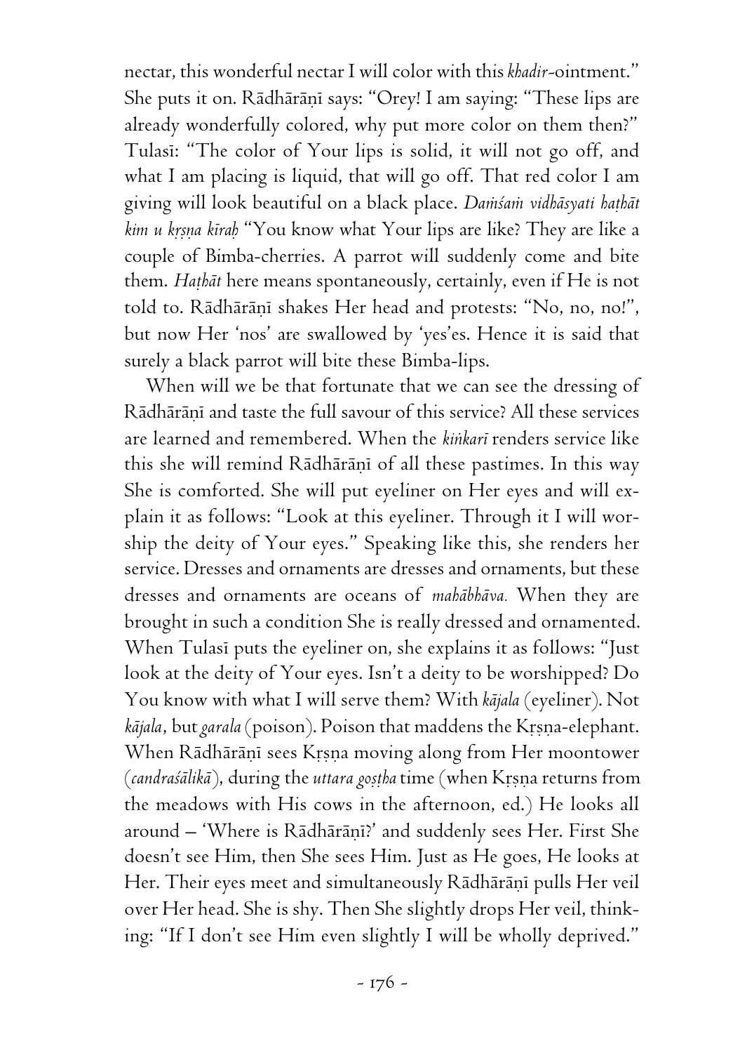nectar, this wonderful nectar I will color with this *khadir*-ointment." She puts it on. Rādhārāṇī says: "Orey! I am saying: "These lips are already wonderfully colored, why put more color on them then?" Tulasī: "The color of Your lips is solid, it will not go off, and what I am placing is liquid, that will go off. That red color I am giving will look beautiful on a black place. *Daṁśaṁ vidhāsyati haṭhāt kim u kṛṣṇa kīraḥ* "You know what Your lips are like? They are like a couple of Bimba-cherries. A parrot will suddenly come and bite them. *Haṭhāt* here means spontaneously, certainly, even if He is not told to. Rādhārāṇī shakes Her head and protests: "No, no, no!", but now Her 'nos' are swallowed by 'yes'es. Hence it is said that surely a black parrot will bite these Bimba-lips.

When will we be that fortunate that we can see the dressing of Rādhārāṇī and taste the full savour of this service? All these services are learned and remembered. When the *kiṅkarī* renders service like this she will remind Rādhārāṇī of all these pastimes. In this way She is comforted. She will put eyeliner on Her eyes and will explain it as follows: "Look at this eyeliner. Through it I will worship the deity of Your eyes." Speaking like this, she renders her service. Dresses and ornaments are dresses and ornaments, but these dresses and ornaments are oceans of *mahābhāva.* When they are brought in such a condition She is really dressed and ornamented. When Tulasī puts the eyeliner on, she explains it as follows: "Just look at the deity of Your eyes. Isn't a deity to be worshipped? Do You know with what I will serve them? With *kājala* (eyeliner). Not *kājala*, but *garala* (poison). Poison that maddens the Kṛṣṇa-elephant. When Rādhārāṇī sees Kṛṣṇa moving along from Her moontower (*candraśālikā*), during the *uttara goṣṭha* time (when Kṛṣṇa returns from the meadows with His cows in the afternoon, ed.) He looks all around – 'Where is Rādhārāṇī?' and suddenly sees Her. First She doesn't see Him, then She sees Him. Just as He goes, He looks at Her. Their eyes meet and simultaneously Rādhārāṇī pulls Her veil over Her head. She is shy. Then She slightly drops Her veil, thinking: "If I don't see Him even slightly I will be wholly deprived."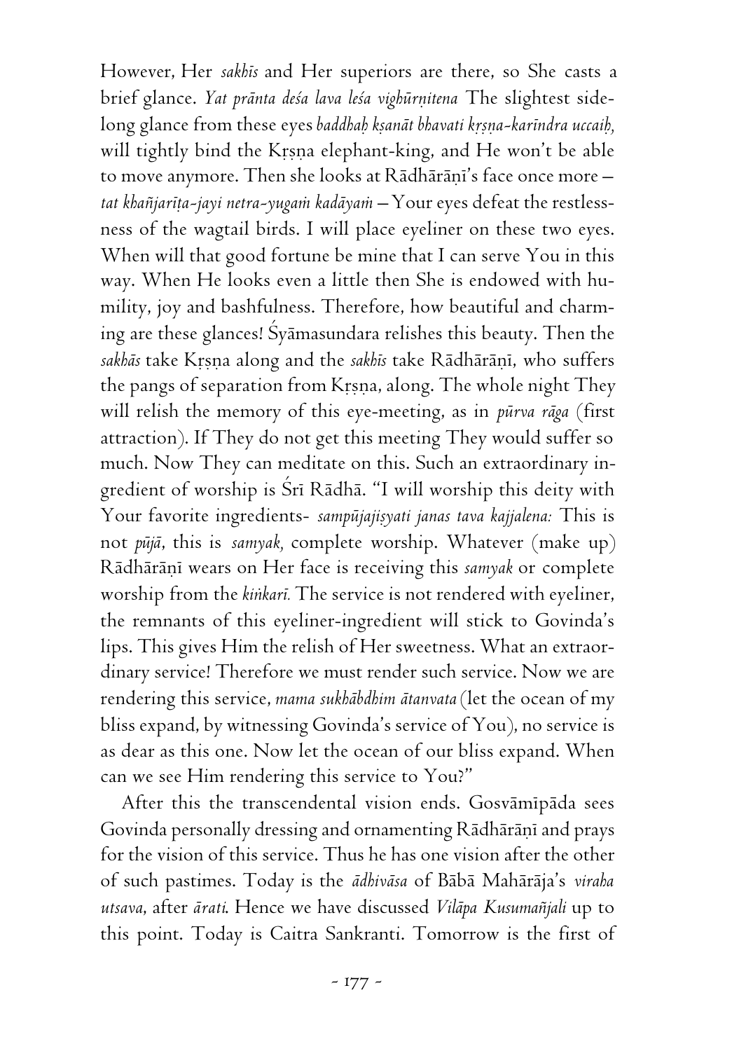However, Her *sakhīs* and Her superiors are there, so She casts a brief glance. *Yat prānta deśa lava leśa vighūrṇitena* The slightest side-long glance from these eyes *baddhaḥ kṣaṇāt bhavati kṛṣṇa-karīndra uccaiḥ,* will tightly bind the Kṛṣṇa elephant-king, and He won't be able to move anymore. Then she looks at Rādhārāṇī's face once more – *tat khañjarīṭa-jayi netra-yugaṁ kadāyaṁ* – Your eyes defeat the restlessness of the wagtail birds. I will place eyeliner on these two eyes. When will that good fortune be mine that I can serve You in this way. When He looks even a little then She is endowed with humility, joy and bashfulness. Therefore, how beautiful and charming are these glances! Śyāmasundara relishes this beauty. Then the *sakhās* take Kṛṣṇa along and the *sakhīs* take Rādhārāṇī, who suffers the pangs of separation from Kṛṣṇa, along. The whole night They will relish the memory of this eye-meeting, as in *pūrva rāga* (first attraction). If They do not get this meeting They would suffer so much. Now They can meditate on this. Such an extraordinary ingredient of worship is Śrī Rādhā. "I will worship this deity with Your favorite ingredients- *sampūjajiṣyati janas tava kajjalena:* This is not *pūjā*, this is *samyak,* complete worship. Whatever (make up) Rādhārāṇī wears on Her face is receiving this *samyak* or complete worship from the *kiṅkarī.* The service is not rendered with eyeliner, the remnants of this eyeliner-ingredient will stick to Govinda's lips. This gives Him the relish of Her sweetness. What an extraordinary service! Therefore we must render such service. Now we are rendering this service, *mama sukhābdhim ātanvata* (let the ocean of my bliss expand, by witnessing Govinda's service of You), no service is as dear as this one. Now let the ocean of our bliss expand. When can we see Him rendering this service to You?"

After this the transcendental vision ends. Gosvāmīpāda sees Govinda personally dressing and ornamenting Rādhārāṇī and prays for the vision of this service. Thus he has one vision after the other of such pastimes. Today is the *ādhivāsa* of Bābā Mahārāja's *viraha utsava,* after *ārati.* Hence we have discussed *Vilāpa Kusumañjali* up to this point. Today is Caitra Sankranti. Tomorrow is the first of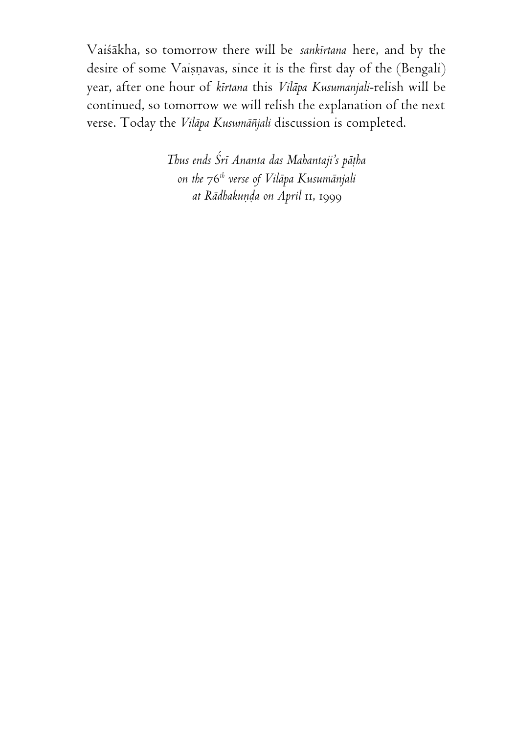Vaiśākha, so tomorrow there will be *sankīrtana* here, and by the desire of some Vaiṣṇavas, since it is the first day of the (Bengali) year, after one hour of *kīrtana* this *Vilāpa Kusumanjali*-relish will be continued, so tomorrow we will relish the explanation of the next verse. Today the *Vilāpa Kusumāñjali* discussion is completed.

*Thus ends Śrī Ananta das Mahantaji's pāṭha*
*on the 76th verse of Vilāpa Kusumānjali*
*at Rādhakuṇḍa on April 11, 1999*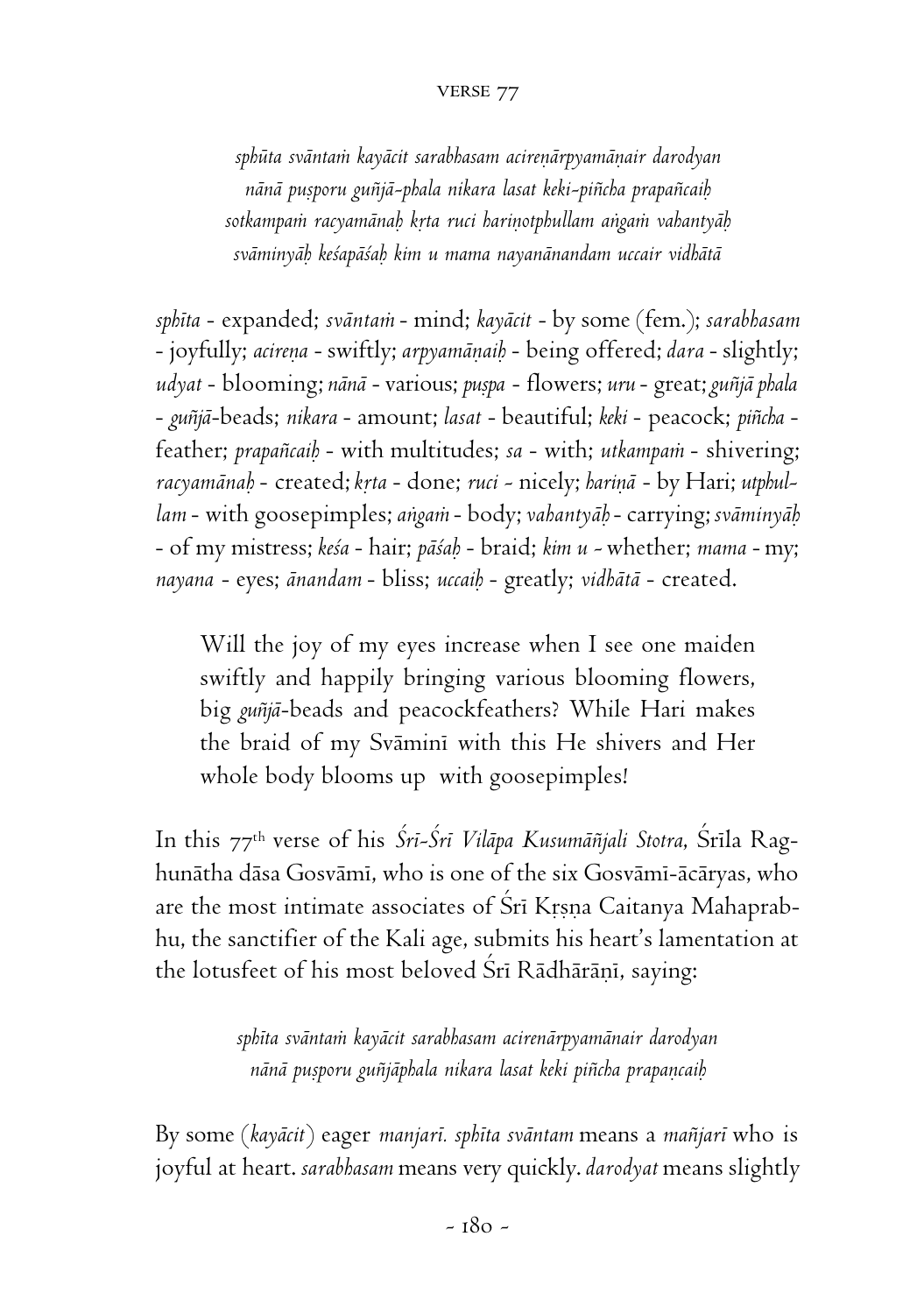*sphūta svāntaṁ kayācit sarabhasam acireṇārpyamāṇair darodyan*
*nānā puṣporu guñjā-phala nikara lasat keki-piñcha prapañcaiḥ*
*sotkampaṁ racyamānaḥ kṛta ruci hariṇotphullam aṅgaṁ vahantyāḥ*
*svāminyāḥ keśapāśaḥ kim u mama nayanānandam uccair vidhātā*

*sphīta* - expanded; *svāntaṁ* - mind; *kayācit* - by some (fem.); *sarabhasam* - joyfully; *acireṇa* - swiftly; *arpyamāṇaiḥ* - being offered; *dara* - slightly; *udyat* - blooming; *nānā* - various; *puṣpa* - flowers; *uru* - great; *guñjā phala* - *guñjā*-beads; *nikara* - amount; *lasat* - beautiful; *keki* - peacock; *piñcha* - feather; *prapañcaiḥ* - with multitudes; *sa* - with; *utkampaṁ* - shivering; *racyamānaḥ* - created; *kṛta* - done; *ruci* - nicely; *hariṇā* - by Hari; *utphullam* - with goosepimples; *aṅgaṁ* - body; *vahantyāḥ* - carrying; *svāminyāḥ* - of my mistress; *keśa* - hair; *pāśaḥ* - braid; *kim u* - whether; *mama* - my; *nayana* - eyes; *ānandam* - bliss; *uccaiḥ* - greatly; *vidhātā* - created.

> Will the joy of my eyes increase when I see one maiden swiftly and happily bringing various blooming flowers, big *guñjā*-beads and peacockfeathers? While Hari makes the braid of my Svāminī with this He shivers and Her whole body blooms up with goosepimples!

In this 77th verse of his *Śrī-Śrī Vilāpa Kusumāñjali Stotra*, Śrīla Raghunātha dāsa Gosvāmī, who is one of the six Gosvāmī-ācāryas, who are the most intimate associates of Śrī Kṛṣṇa Caitanya Mahaprabhu, the sanctifier of the Kali age, submits his heart's lamentation at the lotusfeet of his most beloved Śrī Rādhārāṇī, saying:

*sphīta svāntaṁ kayācit sarabhasam acirenārpyamānair darodyan*
*nānā puṣporu guñjāphala nikara lasat keki piñcha prapaṇcaiḥ*

By some (*kayācit*) eager *manjarī. sphīta svāntam* means a *mañjarī* who is joyful at heart. *sarabhasam* means very quickly. *darodyat* means slightly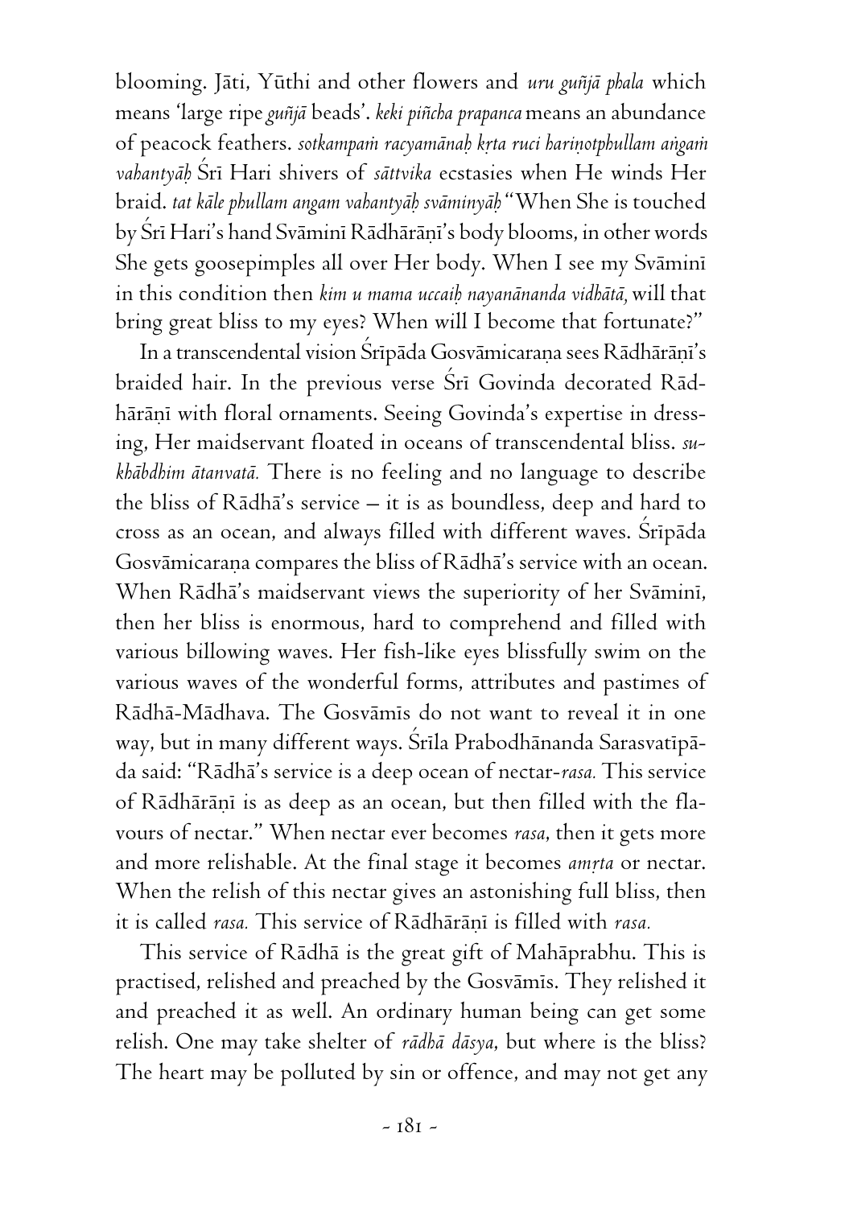blooming. Jāti, Yūthi and other flowers and *uru guñjā phala* which means 'large ripe *guñjā* beads'. *keki piñcha prapanca* means an abundance of peacock feathers. *sotkampaṁ racyamānaḥ kṛta ruci hariṇotphullam aṅgaṁ vahantyāḥ* Śrī Hari shivers of *sāttvika* ecstasies when He winds Her braid. *tat kāle phullam angam vahantyāḥ svāminyāḥ* "When She is touched by Śrī Hari's hand Svāminī Rādhārāṇī's body blooms, in other words She gets goosepimples all over Her body. When I see my Svāminī in this condition then *kim u mama uccaiḥ nayanānanda vidhātā,* will that bring great bliss to my eyes? When will I become that fortunate?"

In a transcendental vision Śrīpāda Gosvāmīcaraṇa sees Rādhārāṇī's braided hair. In the previous verse Śrī Govinda decorated Rādhārāṇī with floral ornaments. Seeing Govinda's expertise in dressing, Her maidservant floated in oceans of transcendental bliss. *sukhābdhim ātanvatā.* There is no feeling and no language to describe the bliss of Rādhā's service – it is as boundless, deep and hard to cross as an ocean, and always filled with different waves. Śrīpāda Gosvāmīcaraṇa compares the bliss of Rādhā's service with an ocean. When Rādhā's maidservant views the superiority of her Svāminī, then her bliss is enormous, hard to comprehend and filled with various billowing waves. Her fish-like eyes blissfully swim on the various waves of the wonderful forms, attributes and pastimes of Rādhā-Mādhava. The Gosvāmīs do not want to reveal it in one way, but in many different ways. Śrīla Prabodhānanda Sarasvatīpāda said: "Rādhā's service is a deep ocean of nectar-*rasa.* This service of Rādhārāṇī is as deep as an ocean, but then filled with the flavours of nectar." When nectar ever becomes *rasa*, then it gets more and more relishable. At the final stage it becomes *amṛta* or nectar. When the relish of this nectar gives an astonishing full bliss, then it is called *rasa.* This service of Rādhārāṇī is filled with *rasa.*

This service of Rādhā is the great gift of Mahāprabhu. This is practised, relished and preached by the Gosvāmīs. They relished it and preached it as well. An ordinary human being can get some relish. One may take shelter of *rādhā dāsya*, but where is the bliss? The heart may be polluted by sin or offence, and may not get any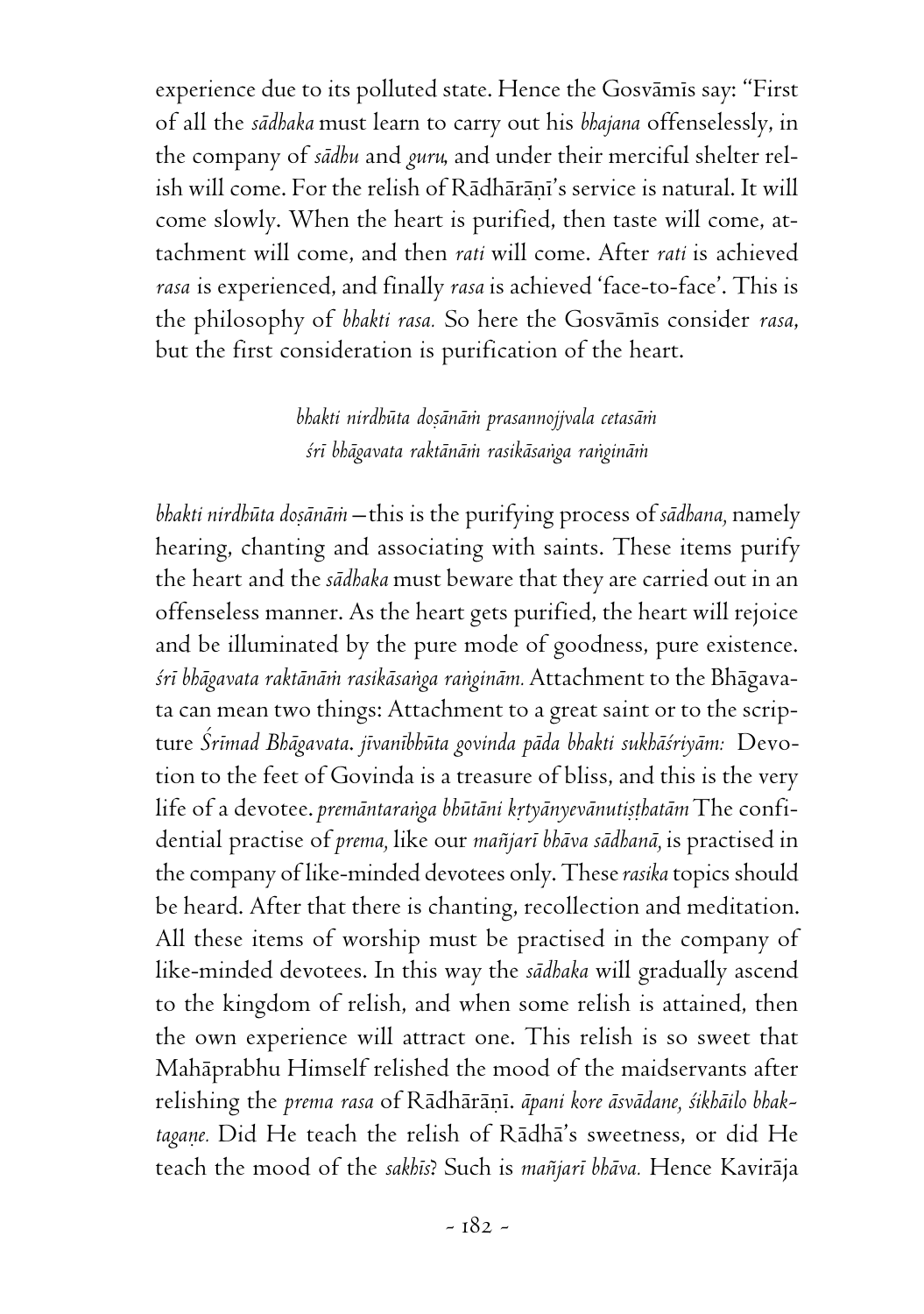experience due to its polluted state. Hence the Gosvāmīs say: "First of all the *sādhaka* must learn to carry out his *bhajana* offenselessly, in the company of *sādhu* and *guru*, and under their merciful shelter relish will come. For the relish of Rādhārāṇī's service is natural. It will come slowly. When the heart is purified, then taste will come, attachment will come, and then *rati* will come. After *rati* is achieved *rasa* is experienced, and finally *rasa* is achieved 'face-to-face'. This is the philosophy of *bhakti rasa.* So here the Gosvāmīs consider *rasa*, but the first consideration is purification of the heart.

*bhakti nirdhūta doṣānāṁ prasannojjvala cetasāṁ*
*śrī bhāgavata raktānāṁ rasikāsaṅga raṅgināṁ*

*bhakti nirdhūta doṣānāṁ* —this is the purifying process of *sādhana,* namely hearing, chanting and associating with saints. These items purify the heart and the *sādhaka* must beware that they are carried out in an offenseless manner. As the heart gets purified, the heart will rejoice and be illuminated by the pure mode of goodness, pure existence. *śrī bhāgavata raktānāṁ rasikāsaṅga raṅgināṁ.* Attachment to the Bhāgavata can mean two things: Attachment to a great saint or to the scripture *Śrīmad Bhāgavata*. *jīvanībhūta govinda pāda bhakti sukhāśriyām:* Devotion to the feet of Govinda is a treasure of bliss, and this is the very life of a devotee. *premāntaraṅga bhūtāni kṛtyānyevānutiṣṭhatām* The confidential practise of *prema,* like our *mañjarī bhāva sādhanā,* is practised in the company of like-minded devotees only. These *rasika* topics should be heard. After that there is chanting, recollection and meditation. All these items of worship must be practised in the company of like-minded devotees. In this way the *sādhaka* will gradually ascend to the kingdom of relish, and when some relish is attained, then the own experience will attract one. This relish is so sweet that Mahāprabhu Himself relished the mood of the maidservants after relishing the *prema rasa* of Rādhārāṇī. *āpani kore āsvādane, śikhāilo bhaktagaṇe.* Did He teach the relish of Rādhā's sweetness, or did He teach the mood of the *sakhīs*? Such is *mañjarī bhāva.* Hence Kavirāja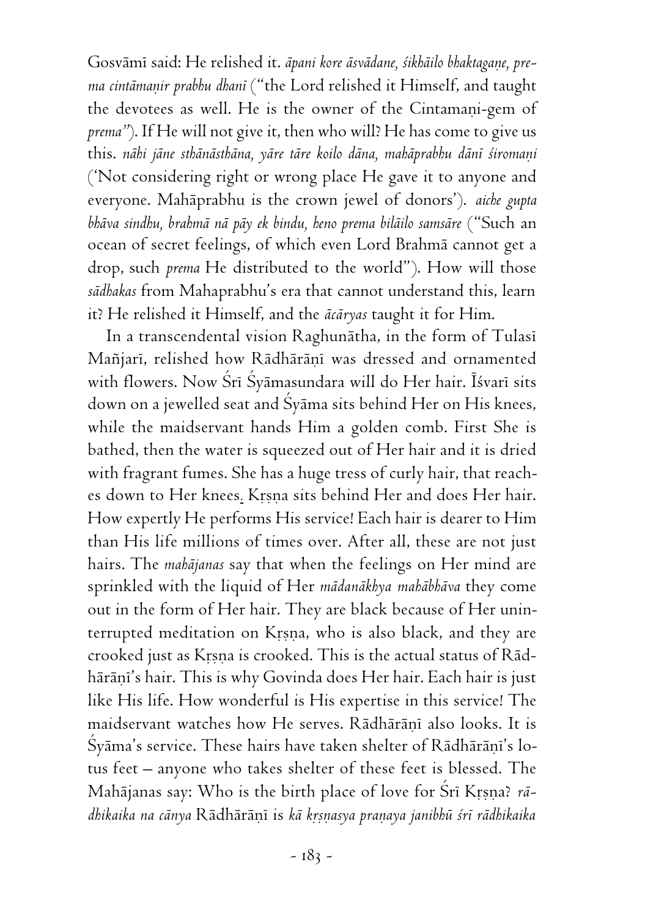Gosvāmī said: He relished it. *āpani kore āsvādane, śikhāilo bhaktagaṇe, prema cintāmaṇir prabhu dhanī* ("the Lord relished it Himself, and taught the devotees as well. He is the owner of the Cintamaṇi-gem of *prema*"). If He will not give it, then who will? He has come to give us this. *nāhi jāne sthānāsthāna, yāre tāre koilo dāna, mahāprabhu dānī śiromaṇi* ('Not considering right or wrong place He gave it to anyone and everyone. Mahāprabhu is the crown jewel of donors'). *aiche gupta bhāva sindhu, brahmā nā pāy ek bindu, heno prema bilāilo saṁsāre* ("Such an ocean of secret feelings, of which even Lord Brahmā cannot get a drop, such *prema* He distributed to the world"). How will those *sādhakas* from Mahaprabhu's era that cannot understand this, learn it? He relished it Himself, and the *ācāryas* taught it for Him.

In a transcendental vision Raghunātha, in the form of Tulasī Mañjarī, relished how Rādhārāṇī was dressed and ornamented with flowers. Now Śrī Śyāmasundara will do Her hair. Īśvarī sits down on a jewelled seat and Śyāma sits behind Her on His knees, while the maidservant hands Him a golden comb. First She is bathed, then the water is squeezed out of Her hair and it is dried with fragrant fumes. She has a huge tress of curly hair, that reaches down to Her knees. Kṛṣṇa sits behind Her and does Her hair. How expertly He performs His service! Each hair is dearer to Him than His life millions of times over. After all, these are not just hairs. The *mahājanas* say that when the feelings on Her mind are sprinkled with the liquid of Her *mādanākhya mahābhāva* they come out in the form of Her hair. They are black because of Her uninterrupted meditation on Kṛṣṇa, who is also black, and they are crooked just as Kṛṣṇa is crooked. This is the actual status of Rādhārāṇī's hair. This is why Govinda does Her hair. Each hair is just like His life. How wonderful is His expertise in this service! The maidservant watches how He serves. Rādhārāṇī also looks. It is Śyāma's service. These hairs have taken shelter of Rādhārāṇī's lotus feet – anyone who takes shelter of these feet is blessed. The Mahājanas say: Who is the birth place of love for Śrī Kṛṣṇa? *rādhikaika na cānya* Rādhārāṇī is *kā kṛṣṇasya praṇaya janibhū śrī rādhikaika*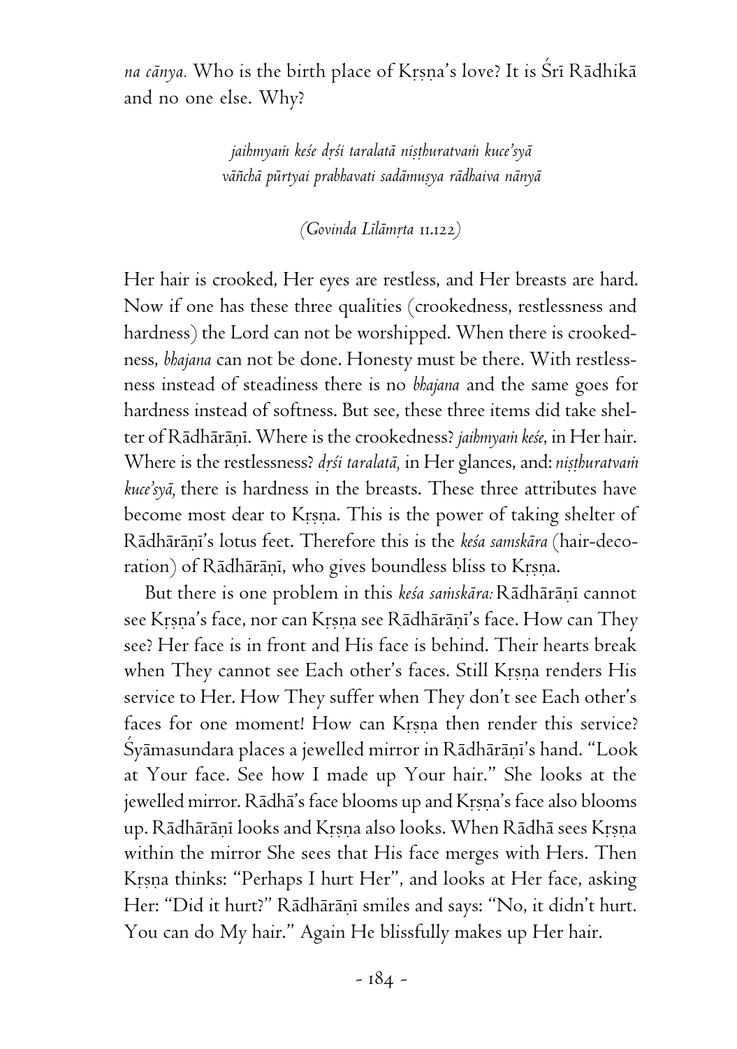*na cānya.* Who is the birth place of Kṛṣṇa's love? It is Śrī Rādhikā and no one else. Why?

> *jaihmyaṁ keśe dṛśi taralatā niṣṭhuratvaṁ kuce'syā*
> *vāñchā pūrtyai prabhavati sadāmuṣya rādhaiva nānyā*
>
> *(Govinda Līlāmṛta 11.122)*

Her hair is crooked, Her eyes are restless, and Her breasts are hard. Now if one has these three qualities (crookedness, restlessness and hardness) the Lord can not be worshipped. When there is crookedness, *bhajana* can not be done. Honesty must be there. With restlessness instead of steadiness there is no *bhajana* and the same goes for hardness instead of softness. But see, these three items did take shelter of Rādhārāṇī. Where is the crookedness? *jaihmyaṁ keśe,* in Her hair. Where is the restlessness? *dṛśi taralatā,* in Her glances, and: *niṣṭhuratvaṁ kuce'syā,* there is hardness in the breasts. These three attributes have become most dear to Kṛṣṇa. This is the power of taking shelter of Rādhārāṇī's lotus feet. Therefore this is the *keśa samskāra* (hair-decoration) of Rādhārāṇī, who gives boundless bliss to Kṛṣṇa.

But there is one problem in this *keśa saṁskāra:* Rādhārāṇī cannot see Kṛṣṇa's face, nor can Kṛṣṇa see Rādhārāṇī's face. How can They see? Her face is in front and His face is behind. Their hearts break when They cannot see Each other's faces. Still Kṛṣṇa renders His service to Her. How They suffer when They don't see Each other's faces for one moment! How can Kṛṣṇa then render this service? Śyāmasundara places a jewelled mirror in Rādhārāṇī's hand. "Look at Your face. See how I made up Your hair." She looks at the jewelled mirror. Rādhā's face blooms up and Kṛṣṇa's face also blooms up. Rādhārāṇī looks and Kṛṣṇa also looks. When Rādhā sees Kṛṣṇa within the mirror She sees that His face merges with Hers. Then Kṛṣṇa thinks: "Perhaps I hurt Her", and looks at Her face, asking Her: "Did it hurt?" Rādhārāṇī smiles and says: "No, it didn't hurt. You can do My hair." Again He blissfully makes up Her hair.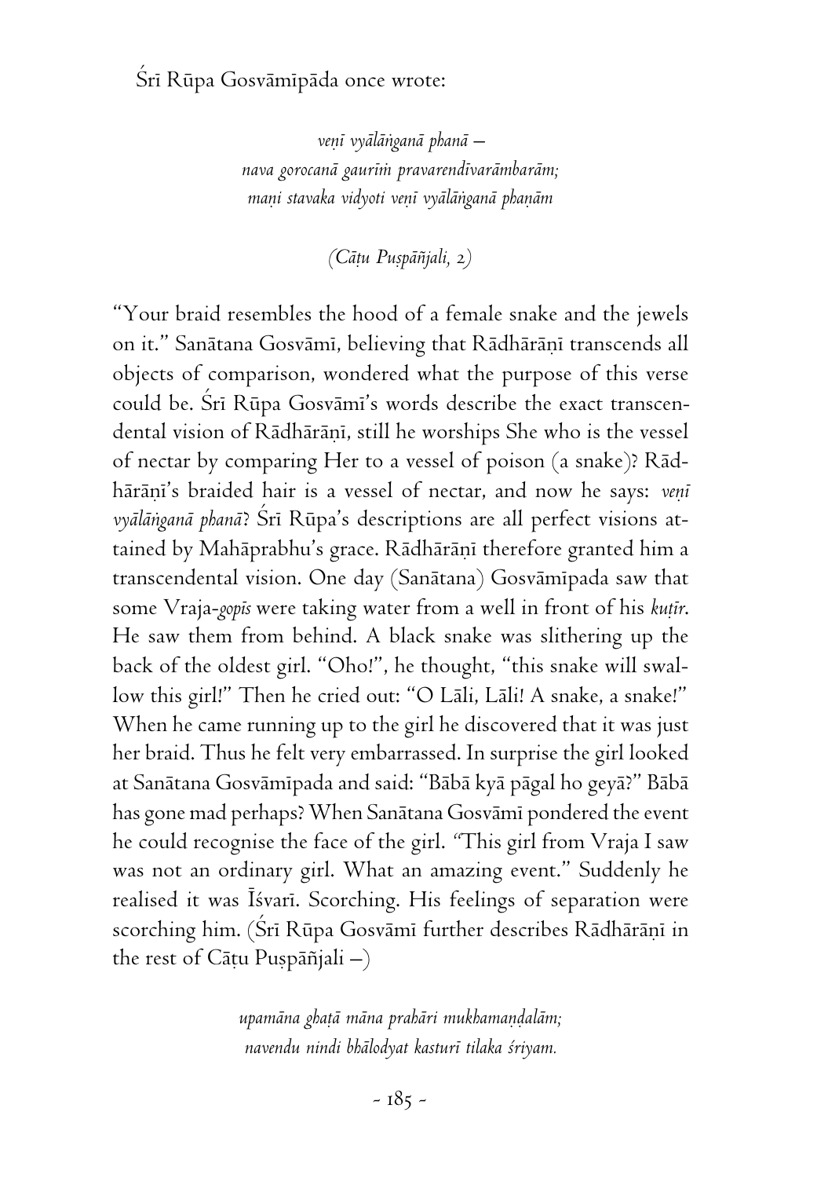Śrī Rūpa Gosvāmīpāda once wrote:

> *veṇī vyālāṅganā phanā –*
> *nava gorocanā gaurīṁ pravarendīvarāmbarām;*
> *maṇi stavaka vidyoti veṇī vyālāṅganā phaṇām*
>
> *(Cāṭu Puṣpāñjali, 2)*

"Your braid resembles the hood of a female snake and the jewels on it." Sanātana Gosvāmī, believing that Rādhārāṇī transcends all objects of comparison, wondered what the purpose of this verse could be. Śrī Rūpa Gosvāmī's words describe the exact transcendental vision of Rādhārāṇī, still he worships She who is the vessel of nectar by comparing Her to a vessel of poison (a snake)? Rādhārāṇī's braided hair is a vessel of nectar, and now he says: *veṇī vyālāṅganā phanā*? Śrī Rūpa's descriptions are all perfect visions attained by Mahāprabhu's grace. Rādhārāṇī therefore granted him a transcendental vision. One day (Sanātana) Gosvāmīpada saw that some Vraja-*gopīs* were taking water from a well in front of his *kuṭīr*. He saw them from behind. A black snake was slithering up the back of the oldest girl. "Oho!", he thought, "this snake will swallow this girl!" Then he cried out: "O Lāli, Lāli! A snake, a snake!" When he came running up to the girl he discovered that it was just her braid. Thus he felt very embarrassed. In surprise the girl looked at Sanātana Gosvāmīpada and said: "Bābā kyā pāgal ho geyā?" Bābā has gone mad perhaps? When Sanātana Gosvāmī pondered the event he could recognise the face of the girl. "This girl from Vraja I saw was not an ordinary girl. What an amazing event." Suddenly he realised it was Īśvarī. Scorching. His feelings of separation were scorching him. (Śrī Rūpa Gosvāmī further describes Rādhārāṇī in the rest of Cāṭu Puṣpāñjali –)

> *upamāna ghaṭā māna prahāri mukhamaṇḍalām;*
> *navendu nindi bhālodyat kasturī tilaka śriyam.*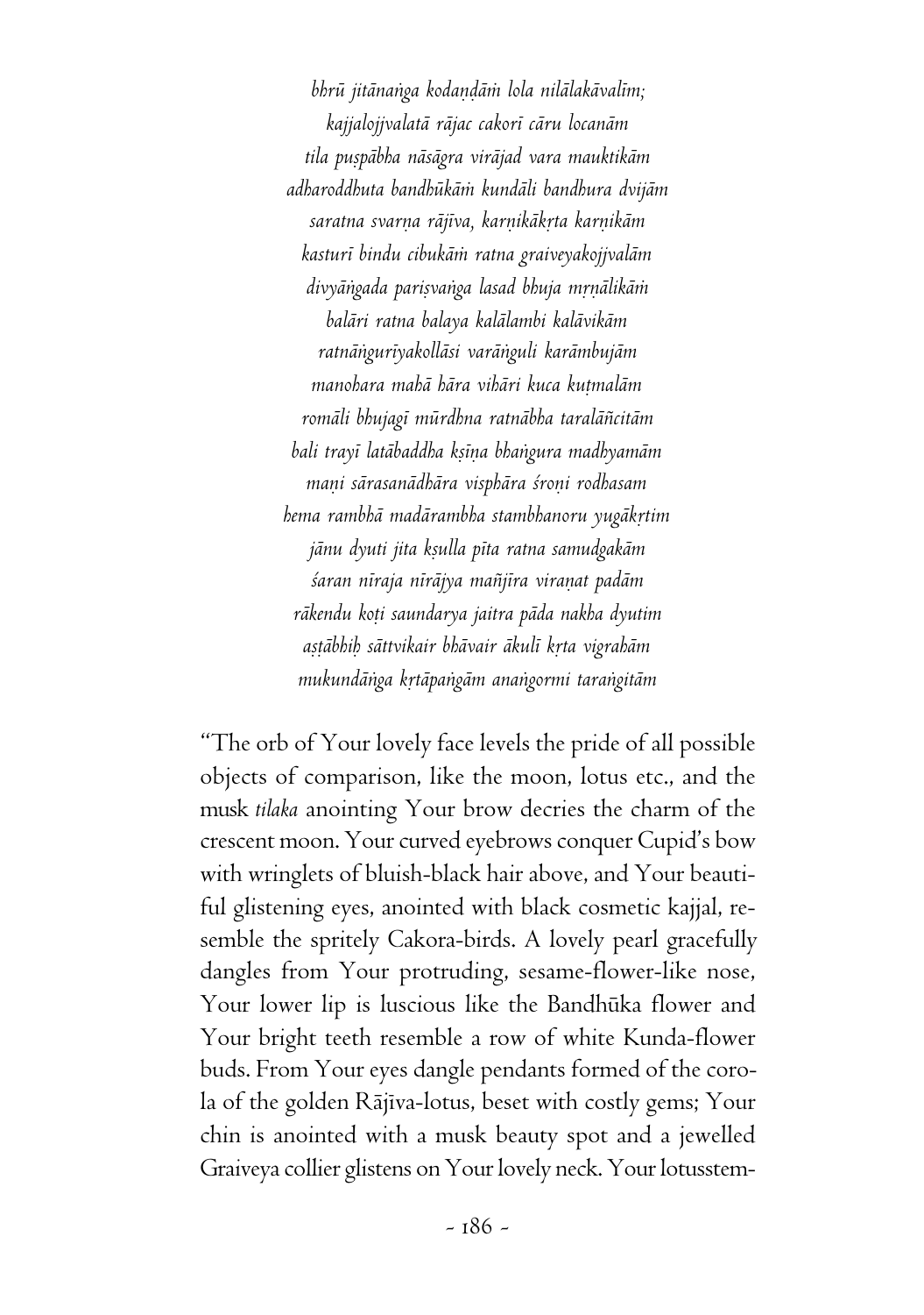*bhrū jitānaṅga kodaṇḍāṁ lola nilālakāvalīm;*
*kajjalojjvalatā rājac cakorī cāru locanām*
*tila puṣpābha nāsāgra virājad vara mauktikām*
*adharoddhuta bandhūkāṁ kundāli bandhura dvijām*
*saratna svarṇa rājīva, karṇikākṛta karṇikām*
*kasturī bindu cibukāṁ ratna graiveyakojjvalām*
*divyāṅgada pariṣvaṅga lasad bhuja mṛṇālikāṁ*
*balāri ratna balaya kalālambi kalāvikām*
*ratnāṅgurīyakollāsi varāṅguli karāmbujām*
*manohara mahā hāra vihāri kuca kuṭmalām*
*romāli bhujagī mūrdhna ratnābha taralāñcitām*
*bali trayī latābaddha kṣīṇa bhaṅgura madhyamām*
*maṇi sārasanādhāra visphāra śroṇi rodhasam*
*hema rambhā madārambha stambhanoru yugākṛtim*
*jānu dyuti jita kṣulla pīta ratna samudgakām*
*śaran nīraja nīrājya mañjīra viraṇat padām*
*rākendu koṭi saundarya jaitra pāda nakha dyutim*
*aṣṭābhiḥ sāttvikair bhāvair ākulī kṛta vigrahām*
*mukundāṅga kṛtāpaṅgām anaṅgormi taraṅgitām*

"The orb of Your lovely face levels the pride of all possible objects of comparison, like the moon, lotus etc., and the musk *tilaka* anointing Your brow decries the charm of the crescent moon. Your curved eyebrows conquer Cupid's bow with wringlets of bluish-black hair above, and Your beautiful glistening eyes, anointed with black cosmetic kajjal, resemble the spritely Cakora-birds. A lovely pearl gracefully dangles from Your protruding, sesame-flower-like nose, Your lower lip is luscious like the Bandhūka flower and Your bright teeth resemble a row of white Kunda-flower buds. From Your eyes dangle pendants formed of the corola of the golden Rājīva-lotus, beset with costly gems; Your chin is anointed with a musk beauty spot and a jewelled Graiveya collier glistens on Your lovely neck. Your lotusstem-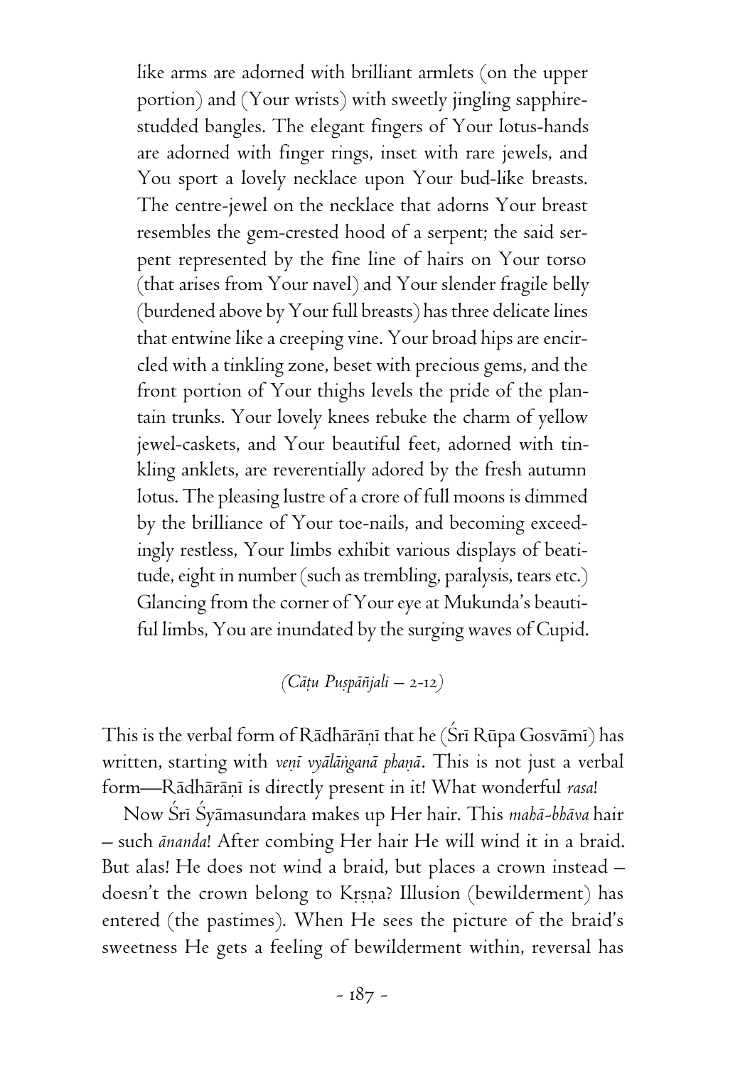like arms are adorned with brilliant armlets (on the upper portion) and (Your wrists) with sweetly jingling sapphire-studded bangles. The elegant fingers of Your lotus-hands are adorned with finger rings, inset with rare jewels, and You sport a lovely necklace upon Your bud-like breasts. The centre-jewel on the necklace that adorns Your breast resembles the gem-crested hood of a serpent; the said serpent represented by the fine line of hairs on Your torso (that arises from Your navel) and Your slender fragile belly (burdened above by Your full breasts) has three delicate lines that entwine like a creeping vine. Your broad hips are encircled with a tinkling zone, beset with precious gems, and the front portion of Your thighs levels the pride of the plantain trunks. Your lovely knees rebuke the charm of yellow jewel-caskets, and Your beautiful feet, adorned with tinkling anklets, are reverentially adored by the fresh autumn lotus. The pleasing lustre of a crore of full moons is dimmed by the brilliance of Your toe-nails, and becoming exceedingly restless, Your limbs exhibit various displays of beatitude, eight in number (such as trembling, paralysis, tears etc.) Glancing from the corner of Your eye at Mukunda's beautiful limbs, You are inundated by the surging waves of Cupid.

*(Cāṭu Puṣpāñjali – 2-12)*

This is the verbal form of Rādhārāṇī that he (Śrī Rūpa Gosvāmī) has written, starting with *veṇī vyālāṅganā phaṇā*. This is not just a verbal form—Rādhārāṇī is directly present in it! What wonderful *rasa*!

Now Śrī Śyāmasundara makes up Her hair. This *mahā-bhāva* hair – such *ānanda*! After combing Her hair He will wind it in a braid. But alas! He does not wind a braid, but places a crown instead – doesn't the crown belong to Kṛṣṇa? Illusion (bewilderment) has entered (the pastimes). When He sees the picture of the braid's sweetness He gets a feeling of bewilderment within, reversal has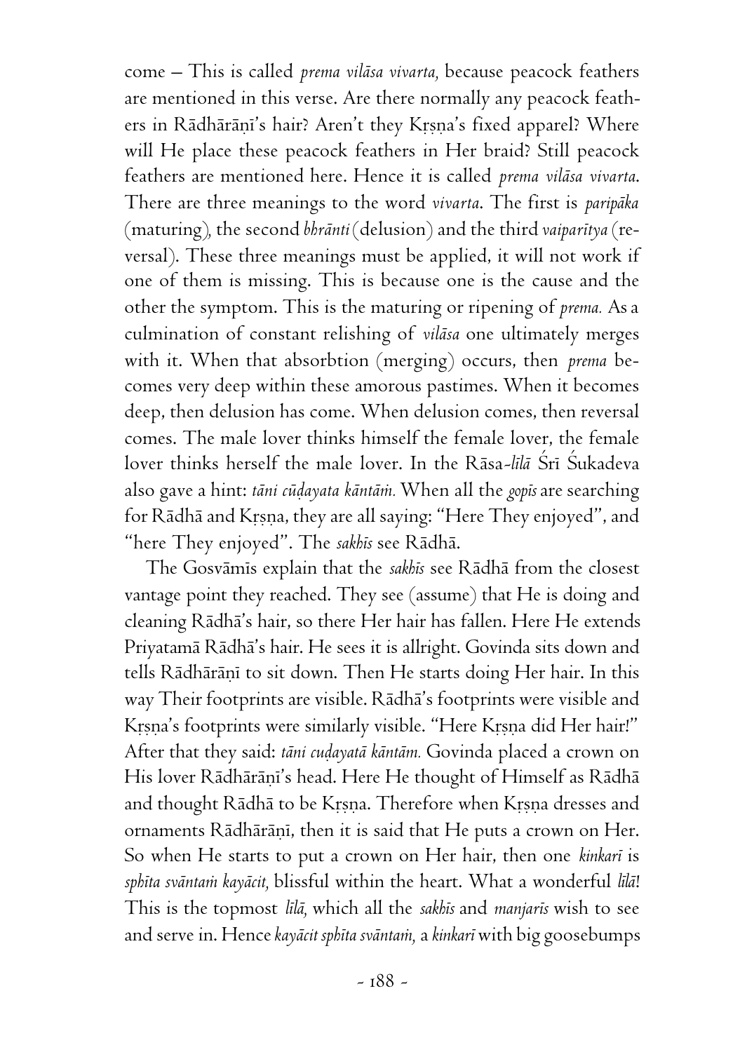come – This is called *prema vilāsa vivarta,* because peacock feathers are mentioned in this verse. Are there normally any peacock feathers in Rādhārāṇī's hair? Aren't they Kṛṣṇa's fixed apparel? Where will He place these peacock feathers in Her braid? Still peacock feathers are mentioned here. Hence it is called *prema vilāsa vivarta*. There are three meanings to the word *vivarta*. The first is *paripāka* (maturing), the second *bhrānti* (delusion) and the third *vaiparītya* (reversal). These three meanings must be applied, it will not work if one of them is missing. This is because one is the cause and the other the symptom. This is the maturing or ripening of *prema.* As a culmination of constant relishing of *vilāsa* one ultimately merges with it. When that absorbtion (merging) occurs, then *prema* becomes very deep within these amorous pastimes. When it becomes deep, then delusion has come. When delusion comes, then reversal comes. The male lover thinks himself the female lover, the female lover thinks herself the male lover. In the Rāsa-*līlā* Śrī Śukadeva also gave a hint: *tāni cūḍayata kāntāṁ.* When all the *gopīs* are searching for Rādhā and Kṛṣṇa, they are all saying: "Here They enjoyed", and "here They enjoyed". The *sakhīs* see Rādhā.

The Gosvāmīs explain that the *sakhīs* see Rādhā from the closest vantage point they reached. They see (assume) that He is doing and cleaning Rādhā's hair, so there Her hair has fallen. Here He extends Priyatamā Rādhā's hair. He sees it is allright. Govinda sits down and tells Rādhārāṇī to sit down. Then He starts doing Her hair. In this way Their footprints are visible. Rādhā's footprints were visible and Kṛṣṇa's footprints were similarly visible. "Here Kṛṣṇa did Her hair!" After that they said: *tāni cuḍayatā kāntām.* Govinda placed a crown on His lover Rādhārāṇī's head. Here He thought of Himself as Rādhā and thought Rādhā to be Kṛṣṇa. Therefore when Kṛṣṇa dresses and ornaments Rādhārāṇī, then it is said that He puts a crown on Her. So when He starts to put a crown on Her hair, then one *kinkarī* is *sphīta svāntaṁ kayācit,* blissful within the heart. What a wonderful *līlā*! This is the topmost *līlā,* which all the *sakhīs* and *manjarīs* wish to see and serve in. Hence *kayācit sphīta svāntaṁ,* a *kinkarī* with big goosebumps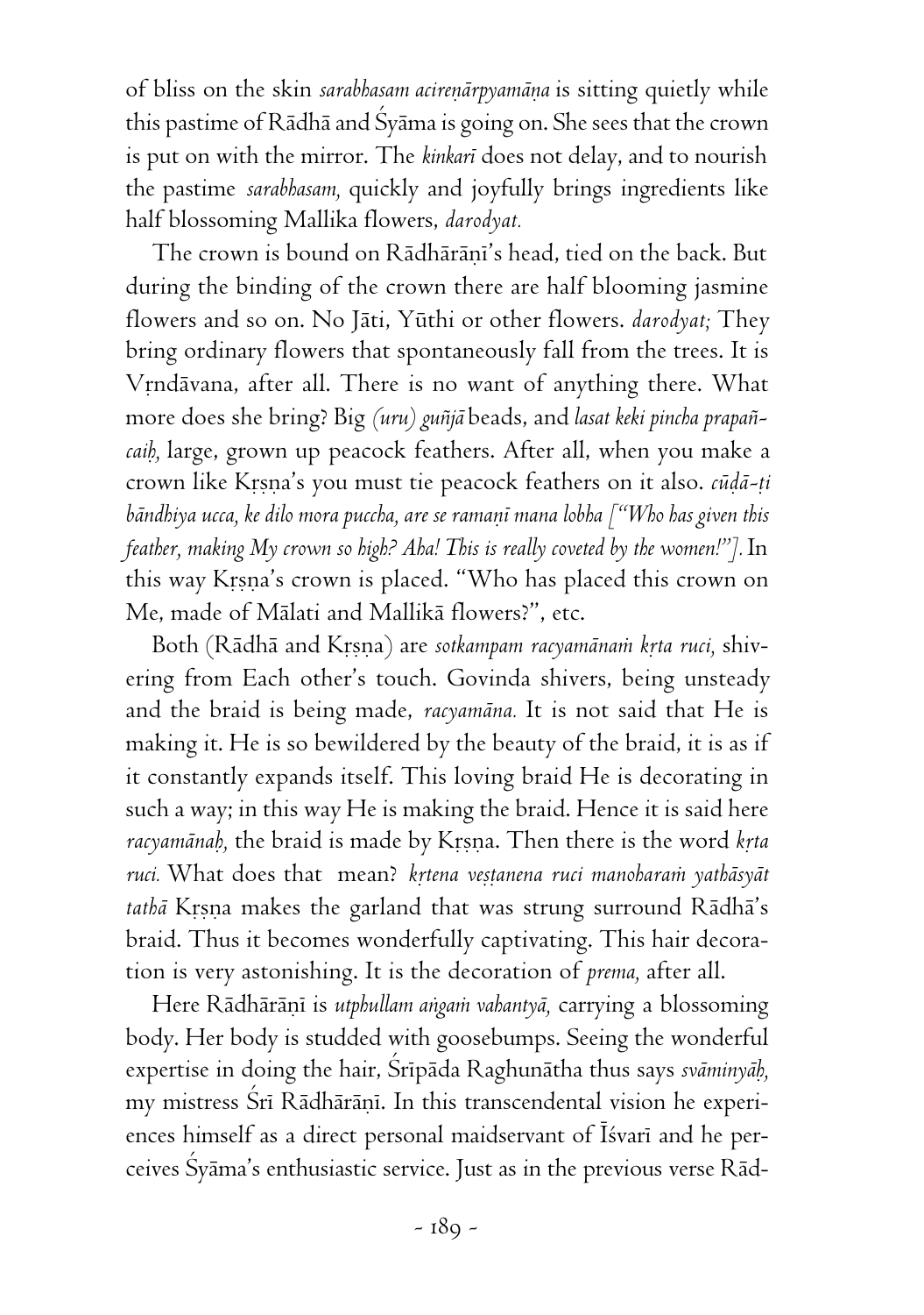of bliss on the skin *sarabhasam acireṇārpyamāṇa* is sitting quietly while this pastime of Rādhā and Śyāma is going on. She sees that the crown is put on with the mirror. The *kinkarī* does not delay, and to nourish the pastime *sarabhasam,* quickly and joyfully brings ingredients like half blossoming Mallika flowers, *darodyat.*

The crown is bound on Rādhārāṇī's head, tied on the back. But during the binding of the crown there are half blooming jasmine flowers and so on. No Jāti, Yūthi or other flowers. *darodyat;* They bring ordinary flowers that spontaneously fall from the trees. It is Vṛndāvana, after all. There is no want of anything there. What more does she bring? Big *(uru) guñjā* beads, and *lasat keki pincha prapañcaiḥ,* large, grown up peacock feathers. After all, when you make a crown like Kṛṣṇa's you must tie peacock feathers on it also. *cūḍā-ṭi bāndhiya ucca, ke dilo mora puccha, are se ramaṇī mana lobha ["Who has given this feather, making My crown so high? Aha! This is really coveted by the women!"].* In this way Kṛṣṇa's crown is placed. "Who has placed this crown on Me, made of Mālati and Mallikā flowers?", etc.

Both (Rādhā and Kṛṣṇa) are *sotkampam racyamānaṁ kṛta ruci,* shivering from Each other's touch. Govinda shivers, being unsteady and the braid is being made, *racyamāna.* It is not said that He is making it. He is so bewildered by the beauty of the braid, it is as if it constantly expands itself. This loving braid He is decorating in such a way; in this way He is making the braid. Hence it is said here *racyamānaḥ,* the braid is made by Kṛṣṇa. Then there is the word *kṛta ruci.* What does that mean? *kṛtena veṣṭanena ruci manoharaṁ yathāsyāt tathā* Kṛṣṇa makes the garland that was strung surround Rādhā's braid. Thus it becomes wonderfully captivating. This hair decoration is very astonishing. It is the decoration of *prema,* after all.

Here Rādhārāṇī is *utphullam aṅgaṁ vahantyā,* carrying a blossoming body. Her body is studded with goosebumps. Seeing the wonderful expertise in doing the hair, Śrīpāda Raghunātha thus says *svāminyāḥ,* my mistress Śrī Rādhārāṇī. In this transcendental vision he experiences himself as a direct personal maidservant of Īśvarī and he perceives Śyāma's enthusiastic service. Just as in the previous verse Rād-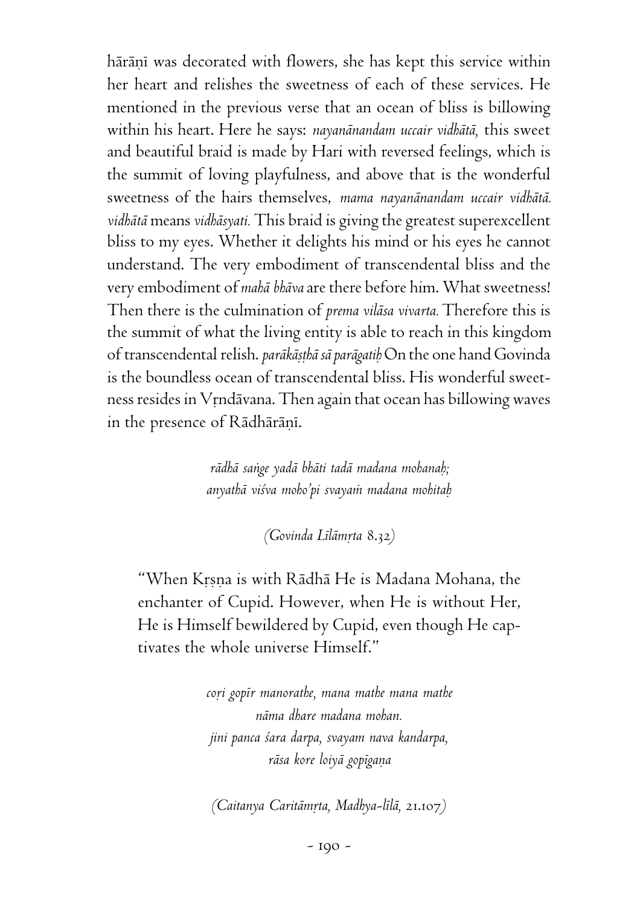hārāṇī was decorated with flowers, she has kept this service within her heart and relishes the sweetness of each of these services. He mentioned in the previous verse that an ocean of bliss is billowing within his heart. Here he says: *nayanānandam uccair vidhātā,* this sweet and beautiful braid is made by Hari with reversed feelings, which is the summit of loving playfulness, and above that is the wonderful sweetness of the hairs themselves, *mama nayanānandam uccair vidhātā. vidhātā* means *vidhāsyati.* This braid is giving the greatest superexcellent bliss to my eyes. Whether it delights his mind or his eyes he cannot understand. The very embodiment of transcendental bliss and the very embodiment of *mahā bhāva* are there before him. What sweetness! Then there is the culmination of *prema vilāsa vivarta.* Therefore this is the summit of what the living entity is able to reach in this kingdom of transcendental relish. *parākāṣṭhā sā parāgatiḥ* On the one hand Govinda is the boundless ocean of transcendental bliss. His wonderful sweetness resides in Vṛndāvana. Then again that ocean has billowing waves in the presence of Rādhārāṇī.

> *rādhā saṅge yadā bhāti tadā madana mohanaḥ;*
> *anyathā viśva moho'pi svayaṁ madana mohitaḥ*
>
> *(Govinda Līlāmṛta 8.32)*

"When Kṛṣṇa is with Rādhā He is Madana Mohana, the enchanter of Cupid. However, when He is without Her, He is Himself bewildered by Cupid, even though He captivates the whole universe Himself."

> *coṛi gopīr manorathe, mana mathe mana mathe*
> *nāma dhare madana mohan.*
> *jini panca śara darpa, svayam nava kandarpa,*
> *rāsa kore loiyā gopīgaṇa*
>
> *(Caitanya Caritāmṛta, Madhya-līlā, 21.107)*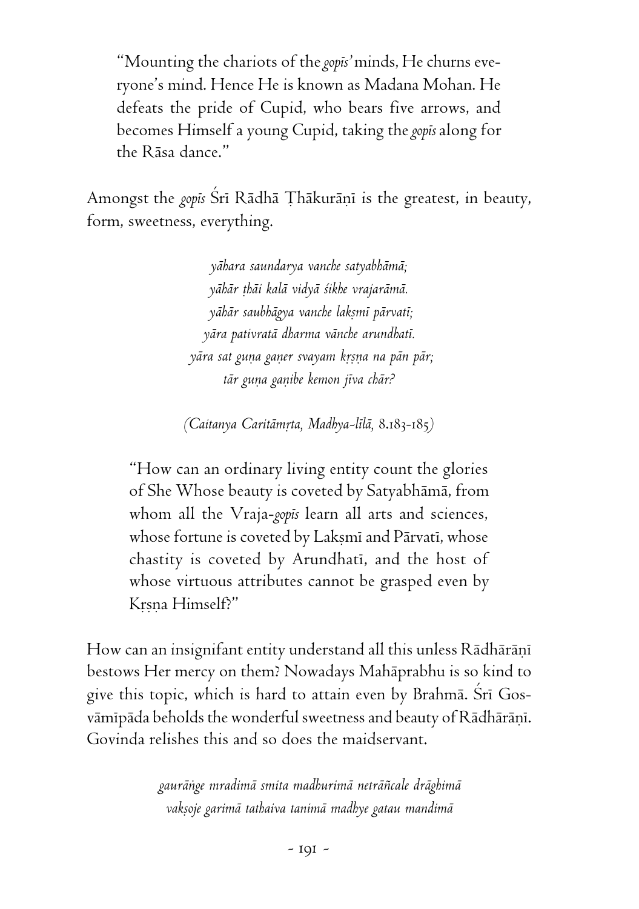> "Mounting the chariots of the *gopīs'* minds, He churns everyone's mind. Hence He is known as Madana Mohan. He defeats the pride of Cupid, who bears five arrows, and becomes Himself a young Cupid, taking the *gopīs* along for the Rāsa dance."

Amongst the *gopīs* Śrī Rādhā Ṭhākurāṇī is the greatest, in beauty, form, sweetness, everything.

> *yāhara saundarya vanche satyabhāmā;*
> *yāhār ṭhāi kalā vidyā śikhe vrajarāmā.*
> *yāhār saubhāgya vanche lakṣmī pārvatī;*
> *yāra pativratā dharma vānche arundhatī.*
> *yāra sat guṇa gaṇer svayam kṛṣṇa na pān pār;*
> *tār guṇa gaṇibe kemon jīva chār?*
>
> *(Caitanya Caritāmṛta, Madhya-līlā,* 8.183-185)

> "How can an ordinary living entity count the glories of She Whose beauty is coveted by Satyabhāmā, from whom all the Vraja-*gopīs* learn all arts and sciences, whose fortune is coveted by Lakṣmī and Pārvatī, whose chastity is coveted by Arundhatī, and the host of whose virtuous attributes cannot be grasped even by Kṛṣṇa Himself?"

How can an insignifant entity understand all this unless Rādhārāṇī bestows Her mercy on them? Nowadays Mahāprabhu is so kind to give this topic, which is hard to attain even by Brahmā. Śrī Gosvāmīpāda beholds the wonderful sweetness and beauty of Rādhārāṇī. Govinda relishes this and so does the maidservant.

> *gaurāṅge mradimā smita madhurimā netrāñcale drāghimā*
> *vakṣoje garimā tathaiva tanimā madhye gatau mandimā*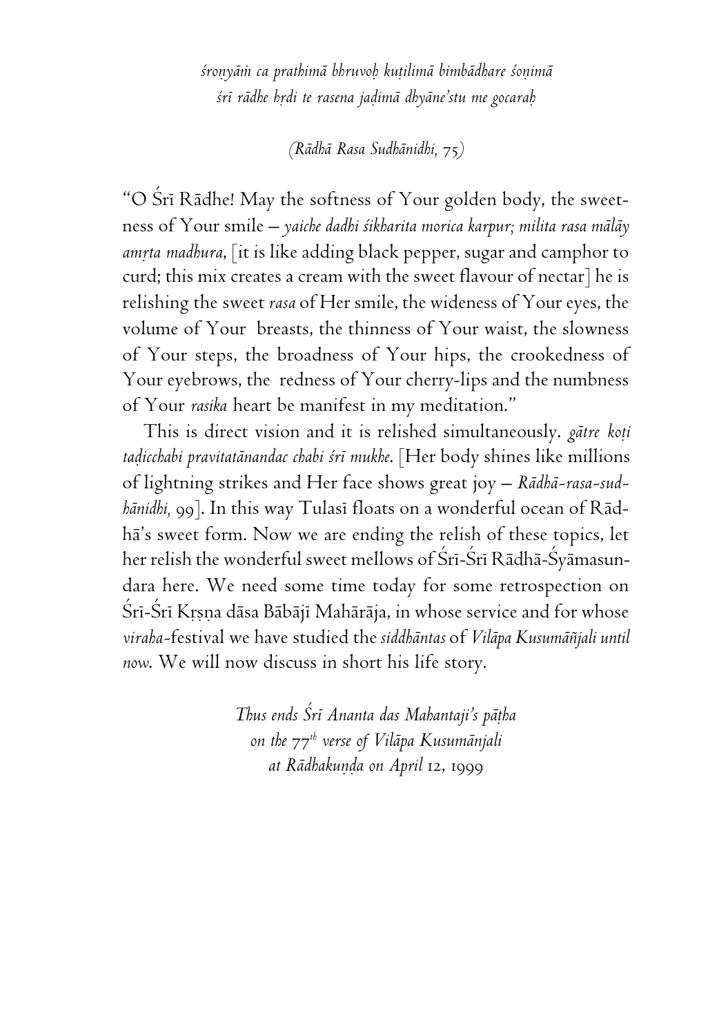*śroṇyāṁ ca prathimā bhruvoḥ kuṭilimā bimbādhare śoṇimā*
*śrī rādhe hṛdi te rasena jaḍimā dhyāne'stu me gocaraḥ*

*(Rādhā Rasa Sudhānidhi, 75)*

"O Śrī Rādhe! May the softness of Your golden body, the sweetness of Your smile – *yaiche dadhi śikharita morica karpur; milita rasa mālāy amṛta madhura,* [it is like adding black pepper, sugar and camphor to curd; this mix creates a cream with the sweet flavour of nectar] he is relishing the sweet *rasa* of Her smile, the wideness of Your eyes, the volume of Your breasts, the thinness of Your waist, the slowness of Your steps, the broadness of Your hips, the crookedness of Your eyebrows, the redness of Your cherry-lips and the numbness of Your *rasika* heart be manifest in my meditation."

This is direct vision and it is relished simultaneously. *gātre koṭi taḍicchabi pravitatānandac chabi śrī mukhe*. [Her body shines like millions of lightning strikes and Her face shows great joy – *Rādhā-rasa-sudhānidhi,* 99]. In this way Tulasī floats on a wonderful ocean of Rādhā's sweet form. Now we are ending the relish of these topics, let her relish the wonderful sweet mellows of Śrī-Śrī Rādhā-Śyāmasundara here. We need some time today for some retrospection on Śrī-Śrī Kṛṣṇa dāsa Bābājī Mahārāja, in whose service and for whose *viraha*-festival we have studied the *siddhāntas* of *Vilāpa Kusumāñjali until now*. We will now discuss in short his life story.

*Thus ends Śrī Ananta das Mahantaji's pāṭha*
*on the 77th verse of Vilāpa Kusumānjali*
*at Rādhakuṇḍa on April 12, 1999*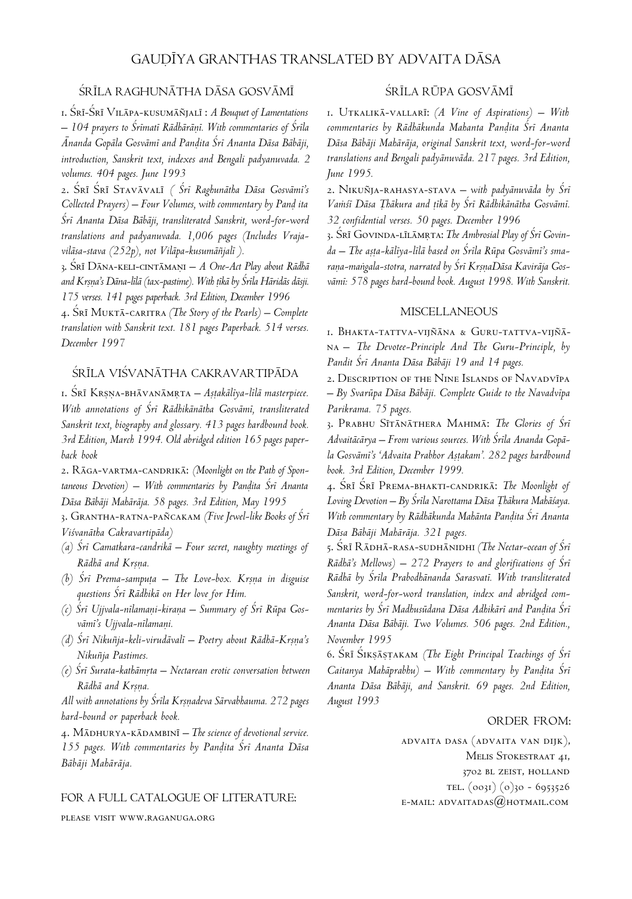# GAUḌĪYA GRANTHAS TRANSLATED BY ADVAITA DĀSA

## ŚRĪLA RAGHUNĀTHA DĀSA GOSVĀMĪ

1. Śrī-Śrī Vilāpa-kusumāñjalī : *A Bouquet of Lamentations – 104 prayers to Śrīmatī Rādhārāṇī. With commentaries of Śrīla Ānanda Gopāla Gosvāmī and Paṇḍita Śrī Ananta Dāsa Bābāji, introduction, Sanskrit text, indexes and Bengali padyanuvada. 2 volumes. 404 pages. June 1993*

2. Śrī Śrī Stavāvalī *( Śrī Raghunātha Dāsa Gosvāmī's Collected Prayers) – Four Volumes, with commentary by Paṇḍ ita Śrī Ananta Dāsa Bābāji, transliterated Sanskrit, word-for-word translations and padyanuvada. 1,006 pages (Includes Vraja-vilāsa-stava (252p), not Vilāpa-kusumāñjalī ).*

3. Śrī Dāna-keli-cintāmaṇi – *A One-Act Play about Rādhā and Kṛṣṇa's Dāna-līlā (tax-pastime). With ṭīkā by Śrīla Hāridās dāsji. 175 verses. 141 pages paperback. 3rd Edition, December 1996*

4. Śrī Muktā-caritra *(The Story of the Pearls) – Complete translation with Sanskrit text. 181 pages Paperback. 514 verses. December 1997*

## ŚRĪLA VIŚVANĀTHA CAKRAVARTIPĀDA

1. Śrī Kṛṣṇa-bhāvanāmṛta – *Aṣṭakālīya-līlā masterpiece. With annotations of Śrī Rādhikānātha Gosvāmī, transliterated Sanskrit text, biography and glossary. 413 pages hardbound book. 3rd Edition, March 1994. Old abridged edition 165 pages paperback book*

2. Rāga-vartma-candrikā: *(Moonlight on the Path of Spontaneous Devotion) – With commentaries by Paṇḍita Śrī Ananta Dāsa Bābāji Mahārāja. 58 pages. 3rd Edition, May 1995*

3. Grantha-ratna-pañcakam *(Five Jewel-like Books of Śrī Viśvanātha Cakravartipāda)*

*(a) Śrī Camatkara-candrikā – Four secret, naughty meetings of Rādhā and Kṛṣṇa.*

*(b) Śrī Prema-sampuṭa – The Love-box. Kṛṣṇa in disguise questions Śrī Rādhikā on Her love for Him.*

*(c) Śrī Ujjvala-nīlamaṇi-kiraṇa – Summary of Śrī Rūpa Gosvāmī's Ujjvala-nīlamaṇi.*

*(d) Śrī Nikuñja-keli-virudāvalī – Poetry about Rādhā-Kṛṣṇa's Nikuñja Pastimes.*

*(e) Śrī Surata-kathāmṛta – Nectarean erotic conversation between Rādhā and Kṛṣṇa.*

*All with annotations by Śrīla Kṛṣṇadeva Sārvabhauma. 272 pages hard-bound or paperback book.*

4. Mādhurya-kādambinī – *The science of devotional service. 155 pages. With commentaries by Paṇḍita Śrī Ananta Dāsa Bābāji Mahārāja.*

## FOR A FULL CATALOGUE OF LITERATURE:

please visit www.raganuga.org

## ŚRĪLA RŪPA GOSVĀMĪ

1. Utkalikā-vallarī: *(A Vine of Aspirations) – With commentaries by Rādhākunda Mahanta Paṇḍita Śrī Ananta Dāsa Bābāji Mahārāja, original Sanskrit text, word-for-word translations and Bengali padyānuvāda. 217 pages. 3rd Edition, June 1995.*

2. Nikuñja-rahasya-stava – *with padyānuvāda by Śrī Vaṁśī Dāsa Ṭhākura and ṭīkā by Śrī Rādhikānātha Gosvāmī. 32 confidential verses. 50 pages. December 1996*

3. Śrī Govinda-līlāmṛta: *The Ambrosial Play of Śrī Govinda – The aṣṭa-kālīya-līlā based on Śrīla Rūpa Gosvāmī's smaraṇa-maṅgala-stotra, narrated by Śrī KṛṣṇaDāsa Kavirāja Gosvāmī: 578 pages hard-bound book. August 1998. With Sanskrit.*

## MISCELLANEOUS

1. Bhakta-tattva-vijñāna & Guru-tattva-vijñāna – *The Devotee-Principle And The Guru-Principle, by Pandit Śrī Ananta Dāsa Bābāji 19 and 14 pages.*

2. Description of the Nine Islands of Navadvīpa – *By Svarūpa Dāsa Bābāji. Complete Guide to the Navadvīpa Parikrama. 75 pages.*

3. Prabhu Sītānāthera Mahimā: *The Glories of Śrī Advaitācārya – From various sources. With Śrīla Ananda Gopāla Gosvāmī's 'Advaita Prabhor Aṣṭakam'. 282 pages hardbound book. 3rd Edition, December 1999.*

4. Śrī Śrī Prema-bhakti-candrikā: *The Moonlight of Loving Devotion – By Śrīla Narottama Dāsa Ṭhākura Mahāśaya. With commentary by Rādhākunda Mahānta Paṇḍita Śrī Ananta Dāsa Bābāji Mahārāja. 321 pages.*

5. Śrī Rādhā-rasa-sudhānidhi *(The Nectar-ocean of Śrī Rādhā's Mellows) – 272 Prayers to and glorifications of Śrī Rādhā by Śrīla Prabodhānanda Sarasvatī. With transliterated Sanskrit, word-for-word translation, index and abridged commentaries by Śrī Madhusūdana Dāsa Adhikārī and Paṇḍita Śrī Ananta Dāsa Bābāji. Two Volumes. 506 pages. 2nd Edition., November 1995*

6. Śrī Śikṣāṣṭakam *(The Eight Principal Teachings of Śrī Caitanya Mahāprabhu) – With commentary by Paṇḍita Śrī Ananta Dāsa Bābāji, and Sanskrit. 69 pages. 2nd Edition, August 1993*

## ORDER FROM:

advaita dasa (advaita van dijk),
Melis Stokestraat 41,
3702 bl zeist, holland
tel. (0031) (0)30 - 6953526
e-mail: advaitadas@hotmail.com